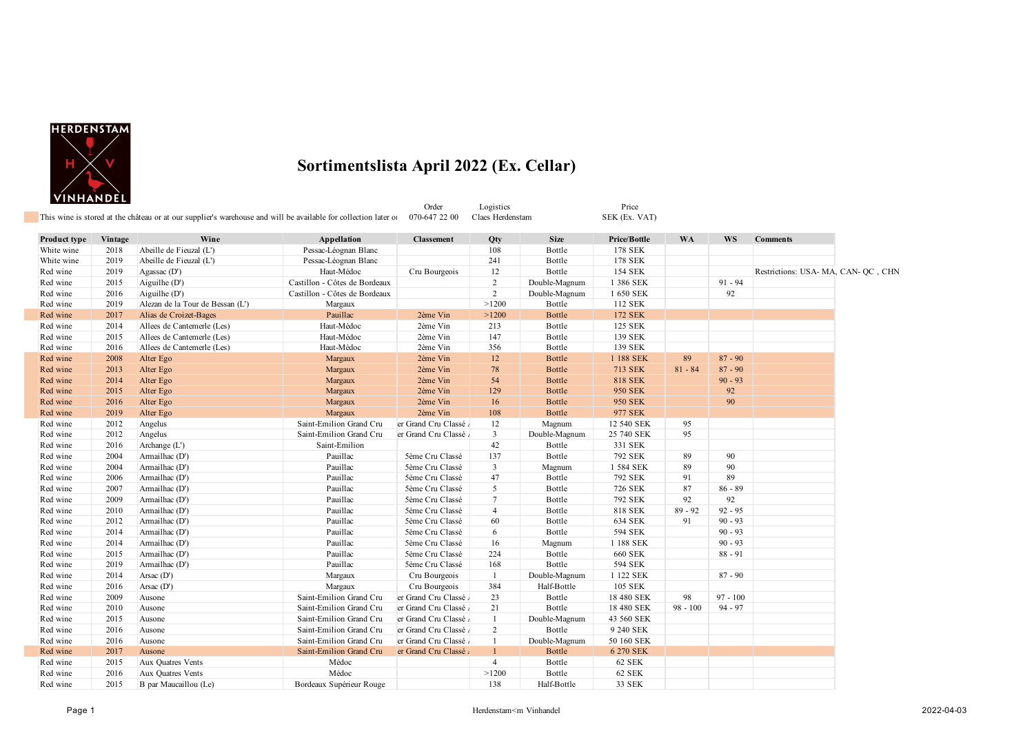# Sortimentslista April 2022 (Ex. Cellar)

This wine is stored at the château or at our supplier's warehouse and will be available for collection later or

Order: 070-647 22 00

Logistics: Claes Herdenstam

Price: SEK (Ex. VAT)

| Product type | Vintage | Wine | Appellation | Classement | Qty | Size | Price/Bottle | WA | WS | Comments |
|---|---|---|---|---|---|---|---|---|---|---|
| White wine | 2018 | Abeille de Fieuzal (L') | Pessac-Léognan Blanc | | 108 | Bottle | 178 SEK | | | |
| White wine | 2019 | Abeille de Fieuzal (L') | Pessac-Léognan Blanc | | 241 | Bottle | 178 SEK | | | |
| Red wine | 2019 | Agassac (D') | Haut-Médoc | Cru Bourgeois | 12 | Bottle | 154 SEK | | | Restrictions: USA- MA, CAN- QC , CHN |
| Red wine | 2015 | Aiguilhe (D') | Castillon - Côtes de Bordeaux | | 2 | Double-Magnum | 1 386 SEK | | 91 - 94 | |
| Red wine | 2016 | Aiguilhe (D') | Castillon - Côtes de Bordeaux | | 2 | Double-Magnum | 1 650 SEK | | 92 | |
| Red wine | 2019 | Alezan de la Tour de Bessan (L') | Margaux | | >1200 | Bottle | 112 SEK | | | |
| Red wine | 2017 | Alias de Croizet-Bages | Pauillac | 2ème Vin | >1200 | Bottle | 172 SEK | | | |
| Red wine | 2014 | Allees de Cantemerle (Les) | Haut-Médoc | 2ème Vin | 213 | Bottle | 125 SEK | | | |
| Red wine | 2015 | Allees de Cantemerle (Les) | Haut-Médoc | 2ème Vin | 147 | Bottle | 139 SEK | | | |
| Red wine | 2016 | Allees de Cantemerle (Les) | Haut-Médoc | 2ème Vin | 356 | Bottle | 139 SEK | | | |
| Red wine | 2008 | Alter Ego | Margaux | 2ème Vin | 12 | Bottle | 1 188 SEK | 89 | 87 - 90 | |
| Red wine | 2013 | Alter Ego | Margaux | 2ème Vin | 78 | Bottle | 713 SEK | 81 - 84 | 87 - 90 | |
| Red wine | 2014 | Alter Ego | Margaux | 2ème Vin | 54 | Bottle | 818 SEK | | 90 - 93 | |
| Red wine | 2015 | Alter Ego | Margaux | 2ème Vin | 129 | Bottle | 950 SEK | | 92 | |
| Red wine | 2016 | Alter Ego | Margaux | 2ème Vin | 16 | Bottle | 950 SEK | | 90 | |
| Red wine | 2019 | Alter Ego | Margaux | 2ème Vin | 108 | Bottle | 977 SEK | | | |
| Red wine | 2012 | Angelus | Saint-Emilion Grand Cru | er Grand Cru Classé | 12 | Magnum | 12 540 SEK | 95 | | |
| Red wine | 2012 | Angelus | Saint-Emilion Grand Cru | er Grand Cru Classé | 3 | Double-Magnum | 25 740 SEK | 95 | | |
| Red wine | 2016 | Archange (L') | Saint-Emilion | | 42 | Bottle | 331 SEK | | | |
| Red wine | 2004 | Armailhac (D') | Pauillac | 5ème Cru Classé | 137 | Bottle | 792 SEK | 89 | 90 | |
| Red wine | 2004 | Armailhac (D') | Pauillac | 5ème Cru Classé | 3 | Magnum | 1 584 SEK | 89 | 90 | |
| Red wine | 2006 | Armailhac (D') | Pauillac | 5ème Cru Classé | 47 | Bottle | 792 SEK | 91 | 89 | |
| Red wine | 2007 | Armailhac (D') | Pauillac | 5ème Cru Classé | 5 | Bottle | 726 SEK | 87 | 86 - 89 | |
| Red wine | 2009 | Armailhac (D') | Pauillac | 5ème Cru Classé | 7 | Bottle | 792 SEK | 92 | 92 | |
| Red wine | 2010 | Armailhac (D') | Pauillac | 5ème Cru Classé | 4 | Bottle | 818 SEK | 89 - 92 | 92 - 95 | |
| Red wine | 2012 | Armailhac (D') | Pauillac | 5ème Cru Classé | 60 | Bottle | 634 SEK | 91 | 90 - 93 | |
| Red wine | 2014 | Armailhac (D') | Pauillac | 5ème Cru Classé | 6 | Bottle | 594 SEK | | 90 - 93 | |
| Red wine | 2014 | Armailhac (D') | Pauillac | 5ème Cru Classé | 16 | Magnum | 1 188 SEK | | 90 - 93 | |
| Red wine | 2015 | Armailhac (D') | Pauillac | 5ème Cru Classé | 224 | Bottle | 660 SEK | | 88 - 91 | |
| Red wine | 2019 | Armailhac (D') | Pauillac | 5ème Cru Classé | 168 | Bottle | 594 SEK | | | |
| Red wine | 2014 | Arsac (D') | Margaux | Cru Bourgeois | 1 | Double-Magnum | 1 122 SEK | | 87 - 90 | |
| Red wine | 2016 | Arsac (D') | Margaux | Cru Bourgeois | 384 | Half-Bottle | 105 SEK | | | |
| Red wine | 2009 | Ausone | Saint-Emilion Grand Cru | er Grand Cru Classé | 23 | Bottle | 18 480 SEK | 98 | 97 - 100 | |
| Red wine | 2010 | Ausone | Saint-Emilion Grand Cru | er Grand Cru Classé | 21 | Bottle | 18 480 SEK | 98 - 100 | 94 - 97 | |
| Red wine | 2015 | Ausone | Saint-Emilion Grand Cru | er Grand Cru Classé | 1 | Double-Magnum | 43 560 SEK | | | |
| Red wine | 2016 | Ausone | Saint-Emilion Grand Cru | er Grand Cru Classé | 2 | Bottle | 9 240 SEK | | | |
| Red wine | 2016 | Ausone | Saint-Emilion Grand Cru | er Grand Cru Classé | 1 | Double-Magnum | 50 160 SEK | | | |
| Red wine | 2017 | Ausone | Saint-Emilion Grand Cru | er Grand Cru Classé | 1 | Bottle | 6 270 SEK | | | |
| Red wine | 2015 | Aux Quatres Vents | Médoc | | 4 | Bottle | 62 SEK | | | |
| Red wine | 2016 | Aux Quatres Vents | Médoc | | >1200 | Bottle | 62 SEK | | | |
| Red wine | 2015 | B par Maucaillou (Le) | Bordeaux Supérieur Rouge | | 138 | Half-Bottle | 33 SEK | | | |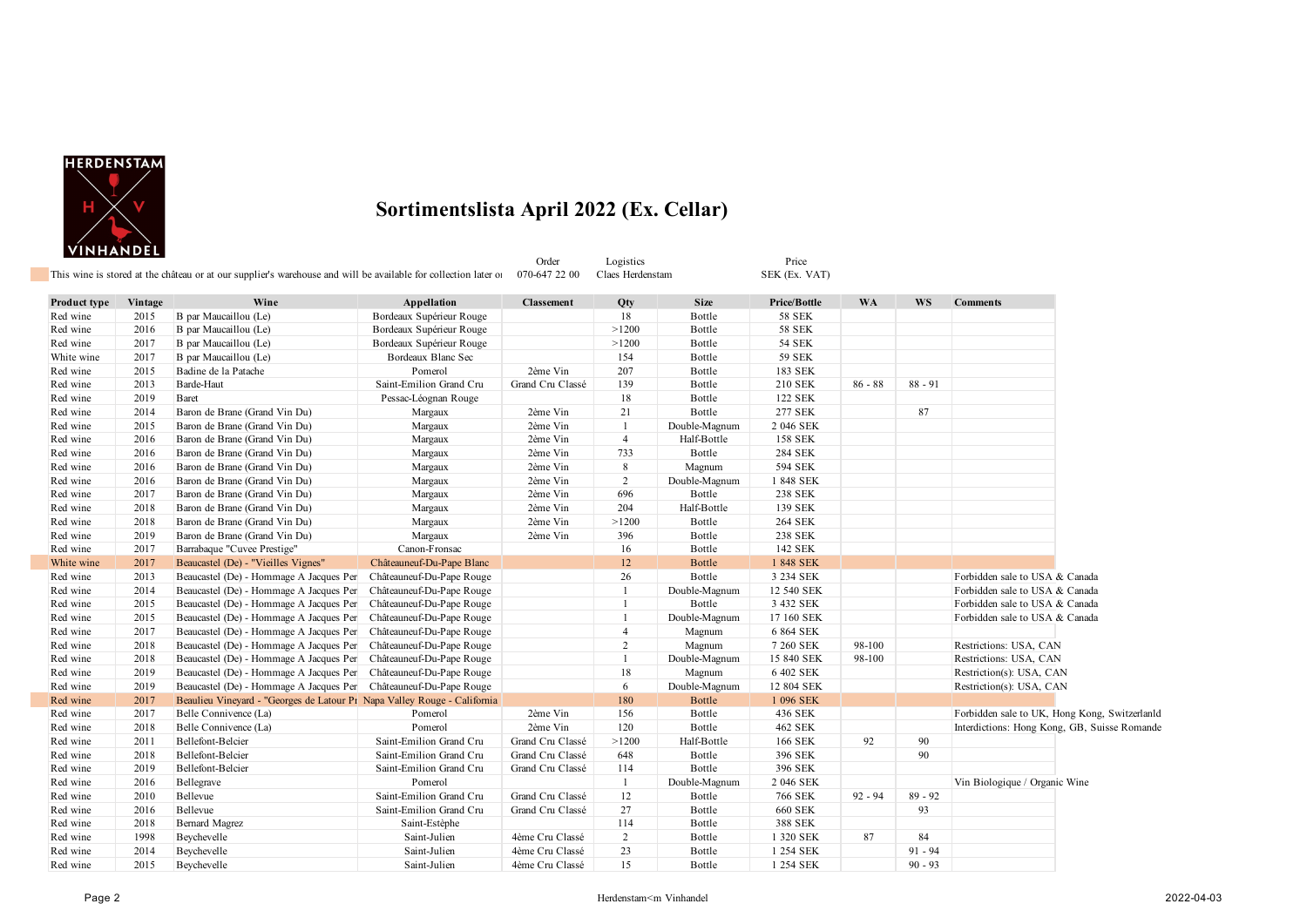# Sortimentslista April 2022 (Ex. Cellar)

This wine is stored at the château or at our supplier's warehouse and will be available for collection later or

Order 070-647 22 00 | Logistics Claes Herdenstam | Price SEK (Ex. VAT)

| Product type | Vintage | Wine | Appellation | Classement | Qty | Size | Price/Bottle | WA | WS | Comments |
|---|---|---|---|---|---|---|---|---|---|---|
| Red wine | 2015 | B par Maucaillou (Le) | Bordeaux Supérieur Rouge | | 18 | Bottle | 58 SEK | | | |
| Red wine | 2016 | B par Maucaillou (Le) | Bordeaux Supérieur Rouge | | >1200 | Bottle | 58 SEK | | | |
| Red wine | 2017 | B par Maucaillou (Le) | Bordeaux Supérieur Rouge | | >1200 | Bottle | 54 SEK | | | |
| White wine | 2017 | B par Maucaillou (Le) | Bordeaux Blanc Sec | | 154 | Bottle | 59 SEK | | | |
| Red wine | 2015 | Badine de la Patache | Pomerol | 2ème Vin | 207 | Bottle | 183 SEK | | | |
| Red wine | 2013 | Barde-Haut | Saint-Emilion Grand Cru | Grand Cru Classé | 139 | Bottle | 210 SEK | 86 - 88 | 88 - 91 | |
| Red wine | 2019 | Baret | Pessac-Léognan Rouge | | 18 | Bottle | 122 SEK | | | |
| Red wine | 2014 | Baron de Brane (Grand Vin Du) | Margaux | 2ème Vin | 21 | Bottle | 277 SEK | | 87 | |
| Red wine | 2015 | Baron de Brane (Grand Vin Du) | Margaux | 2ème Vin | 1 | Double-Magnum | 2 046 SEK | | | |
| Red wine | 2016 | Baron de Brane (Grand Vin Du) | Margaux | 2ème Vin | 4 | Half-Bottle | 158 SEK | | | |
| Red wine | 2016 | Baron de Brane (Grand Vin Du) | Margaux | 2ème Vin | 733 | Bottle | 284 SEK | | | |
| Red wine | 2016 | Baron de Brane (Grand Vin Du) | Margaux | 2ème Vin | 8 | Magnum | 594 SEK | | | |
| Red wine | 2016 | Baron de Brane (Grand Vin Du) | Margaux | 2ème Vin | 2 | Double-Magnum | 1 848 SEK | | | |
| Red wine | 2017 | Baron de Brane (Grand Vin Du) | Margaux | 2ème Vin | 696 | Bottle | 238 SEK | | | |
| Red wine | 2018 | Baron de Brane (Grand Vin Du) | Margaux | 2ème Vin | 204 | Half-Bottle | 139 SEK | | | |
| Red wine | 2018 | Baron de Brane (Grand Vin Du) | Margaux | 2ème Vin | >1200 | Bottle | 264 SEK | | | |
| Red wine | 2019 | Baron de Brane (Grand Vin Du) | Margaux | 2ème Vin | 396 | Bottle | 238 SEK | | | |
| Red wine | 2017 | Barrabaque "Cuvee Prestige" | Canon-Fronsac | | 16 | Bottle | 142 SEK | | | |
| White wine | 2017 | Beaucastel (De) - "Vieilles Vignes" | Châteauneuf-Du-Pape Blanc | | 12 | Bottle | 1 848 SEK | | | |
| Red wine | 2013 | Beaucastel (De) - Hommage A Jacques Per | Châteauneuf-Du-Pape Rouge | | 26 | Bottle | 3 234 SEK | | | Forbidden sale to USA & Canada |
| Red wine | 2014 | Beaucastel (De) - Hommage A Jacques Per | Châteauneuf-Du-Pape Rouge | | 1 | Double-Magnum | 12 540 SEK | | | Forbidden sale to USA & Canada |
| Red wine | 2015 | Beaucastel (De) - Hommage A Jacques Per | Châteauneuf-Du-Pape Rouge | | 1 | Bottle | 3 432 SEK | | | Forbidden sale to USA & Canada |
| Red wine | 2015 | Beaucastel (De) - Hommage A Jacques Per | Châteauneuf-Du-Pape Rouge | | 1 | Double-Magnum | 17 160 SEK | | | Forbidden sale to USA & Canada |
| Red wine | 2017 | Beaucastel (De) - Hommage A Jacques Per | Châteauneuf-Du-Pape Rouge | | 4 | Magnum | 6 864 SEK | | | |
| Red wine | 2018 | Beaucastel (De) - Hommage A Jacques Per | Châteauneuf-Du-Pape Rouge | | 2 | Magnum | 7 260 SEK | 98-100 | | Restrictions: USA, CAN |
| Red wine | 2018 | Beaucastel (De) - Hommage A Jacques Per | Châteauneuf-Du-Pape Rouge | | 1 | Double-Magnum | 15 840 SEK | 98-100 | | Restrictions: USA, CAN |
| Red wine | 2019 | Beaucastel (De) - Hommage A Jacques Per | Châteauneuf-Du-Pape Rouge | | 18 | Magnum | 6 402 SEK | | | Restriction(s): USA, CAN |
| Red wine | 2019 | Beaucastel (De) - Hommage A Jacques Per | Châteauneuf-Du-Pape Rouge | | 6 | Double-Magnum | 12 804 SEK | | | Restriction(s): USA, CAN |
| Red wine | 2017 | Beaulieu Vineyard - "Georges de Latour Pr | Napa Valley Rouge - California | | 180 | Bottle | 1 096 SEK | | | |
| Red wine | 2017 | Belle Connivence (La) | Pomerol | 2ème Vin | 156 | Bottle | 436 SEK | | | Forbidden sale to UK, Hong Kong, Switzerlanld |
| Red wine | 2018 | Belle Connivence (La) | Pomerol | 2ème Vin | 120 | Bottle | 462 SEK | | | Interdictions: Hong Kong, GB, Suisse Romande |
| Red wine | 2011 | Bellefont-Belcier | Saint-Emilion Grand Cru | Grand Cru Classé | >1200 | Half-Bottle | 166 SEK | 92 | 90 | |
| Red wine | 2018 | Bellefont-Belcier | Saint-Emilion Grand Cru | Grand Cru Classé | 648 | Bottle | 396 SEK | | 90 | |
| Red wine | 2019 | Bellefont-Belcier | Saint-Emilion Grand Cru | Grand Cru Classé | 114 | Bottle | 396 SEK | | | |
| Red wine | 2016 | Bellegrave | Pomerol | | 1 | Double-Magnum | 2 046 SEK | | | Vin Biologique / Organic Wine |
| Red wine | 2010 | Bellevue | Saint-Emilion Grand Cru | Grand Cru Classé | 12 | Bottle | 766 SEK | 92 - 94 | 89 - 92 | |
| Red wine | 2016 | Bellevue | Saint-Emilion Grand Cru | Grand Cru Classé | 27 | Bottle | 660 SEK | | 93 | |
| Red wine | 2018 | Bernard Magrez | Saint-Estèphe | | 114 | Bottle | 388 SEK | | | |
| Red wine | 1998 | Beychevelle | Saint-Julien | 4ème Cru Classé | 2 | Bottle | 1 320 SEK | 87 | 84 | |
| Red wine | 2014 | Beychevelle | Saint-Julien | 4ème Cru Classé | 23 | Bottle | 1 254 SEK | | 91 - 94 | |
| Red wine | 2015 | Beychevelle | Saint-Julien | 4ème Cru Classé | 15 | Bottle | 1 254 SEK | | 90 - 93 | |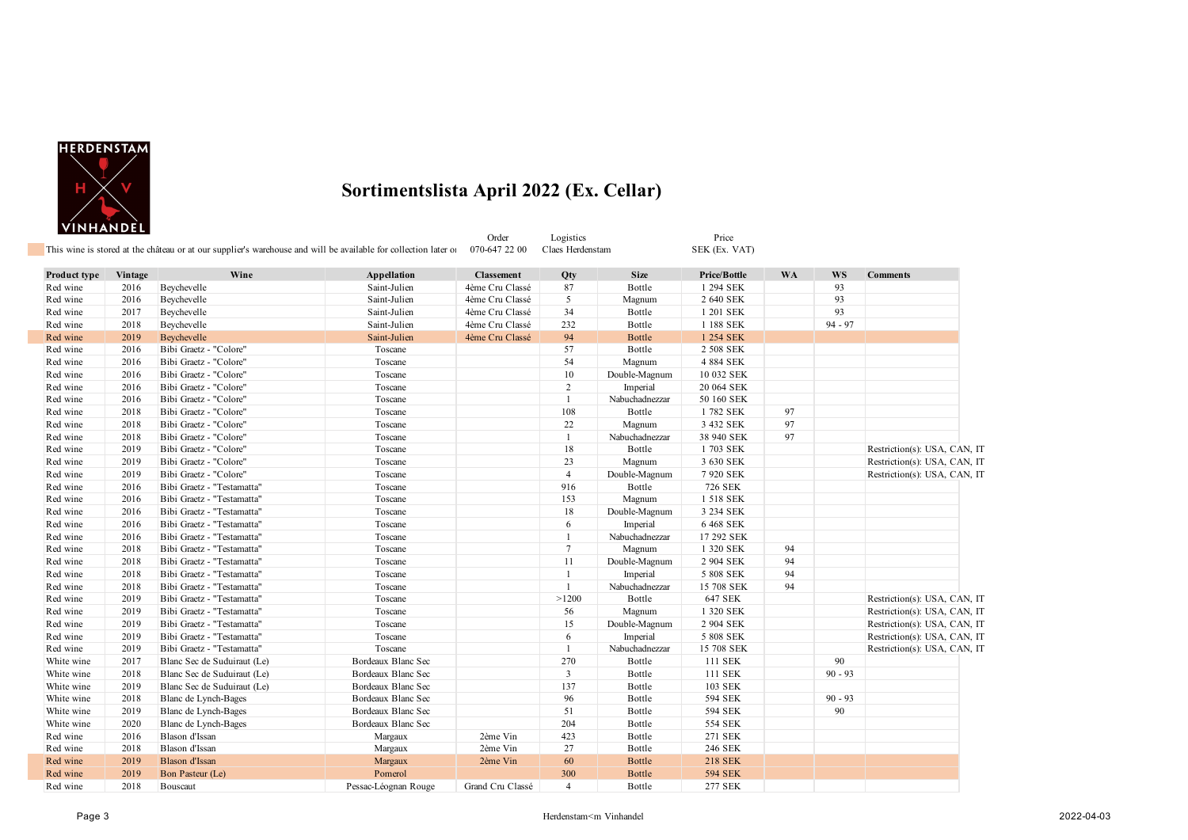HERDENSTAM VINHANDEL

# Sortimentslista April 2022 (Ex. Cellar)

This wine is stored at the château or at our supplier's warehouse and will be available for collection later or

Order 070-647 22 00

Logistics Claes Herdenstam

Price SEK (Ex. VAT)

| Product type | Vintage | Wine | Appellation | Classement | Qty | Size | Price/Bottle | WA | WS | Comments |
|---|---|---|---|---|---|---|---|---|---|---|
| Red wine | 2016 | Beychevelle | Saint-Julien | 4ème Cru Classé | 87 | Bottle | 1 294 SEK | | 93 | |
| Red wine | 2016 | Beychevelle | Saint-Julien | 4ème Cru Classé | 5 | Magnum | 2 640 SEK | | 93 | |
| Red wine | 2017 | Beychevelle | Saint-Julien | 4ème Cru Classé | 34 | Bottle | 1 201 SEK | | 93 | |
| Red wine | 2018 | Beychevelle | Saint-Julien | 4ème Cru Classé | 232 | Bottle | 1 188 SEK | | 94 - 97 | |
| Red wine | 2019 | Beychevelle | Saint-Julien | 4ème Cru Classé | 94 | Bottle | 1 254 SEK | | | |
| Red wine | 2016 | Bibi Graetz - "Colore" | Toscane | | 57 | Bottle | 2 508 SEK | | | |
| Red wine | 2016 | Bibi Graetz - "Colore" | Toscane | | 54 | Magnum | 4 884 SEK | | | |
| Red wine | 2016 | Bibi Graetz - "Colore" | Toscane | | 10 | Double-Magnum | 10 032 SEK | | | |
| Red wine | 2016 | Bibi Graetz - "Colore" | Toscane | | 2 | Imperial | 20 064 SEK | | | |
| Red wine | 2016 | Bibi Graetz - "Colore" | Toscane | | 1 | Nabuchadnezzar | 50 160 SEK | | | |
| Red wine | 2018 | Bibi Graetz - "Colore" | Toscane | | 108 | Bottle | 1 782 SEK | 97 | | |
| Red wine | 2018 | Bibi Graetz - "Colore" | Toscane | | 22 | Magnum | 3 432 SEK | 97 | | |
| Red wine | 2018 | Bibi Graetz - "Colore" | Toscane | | 1 | Nabuchadnezzar | 38 940 SEK | 97 | | |
| Red wine | 2019 | Bibi Graetz - "Colore" | Toscane | | 18 | Bottle | 1 703 SEK | | | Restriction(s): USA, CAN, IT |
| Red wine | 2019 | Bibi Graetz - "Colore" | Toscane | | 23 | Magnum | 3 630 SEK | | | Restriction(s): USA, CAN, IT |
| Red wine | 2019 | Bibi Graetz - "Colore" | Toscane | | 4 | Double-Magnum | 7 920 SEK | | | Restriction(s): USA, CAN, IT |
| Red wine | 2016 | Bibi Graetz - "Testamatta" | Toscane | | 916 | Bottle | 726 SEK | | | |
| Red wine | 2016 | Bibi Graetz - "Testamatta" | Toscane | | 153 | Magnum | 1 518 SEK | | | |
| Red wine | 2016 | Bibi Graetz - "Testamatta" | Toscane | | 18 | Double-Magnum | 3 234 SEK | | | |
| Red wine | 2016 | Bibi Graetz - "Testamatta" | Toscane | | 6 | Imperial | 6 468 SEK | | | |
| Red wine | 2016 | Bibi Graetz - "Testamatta" | Toscane | | 1 | Nabuchadnezzar | 17 292 SEK | | | |
| Red wine | 2018 | Bibi Graetz - "Testamatta" | Toscane | | 7 | Magnum | 1 320 SEK | 94 | | |
| Red wine | 2018 | Bibi Graetz - "Testamatta" | Toscane | | 11 | Double-Magnum | 2 904 SEK | 94 | | |
| Red wine | 2018 | Bibi Graetz - "Testamatta" | Toscane | | 1 | Imperial | 5 808 SEK | 94 | | |
| Red wine | 2018 | Bibi Graetz - "Testamatta" | Toscane | | 1 | Nabuchadnezzar | 15 708 SEK | 94 | | |
| Red wine | 2019 | Bibi Graetz - "Testamatta" | Toscane | | >1200 | Bottle | 647 SEK | | | Restriction(s): USA, CAN, IT |
| Red wine | 2019 | Bibi Graetz - "Testamatta" | Toscane | | 56 | Magnum | 1 320 SEK | | | Restriction(s): USA, CAN, IT |
| Red wine | 2019 | Bibi Graetz - "Testamatta" | Toscane | | 15 | Double-Magnum | 2 904 SEK | | | Restriction(s): USA, CAN, IT |
| Red wine | 2019 | Bibi Graetz - "Testamatta" | Toscane | | 6 | Imperial | 5 808 SEK | | | Restriction(s): USA, CAN, IT |
| Red wine | 2019 | Bibi Graetz - "Testamatta" | Toscane | | 1 | Nabuchadnezzar | 15 708 SEK | | | Restriction(s): USA, CAN, IT |
| White wine | 2017 | Blanc Sec de Suduiraut (Le) | Bordeaux Blanc Sec | | 270 | Bottle | 111 SEK | | 90 | |
| White wine | 2018 | Blanc Sec de Suduiraut (Le) | Bordeaux Blanc Sec | | 3 | Bottle | 111 SEK | | 90 - 93 | |
| White wine | 2019 | Blanc Sec de Suduiraut (Le) | Bordeaux Blanc Sec | | 137 | Bottle | 103 SEK | | | |
| White wine | 2018 | Blanc de Lynch-Bages | Bordeaux Blanc Sec | | 96 | Bottle | 594 SEK | | 90 - 93 | |
| White wine | 2019 | Blanc de Lynch-Bages | Bordeaux Blanc Sec | | 51 | Bottle | 594 SEK | | 90 | |
| White wine | 2020 | Blanc de Lynch-Bages | Bordeaux Blanc Sec | | 204 | Bottle | 554 SEK | | | |
| Red wine | 2016 | Blason d'Issan | Margaux | 2ème Vin | 423 | Bottle | 271 SEK | | | |
| Red wine | 2018 | Blason d'Issan | Margaux | 2ème Vin | 27 | Bottle | 246 SEK | | | |
| Red wine | 2019 | Blason d'Issan | Margaux | 2ème Vin | 60 | Bottle | 218 SEK | | | |
| Red wine | 2019 | Bon Pasteur (Le) | Pomerol | | 300 | Bottle | 594 SEK | | | |
| Red wine | 2018 | Bouscaut | Pessac-Léognan Rouge | Grand Cru Classé | 4 | Bottle | 277 SEK | | | |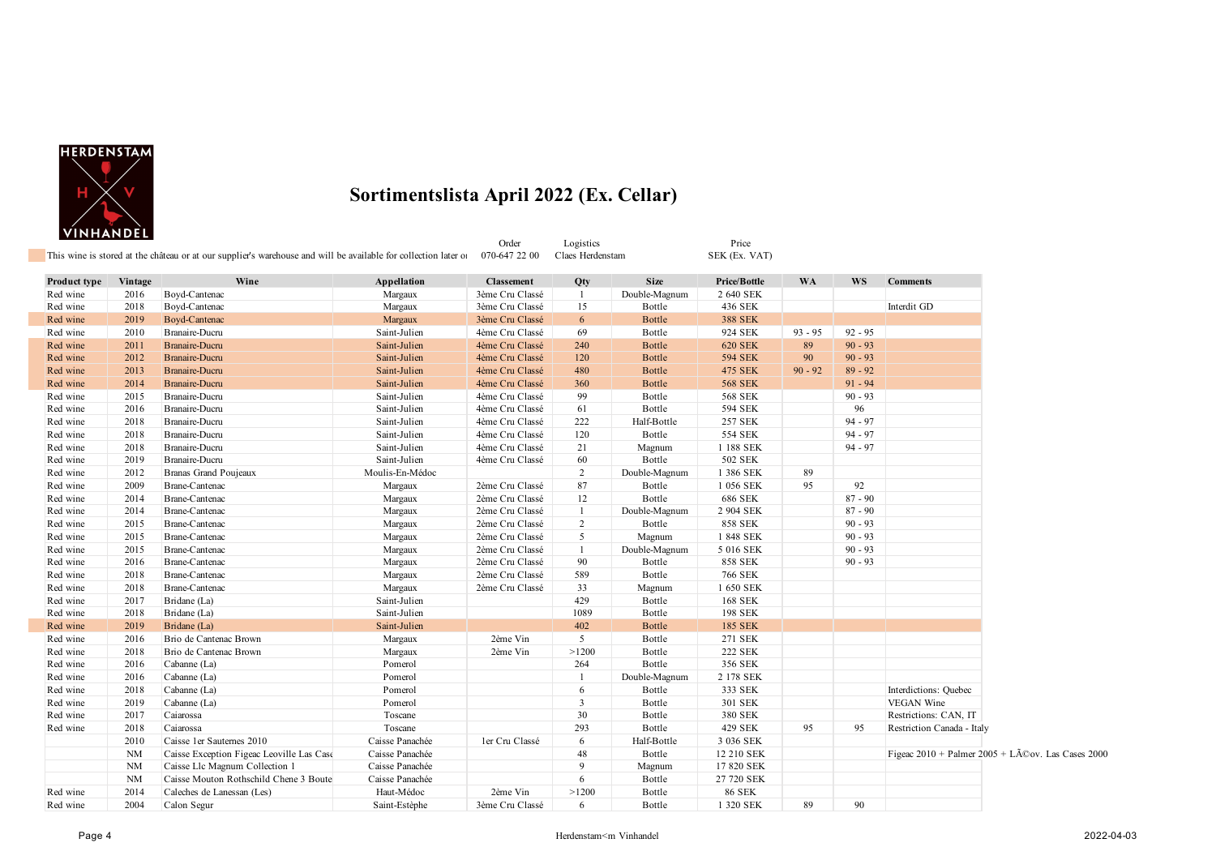# Sortimentslista April 2022 (Ex. Cellar)

This wine is stored at the château or at our supplier's warehouse and will be available for collection later o

| Order | Logistics | Price |
|---|---|---|
| 070-647 22 00 | Claes Herdenstam | SEK (Ex. VAT) |

| Product type | Vintage | Wine | Appellation | Classement | Qty | Size | Price/Bottle | WA | WS | Comments |
|---|---|---|---|---|---|---|---|---|---|---|
| Red wine | 2016 | Boyd-Cantenac | Margaux | 3ème Cru Classé | 1 | Double-Magnum | 2 640 SEK | | | |
| Red wine | 2018 | Boyd-Cantenac | Margaux | 3ème Cru Classé | 15 | Bottle | 436 SEK | | | Interdit GD |
| Red wine | 2019 | Boyd-Cantenac | Margaux | 3ème Cru Classé | 6 | Bottle | 388 SEK | | | |
| Red wine | 2010 | Branaire-Ducru | Saint-Julien | 4ème Cru Classé | 69 | Bottle | 924 SEK | 93 - 95 | 92 - 95 | |
| Red wine | 2011 | Branaire-Ducru | Saint-Julien | 4ème Cru Classé | 240 | Bottle | 620 SEK | 89 | 90 - 93 | |
| Red wine | 2012 | Branaire-Ducru | Saint-Julien | 4ème Cru Classé | 120 | Bottle | 594 SEK | 90 | 90 - 93 | |
| Red wine | 2013 | Branaire-Ducru | Saint-Julien | 4ème Cru Classé | 480 | Bottle | 475 SEK | 90 - 92 | 89 - 92 | |
| Red wine | 2014 | Branaire-Ducru | Saint-Julien | 4ème Cru Classé | 360 | Bottle | 568 SEK | | 91 - 94 | |
| Red wine | 2015 | Branaire-Ducru | Saint-Julien | 4ème Cru Classé | 99 | Bottle | 568 SEK | | 90 - 93 | |
| Red wine | 2016 | Branaire-Ducru | Saint-Julien | 4ème Cru Classé | 61 | Bottle | 594 SEK | | 96 | |
| Red wine | 2018 | Branaire-Ducru | Saint-Julien | 4ème Cru Classé | 222 | Half-Bottle | 257 SEK | | 94 - 97 | |
| Red wine | 2018 | Branaire-Ducru | Saint-Julien | 4ème Cru Classé | 120 | Bottle | 554 SEK | | 94 - 97 | |
| Red wine | 2018 | Branaire-Ducru | Saint-Julien | 4ème Cru Classé | 21 | Magnum | 1 188 SEK | | 94 - 97 | |
| Red wine | 2019 | Branaire-Ducru | Saint-Julien | 4ème Cru Classé | 60 | Bottle | 502 SEK | | | |
| Red wine | 2012 | Branas Grand Poujeaux | Moulis-En-Médoc | | 2 | Double-Magnum | 1 386 SEK | 89 | | |
| Red wine | 2009 | Brane-Cantenac | Margaux | 2ème Cru Classé | 87 | Bottle | 1 056 SEK | 95 | 92 | |
| Red wine | 2014 | Brane-Cantenac | Margaux | 2ème Cru Classé | 12 | Bottle | 686 SEK | | 87 - 90 | |
| Red wine | 2014 | Brane-Cantenac | Margaux | 2ème Cru Classé | 1 | Double-Magnum | 2 904 SEK | | 87 - 90 | |
| Red wine | 2015 | Brane-Cantenac | Margaux | 2ème Cru Classé | 2 | Bottle | 858 SEK | | 90 - 93 | |
| Red wine | 2015 | Brane-Cantenac | Margaux | 2ème Cru Classé | 5 | Magnum | 1 848 SEK | | 90 - 93 | |
| Red wine | 2015 | Brane-Cantenac | Margaux | 2ème Cru Classé | 1 | Double-Magnum | 5 016 SEK | | 90 - 93 | |
| Red wine | 2016 | Brane-Cantenac | Margaux | 2ème Cru Classé | 90 | Bottle | 858 SEK | | 90 - 93 | |
| Red wine | 2018 | Brane-Cantenac | Margaux | 2ème Cru Classé | 589 | Bottle | 766 SEK | | | |
| Red wine | 2018 | Brane-Cantenac | Margaux | 2ème Cru Classé | 33 | Magnum | 1 650 SEK | | | |
| Red wine | 2017 | Bridane (La) | Saint-Julien | | 429 | Bottle | 168 SEK | | | |
| Red wine | 2018 | Bridane (La) | Saint-Julien | | 1089 | Bottle | 198 SEK | | | |
| Red wine | 2019 | Bridane (La) | Saint-Julien | | 402 | Bottle | 185 SEK | | | |
| Red wine | 2016 | Brio de Cantenac Brown | Margaux | 2ème Vin | 5 | Bottle | 271 SEK | | | |
| Red wine | 2018 | Brio de Cantenac Brown | Margaux | 2ème Vin | >1200 | Bottle | 222 SEK | | | |
| Red wine | 2016 | Cabanne (La) | Pomerol | | 264 | Bottle | 356 SEK | | | |
| Red wine | 2016 | Cabanne (La) | Pomerol | | 1 | Double-Magnum | 2 178 SEK | | | |
| Red wine | 2018 | Cabanne (La) | Pomerol | | 6 | Bottle | 333 SEK | | | Interdictions: Quebec |
| Red wine | 2019 | Cabanne (La) | Pomerol | | 3 | Bottle | 301 SEK | | | VEGAN Wine |
| Red wine | 2017 | Caiarossa | Toscane | | 30 | Bottle | 380 SEK | | | Restrictions: CAN, IT |
| Red wine | 2018 | Caiarossa | Toscane | | 293 | Bottle | 429 SEK | 95 | 95 | Restriction Canada - Italy |
| | 2010 | Caisse 1er Sauternes 2010 | Caisse Panachée | 1er Cru Classé | 6 | Half-Bottle | 3 036 SEK | | | |
| | NM | Caisse Exception Figeac Leoville Las Case | Caisse Panachée | | 48 | Bottle | 12 210 SEK | | | Figeac 2010 + Palmer 2005 + LÃ©ov. Las Cases 2000 |
| | NM | Caisse Llc Magnum Collection 1 | Caisse Panachée | | 9 | Magnum | 17 820 SEK | | | |
| | NM | Caisse Mouton Rothschild Chene 3 Boute | Caisse Panachée | | 6 | Bottle | 27 720 SEK | | | |
| Red wine | 2014 | Caleches de Lanessan (Les) | Haut-Médoc | 2ème Vin | >1200 | Bottle | 86 SEK | | | |
| Red wine | 2004 | Calon Segur | Saint-Estèphe | 3ème Cru Classé | 6 | Bottle | 1 320 SEK | 89 | 90 | |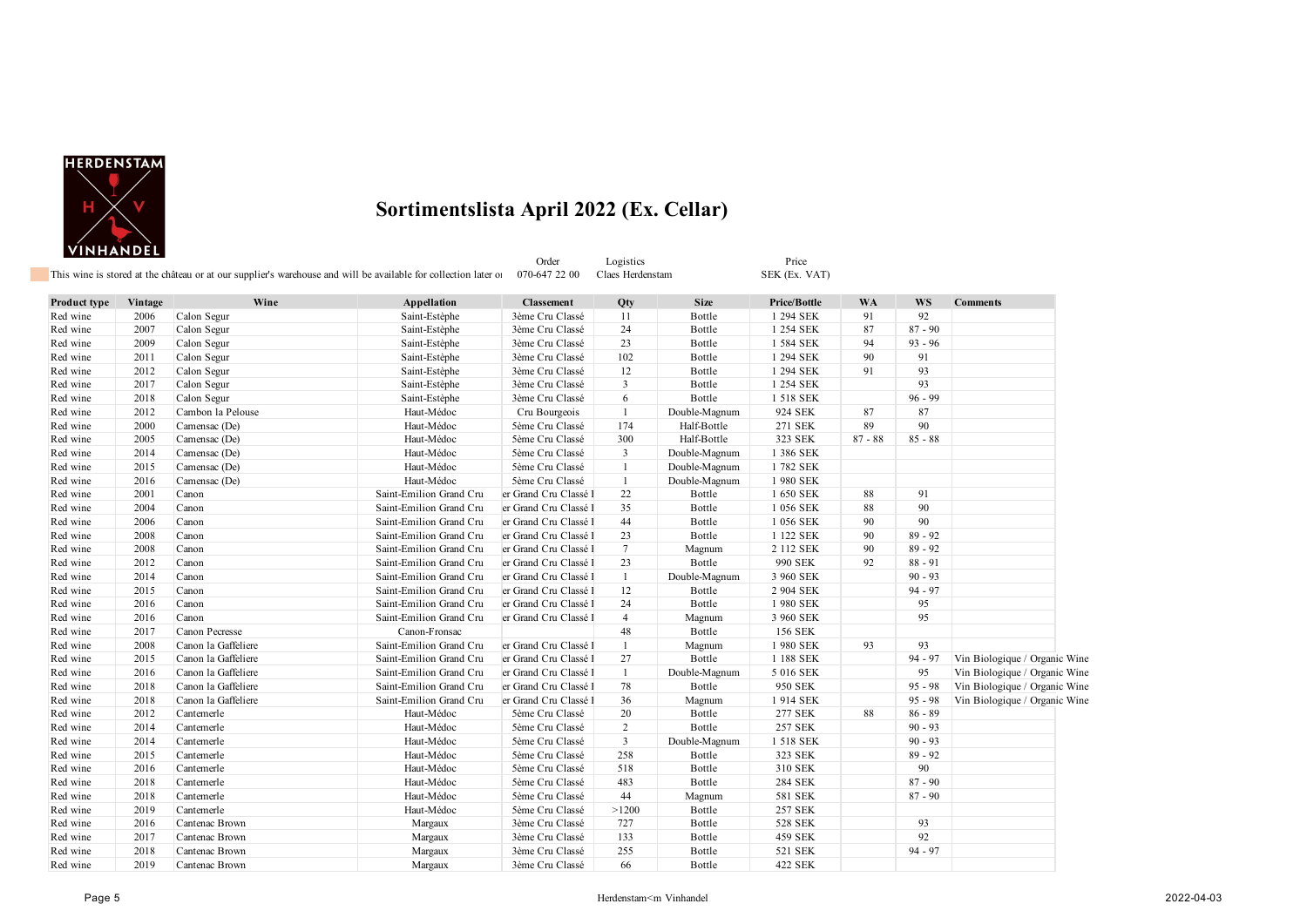# Sortimentslista April 2022 (Ex. Cellar)

This wine is stored at the château or at our supplier's warehouse and will be available for collection later o

Order: 070-647 22 00 | Logistics: Claes Herdenstam | Price: SEK (Ex. VAT)

| Product type | Vintage | Wine | Appellation | Classement | Qty | Size | Price/Bottle | WA | WS | Comments |
|---|---|---|---|---|---|---|---|---|---|---|
| Red wine | 2006 | Calon Segur | Saint-Estèphe | 3ème Cru Classé | 11 | Bottle | 1 294 SEK | 91 | 92 | |
| Red wine | 2007 | Calon Segur | Saint-Estèphe | 3ème Cru Classé | 24 | Bottle | 1 254 SEK | 87 | 87 - 90 | |
| Red wine | 2009 | Calon Segur | Saint-Estèphe | 3ème Cru Classé | 23 | Bottle | 1 584 SEK | 94 | 93 - 96 | |
| Red wine | 2011 | Calon Segur | Saint-Estèphe | 3ème Cru Classé | 102 | Bottle | 1 294 SEK | 90 | 91 | |
| Red wine | 2012 | Calon Segur | Saint-Estèphe | 3ème Cru Classé | 12 | Bottle | 1 294 SEK | 91 | 93 | |
| Red wine | 2017 | Calon Segur | Saint-Estèphe | 3ème Cru Classé | 3 | Bottle | 1 254 SEK | | 93 | |
| Red wine | 2018 | Calon Segur | Saint-Estèphe | 3ème Cru Classé | 6 | Bottle | 1 518 SEK | | 96 - 99 | |
| Red wine | 2012 | Cambon la Pelouse | Haut-Médoc | Cru Bourgeois | 1 | Double-Magnum | 924 SEK | 87 | 87 | |
| Red wine | 2000 | Camensac (De) | Haut-Médoc | 5ème Cru Classé | 174 | Half-Bottle | 271 SEK | 89 | 90 | |
| Red wine | 2005 | Camensac (De) | Haut-Médoc | 5ème Cru Classé | 300 | Half-Bottle | 323 SEK | 87 - 88 | 85 - 88 | |
| Red wine | 2014 | Camensac (De) | Haut-Médoc | 5ème Cru Classé | 3 | Double-Magnum | 1 386 SEK | | | |
| Red wine | 2015 | Camensac (De) | Haut-Médoc | 5ème Cru Classé | 1 | Double-Magnum | 1 782 SEK | | | |
| Red wine | 2016 | Camensac (De) | Haut-Médoc | 5ème Cru Classé | 1 | Double-Magnum | 1 980 SEK | | | |
| Red wine | 2001 | Canon | Saint-Emilion Grand Cru | er Grand Cru Classé I | 22 | Bottle | 1 650 SEK | 88 | 91 | |
| Red wine | 2004 | Canon | Saint-Emilion Grand Cru | er Grand Cru Classé I | 35 | Bottle | 1 056 SEK | 88 | 90 | |
| Red wine | 2006 | Canon | Saint-Emilion Grand Cru | er Grand Cru Classé I | 44 | Bottle | 1 056 SEK | 90 | 90 | |
| Red wine | 2008 | Canon | Saint-Emilion Grand Cru | er Grand Cru Classé I | 23 | Bottle | 1 122 SEK | 90 | 89 - 92 | |
| Red wine | 2008 | Canon | Saint-Emilion Grand Cru | er Grand Cru Classé I | 7 | Magnum | 2 112 SEK | 90 | 89 - 92 | |
| Red wine | 2012 | Canon | Saint-Emilion Grand Cru | er Grand Cru Classé I | 23 | Bottle | 990 SEK | 92 | 88 - 91 | |
| Red wine | 2014 | Canon | Saint-Emilion Grand Cru | er Grand Cru Classé I | 1 | Double-Magnum | 3 960 SEK | | 90 - 93 | |
| Red wine | 2015 | Canon | Saint-Emilion Grand Cru | er Grand Cru Classé I | 12 | Bottle | 2 904 SEK | | 94 - 97 | |
| Red wine | 2016 | Canon | Saint-Emilion Grand Cru | er Grand Cru Classé I | 24 | Bottle | 1 980 SEK | | 95 | |
| Red wine | 2016 | Canon | Saint-Emilion Grand Cru | er Grand Cru Classé I | 4 | Magnum | 3 960 SEK | | 95 | |
| Red wine | 2017 | Canon Pecresse | Canon-Fronsac | | 48 | Bottle | 156 SEK | | | |
| Red wine | 2008 | Canon la Gaffeliere | Saint-Emilion Grand Cru | er Grand Cru Classé I | 1 | Magnum | 1 980 SEK | 93 | 93 | |
| Red wine | 2015 | Canon la Gaffeliere | Saint-Emilion Grand Cru | er Grand Cru Classé I | 27 | Bottle | 1 188 SEK | | 94 - 97 | Vin Biologique / Organic Wine |
| Red wine | 2016 | Canon la Gaffeliere | Saint-Emilion Grand Cru | er Grand Cru Classé I | 1 | Double-Magnum | 5 016 SEK | | 95 | Vin Biologique / Organic Wine |
| Red wine | 2018 | Canon la Gaffeliere | Saint-Emilion Grand Cru | er Grand Cru Classé I | 78 | Bottle | 950 SEK | | 95 - 98 | Vin Biologique / Organic Wine |
| Red wine | 2018 | Canon la Gaffeliere | Saint-Emilion Grand Cru | er Grand Cru Classé I | 36 | Magnum | 1 914 SEK | | 95 - 98 | Vin Biologique / Organic Wine |
| Red wine | 2012 | Cantemerle | Haut-Médoc | 5ème Cru Classé | 20 | Bottle | 277 SEK | 88 | 86 - 89 | |
| Red wine | 2014 | Cantemerle | Haut-Médoc | 5ème Cru Classé | 2 | Bottle | 257 SEK | | 90 - 93 | |
| Red wine | 2014 | Cantemerle | Haut-Médoc | 5ème Cru Classé | 3 | Double-Magnum | 1 518 SEK | | 90 - 93 | |
| Red wine | 2015 | Cantemerle | Haut-Médoc | 5ème Cru Classé | 258 | Bottle | 323 SEK | | 89 - 92 | |
| Red wine | 2016 | Cantemerle | Haut-Médoc | 5ème Cru Classé | 518 | Bottle | 310 SEK | | 90 | |
| Red wine | 2018 | Cantemerle | Haut-Médoc | 5ème Cru Classé | 483 | Bottle | 284 SEK | | 87 - 90 | |
| Red wine | 2018 | Cantemerle | Haut-Médoc | 5ème Cru Classé | 44 | Magnum | 581 SEK | | 87 - 90 | |
| Red wine | 2019 | Cantemerle | Haut-Médoc | 5ème Cru Classé | >1200 | Bottle | 257 SEK | | | |
| Red wine | 2016 | Cantenac Brown | Margaux | 3ème Cru Classé | 727 | Bottle | 528 SEK | | 93 | |
| Red wine | 2017 | Cantenac Brown | Margaux | 3ème Cru Classé | 133 | Bottle | 459 SEK | | 92 | |
| Red wine | 2018 | Cantenac Brown | Margaux | 3ème Cru Classé | 255 | Bottle | 521 SEK | | 94 - 97 | |
| Red wine | 2019 | Cantenac Brown | Margaux | 3ème Cru Classé | 66 | Bottle | 422 SEK | | | |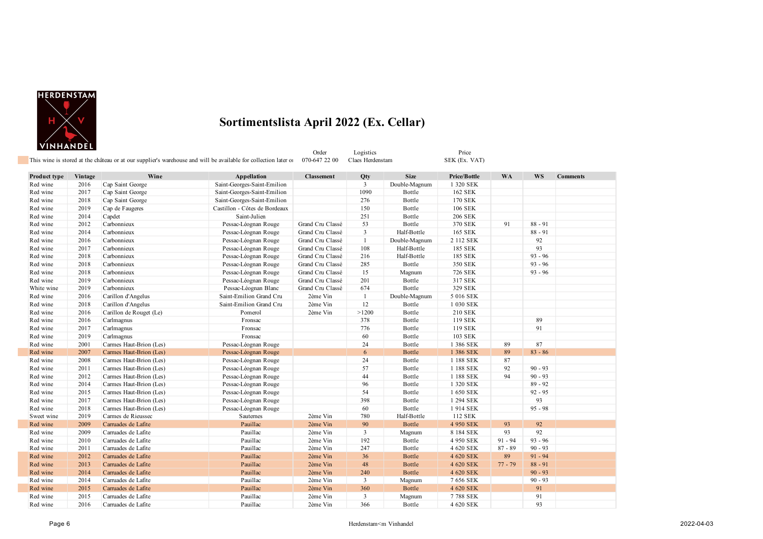# Sortimentslista April 2022 (Ex. Cellar)

This wine is stored at the château or at our supplier's warehouse and will be available for collection later or

| Order | Logistics | Price |
|---|---|---|
| 070-647 22 00 | Claes Herdenstam | SEK (Ex. VAT) |

| Product type | Vintage | Wine | Appellation | Classement | Qty | Size | Price/Bottle | WA | WS | Comments |
|---|---|---|---|---|---|---|---|---|---|---|
| Red wine | 2016 | Cap Saint George | Saint-Georges-Saint-Emilion | | 3 | Double-Magnum | 1 320 SEK | | | |
| Red wine | 2017 | Cap Saint George | Saint-Georges-Saint-Emilion | | 1090 | Bottle | 162 SEK | | | |
| Red wine | 2018 | Cap Saint George | Saint-Georges-Saint-Emilion | | 276 | Bottle | 170 SEK | | | |
| Red wine | 2019 | Cap de Faugeres | Castillon - Côtes de Bordeaux | | 150 | Bottle | 106 SEK | | | |
| Red wine | 2014 | Capdet | Saint-Julien | | 251 | Bottle | 206 SEK | | | |
| Red wine | 2012 | Carbonnieux | Pessac-Léognan Rouge | Grand Cru Classé | 53 | Bottle | 370 SEK | 91 | 88 - 91 | |
| Red wine | 2014 | Carbonnieux | Pessac-Léognan Rouge | Grand Cru Classé | 3 | Half-Bottle | 165 SEK | | 88 - 91 | |
| Red wine | 2016 | Carbonnieux | Pessac-Léognan Rouge | Grand Cru Classé | 1 | Double-Magnum | 2 112 SEK | | 92 | |
| Red wine | 2017 | Carbonnieux | Pessac-Léognan Rouge | Grand Cru Classé | 108 | Half-Bottle | 185 SEK | | 93 | |
| Red wine | 2018 | Carbonnieux | Pessac-Léognan Rouge | Grand Cru Classé | 216 | Half-Bottle | 185 SEK | | 93 - 96 | |
| Red wine | 2018 | Carbonnieux | Pessac-Léognan Rouge | Grand Cru Classé | 285 | Bottle | 350 SEK | | 93 - 96 | |
| Red wine | 2018 | Carbonnieux | Pessac-Léognan Rouge | Grand Cru Classé | 15 | Magnum | 726 SEK | | 93 - 96 | |
| Red wine | 2019 | Carbonnieux | Pessac-Léognan Rouge | Grand Cru Classé | 201 | Bottle | 317 SEK | | | |
| White wine | 2019 | Carbonnieux | Pessac-Léognan Blanc | Grand Cru Classé | 674 | Bottle | 329 SEK | | | |
| Red wine | 2016 | Carillon d'Angelus | Saint-Emilion Grand Cru | 2ème Vin | 1 | Double-Magnum | 5 016 SEK | | | |
| Red wine | 2018 | Carillon d'Angelus | Saint-Emilion Grand Cru | 2ème Vin | 12 | Bottle | 1 030 SEK | | | |
| Red wine | 2016 | Carillon de Rouget (Le) | Pomerol | 2ème Vin | >1200 | Bottle | 210 SEK | | | |
| Red wine | 2016 | Carlmagnus | Fronsac | | 378 | Bottle | 119 SEK | | 89 | |
| Red wine | 2017 | Carlmagnus | Fronsac | | 776 | Bottle | 119 SEK | | 91 | |
| Red wine | 2019 | Carlmagnus | Fronsac | | 60 | Bottle | 103 SEK | | | |
| Red wine | 2001 | Carmes Haut-Brion (Les) | Pessac-Léognan Rouge | | 24 | Bottle | 1 386 SEK | 89 | 87 | |
| Red wine | 2007 | Carmes Haut-Brion (Les) | Pessac-Léognan Rouge | | 6 | Bottle | 1 386 SEK | 89 | 83 - 86 | |
| Red wine | 2008 | Carmes Haut-Brion (Les) | Pessac-Léognan Rouge | | 24 | Bottle | 1 188 SEK | 87 | | |
| Red wine | 2011 | Carmes Haut-Brion (Les) | Pessac-Léognan Rouge | | 57 | Bottle | 1 188 SEK | 92 | 90 - 93 | |
| Red wine | 2012 | Carmes Haut-Brion (Les) | Pessac-Léognan Rouge | | 44 | Bottle | 1 188 SEK | 94 | 90 - 93 | |
| Red wine | 2014 | Carmes Haut-Brion (Les) | Pessac-Léognan Rouge | | 96 | Bottle | 1 320 SEK | | 89 - 92 | |
| Red wine | 2015 | Carmes Haut-Brion (Les) | Pessac-Léognan Rouge | | 54 | Bottle | 1 650 SEK | | 92 - 95 | |
| Red wine | 2017 | Carmes Haut-Brion (Les) | Pessac-Léognan Rouge | | 398 | Bottle | 1 294 SEK | | 93 | |
| Red wine | 2018 | Carmes Haut-Brion (Les) | Pessac-Léognan Rouge | | 60 | Bottle | 1 914 SEK | | 95 - 98 | |
| Sweet wine | 2019 | Carmes de Rieussec | Sauternes | 2ème Vin | 780 | Half-Bottle | 112 SEK | | | |
| Red wine | 2009 | Carruades de Lafite | Pauillac | 2ème Vin | 90 | Bottle | 4 950 SEK | 93 | 92 | |
| Red wine | 2009 | Carruades de Lafite | Pauillac | 2ème Vin | 3 | Magnum | 8 184 SEK | 93 | 92 | |
| Red wine | 2010 | Carruades de Lafite | Pauillac | 2ème Vin | 192 | Bottle | 4 950 SEK | 91 - 94 | 93 - 96 | |
| Red wine | 2011 | Carruades de Lafite | Pauillac | 2ème Vin | 247 | Bottle | 4 620 SEK | 87 - 89 | 90 - 93 | |
| Red wine | 2012 | Carruades de Lafite | Pauillac | 2ème Vin | 36 | Bottle | 4 620 SEK | 89 | 91 - 94 | |
| Red wine | 2013 | Carruades de Lafite | Pauillac | 2ème Vin | 48 | Bottle | 4 620 SEK | 77 - 79 | 88 - 91 | |
| Red wine | 2014 | Carruades de Lafite | Pauillac | 2ème Vin | 240 | Bottle | 4 620 SEK | | 90 - 93 | |
| Red wine | 2014 | Carruades de Lafite | Pauillac | 2ème Vin | 3 | Magnum | 7 656 SEK | | 90 - 93 | |
| Red wine | 2015 | Carruades de Lafite | Pauillac | 2ème Vin | 360 | Bottle | 4 620 SEK | | 91 | |
| Red wine | 2015 | Carruades de Lafite | Pauillac | 2ème Vin | 3 | Magnum | 7 788 SEK | | 91 | |
| Red wine | 2016 | Carruades de Lafite | Pauillac | 2ème Vin | 366 | Bottle | 4 620 SEK | | 93 | |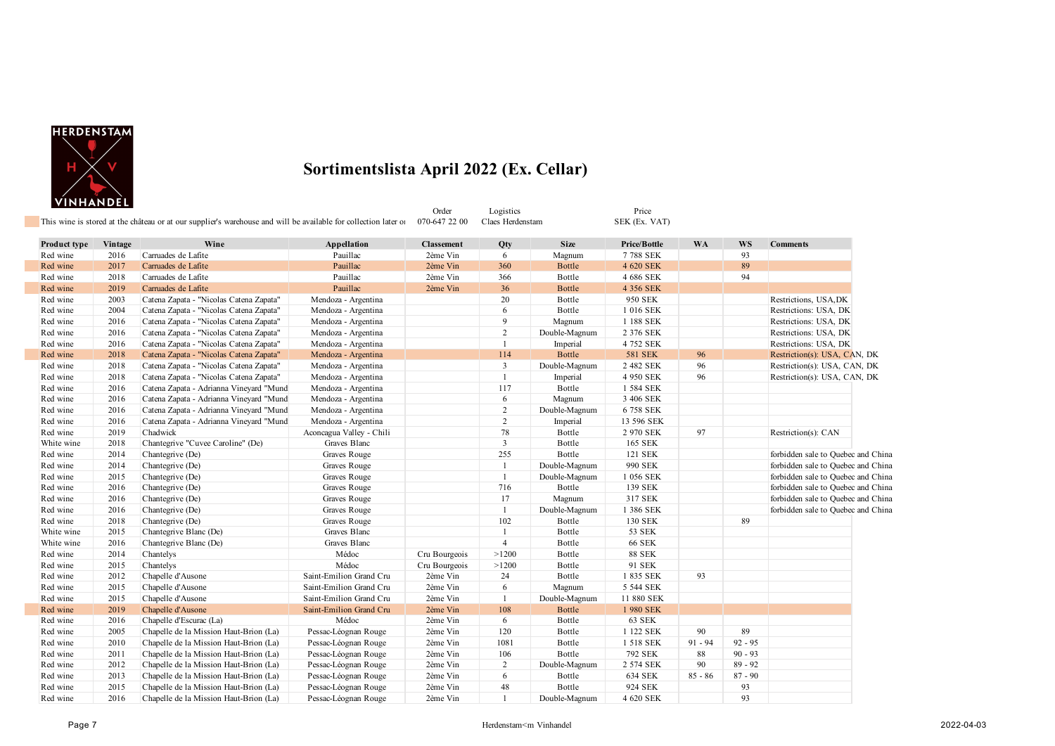# Sortimentslista April 2022 (Ex. Cellar)

This wine is stored at the château or at our supplier's warehouse and will be available for collection later o

| Order | Logistics | Price |
|---|---|---|
| 070-647 22 00 | Claes Herdenstam | SEK (Ex. VAT) |

| Product type | Vintage | Wine | Appellation | Classement | Qty | Size | Price/Bottle | WA | WS | Comments |
|---|---|---|---|---|---|---|---|---|---|---|
| Red wine | 2016 | Carruades de Lafite | Pauillac | 2ème Vin | 6 | Magnum | 7 788 SEK | | 93 | |
| Red wine | 2017 | Carruades de Lafite | Pauillac | 2ème Vin | 360 | Bottle | 4 620 SEK | | 89 | |
| Red wine | 2018 | Carruades de Lafite | Pauillac | 2ème Vin | 366 | Bottle | 4 686 SEK | | 94 | |
| Red wine | 2019 | Carruades de Lafite | Pauillac | 2ème Vin | 36 | Bottle | 4 356 SEK | | | |
| Red wine | 2003 | Catena Zapata - "Nicolas Catena Zapata" | Mendoza - Argentina | | 20 | Bottle | 950 SEK | | | Restrictions, USA,DK |
| Red wine | 2004 | Catena Zapata - "Nicolas Catena Zapata" | Mendoza - Argentina | | 6 | Bottle | 1 016 SEK | | | Restrictions: USA, DK |
| Red wine | 2016 | Catena Zapata - "Nicolas Catena Zapata" | Mendoza - Argentina | | 9 | Magnum | 1 188 SEK | | | Restrictions: USA, DK |
| Red wine | 2016 | Catena Zapata - "Nicolas Catena Zapata" | Mendoza - Argentina | | 2 | Double-Magnum | 2 376 SEK | | | Restrictions: USA, DK |
| Red wine | 2016 | Catena Zapata - "Nicolas Catena Zapata" | Mendoza - Argentina | | 1 | Imperial | 4 752 SEK | | | Restrictions: USA, DK |
| Red wine | 2018 | Catena Zapata - "Nicolas Catena Zapata" | Mendoza - Argentina | | 114 | Bottle | 581 SEK | 96 | | Restriction(s): USA, CAN, DK |
| Red wine | 2018 | Catena Zapata - "Nicolas Catena Zapata" | Mendoza - Argentina | | 3 | Double-Magnum | 2 482 SEK | 96 | | Restriction(s): USA, CAN, DK |
| Red wine | 2018 | Catena Zapata - "Nicolas Catena Zapata" | Mendoza - Argentina | | 1 | Imperial | 4 950 SEK | 96 | | Restriction(s): USA, CAN, DK |
| Red wine | 2016 | Catena Zapata - Adrianna Vineyard "Mund | Mendoza - Argentina | | 117 | Bottle | 1 584 SEK | | | |
| Red wine | 2016 | Catena Zapata - Adrianna Vineyard "Mund | Mendoza - Argentina | | 6 | Magnum | 3 406 SEK | | | |
| Red wine | 2016 | Catena Zapata - Adrianna Vineyard "Mund | Mendoza - Argentina | | 2 | Double-Magnum | 6 758 SEK | | | |
| Red wine | 2016 | Catena Zapata - Adrianna Vineyard "Mund | Mendoza - Argentina | | 2 | Imperial | 13 596 SEK | | | |
| Red wine | 2019 | Chadwick | Aconcagua Valley - Chili | | 78 | Bottle | 2 970 SEK | 97 | | Restriction(s): CAN |
| White wine | 2018 | Chantegrive "Cuvee Caroline" (De) | Graves Blanc | | 3 | Bottle | 165 SEK | | | |
| Red wine | 2014 | Chantegrive (De) | Graves Rouge | | 255 | Bottle | 121 SEK | | | forbidden sale to Quebec and China |
| Red wine | 2014 | Chantegrive (De) | Graves Rouge | | 1 | Double-Magnum | 990 SEK | | | forbidden sale to Quebec and China |
| Red wine | 2015 | Chantegrive (De) | Graves Rouge | | 1 | Double-Magnum | 1 056 SEK | | | forbidden sale to Quebec and China |
| Red wine | 2016 | Chantegrive (De) | Graves Rouge | | 716 | Bottle | 139 SEK | | | forbidden sale to Quebec and China |
| Red wine | 2016 | Chantegrive (De) | Graves Rouge | | 17 | Magnum | 317 SEK | | | forbidden sale to Quebec and China |
| Red wine | 2016 | Chantegrive (De) | Graves Rouge | | 1 | Double-Magnum | 1 386 SEK | | | forbidden sale to Quebec and China |
| Red wine | 2018 | Chantegrive (De) | Graves Rouge | | 102 | Bottle | 130 SEK | | 89 | |
| White wine | 2015 | Chantegrive Blanc (De) | Graves Blanc | | 1 | Bottle | 53 SEK | | | |
| White wine | 2016 | Chantegrive Blanc (De) | Graves Blanc | | 4 | Bottle | 66 SEK | | | |
| Red wine | 2014 | Chantelys | Médoc | Cru Bourgeois | >1200 | Bottle | 88 SEK | | | |
| Red wine | 2015 | Chantelys | Médoc | Cru Bourgeois | >1200 | Bottle | 91 SEK | | | |
| Red wine | 2012 | Chapelle d'Ausone | Saint-Emilion Grand Cru | 2ème Vin | 24 | Bottle | 1 835 SEK | 93 | | |
| Red wine | 2015 | Chapelle d'Ausone | Saint-Emilion Grand Cru | 2ème Vin | 6 | Magnum | 5 544 SEK | | | |
| Red wine | 2015 | Chapelle d'Ausone | Saint-Emilion Grand Cru | 2ème Vin | 1 | Double-Magnum | 11 880 SEK | | | |
| Red wine | 2019 | Chapelle d'Ausone | Saint-Emilion Grand Cru | 2ème Vin | 108 | Bottle | 1 980 SEK | | | |
| Red wine | 2016 | Chapelle d'Escurac (La) | Médoc | 2ème Vin | 6 | Bottle | 63 SEK | | | |
| Red wine | 2005 | Chapelle de la Mission Haut-Brion (La) | Pessac-Léognan Rouge | 2ème Vin | 120 | Bottle | 1 122 SEK | 90 | 89 | |
| Red wine | 2010 | Chapelle de la Mission Haut-Brion (La) | Pessac-Léognan Rouge | 2ème Vin | 1081 | Bottle | 1 518 SEK | 91 - 94 | 92 - 95 | |
| Red wine | 2011 | Chapelle de la Mission Haut-Brion (La) | Pessac-Léognan Rouge | 2ème Vin | 106 | Bottle | 792 SEK | 88 | 90 - 93 | |
| Red wine | 2012 | Chapelle de la Mission Haut-Brion (La) | Pessac-Léognan Rouge | 2ème Vin | 2 | Double-Magnum | 2 574 SEK | 90 | 89 - 92 | |
| Red wine | 2013 | Chapelle de la Mission Haut-Brion (La) | Pessac-Léognan Rouge | 2ème Vin | 6 | Bottle | 634 SEK | 85 - 86 | 87 - 90 | |
| Red wine | 2015 | Chapelle de la Mission Haut-Brion (La) | Pessac-Léognan Rouge | 2ème Vin | 48 | Bottle | 924 SEK | | 93 | |
| Red wine | 2016 | Chapelle de la Mission Haut-Brion (La) | Pessac-Léognan Rouge | 2ème Vin | 1 | Double-Magnum | 4 620 SEK | | 93 | |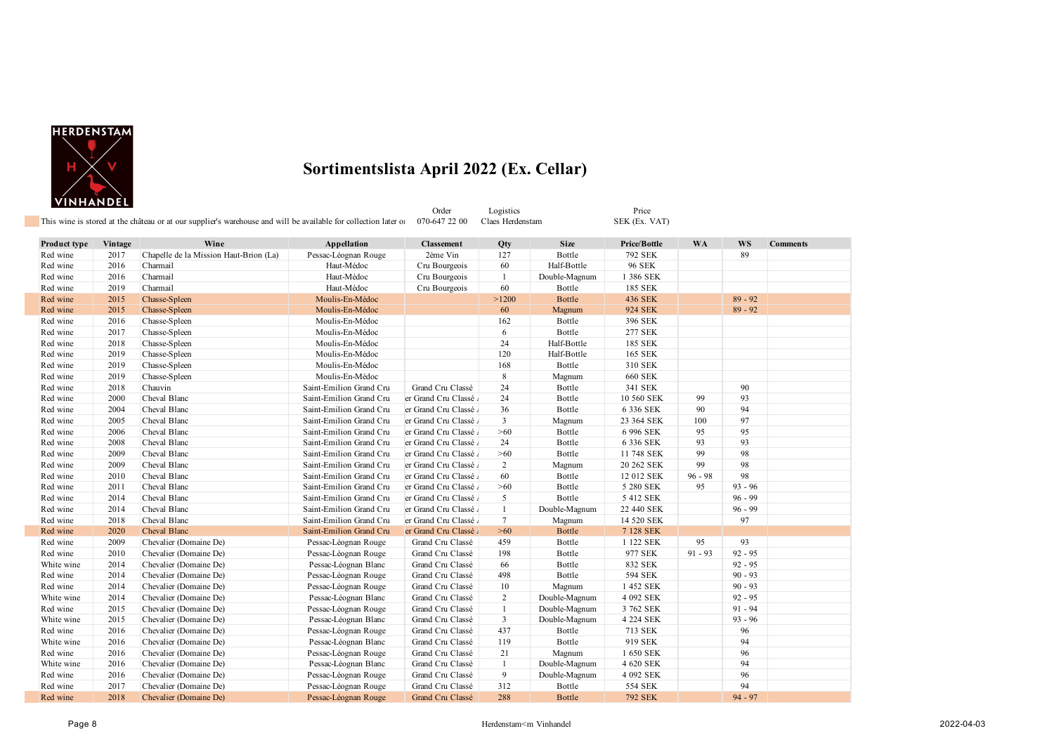# Sortimentslista April 2022 (Ex. Cellar)

This wine is stored at the château or at our supplier's warehouse and will be available for collection later or

| Order | Logistics | Price |
|---|---|---|
| 070-647 22 00 | Claes Herdenstam | SEK (Ex. VAT) |

| Product type | Vintage | Wine | Appellation | Classement | Qty | Size | Price/Bottle | WA | WS | Comments |
|---|---|---|---|---|---|---|---|---|---|---|
| Red wine | 2017 | Chapelle de la Mission Haut-Brion (La) | Pessac-Léognan Rouge | 2ème Vin | 127 | Bottle | 792 SEK | | 89 | |
| Red wine | 2016 | Charmail | Haut-Médoc | Cru Bourgeois | 60 | Half-Bottle | 96 SEK | | | |
| Red wine | 2016 | Charmail | Haut-Médoc | Cru Bourgeois | 1 | Double-Magnum | 1 386 SEK | | | |
| Red wine | 2019 | Charmail | Haut-Médoc | Cru Bourgeois | 60 | Bottle | 185 SEK | | | |
| Red wine | 2015 | Chasse-Spleen | Moulis-En-Médoc | | >1200 | Bottle | 436 SEK | | 89 - 92 | |
| Red wine | 2015 | Chasse-Spleen | Moulis-En-Médoc | | 60 | Magnum | 924 SEK | | 89 - 92 | |
| Red wine | 2016 | Chasse-Spleen | Moulis-En-Médoc | | 162 | Bottle | 396 SEK | | | |
| Red wine | 2017 | Chasse-Spleen | Moulis-En-Médoc | | 6 | Bottle | 277 SEK | | | |
| Red wine | 2018 | Chasse-Spleen | Moulis-En-Médoc | | 24 | Half-Bottle | 185 SEK | | | |
| Red wine | 2019 | Chasse-Spleen | Moulis-En-Médoc | | 120 | Half-Bottle | 165 SEK | | | |
| Red wine | 2019 | Chasse-Spleen | Moulis-En-Médoc | | 168 | Bottle | 310 SEK | | | |
| Red wine | 2019 | Chasse-Spleen | Moulis-En-Médoc | | 8 | Magnum | 660 SEK | | | |
| Red wine | 2018 | Chauvin | Saint-Emilion Grand Cru | Grand Cru Classé | 24 | Bottle | 341 SEK | | 90 | |
| Red wine | 2000 | Cheval Blanc | Saint-Emilion Grand Cru | er Grand Cru Classé | 24 | Bottle | 10 560 SEK | 99 | 93 | |
| Red wine | 2004 | Cheval Blanc | Saint-Emilion Grand Cru | er Grand Cru Classé | 36 | Bottle | 6 336 SEK | 90 | 94 | |
| Red wine | 2005 | Cheval Blanc | Saint-Emilion Grand Cru | er Grand Cru Classé | 3 | Magnum | 23 364 SEK | 100 | 97 | |
| Red wine | 2006 | Cheval Blanc | Saint-Emilion Grand Cru | er Grand Cru Classé | >60 | Bottle | 6 996 SEK | 95 | 95 | |
| Red wine | 2008 | Cheval Blanc | Saint-Emilion Grand Cru | er Grand Cru Classé | 24 | Bottle | 6 336 SEK | 93 | 93 | |
| Red wine | 2009 | Cheval Blanc | Saint-Emilion Grand Cru | er Grand Cru Classé | >60 | Bottle | 11 748 SEK | 99 | 98 | |
| Red wine | 2009 | Cheval Blanc | Saint-Emilion Grand Cru | er Grand Cru Classé | 2 | Magnum | 20 262 SEK | 99 | 98 | |
| Red wine | 2010 | Cheval Blanc | Saint-Emilion Grand Cru | er Grand Cru Classé | 60 | Bottle | 12 012 SEK | 96 - 98 | 98 | |
| Red wine | 2011 | Cheval Blanc | Saint-Emilion Grand Cru | er Grand Cru Classé | >60 | Bottle | 5 280 SEK | 95 | 93 - 96 | |
| Red wine | 2014 | Cheval Blanc | Saint-Emilion Grand Cru | er Grand Cru Classé | 5 | Bottle | 5 412 SEK | | 96 - 99 | |
| Red wine | 2014 | Cheval Blanc | Saint-Emilion Grand Cru | er Grand Cru Classé | 1 | Double-Magnum | 22 440 SEK | | 96 - 99 | |
| Red wine | 2018 | Cheval Blanc | Saint-Emilion Grand Cru | er Grand Cru Classé | 7 | Magnum | 14 520 SEK | | 97 | |
| Red wine | 2020 | Cheval Blanc | Saint-Emilion Grand Cru | er Grand Cru Classé | >60 | Bottle | 7 128 SEK | | | |
| Red wine | 2009 | Chevalier (Domaine De) | Pessac-Léognan Rouge | Grand Cru Classé | 459 | Bottle | 1 122 SEK | 95 | 93 | |
| Red wine | 2010 | Chevalier (Domaine De) | Pessac-Léognan Rouge | Grand Cru Classé | 198 | Bottle | 977 SEK | 91 - 93 | 92 - 95 | |
| White wine | 2014 | Chevalier (Domaine De) | Pessac-Léognan Blanc | Grand Cru Classé | 66 | Bottle | 832 SEK | | 92 - 95 | |
| Red wine | 2014 | Chevalier (Domaine De) | Pessac-Léognan Rouge | Grand Cru Classé | 498 | Bottle | 594 SEK | | 90 - 93 | |
| Red wine | 2014 | Chevalier (Domaine De) | Pessac-Léognan Rouge | Grand Cru Classé | 10 | Magnum | 1 452 SEK | | 90 - 93 | |
| White wine | 2014 | Chevalier (Domaine De) | Pessac-Léognan Blanc | Grand Cru Classé | 2 | Double-Magnum | 4 092 SEK | | 92 - 95 | |
| Red wine | 2015 | Chevalier (Domaine De) | Pessac-Léognan Rouge | Grand Cru Classé | 1 | Double-Magnum | 3 762 SEK | | 91 - 94 | |
| White wine | 2015 | Chevalier (Domaine De) | Pessac-Léognan Blanc | Grand Cru Classé | 3 | Double-Magnum | 4 224 SEK | | 93 - 96 | |
| Red wine | 2016 | Chevalier (Domaine De) | Pessac-Léognan Rouge | Grand Cru Classé | 437 | Bottle | 713 SEK | | 96 | |
| White wine | 2016 | Chevalier (Domaine De) | Pessac-Léognan Blanc | Grand Cru Classé | 119 | Bottle | 919 SEK | | 94 | |
| Red wine | 2016 | Chevalier (Domaine De) | Pessac-Léognan Rouge | Grand Cru Classé | 21 | Magnum | 1 650 SEK | | 96 | |
| White wine | 2016 | Chevalier (Domaine De) | Pessac-Léognan Blanc | Grand Cru Classé | 1 | Double-Magnum | 4 620 SEK | | 94 | |
| Red wine | 2016 | Chevalier (Domaine De) | Pessac-Léognan Rouge | Grand Cru Classé | 9 | Double-Magnum | 4 092 SEK | | 96 | |
| Red wine | 2017 | Chevalier (Domaine De) | Pessac-Léognan Rouge | Grand Cru Classé | 312 | Bottle | 554 SEK | | 94 | |
| Red wine | 2018 | Chevalier (Domaine De) | Pessac-Léognan Rouge | Grand Cru Classé | 288 | Bottle | 792 SEK | | 94 - 97 | |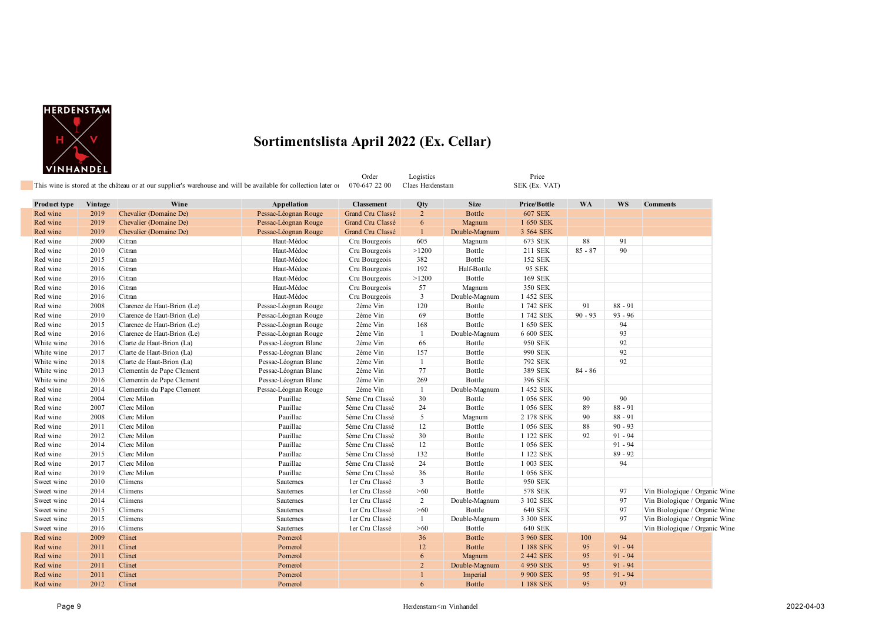HERDENSTAM VINHANDEL

# Sortimentslista April 2022 (Ex. Cellar)

This wine is stored at the château or at our supplier's warehouse and will be available for collection later o

Order: 070-647 22 00

Logistics: Claes Herdenstam

Price: SEK (Ex. VAT)

| Product type | Vintage | Wine | Appellation | Classement | Qty | Size | Price/Bottle | WA | WS | Comments |
|---|---|---|---|---|---|---|---|---|---|---|
| Red wine | 2019 | Chevalier (Domaine De) | Pessac-Léognan Rouge | Grand Cru Classé | 2 | Bottle | 607 SEK | | | |
| Red wine | 2019 | Chevalier (Domaine De) | Pessac-Léognan Rouge | Grand Cru Classé | 6 | Magnum | 1 650 SEK | | | |
| Red wine | 2019 | Chevalier (Domaine De) | Pessac-Léognan Rouge | Grand Cru Classé | 1 | Double-Magnum | 3 564 SEK | | | |
| Red wine | 2000 | Citran | Haut-Médoc | Cru Bourgeois | 605 | Magnum | 673 SEK | 88 | 91 | |
| Red wine | 2010 | Citran | Haut-Médoc | Cru Bourgeois | >1200 | Bottle | 211 SEK | 85 - 87 | 90 | |
| Red wine | 2015 | Citran | Haut-Médoc | Cru Bourgeois | 382 | Bottle | 152 SEK | | | |
| Red wine | 2016 | Citran | Haut-Médoc | Cru Bourgeois | 192 | Half-Bottle | 95 SEK | | | |
| Red wine | 2016 | Citran | Haut-Médoc | Cru Bourgeois | >1200 | Bottle | 169 SEK | | | |
| Red wine | 2016 | Citran | Haut-Médoc | Cru Bourgeois | 57 | Magnum | 350 SEK | | | |
| Red wine | 2016 | Citran | Haut-Médoc | Cru Bourgeois | 3 | Double-Magnum | 1 452 SEK | | | |
| Red wine | 2008 | Clarence de Haut-Brion (Le) | Pessac-Léognan Rouge | 2ème Vin | 120 | Bottle | 1 742 SEK | 91 | 88 - 91 | |
| Red wine | 2010 | Clarence de Haut-Brion (Le) | Pessac-Léognan Rouge | 2ème Vin | 69 | Bottle | 1 742 SEK | 90 - 93 | 93 - 96 | |
| Red wine | 2015 | Clarence de Haut-Brion (Le) | Pessac-Léognan Rouge | 2ème Vin | 168 | Bottle | 1 650 SEK | | 94 | |
| Red wine | 2016 | Clarence de Haut-Brion (Le) | Pessac-Léognan Rouge | 2ème Vin | 1 | Double-Magnum | 6 600 SEK | | 93 | |
| White wine | 2016 | Clarte de Haut-Brion (La) | Pessac-Léognan Blanc | 2ème Vin | 66 | Bottle | 950 SEK | | 92 | |
| White wine | 2017 | Clarte de Haut-Brion (La) | Pessac-Léognan Blanc | 2ème Vin | 157 | Bottle | 990 SEK | | 92 | |
| White wine | 2018 | Clarte de Haut-Brion (La) | Pessac-Léognan Blanc | 2ème Vin | 1 | Bottle | 792 SEK | | 92 | |
| White wine | 2013 | Clementin de Pape Clement | Pessac-Léognan Blanc | 2ème Vin | 77 | Bottle | 389 SEK | 84 - 86 | | |
| White wine | 2016 | Clementin de Pape Clement | Pessac-Léognan Blanc | 2ème Vin | 269 | Bottle | 396 SEK | | | |
| Red wine | 2014 | Clementin du Pape Clement | Pessac-Léognan Rouge | 2ème Vin | 1 | Double-Magnum | 1 452 SEK | | | |
| Red wine | 2004 | Clerc Milon | Pauillac | 5ème Cru Classé | 30 | Bottle | 1 056 SEK | 90 | 90 | |
| Red wine | 2007 | Clerc Milon | Pauillac | 5ème Cru Classé | 24 | Bottle | 1 056 SEK | 89 | 88 - 91 | |
| Red wine | 2008 | Clerc Milon | Pauillac | 5ème Cru Classé | 5 | Magnum | 2 178 SEK | 90 | 88 - 91 | |
| Red wine | 2011 | Clerc Milon | Pauillac | 5ème Cru Classé | 12 | Bottle | 1 056 SEK | 88 | 90 - 93 | |
| Red wine | 2012 | Clerc Milon | Pauillac | 5ème Cru Classé | 30 | Bottle | 1 122 SEK | 92 | 91 - 94 | |
| Red wine | 2014 | Clerc Milon | Pauillac | 5ème Cru Classé | 12 | Bottle | 1 056 SEK | | 91 - 94 | |
| Red wine | 2015 | Clerc Milon | Pauillac | 5ème Cru Classé | 132 | Bottle | 1 122 SEK | | 89 - 92 | |
| Red wine | 2017 | Clerc Milon | Pauillac | 5ème Cru Classé | 24 | Bottle | 1 003 SEK | | 94 | |
| Red wine | 2019 | Clerc Milon | Pauillac | 5ème Cru Classé | 36 | Bottle | 1 056 SEK | | | |
| Sweet wine | 2010 | Climens | Sauternes | 1er Cru Classé | 3 | Bottle | 950 SEK | | | |
| Sweet wine | 2014 | Climens | Sauternes | 1er Cru Classé | >60 | Bottle | 578 SEK | | 97 | Vin Biologique / Organic Wine |
| Sweet wine | 2014 | Climens | Sauternes | 1er Cru Classé | 2 | Double-Magnum | 3 102 SEK | | 97 | Vin Biologique / Organic Wine |
| Sweet wine | 2015 | Climens | Sauternes | 1er Cru Classé | >60 | Bottle | 640 SEK | | 97 | Vin Biologique / Organic Wine |
| Sweet wine | 2015 | Climens | Sauternes | 1er Cru Classé | 1 | Double-Magnum | 3 300 SEK | | 97 | Vin Biologique / Organic Wine |
| Sweet wine | 2016 | Climens | Sauternes | 1er Cru Classé | >60 | Bottle | 640 SEK | | | Vin Biologique / Organic Wine |
| Red wine | 2009 | Clinet | Pomerol | | 36 | Bottle | 3 960 SEK | 100 | 94 | |
| Red wine | 2011 | Clinet | Pomerol | | 12 | Bottle | 1 188 SEK | 95 | 91 - 94 | |
| Red wine | 2011 | Clinet | Pomerol | | 6 | Magnum | 2 442 SEK | 95 | 91 - 94 | |
| Red wine | 2011 | Clinet | Pomerol | | 2 | Double-Magnum | 4 950 SEK | 95 | 91 - 94 | |
| Red wine | 2011 | Clinet | Pomerol | | 1 | Imperial | 9 900 SEK | 95 | 91 - 94 | |
| Red wine | 2012 | Clinet | Pomerol | | 6 | Bottle | 1 188 SEK | 95 | 93 | |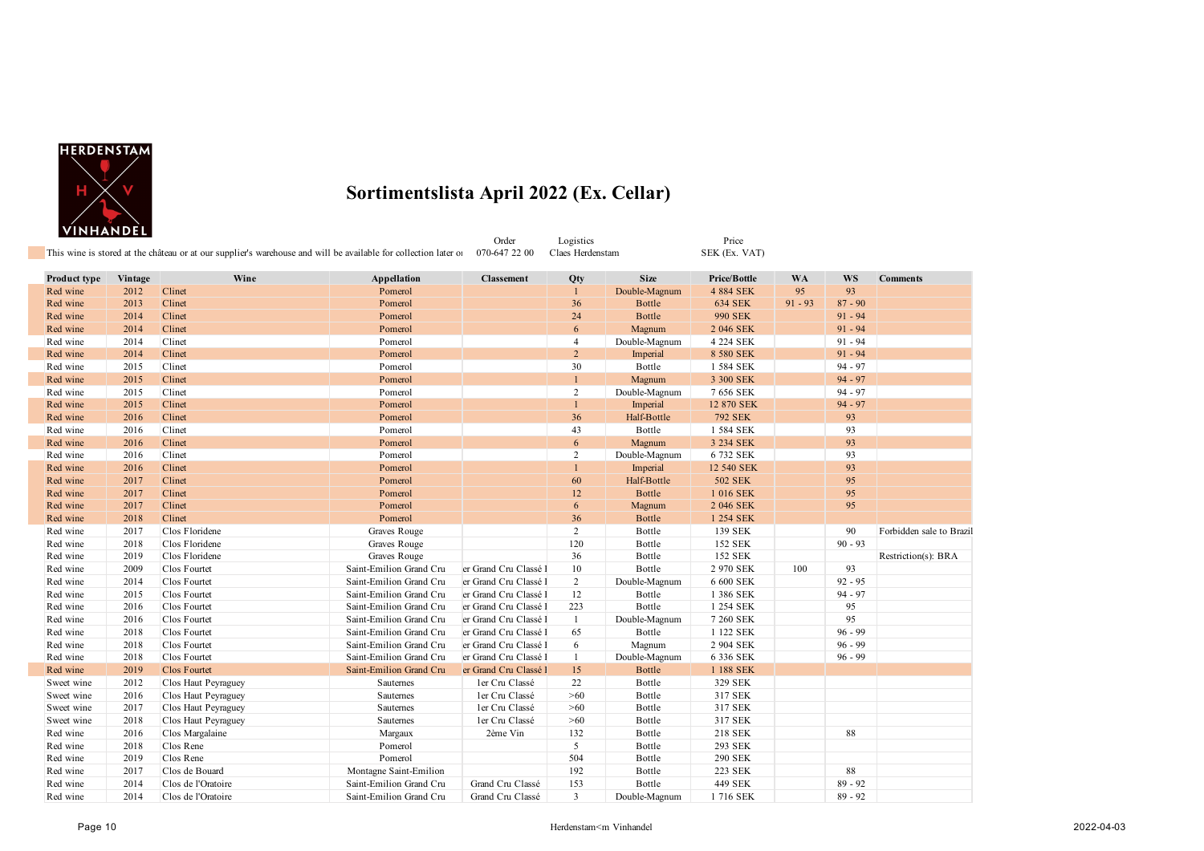# Sortimentslista April 2022 (Ex. Cellar)

This wine is stored at the château or at our supplier's warehouse and will be available for collection later o

| Order | Logistics | Price |
|---|---|---|
| 070-647 22 00 | Claes Herdenstam | SEK (Ex. VAT) |

| Product type | Vintage | Wine | Appellation | Classement | Qty | Size | Price/Bottle | WA | WS | Comments |
|---|---|---|---|---|---|---|---|---|---|---|
| Red wine | 2012 | Clinet | Pomerol | | 1 | Double-Magnum | 4 884 SEK | 95 | 93 | |
| Red wine | 2013 | Clinet | Pomerol | | 36 | Bottle | 634 SEK | 91 - 93 | 87 - 90 | |
| Red wine | 2014 | Clinet | Pomerol | | 24 | Bottle | 990 SEK | | 91 - 94 | |
| Red wine | 2014 | Clinet | Pomerol | | 6 | Magnum | 2 046 SEK | | 91 - 94 | |
| Red wine | 2014 | Clinet | Pomerol | | 4 | Double-Magnum | 4 224 SEK | | 91 - 94 | |
| Red wine | 2014 | Clinet | Pomerol | | 2 | Imperial | 8 580 SEK | | 91 - 94 | |
| Red wine | 2015 | Clinet | Pomerol | | 30 | Bottle | 1 584 SEK | | 94 - 97 | |
| Red wine | 2015 | Clinet | Pomerol | | 1 | Magnum | 3 300 SEK | | 94 - 97 | |
| Red wine | 2015 | Clinet | Pomerol | | 2 | Double-Magnum | 7 656 SEK | | 94 - 97 | |
| Red wine | 2015 | Clinet | Pomerol | | 1 | Imperial | 12 870 SEK | | 94 - 97 | |
| Red wine | 2016 | Clinet | Pomerol | | 36 | Half-Bottle | 792 SEK | | 93 | |
| Red wine | 2016 | Clinet | Pomerol | | 43 | Bottle | 1 584 SEK | | 93 | |
| Red wine | 2016 | Clinet | Pomerol | | 6 | Magnum | 3 234 SEK | | 93 | |
| Red wine | 2016 | Clinet | Pomerol | | 2 | Double-Magnum | 6 732 SEK | | 93 | |
| Red wine | 2016 | Clinet | Pomerol | | 1 | Imperial | 12 540 SEK | | 93 | |
| Red wine | 2017 | Clinet | Pomerol | | 60 | Half-Bottle | 502 SEK | | 95 | |
| Red wine | 2017 | Clinet | Pomerol | | 12 | Bottle | 1 016 SEK | | 95 | |
| Red wine | 2017 | Clinet | Pomerol | | 6 | Magnum | 2 046 SEK | | 95 | |
| Red wine | 2018 | Clinet | Pomerol | | 36 | Bottle | 1 254 SEK | | | |
| Red wine | 2017 | Clos Floridene | Graves Rouge | | 2 | Bottle | 139 SEK | | 90 | Forbidden sale to Brazil |
| Red wine | 2018 | Clos Floridene | Graves Rouge | | 120 | Bottle | 152 SEK | | 90 - 93 | |
| Red wine | 2019 | Clos Floridene | Graves Rouge | | 36 | Bottle | 152 SEK | | | Restriction(s): BRA |
| Red wine | 2009 | Clos Fourtet | Saint-Emilion Grand Cru | er Grand Cru Classé I | 10 | Bottle | 2 970 SEK | 100 | 93 | |
| Red wine | 2014 | Clos Fourtet | Saint-Emilion Grand Cru | er Grand Cru Classé I | 2 | Double-Magnum | 6 600 SEK | | 92 - 95 | |
| Red wine | 2015 | Clos Fourtet | Saint-Emilion Grand Cru | er Grand Cru Classé I | 12 | Bottle | 1 386 SEK | | 94 - 97 | |
| Red wine | 2016 | Clos Fourtet | Saint-Emilion Grand Cru | er Grand Cru Classé I | 223 | Bottle | 1 254 SEK | | 95 | |
| Red wine | 2016 | Clos Fourtet | Saint-Emilion Grand Cru | er Grand Cru Classé I | 1 | Double-Magnum | 7 260 SEK | | 95 | |
| Red wine | 2018 | Clos Fourtet | Saint-Emilion Grand Cru | er Grand Cru Classé I | 65 | Bottle | 1 122 SEK | | 96 - 99 | |
| Red wine | 2018 | Clos Fourtet | Saint-Emilion Grand Cru | er Grand Cru Classé I | 6 | Magnum | 2 904 SEK | | 96 - 99 | |
| Red wine | 2018 | Clos Fourtet | Saint-Emilion Grand Cru | er Grand Cru Classé I | 1 | Double-Magnum | 6 336 SEK | | 96 - 99 | |
| Red wine | 2019 | Clos Fourtet | Saint-Emilion Grand Cru | er Grand Cru Classé I | 15 | Bottle | 1 188 SEK | | | |
| Sweet wine | 2012 | Clos Haut Peyraguey | Sauternes | 1er Cru Classé | 22 | Bottle | 329 SEK | | | |
| Sweet wine | 2016 | Clos Haut Peyraguey | Sauternes | 1er Cru Classé | >60 | Bottle | 317 SEK | | | |
| Sweet wine | 2017 | Clos Haut Peyraguey | Sauternes | 1er Cru Classé | >60 | Bottle | 317 SEK | | | |
| Sweet wine | 2018 | Clos Haut Peyraguey | Sauternes | 1er Cru Classé | >60 | Bottle | 317 SEK | | | |
| Red wine | 2016 | Clos Margalaine | Margaux | 2ème Vin | 132 | Bottle | 218 SEK | | 88 | |
| Red wine | 2018 | Clos Rene | Pomerol | | 5 | Bottle | 293 SEK | | | |
| Red wine | 2019 | Clos Rene | Pomerol | | 504 | Bottle | 290 SEK | | | |
| Red wine | 2017 | Clos de Bouard | Montagne Saint-Emilion | | 192 | Bottle | 223 SEK | | 88 | |
| Red wine | 2014 | Clos de l'Oratoire | Saint-Emilion Grand Cru | Grand Cru Classé | 153 | Bottle | 449 SEK | | 89 - 92 | |
| Red wine | 2014 | Clos de l'Oratoire | Saint-Emilion Grand Cru | Grand Cru Classé | 3 | Double-Magnum | 1 716 SEK | | 89 - 92 | |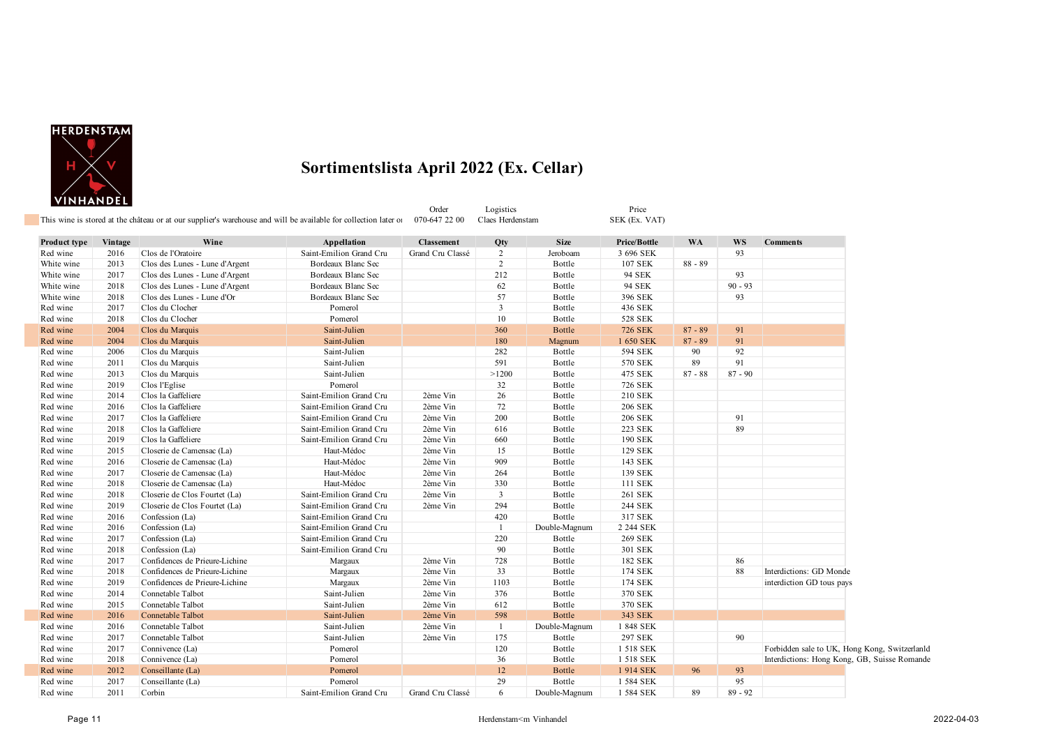# Sortimentslista April 2022 (Ex. Cellar)

This wine is stored at the château or at our supplier's warehouse and will be available for collection later o

| Order | Logistics | Price |
|---|---|---|
| 070-647 22 00 | Claes Herdenstam | SEK (Ex. VAT) |

| Product type | Vintage | Wine | Appellation | Classement | Qty | Size | Price/Bottle | WA | WS | Comments |
|---|---|---|---|---|---|---|---|---|---|---|
| Red wine | 2016 | Clos de l'Oratoire | Saint-Emilion Grand Cru | Grand Cru Classé | 2 | Jeroboam | 3 696 SEK | | 93 | |
| White wine | 2013 | Clos des Lunes - Lune d'Argent | Bordeaux Blanc Sec | | 2 | Bottle | 107 SEK | 88 - 89 | | |
| White wine | 2017 | Clos des Lunes - Lune d'Argent | Bordeaux Blanc Sec | | 212 | Bottle | 94 SEK | | 93 | |
| White wine | 2018 | Clos des Lunes - Lune d'Argent | Bordeaux Blanc Sec | | 62 | Bottle | 94 SEK | | 90 - 93 | |
| White wine | 2018 | Clos des Lunes - Lune d'Or | Bordeaux Blanc Sec | | 57 | Bottle | 396 SEK | | 93 | |
| Red wine | 2017 | Clos du Clocher | Pomerol | | 3 | Bottle | 436 SEK | | | |
| Red wine | 2018 | Clos du Clocher | Pomerol | | 10 | Bottle | 528 SEK | | | |
| Red wine | 2004 | Clos du Marquis | Saint-Julien | | 360 | Bottle | 726 SEK | 87 - 89 | 91 | |
| Red wine | 2004 | Clos du Marquis | Saint-Julien | | 180 | Magnum | 1 650 SEK | 87 - 89 | 91 | |
| Red wine | 2006 | Clos du Marquis | Saint-Julien | | 282 | Bottle | 594 SEK | 90 | 92 | |
| Red wine | 2011 | Clos du Marquis | Saint-Julien | | 591 | Bottle | 570 SEK | 89 | 91 | |
| Red wine | 2013 | Clos du Marquis | Saint-Julien | | >1200 | Bottle | 475 SEK | 87 - 88 | 87 - 90 | |
| Red wine | 2019 | Clos l'Eglise | Pomerol | | 32 | Bottle | 726 SEK | | | |
| Red wine | 2014 | Clos la Gaffelière | Saint-Emilion Grand Cru | 2ème Vin | 26 | Bottle | 210 SEK | | | |
| Red wine | 2016 | Clos la Gaffelière | Saint-Emilion Grand Cru | 2ème Vin | 72 | Bottle | 206 SEK | | | |
| Red wine | 2017 | Clos la Gaffelière | Saint-Emilion Grand Cru | 2ème Vin | 200 | Bottle | 206 SEK | | 91 | |
| Red wine | 2018 | Clos la Gaffelière | Saint-Emilion Grand Cru | 2ème Vin | 616 | Bottle | 223 SEK | | 89 | |
| Red wine | 2019 | Clos la Gaffelière | Saint-Emilion Grand Cru | 2ème Vin | 660 | Bottle | 190 SEK | | | |
| Red wine | 2015 | Closerie de Camensac (La) | Haut-Médoc | 2ème Vin | 15 | Bottle | 129 SEK | | | |
| Red wine | 2016 | Closerie de Camensac (La) | Haut-Médoc | 2ème Vin | 909 | Bottle | 143 SEK | | | |
| Red wine | 2017 | Closerie de Camensac (La) | Haut-Médoc | 2ème Vin | 264 | Bottle | 139 SEK | | | |
| Red wine | 2018 | Closerie de Camensac (La) | Haut-Médoc | 2ème Vin | 330 | Bottle | 111 SEK | | | |
| Red wine | 2018 | Closerie de Clos Fourtet (La) | Saint-Emilion Grand Cru | 2ème Vin | 3 | Bottle | 261 SEK | | | |
| Red wine | 2019 | Closerie de Clos Fourtet (La) | Saint-Emilion Grand Cru | 2ème Vin | 294 | Bottle | 244 SEK | | | |
| Red wine | 2016 | Confession (La) | Saint-Emilion Grand Cru | | 420 | Bottle | 317 SEK | | | |
| Red wine | 2016 | Confession (La) | Saint-Emilion Grand Cru | | 1 | Double-Magnum | 2 244 SEK | | | |
| Red wine | 2017 | Confession (La) | Saint-Emilion Grand Cru | | 220 | Bottle | 269 SEK | | | |
| Red wine | 2018 | Confession (La) | Saint-Emilion Grand Cru | | 90 | Bottle | 301 SEK | | | |
| Red wine | 2017 | Confidences de Prieure-Lichine | Margaux | 2ème Vin | 728 | Bottle | 182 SEK | | 86 | |
| Red wine | 2018 | Confidences de Prieure-Lichine | Margaux | 2ème Vin | 33 | Bottle | 174 SEK | | 88 | Interdictions: GD Monde |
| Red wine | 2019 | Confidences de Prieure-Lichine | Margaux | 2ème Vin | 1103 | Bottle | 174 SEK | | | interdiction GD tous pays |
| Red wine | 2014 | Connetable Talbot | Saint-Julien | 2ème Vin | 376 | Bottle | 370 SEK | | | |
| Red wine | 2015 | Connetable Talbot | Saint-Julien | 2ème Vin | 612 | Bottle | 370 SEK | | | |
| Red wine | 2016 | Connetable Talbot | Saint-Julien | 2ème Vin | 598 | Bottle | 343 SEK | | | |
| Red wine | 2016 | Connetable Talbot | Saint-Julien | 2ème Vin | 1 | Double-Magnum | 1 848 SEK | | | |
| Red wine | 2017 | Connetable Talbot | Saint-Julien | 2ème Vin | 175 | Bottle | 297 SEK | | 90 | |
| Red wine | 2017 | Connivence (La) | Pomerol | | 120 | Bottle | 1 518 SEK | | | Forbidden sale to UK, Hong Kong, Switzerlanld |
| Red wine | 2018 | Connivence (La) | Pomerol | | 36 | Bottle | 1 518 SEK | | | Interdictions: Hong Kong, GB, Suisse Romande |
| Red wine | 2012 | Conseillante (La) | Pomerol | | 12 | Bottle | 1 914 SEK | 96 | 93 | |
| Red wine | 2017 | Conseillante (La) | Pomerol | | 29 | Bottle | 1 584 SEK | | 95 | |
| Red wine | 2011 | Corbin | Saint-Emilion Grand Cru | Grand Cru Classé | 6 | Double-Magnum | 1 584 SEK | 89 | 89 - 92 | |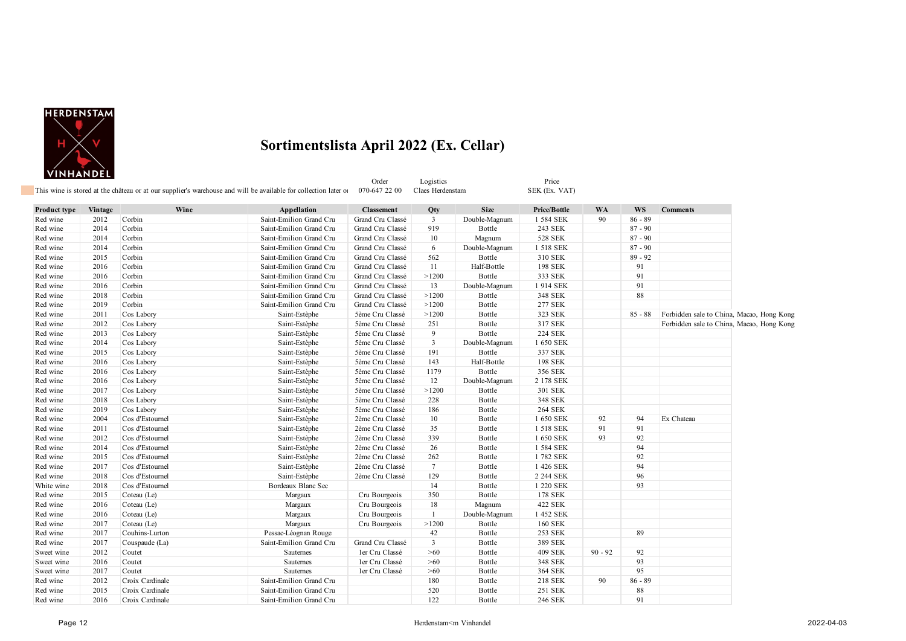# Sortimentslista April 2022 (Ex. Cellar)

This wine is stored at the château or at our supplier's warehouse and will be available for collection later o

Order 070-647 22 00

Logistics Claes Herdenstam

Price SEK (Ex. VAT)

| Product type | Vintage | Wine | Appellation | Classement | Qty | Size | Price/Bottle | WA | WS | Comments |
|---|---|---|---|---|---|---|---|---|---|---|
| Red wine | 2012 | Corbin | Saint-Emilion Grand Cru | Grand Cru Classé | 3 | Double-Magnum | 1 584 SEK | 90 | 86 - 89 | |
| Red wine | 2014 | Corbin | Saint-Emilion Grand Cru | Grand Cru Classé | 919 | Bottle | 243 SEK | | 87 - 90 | |
| Red wine | 2014 | Corbin | Saint-Emilion Grand Cru | Grand Cru Classé | 10 | Magnum | 528 SEK | | 87 - 90 | |
| Red wine | 2014 | Corbin | Saint-Emilion Grand Cru | Grand Cru Classé | 6 | Double-Magnum | 1 518 SEK | | 87 - 90 | |
| Red wine | 2015 | Corbin | Saint-Emilion Grand Cru | Grand Cru Classé | 562 | Bottle | 310 SEK | | 89 - 92 | |
| Red wine | 2016 | Corbin | Saint-Emilion Grand Cru | Grand Cru Classé | 11 | Half-Bottle | 198 SEK | | 91 | |
| Red wine | 2016 | Corbin | Saint-Emilion Grand Cru | Grand Cru Classé | >1200 | Bottle | 333 SEK | | 91 | |
| Red wine | 2016 | Corbin | Saint-Emilion Grand Cru | Grand Cru Classé | 13 | Double-Magnum | 1 914 SEK | | 91 | |
| Red wine | 2018 | Corbin | Saint-Emilion Grand Cru | Grand Cru Classé | >1200 | Bottle | 348 SEK | | 88 | |
| Red wine | 2019 | Corbin | Saint-Emilion Grand Cru | Grand Cru Classé | >1200 | Bottle | 277 SEK | | | |
| Red wine | 2011 | Cos Labory | Saint-Estèphe | 5ème Cru Classé | >1200 | Bottle | 323 SEK | | 85 - 88 | Forbidden sale to China, Macao, Hong Kong |
| Red wine | 2012 | Cos Labory | Saint-Estèphe | 5ème Cru Classé | 251 | Bottle | 317 SEK | | | Forbidden sale to China, Macao, Hong Kong |
| Red wine | 2013 | Cos Labory | Saint-Estèphe | 5ème Cru Classé | 9 | Bottle | 224 SEK | | | |
| Red wine | 2014 | Cos Labory | Saint-Estèphe | 5ème Cru Classé | 3 | Double-Magnum | 1 650 SEK | | | |
| Red wine | 2015 | Cos Labory | Saint-Estèphe | 5ème Cru Classé | 191 | Bottle | 337 SEK | | | |
| Red wine | 2016 | Cos Labory | Saint-Estèphe | 5ème Cru Classé | 143 | Half-Bottle | 198 SEK | | | |
| Red wine | 2016 | Cos Labory | Saint-Estèphe | 5ème Cru Classé | 1179 | Bottle | 356 SEK | | | |
| Red wine | 2016 | Cos Labory | Saint-Estèphe | 5ème Cru Classé | 12 | Double-Magnum | 2 178 SEK | | | |
| Red wine | 2017 | Cos Labory | Saint-Estèphe | 5ème Cru Classé | >1200 | Bottle | 301 SEK | | | |
| Red wine | 2018 | Cos Labory | Saint-Estèphe | 5ème Cru Classé | 228 | Bottle | 348 SEK | | | |
| Red wine | 2019 | Cos Labory | Saint-Estèphe | 5ème Cru Classé | 186 | Bottle | 264 SEK | | | |
| Red wine | 2004 | Cos d'Estournel | Saint-Estèphe | 2ème Cru Classé | 10 | Bottle | 1 650 SEK | 92 | 94 | Ex Chateau |
| Red wine | 2011 | Cos d'Estournel | Saint-Estèphe | 2ème Cru Classé | 35 | Bottle | 1 518 SEK | 91 | 91 | |
| Red wine | 2012 | Cos d'Estournel | Saint-Estèphe | 2ème Cru Classé | 339 | Bottle | 1 650 SEK | 93 | 92 | |
| Red wine | 2014 | Cos d'Estournel | Saint-Estèphe | 2ème Cru Classé | 26 | Bottle | 1 584 SEK | | 94 | |
| Red wine | 2015 | Cos d'Estournel | Saint-Estèphe | 2ème Cru Classé | 262 | Bottle | 1 782 SEK | | 92 | |
| Red wine | 2017 | Cos d'Estournel | Saint-Estèphe | 2ème Cru Classé | 7 | Bottle | 1 426 SEK | | 94 | |
| Red wine | 2018 | Cos d'Estournel | Saint-Estèphe | 2ème Cru Classé | 129 | Bottle | 2 244 SEK | | 96 | |
| White wine | 2018 | Cos d'Estournel | Bordeaux Blanc Sec | | 14 | Bottle | 1 220 SEK | | 93 | |
| Red wine | 2015 | Coteau (Le) | Margaux | Cru Bourgeois | 350 | Bottle | 178 SEK | | | |
| Red wine | 2016 | Coteau (Le) | Margaux | Cru Bourgeois | 18 | Magnum | 422 SEK | | | |
| Red wine | 2016 | Coteau (Le) | Margaux | Cru Bourgeois | 1 | Double-Magnum | 1 452 SEK | | | |
| Red wine | 2017 | Coteau (Le) | Margaux | Cru Bourgeois | >1200 | Bottle | 160 SEK | | | |
| Red wine | 2017 | Couhins-Lurton | Pessac-Léognan Rouge | | 42 | Bottle | 253 SEK | | 89 | |
| Red wine | 2017 | Couspaude (La) | Saint-Emilion Grand Cru | Grand Cru Classé | 3 | Bottle | 389 SEK | | | |
| Sweet wine | 2012 | Coutet | Sauternes | 1er Cru Classé | >60 | Bottle | 409 SEK | 90 - 92 | 92 | |
| Sweet wine | 2016 | Coutet | Sauternes | 1er Cru Classé | >60 | Bottle | 348 SEK | | 93 | |
| Sweet wine | 2017 | Coutet | Sauternes | 1er Cru Classé | >60 | Bottle | 364 SEK | | 95 | |
| Red wine | 2012 | Croix Cardinale | Saint-Emilion Grand Cru | | 180 | Bottle | 218 SEK | 90 | 86 - 89 | |
| Red wine | 2015 | Croix Cardinale | Saint-Emilion Grand Cru | | 520 | Bottle | 251 SEK | | 88 | |
| Red wine | 2016 | Croix Cardinale | Saint-Emilion Grand Cru | | 122 | Bottle | 246 SEK | | 91 | |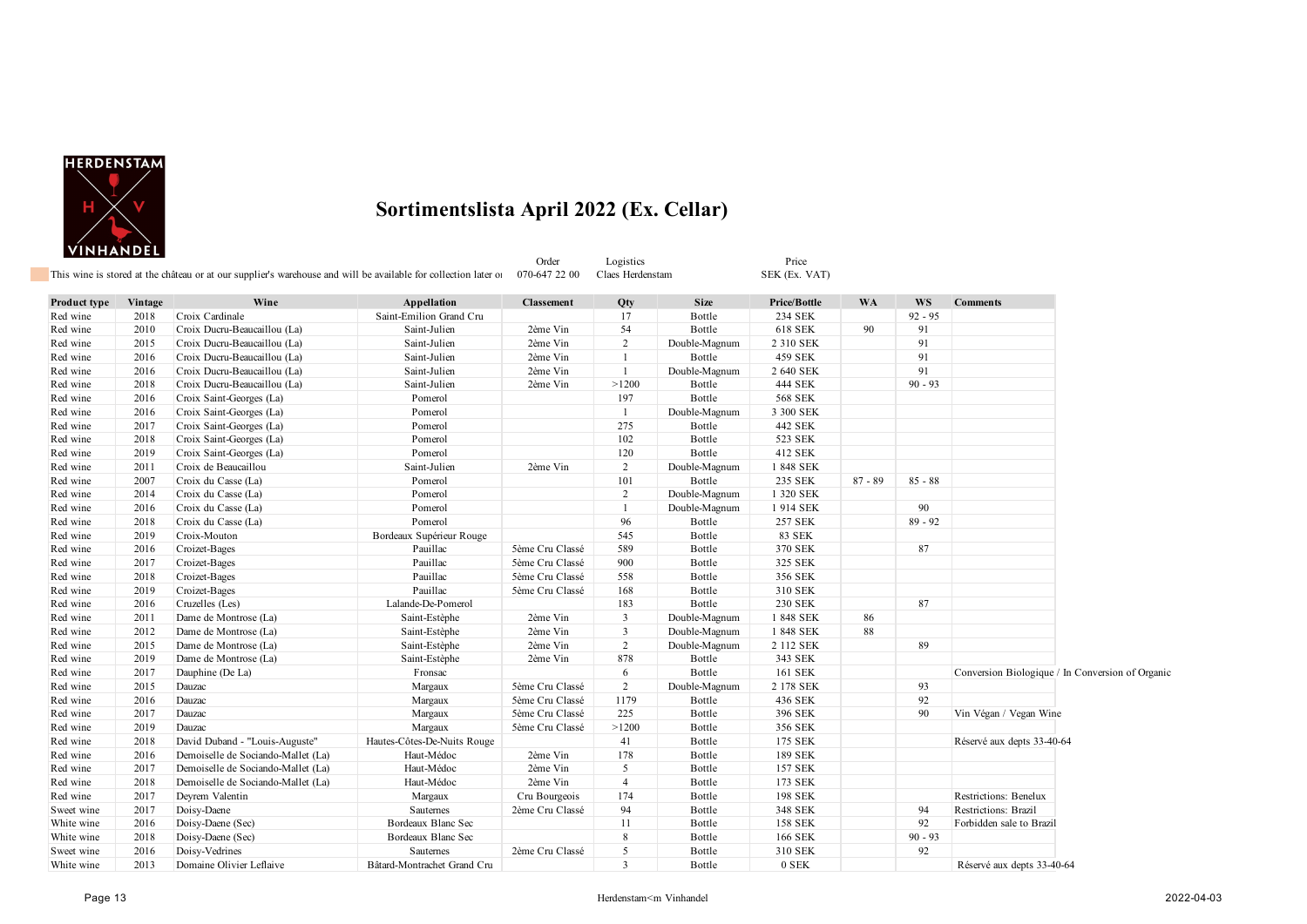# Sortimentslista April 2022 (Ex. Cellar)

This wine is stored at the château or at our supplier's warehouse and will be available for collection later or

Order: 070-647 22 00 | Logistics: Claes Herdenstam | Price: SEK (Ex. VAT)

| Product type | Vintage | Wine | Appellation | Classement | Qty | Size | Price/Bottle | WA | WS | Comments |
|---|---|---|---|---|---|---|---|---|---|---|
| Red wine | 2018 | Croix Cardinale | Saint-Emilion Grand Cru | | 17 | Bottle | 234 SEK | | 92 - 95 | |
| Red wine | 2010 | Croix Ducru-Beaucaillou (La) | Saint-Julien | 2ème Vin | 54 | Bottle | 618 SEK | 90 | 91 | |
| Red wine | 2015 | Croix Ducru-Beaucaillou (La) | Saint-Julien | 2ème Vin | 2 | Double-Magnum | 2 310 SEK | | 91 | |
| Red wine | 2016 | Croix Ducru-Beaucaillou (La) | Saint-Julien | 2ème Vin | 1 | Bottle | 459 SEK | | 91 | |
| Red wine | 2016 | Croix Ducru-Beaucaillou (La) | Saint-Julien | 2ème Vin | 1 | Double-Magnum | 2 640 SEK | | 91 | |
| Red wine | 2018 | Croix Ducru-Beaucaillou (La) | Saint-Julien | 2ème Vin | >1200 | Bottle | 444 SEK | | 90 - 93 | |
| Red wine | 2016 | Croix Saint-Georges (La) | Pomerol | | 197 | Bottle | 568 SEK | | | |
| Red wine | 2016 | Croix Saint-Georges (La) | Pomerol | | 1 | Double-Magnum | 3 300 SEK | | | |
| Red wine | 2017 | Croix Saint-Georges (La) | Pomerol | | 275 | Bottle | 442 SEK | | | |
| Red wine | 2018 | Croix Saint-Georges (La) | Pomerol | | 102 | Bottle | 523 SEK | | | |
| Red wine | 2019 | Croix Saint-Georges (La) | Pomerol | | 120 | Bottle | 412 SEK | | | |
| Red wine | 2011 | Croix de Beaucaillou | Saint-Julien | 2ème Vin | 2 | Double-Magnum | 1 848 SEK | | | |
| Red wine | 2007 | Croix du Casse (La) | Pomerol | | 101 | Bottle | 235 SEK | 87 - 89 | 85 - 88 | |
| Red wine | 2014 | Croix du Casse (La) | Pomerol | | 2 | Double-Magnum | 1 320 SEK | | | |
| Red wine | 2016 | Croix du Casse (La) | Pomerol | | 1 | Double-Magnum | 1 914 SEK | | 90 | |
| Red wine | 2018 | Croix du Casse (La) | Pomerol | | 96 | Bottle | 257 SEK | | 89 - 92 | |
| Red wine | 2019 | Croix-Mouton | Bordeaux Supérieur Rouge | | 545 | Bottle | 83 SEK | | | |
| Red wine | 2016 | Croizet-Bages | Pauillac | 5ème Cru Classé | 589 | Bottle | 370 SEK | | 87 | |
| Red wine | 2017 | Croizet-Bages | Pauillac | 5ème Cru Classé | 900 | Bottle | 325 SEK | | | |
| Red wine | 2018 | Croizet-Bages | Pauillac | 5ème Cru Classé | 558 | Bottle | 356 SEK | | | |
| Red wine | 2019 | Croizet-Bages | Pauillac | 5ème Cru Classé | 168 | Bottle | 310 SEK | | | |
| Red wine | 2016 | Cruzelles (Les) | Lalande-De-Pomerol | | 183 | Bottle | 230 SEK | | 87 | |
| Red wine | 2011 | Dame de Montrose (La) | Saint-Estèphe | 2ème Vin | 3 | Double-Magnum | 1 848 SEK | 86 | | |
| Red wine | 2012 | Dame de Montrose (La) | Saint-Estèphe | 2ème Vin | 3 | Double-Magnum | 1 848 SEK | 88 | | |
| Red wine | 2015 | Dame de Montrose (La) | Saint-Estèphe | 2ème Vin | 2 | Double-Magnum | 2 112 SEK | | 89 | |
| Red wine | 2019 | Dame de Montrose (La) | Saint-Estèphe | 2ème Vin | 878 | Bottle | 343 SEK | | | |
| Red wine | 2017 | Dauphine (De La) | Fronsac | | 6 | Bottle | 161 SEK | | | Conversion Biologique / In Conversion of Organic |
| Red wine | 2015 | Dauzac | Margaux | 5ème Cru Classé | 2 | Double-Magnum | 2 178 SEK | | 93 | |
| Red wine | 2016 | Dauzac | Margaux | 5ème Cru Classé | 1179 | Bottle | 436 SEK | | 92 | |
| Red wine | 2017 | Dauzac | Margaux | 5ème Cru Classé | 225 | Bottle | 396 SEK | | 90 | Vin Végan / Vegan Wine |
| Red wine | 2019 | Dauzac | Margaux | 5ème Cru Classé | >1200 | Bottle | 356 SEK | | | |
| Red wine | 2018 | David Duband - "Louis-Auguste" | Hautes-Côtes-De-Nuits Rouge | | 41 | Bottle | 175 SEK | | | Réservé aux depts 33-40-64 |
| Red wine | 2016 | Demoiselle de Sociando-Mallet (La) | Haut-Médoc | 2ème Vin | 178 | Bottle | 189 SEK | | | |
| Red wine | 2017 | Demoiselle de Sociando-Mallet (La) | Haut-Médoc | 2ème Vin | 5 | Bottle | 157 SEK | | | |
| Red wine | 2018 | Demoiselle de Sociando-Mallet (La) | Haut-Médoc | 2ème Vin | 4 | Bottle | 173 SEK | | | |
| Red wine | 2017 | Deyrem Valentin | Margaux | Cru Bourgeois | 174 | Bottle | 198 SEK | | | Restrictions: Benelux |
| Sweet wine | 2017 | Doisy-Daene | Sauternes | 2ème Cru Classé | 94 | Bottle | 348 SEK | | 94 | Restrictions: Brazil |
| White wine | 2016 | Doisy-Daene (Sec) | Bordeaux Blanc Sec | | 11 | Bottle | 158 SEK | | 92 | Forbidden sale to Brazil |
| White wine | 2018 | Doisy-Daene (Sec) | Bordeaux Blanc Sec | | 8 | Bottle | 166 SEK | | 90 - 93 | |
| Sweet wine | 2016 | Doisy-Vedrines | Sauternes | 2ème Cru Classé | 5 | Bottle | 310 SEK | | 92 | |
| White wine | 2013 | Domaine Olivier Leflaive | Bâtard-Montrachet Grand Cru | | 3 | Bottle | 0 SEK | | | Réservé aux depts 33-40-64 |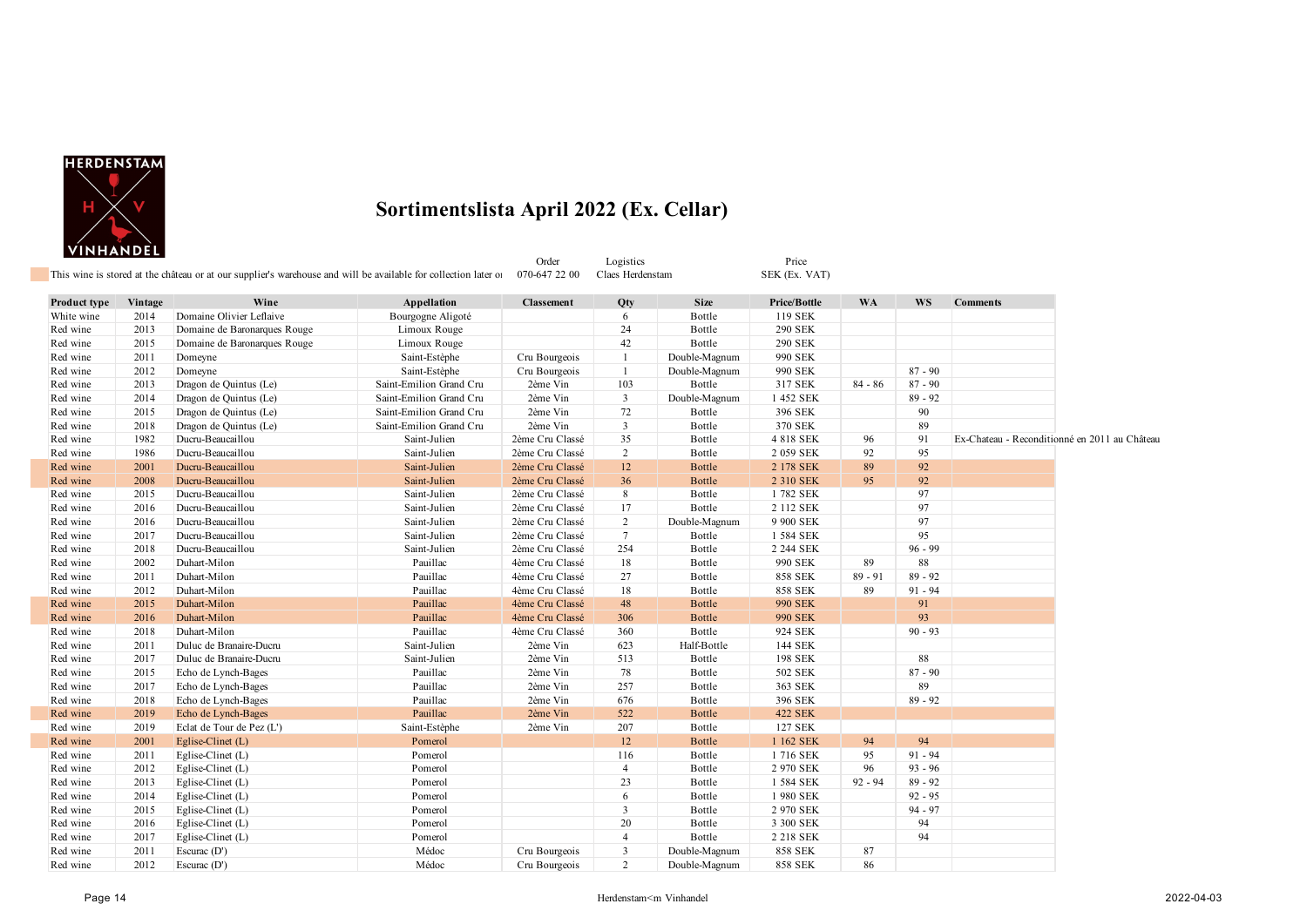# Sortimentslista April 2022 (Ex. Cellar)

This wine is stored at the château or at our supplier's warehouse and will be available for collection later o

| Order | Logistics | Price |
|---|---|---|
| 070-647 22 00 | Claes Herdenstam | SEK (Ex. VAT) |

| Product type | Vintage | Wine | Appellation | Classement | Qty | Size | Price/Bottle | WA | WS | Comments |
|---|---|---|---|---|---|---|---|---|---|---|
| White wine | 2014 | Domaine Olivier Leflaive | Bourgogne Aligoté | | 6 | Bottle | 119 SEK | | | |
| Red wine | 2013 | Domaine de Baronarques Rouge | Limoux Rouge | | 24 | Bottle | 290 SEK | | | |
| Red wine | 2015 | Domaine de Baronarques Rouge | Limoux Rouge | | 42 | Bottle | 290 SEK | | | |
| Red wine | 2011 | Domeyne | Saint-Estèphe | Cru Bourgeois | 1 | Double-Magnum | 990 SEK | | | |
| Red wine | 2012 | Domeyne | Saint-Estèphe | Cru Bourgeois | 1 | Double-Magnum | 990 SEK | | 87 - 90 | |
| Red wine | 2013 | Dragon de Quintus (Le) | Saint-Emilion Grand Cru | 2ème Vin | 103 | Bottle | 317 SEK | 84 - 86 | 87 - 90 | |
| Red wine | 2014 | Dragon de Quintus (Le) | Saint-Emilion Grand Cru | 2ème Vin | 3 | Double-Magnum | 1 452 SEK | | 89 - 92 | |
| Red wine | 2015 | Dragon de Quintus (Le) | Saint-Emilion Grand Cru | 2ème Vin | 72 | Bottle | 396 SEK | | 90 | |
| Red wine | 2018 | Dragon de Quintus (Le) | Saint-Emilion Grand Cru | 2ème Vin | 3 | Bottle | 370 SEK | | 89 | |
| Red wine | 1982 | Ducru-Beaucaillou | Saint-Julien | 2ème Cru Classé | 35 | Bottle | 4 818 SEK | 96 | 91 | Ex-Chateau - Reconditionné en 2011 au Château |
| Red wine | 1986 | Ducru-Beaucaillou | Saint-Julien | 2ème Cru Classé | 2 | Bottle | 2 059 SEK | 92 | 95 | |
| Red wine | 2001 | Ducru-Beaucaillou | Saint-Julien | 2ème Cru Classé | 12 | Bottle | 2 178 SEK | 89 | 92 | |
| Red wine | 2008 | Ducru-Beaucaillou | Saint-Julien | 2ème Cru Classé | 36 | Bottle | 2 310 SEK | 95 | 92 | |
| Red wine | 2015 | Ducru-Beaucaillou | Saint-Julien | 2ème Cru Classé | 8 | Bottle | 1 782 SEK | | 97 | |
| Red wine | 2016 | Ducru-Beaucaillou | Saint-Julien | 2ème Cru Classé | 17 | Bottle | 2 112 SEK | | 97 | |
| Red wine | 2016 | Ducru-Beaucaillou | Saint-Julien | 2ème Cru Classé | 2 | Double-Magnum | 9 900 SEK | | 97 | |
| Red wine | 2017 | Ducru-Beaucaillou | Saint-Julien | 2ème Cru Classé | 7 | Bottle | 1 584 SEK | | 95 | |
| Red wine | 2018 | Ducru-Beaucaillou | Saint-Julien | 2ème Cru Classé | 254 | Bottle | 2 244 SEK | | 96 - 99 | |
| Red wine | 2002 | Duhart-Milon | Pauillac | 4ème Cru Classé | 18 | Bottle | 990 SEK | 89 | 88 | |
| Red wine | 2011 | Duhart-Milon | Pauillac | 4ème Cru Classé | 27 | Bottle | 858 SEK | 89 - 91 | 89 - 92 | |
| Red wine | 2012 | Duhart-Milon | Pauillac | 4ème Cru Classé | 18 | Bottle | 858 SEK | 89 | 91 - 94 | |
| Red wine | 2015 | Duhart-Milon | Pauillac | 4ème Cru Classé | 48 | Bottle | 990 SEK | | 91 | |
| Red wine | 2016 | Duhart-Milon | Pauillac | 4ème Cru Classé | 306 | Bottle | 990 SEK | | 93 | |
| Red wine | 2018 | Duhart-Milon | Pauillac | 4ème Cru Classé | 360 | Bottle | 924 SEK | | 90 - 93 | |
| Red wine | 2011 | Duluc de Branaire-Ducru | Saint-Julien | 2ème Vin | 623 | Half-Bottle | 144 SEK | | | |
| Red wine | 2017 | Duluc de Branaire-Ducru | Saint-Julien | 2ème Vin | 513 | Bottle | 198 SEK | | 88 | |
| Red wine | 2015 | Echo de Lynch-Bages | Pauillac | 2ème Vin | 78 | Bottle | 502 SEK | | 87 - 90 | |
| Red wine | 2017 | Echo de Lynch-Bages | Pauillac | 2ème Vin | 257 | Bottle | 363 SEK | | 89 | |
| Red wine | 2018 | Echo de Lynch-Bages | Pauillac | 2ème Vin | 676 | Bottle | 396 SEK | | 89 - 92 | |
| Red wine | 2019 | Echo de Lynch-Bages | Pauillac | 2ème Vin | 522 | Bottle | 422 SEK | | | |
| Red wine | 2019 | Eclat de Tour de Pez (L') | Saint-Estèphe | 2ème Vin | 207 | Bottle | 127 SEK | | | |
| Red wine | 2001 | Eglise-Clinet (L) | Pomerol | | 12 | Bottle | 1 162 SEK | 94 | 94 | |
| Red wine | 2011 | Eglise-Clinet (L) | Pomerol | | 116 | Bottle | 1 716 SEK | 95 | 91 - 94 | |
| Red wine | 2012 | Eglise-Clinet (L) | Pomerol | | 4 | Bottle | 2 970 SEK | 96 | 93 - 96 | |
| Red wine | 2013 | Eglise-Clinet (L) | Pomerol | | 23 | Bottle | 1 584 SEK | 92 - 94 | 89 - 92 | |
| Red wine | 2014 | Eglise-Clinet (L) | Pomerol | | 6 | Bottle | 1 980 SEK | | 92 - 95 | |
| Red wine | 2015 | Eglise-Clinet (L) | Pomerol | | 3 | Bottle | 2 970 SEK | | 94 - 97 | |
| Red wine | 2016 | Eglise-Clinet (L) | Pomerol | | 20 | Bottle | 3 300 SEK | | 94 | |
| Red wine | 2017 | Eglise-Clinet (L) | Pomerol | | 4 | Bottle | 2 218 SEK | | 94 | |
| Red wine | 2011 | Escurac (D') | Médoc | Cru Bourgeois | 3 | Double-Magnum | 858 SEK | 87 | | |
| Red wine | 2012 | Escurac (D') | Médoc | Cru Bourgeois | 2 | Double-Magnum | 858 SEK | 86 | | |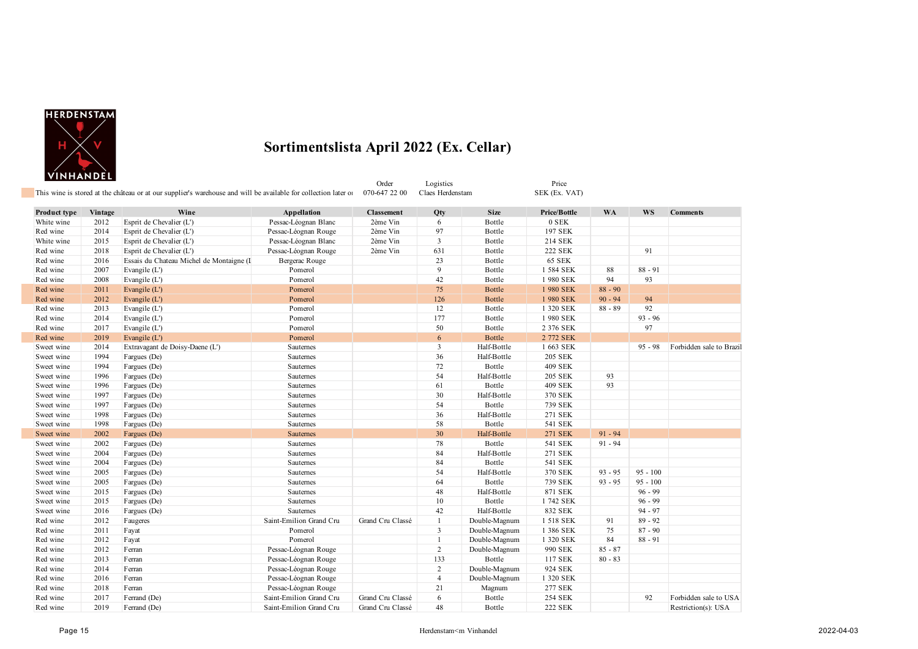# Sortimentslista April 2022 (Ex. Cellar)

This wine is stored at the château or at our supplier's warehouse and will be available for collection later oı

| Order | Logistics | Price |
|---|---|---|
| 070-647 22 00 | Claes Herdenstam | SEK (Ex. VAT) |

| Product type | Vintage | Wine | Appellation | Classement | Qty | Size | Price/Bottle | WA | WS | Comments |
|---|---|---|---|---|---|---|---|---|---|---|
| White wine | 2012 | Esprit de Chevalier (L') | Pessac-Léognan Blanc | 2ème Vin | 6 | Bottle | 0 SEK | | | |
| Red wine | 2014 | Esprit de Chevalier (L') | Pessac-Léognan Rouge | 2ème Vin | 97 | Bottle | 197 SEK | | | |
| White wine | 2015 | Esprit de Chevalier (L') | Pessac-Léognan Blanc | 2ème Vin | 3 | Bottle | 214 SEK | | | |
| Red wine | 2018 | Esprit de Chevalier (L') | Pessac-Léognan Rouge | 2ème Vin | 631 | Bottle | 222 SEK | | 91 | |
| Red wine | 2016 | Essais du Chateau Michel de Montaigne (I | Bergerac Rouge | | 23 | Bottle | 65 SEK | | | |
| Red wine | 2007 | Evangile (L') | Pomerol | | 9 | Bottle | 1 584 SEK | 88 | 88 - 91 | |
| Red wine | 2008 | Evangile (L') | Pomerol | | 42 | Bottle | 1 980 SEK | 94 | 93 | |
| Red wine | 2011 | Evangile (L') | Pomerol | | 75 | Bottle | 1 980 SEK | 88 - 90 | | |
| Red wine | 2012 | Evangile (L') | Pomerol | | 126 | Bottle | 1 980 SEK | 90 - 94 | 94 | |
| Red wine | 2013 | Evangile (L') | Pomerol | | 12 | Bottle | 1 320 SEK | 88 - 89 | 92 | |
| Red wine | 2014 | Evangile (L') | Pomerol | | 177 | Bottle | 1 980 SEK | | 93 - 96 | |
| Red wine | 2017 | Evangile (L') | Pomerol | | 50 | Bottle | 2 376 SEK | | 97 | |
| Red wine | 2019 | Evangile (L') | Pomerol | | 6 | Bottle | 2 772 SEK | | | |
| Sweet wine | 2014 | Extravagant de Doisy-Daene (L') | Sauternes | | 3 | Half-Bottle | 1 663 SEK | | 95 - 98 | Forbidden sale to Brazil |
| Sweet wine | 1994 | Fargues (De) | Sauternes | | 36 | Half-Bottle | 205 SEK | | | |
| Sweet wine | 1994 | Fargues (De) | Sauternes | | 72 | Bottle | 409 SEK | | | |
| Sweet wine | 1996 | Fargues (De) | Sauternes | | 54 | Half-Bottle | 205 SEK | 93 | | |
| Sweet wine | 1996 | Fargues (De) | Sauternes | | 61 | Bottle | 409 SEK | 93 | | |
| Sweet wine | 1997 | Fargues (De) | Sauternes | | 30 | Half-Bottle | 370 SEK | | | |
| Sweet wine | 1997 | Fargues (De) | Sauternes | | 54 | Bottle | 739 SEK | | | |
| Sweet wine | 1998 | Fargues (De) | Sauternes | | 36 | Half-Bottle | 271 SEK | | | |
| Sweet wine | 1998 | Fargues (De) | Sauternes | | 58 | Bottle | 541 SEK | | | |
| Sweet wine | 2002 | Fargues (De) | Sauternes | | 30 | Half-Bottle | 271 SEK | 91 - 94 | | |
| Sweet wine | 2002 | Fargues (De) | Sauternes | | 78 | Bottle | 541 SEK | 91 - 94 | | |
| Sweet wine | 2004 | Fargues (De) | Sauternes | | 84 | Half-Bottle | 271 SEK | | | |
| Sweet wine | 2004 | Fargues (De) | Sauternes | | 84 | Bottle | 541 SEK | | | |
| Sweet wine | 2005 | Fargues (De) | Sauternes | | 54 | Half-Bottle | 370 SEK | 93 - 95 | 95 - 100 | |
| Sweet wine | 2005 | Fargues (De) | Sauternes | | 64 | Bottle | 739 SEK | 93 - 95 | 95 - 100 | |
| Sweet wine | 2015 | Fargues (De) | Sauternes | | 48 | Half-Bottle | 871 SEK | | 96 - 99 | |
| Sweet wine | 2015 | Fargues (De) | Sauternes | | 10 | Bottle | 1 742 SEK | | 96 - 99 | |
| Sweet wine | 2016 | Fargues (De) | Sauternes | | 42 | Half-Bottle | 832 SEK | | 94 - 97 | |
| Red wine | 2012 | Faugeres | Saint-Emilion Grand Cru | Grand Cru Classé | 1 | Double-Magnum | 1 518 SEK | 91 | 89 - 92 | |
| Red wine | 2011 | Fayat | Pomerol | | 3 | Double-Magnum | 1 386 SEK | 75 | 87 - 90 | |
| Red wine | 2012 | Fayat | Pomerol | | 1 | Double-Magnum | 1 320 SEK | 84 | 88 - 91 | |
| Red wine | 2012 | Ferran | Pessac-Léognan Rouge | | 2 | Double-Magnum | 990 SEK | 85 - 87 | | |
| Red wine | 2013 | Ferran | Pessac-Léognan Rouge | | 133 | Bottle | 117 SEK | 80 - 83 | | |
| Red wine | 2014 | Ferran | Pessac-Léognan Rouge | | 2 | Double-Magnum | 924 SEK | | | |
| Red wine | 2016 | Ferran | Pessac-Léognan Rouge | | 4 | Double-Magnum | 1 320 SEK | | | |
| Red wine | 2018 | Ferran | Pessac-Léognan Rouge | | 21 | Magnum | 277 SEK | | | |
| Red wine | 2017 | Ferrand (De) | Saint-Emilion Grand Cru | Grand Cru Classé | 6 | Bottle | 254 SEK | | 92 | Forbidden sale to USA |
| Red wine | 2019 | Ferrand (De) | Saint-Emilion Grand Cru | Grand Cru Classé | 48 | Bottle | 222 SEK | | | Restriction(s): USA |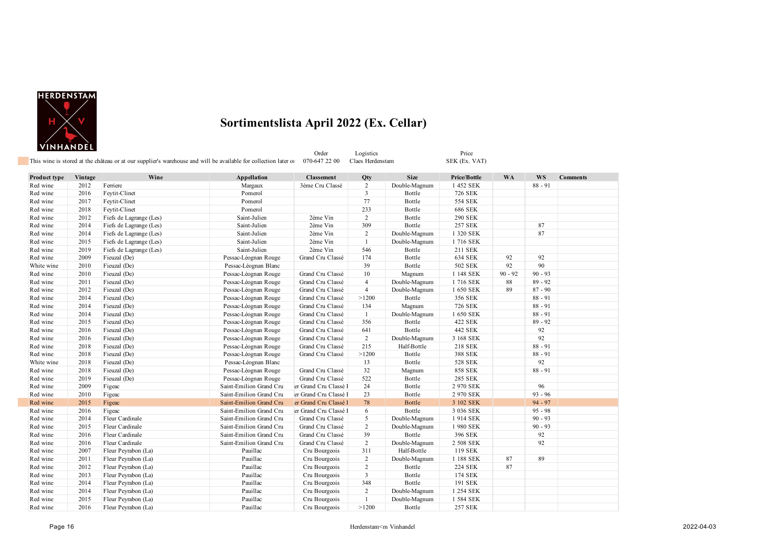# Sortimentslista April 2022 (Ex. Cellar)

This wine is stored at the château or at our supplier's warehouse and will be available for collection later or

Order 070-647 22 00

Logistics Claes Herdenstam

Price SEK (Ex. VAT)

| Product type | Vintage | Wine | Appellation | Classement | Qty | Size | Price/Bottle | WA | WS | Comments |
|---|---|---|---|---|---|---|---|---|---|---|
| Red wine | 2012 | Ferriere | Margaux | 3ème Cru Classé | 2 | Double-Magnum | 1 452 SEK | | 88 - 91 | |
| Red wine | 2016 | Feytit-Clinet | Pomerol | | 3 | Bottle | 726 SEK | | | |
| Red wine | 2017 | Feytit-Clinet | Pomerol | | 77 | Bottle | 554 SEK | | | |
| Red wine | 2018 | Feytit-Clinet | Pomerol | | 233 | Bottle | 686 SEK | | | |
| Red wine | 2012 | Fiefs de Lagrange (Les) | Saint-Julien | 2ème Vin | 2 | Bottle | 290 SEK | | | |
| Red wine | 2014 | Fiefs de Lagrange (Les) | Saint-Julien | 2ème Vin | 309 | Bottle | 257 SEK | | 87 | |
| Red wine | 2014 | Fiefs de Lagrange (Les) | Saint-Julien | 2ème Vin | 2 | Double-Magnum | 1 320 SEK | | 87 | |
| Red wine | 2015 | Fiefs de Lagrange (Les) | Saint-Julien | 2ème Vin | 1 | Double-Magnum | 1 716 SEK | | | |
| Red wine | 2019 | Fiefs de Lagrange (Les) | Saint-Julien | 2ème Vin | 546 | Bottle | 211 SEK | | | |
| Red wine | 2009 | Fieuzal (De) | Pessac-Léognan Rouge | Grand Cru Classé | 174 | Bottle | 634 SEK | 92 | 92 | |
| White wine | 2010 | Fieuzal (De) | Pessac-Léognan Blanc | | 39 | Bottle | 502 SEK | 92 | 90 | |
| Red wine | 2010 | Fieuzal (De) | Pessac-Léognan Rouge | Grand Cru Classé | 10 | Magnum | 1 148 SEK | 90 - 92 | 90 - 93 | |
| Red wine | 2011 | Fieuzal (De) | Pessac-Léognan Rouge | Grand Cru Classé | 4 | Double-Magnum | 1 716 SEK | 88 | 89 - 92 | |
| Red wine | 2012 | Fieuzal (De) | Pessac-Léognan Rouge | Grand Cru Classé | 4 | Double-Magnum | 1 650 SEK | 89 | 87 - 90 | |
| Red wine | 2014 | Fieuzal (De) | Pessac-Léognan Rouge | Grand Cru Classé | >1200 | Bottle | 356 SEK | | 88 - 91 | |
| Red wine | 2014 | Fieuzal (De) | Pessac-Léognan Rouge | Grand Cru Classé | 134 | Magnum | 726 SEK | | 88 - 91 | |
| Red wine | 2014 | Fieuzal (De) | Pessac-Léognan Rouge | Grand Cru Classé | 1 | Double-Magnum | 1 650 SEK | | 88 - 91 | |
| Red wine | 2015 | Fieuzal (De) | Pessac-Léognan Rouge | Grand Cru Classé | 356 | Bottle | 422 SEK | | 89 - 92 | |
| Red wine | 2016 | Fieuzal (De) | Pessac-Léognan Rouge | Grand Cru Classé | 641 | Bottle | 442 SEK | | 92 | |
| Red wine | 2016 | Fieuzal (De) | Pessac-Léognan Rouge | Grand Cru Classé | 2 | Double-Magnum | 3 168 SEK | | 92 | |
| Red wine | 2018 | Fieuzal (De) | Pessac-Léognan Rouge | Grand Cru Classé | 215 | Half-Bottle | 218 SEK | | 88 - 91 | |
| Red wine | 2018 | Fieuzal (De) | Pessac-Léognan Rouge | Grand Cru Classé | >1200 | Bottle | 388 SEK | | 88 - 91 | |
| White wine | 2018 | Fieuzal (De) | Pessac-Léognan Blanc | | 13 | Bottle | 528 SEK | | 92 | |
| Red wine | 2018 | Fieuzal (De) | Pessac-Léognan Rouge | Grand Cru Classé | 32 | Magnum | 858 SEK | | 88 - 91 | |
| Red wine | 2019 | Fieuzal (De) | Pessac-Léognan Rouge | Grand Cru Classé | 522 | Bottle | 285 SEK | | | |
| Red wine | 2009 | Figeac | Saint-Emilion Grand Cru | er Grand Cru Classé I | 24 | Bottle | 2 970 SEK | | 96 | |
| Red wine | 2010 | Figeac | Saint-Emilion Grand Cru | er Grand Cru Classé I | 23 | Bottle | 2 970 SEK | | 93 - 96 | |
| Red wine | 2015 | Figeac | Saint-Emilion Grand Cru | er Grand Cru Classé I | 78 | Bottle | 3 102 SEK | | 94 - 97 | |
| Red wine | 2016 | Figeac | Saint-Emilion Grand Cru | er Grand Cru Classé I | 6 | Bottle | 3 036 SEK | | 95 - 98 | |
| Red wine | 2014 | Fleur Cardinale | Saint-Emilion Grand Cru | Grand Cru Classé | 5 | Double-Magnum | 1 914 SEK | | 90 - 93 | |
| Red wine | 2015 | Fleur Cardinale | Saint-Emilion Grand Cru | Grand Cru Classé | 2 | Double-Magnum | 1 980 SEK | | 90 - 93 | |
| Red wine | 2016 | Fleur Cardinale | Saint-Emilion Grand Cru | Grand Cru Classé | 39 | Bottle | 396 SEK | | 92 | |
| Red wine | 2016 | Fleur Cardinale | Saint-Emilion Grand Cru | Grand Cru Classé | 2 | Double-Magnum | 2 508 SEK | | 92 | |
| Red wine | 2007 | Fleur Peyrabon (La) | Pauillac | Cru Bourgeois | 311 | Half-Bottle | 119 SEK | | | |
| Red wine | 2011 | Fleur Peyrabon (La) | Pauillac | Cru Bourgeois | 2 | Double-Magnum | 1 188 SEK | 87 | 89 | |
| Red wine | 2012 | Fleur Peyrabon (La) | Pauillac | Cru Bourgeois | 2 | Bottle | 224 SEK | 87 | | |
| Red wine | 2013 | Fleur Peyrabon (La) | Pauillac | Cru Bourgeois | 3 | Bottle | 174 SEK | | | |
| Red wine | 2014 | Fleur Peyrabon (La) | Pauillac | Cru Bourgeois | 348 | Bottle | 191 SEK | | | |
| Red wine | 2014 | Fleur Peyrabon (La) | Pauillac | Cru Bourgeois | 2 | Double-Magnum | 1 254 SEK | | | |
| Red wine | 2015 | Fleur Peyrabon (La) | Pauillac | Cru Bourgeois | 1 | Double-Magnum | 1 584 SEK | | | |
| Red wine | 2016 | Fleur Peyrabon (La) | Pauillac | Cru Bourgeois | >1200 | Bottle | 257 SEK | | | |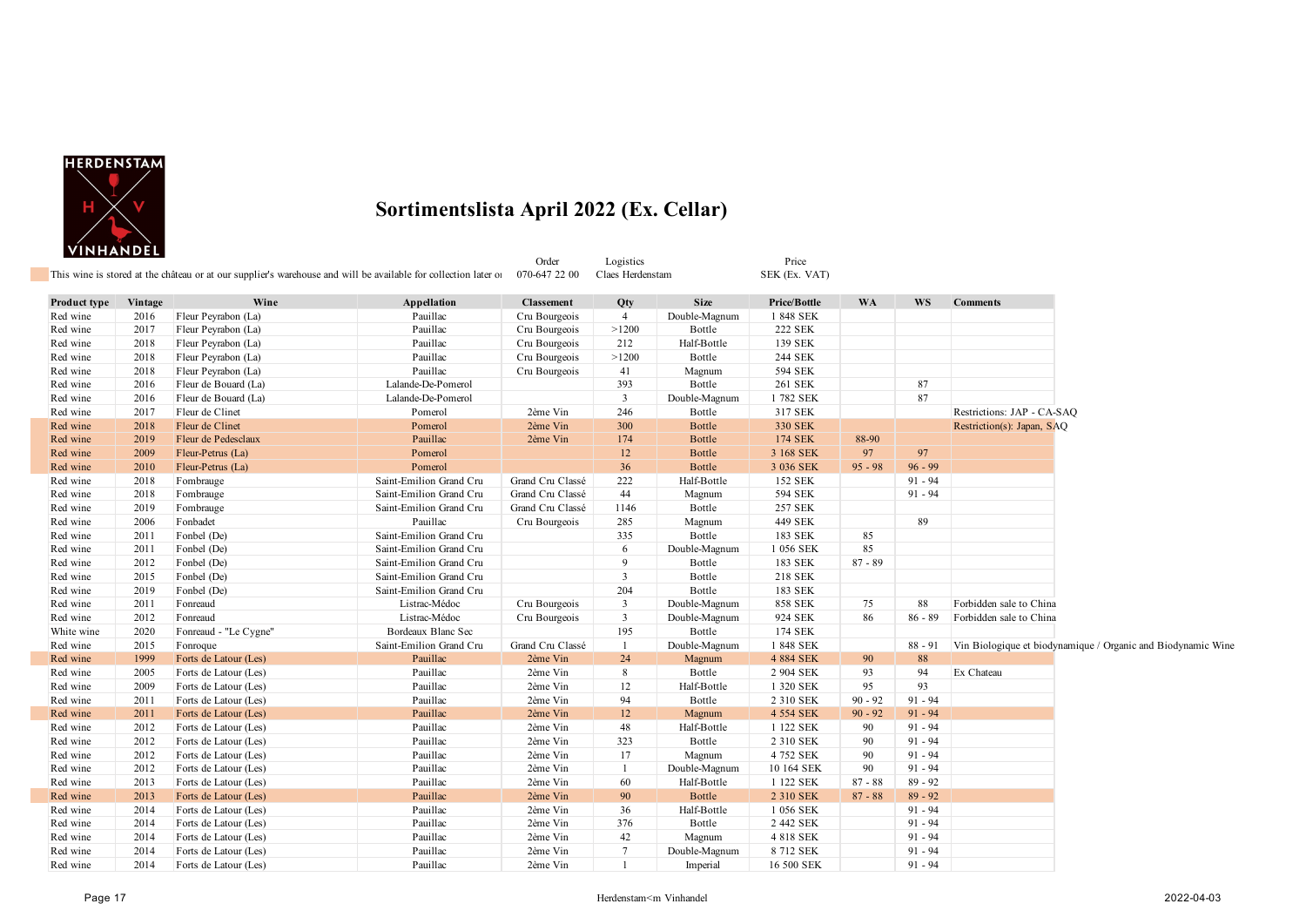HERDENSTAM
H V
VINHANDEL

# Sortimentslista April 2022 (Ex. Cellar)

This wine is stored at the château or at our supplier's warehouse and will be available for collection later or

Order: 070-647 22 00
Logistics: Claes Herdenstam
Price: SEK (Ex. VAT)

| Product type | Vintage | Wine | Appellation | Classement | Qty | Size | Price/Bottle | WA | WS | Comments |
|---|---|---|---|---|---|---|---|---|---|---|
| Red wine | 2016 | Fleur Peyrabon (La) | Pauillac | Cru Bourgeois | 4 | Double-Magnum | 1 848 SEK | | | |
| Red wine | 2017 | Fleur Peyrabon (La) | Pauillac | Cru Bourgeois | >1200 | Bottle | 222 SEK | | | |
| Red wine | 2018 | Fleur Peyrabon (La) | Pauillac | Cru Bourgeois | 212 | Half-Bottle | 139 SEK | | | |
| Red wine | 2018 | Fleur Peyrabon (La) | Pauillac | Cru Bourgeois | >1200 | Bottle | 244 SEK | | | |
| Red wine | 2018 | Fleur Peyrabon (La) | Pauillac | Cru Bourgeois | 41 | Magnum | 594 SEK | | | |
| Red wine | 2016 | Fleur de Bouard (La) | Lalande-De-Pomerol | | 393 | Bottle | 261 SEK | | 87 | |
| Red wine | 2016 | Fleur de Bouard (La) | Lalande-De-Pomerol | | 3 | Double-Magnum | 1 782 SEK | | 87 | |
| Red wine | 2017 | Fleur de Clinet | Pomerol | 2ème Vin | 246 | Bottle | 317 SEK | | | Restrictions: JAP - CA-SAQ |
| Red wine | 2018 | Fleur de Clinet | Pomerol | 2ème Vin | 300 | Bottle | 330 SEK | | | Restriction(s): Japan, SAQ |
| Red wine | 2019 | Fleur de Pedesclaux | Pauillac | 2ème Vin | 174 | Bottle | 174 SEK | 88-90 | | |
| Red wine | 2009 | Fleur-Petrus (La) | Pomerol | | 12 | Bottle | 3 168 SEK | 97 | 97 | |
| Red wine | 2010 | Fleur-Petrus (La) | Pomerol | | 36 | Bottle | 3 036 SEK | 95 - 98 | 96 - 99 | |
| Red wine | 2018 | Fombrauge | Saint-Emilion Grand Cru | Grand Cru Classé | 222 | Half-Bottle | 152 SEK | | 91 - 94 | |
| Red wine | 2018 | Fombrauge | Saint-Emilion Grand Cru | Grand Cru Classé | 44 | Magnum | 594 SEK | | 91 - 94 | |
| Red wine | 2019 | Fombrauge | Saint-Emilion Grand Cru | Grand Cru Classé | 1146 | Bottle | 257 SEK | | | |
| Red wine | 2006 | Fonbadet | Pauillac | Cru Bourgeois | 285 | Magnum | 449 SEK | | 89 | |
| Red wine | 2011 | Fonbel (De) | Saint-Emilion Grand Cru | | 335 | Bottle | 183 SEK | 85 | | |
| Red wine | 2011 | Fonbel (De) | Saint-Emilion Grand Cru | | 6 | Double-Magnum | 1 056 SEK | 85 | | |
| Red wine | 2012 | Fonbel (De) | Saint-Emilion Grand Cru | | 9 | Bottle | 183 SEK | 87 - 89 | | |
| Red wine | 2015 | Fonbel (De) | Saint-Emilion Grand Cru | | 3 | Bottle | 218 SEK | | | |
| Red wine | 2019 | Fonbel (De) | Saint-Emilion Grand Cru | | 204 | Bottle | 183 SEK | | | |
| Red wine | 2011 | Fonreaud | Listrac-Médoc | Cru Bourgeois | 3 | Double-Magnum | 858 SEK | 75 | 88 | Forbidden sale to China |
| Red wine | 2012 | Fonreaud | Listrac-Médoc | Cru Bourgeois | 3 | Double-Magnum | 924 SEK | 86 | 86 - 89 | Forbidden sale to China |
| White wine | 2020 | Fonreaud - "Le Cygne" | Bordeaux Blanc Sec | | 195 | Bottle | 174 SEK | | | |
| Red wine | 2015 | Fonroque | Saint-Emilion Grand Cru | Grand Cru Classé | 1 | Double-Magnum | 1 848 SEK | | 88 - 91 | Vin Biologique et biodynamique / Organic and Biodynamic Wine |
| Red wine | 1999 | Forts de Latour (Les) | Pauillac | 2ème Vin | 24 | Magnum | 4 884 SEK | 90 | 88 | |
| Red wine | 2005 | Forts de Latour (Les) | Pauillac | 2ème Vin | 8 | Bottle | 2 904 SEK | 93 | 94 | Ex Chateau |
| Red wine | 2009 | Forts de Latour (Les) | Pauillac | 2ème Vin | 12 | Half-Bottle | 1 320 SEK | 95 | 93 | |
| Red wine | 2011 | Forts de Latour (Les) | Pauillac | 2ème Vin | 94 | Bottle | 2 310 SEK | 90 - 92 | 91 - 94 | |
| Red wine | 2011 | Forts de Latour (Les) | Pauillac | 2ème Vin | 12 | Magnum | 4 554 SEK | 90 - 92 | 91 - 94 | |
| Red wine | 2012 | Forts de Latour (Les) | Pauillac | 2ème Vin | 48 | Half-Bottle | 1 122 SEK | 90 | 91 - 94 | |
| Red wine | 2012 | Forts de Latour (Les) | Pauillac | 2ème Vin | 323 | Bottle | 2 310 SEK | 90 | 91 - 94 | |
| Red wine | 2012 | Forts de Latour (Les) | Pauillac | 2ème Vin | 17 | Magnum | 4 752 SEK | 90 | 91 - 94 | |
| Red wine | 2012 | Forts de Latour (Les) | Pauillac | 2ème Vin | 1 | Double-Magnum | 10 164 SEK | 90 | 91 - 94 | |
| Red wine | 2013 | Forts de Latour (Les) | Pauillac | 2ème Vin | 60 | Half-Bottle | 1 122 SEK | 87 - 88 | 89 - 92 | |
| Red wine | 2013 | Forts de Latour (Les) | Pauillac | 2ème Vin | 90 | Bottle | 2 310 SEK | 87 - 88 | 89 - 92 | |
| Red wine | 2014 | Forts de Latour (Les) | Pauillac | 2ème Vin | 36 | Half-Bottle | 1 056 SEK | | 91 - 94 | |
| Red wine | 2014 | Forts de Latour (Les) | Pauillac | 2ème Vin | 376 | Bottle | 2 442 SEK | | 91 - 94 | |
| Red wine | 2014 | Forts de Latour (Les) | Pauillac | 2ème Vin | 42 | Magnum | 4 818 SEK | | 91 - 94 | |
| Red wine | 2014 | Forts de Latour (Les) | Pauillac | 2ème Vin | 7 | Double-Magnum | 8 712 SEK | | 91 - 94 | |
| Red wine | 2014 | Forts de Latour (Les) | Pauillac | 2ème Vin | 1 | Imperial | 16 500 SEK | | 91 - 94 | |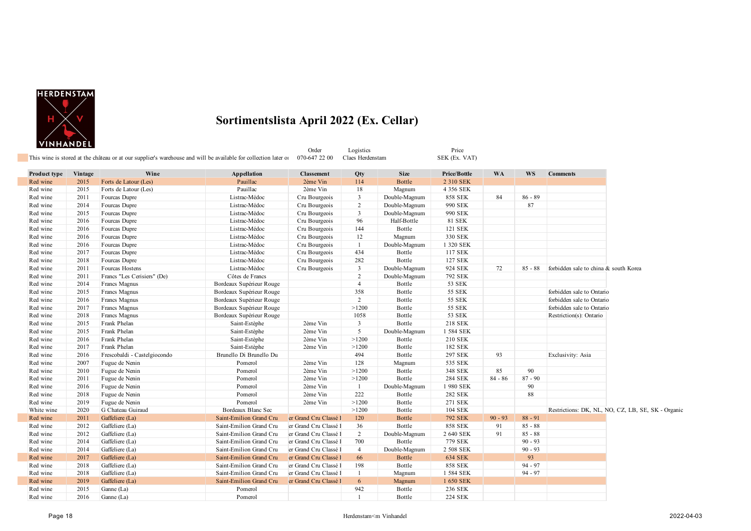# Sortimentslista April 2022 (Ex. Cellar)

This wine is stored at the château or at our supplier's warehouse and will be available for collection later or

Order: 070-647 22 00 | Logistics: Claes Herdenstam | Price: SEK (Ex. VAT)

| Product type | Vintage | Wine | Appellation | Classement | Qty | Size | Price/Bottle | WA | WS | Comments |
|---|---|---|---|---|---|---|---|---|---|---|
| Red wine | 2015 | Forts de Latour (Les) | Pauillac | 2ème Vin | 114 | Bottle | 2 310 SEK | | | |
| Red wine | 2015 | Forts de Latour (Les) | Pauillac | 2ème Vin | 18 | Magnum | 4 356 SEK | | | |
| Red wine | 2011 | Fourcas Dupre | Listrac-Médoc | Cru Bourgeois | 3 | Double-Magnum | 858 SEK | 84 | 86 - 89 | |
| Red wine | 2014 | Fourcas Dupre | Listrac-Médoc | Cru Bourgeois | 2 | Double-Magnum | 990 SEK | | 87 | |
| Red wine | 2015 | Fourcas Dupre | Listrac-Médoc | Cru Bourgeois | 3 | Double-Magnum | 990 SEK | | | |
| Red wine | 2016 | Fourcas Dupre | Listrac-Médoc | Cru Bourgeois | 96 | Half-Bottle | 81 SEK | | | |
| Red wine | 2016 | Fourcas Dupre | Listrac-Médoc | Cru Bourgeois | 144 | Bottle | 121 SEK | | | |
| Red wine | 2016 | Fourcas Dupre | Listrac-Médoc | Cru Bourgeois | 12 | Magnum | 330 SEK | | | |
| Red wine | 2016 | Fourcas Dupre | Listrac-Médoc | Cru Bourgeois | 1 | Double-Magnum | 1 320 SEK | | | |
| Red wine | 2017 | Fourcas Dupre | Listrac-Médoc | Cru Bourgeois | 434 | Bottle | 117 SEK | | | |
| Red wine | 2018 | Fourcas Dupre | Listrac-Médoc | Cru Bourgeois | 282 | Bottle | 127 SEK | | | |
| Red wine | 2011 | Fourcas Hostens | Listrac-Médoc | Cru Bourgeois | 3 | Double-Magnum | 924 SEK | 72 | 85 - 88 | forbidden sale to china & south Korea |
| Red wine | 2011 | Francs "Les Cerisiers" (De) | Côtes de Francs | | 2 | Double-Magnum | 792 SEK | | | |
| Red wine | 2014 | Francs Magnus | Bordeaux Supérieur Rouge | | 4 | Bottle | 53 SEK | | | |
| Red wine | 2015 | Francs Magnus | Bordeaux Supérieur Rouge | | 358 | Bottle | 55 SEK | | | forbidden sale to Ontario |
| Red wine | 2016 | Francs Magnus | Bordeaux Supérieur Rouge | | 2 | Bottle | 55 SEK | | | forbidden sale to Ontario |
| Red wine | 2017 | Francs Magnus | Bordeaux Supérieur Rouge | | >1200 | Bottle | 55 SEK | | | forbidden sale to Ontario |
| Red wine | 2018 | Francs Magnus | Bordeaux Supérieur Rouge | | 1058 | Bottle | 53 SEK | | | Restriction(s): Ontario |
| Red wine | 2015 | Frank Phelan | Saint-Estèphe | 2ème Vin | 3 | Bottle | 218 SEK | | | |
| Red wine | 2015 | Frank Phelan | Saint-Estèphe | 2ème Vin | 5 | Double-Magnum | 1 584 SEK | | | |
| Red wine | 2016 | Frank Phelan | Saint-Estèphe | 2ème Vin | >1200 | Bottle | 210 SEK | | | |
| Red wine | 2017 | Frank Phelan | Saint-Estèphe | 2ème Vin | >1200 | Bottle | 182 SEK | | | |
| Red wine | 2016 | Frescobaldi - Castelgiocondo | Brunello Di Brunello Du | | 494 | Bottle | 297 SEK | 93 | | Exclusivity: Asia |
| Red wine | 2007 | Fugue de Nenin | Pomerol | 2ème Vin | 128 | Magnum | 535 SEK | | | |
| Red wine | 2010 | Fugue de Nenin | Pomerol | 2ème Vin | >1200 | Bottle | 348 SEK | 85 | 90 | |
| Red wine | 2011 | Fugue de Nenin | Pomerol | 2ème Vin | >1200 | Bottle | 284 SEK | 84 - 86 | 87 - 90 | |
| Red wine | 2016 | Fugue de Nenin | Pomerol | 2ème Vin | 1 | Double-Magnum | 1 980 SEK | | 90 | |
| Red wine | 2018 | Fugue de Nenin | Pomerol | 2ème Vin | 222 | Bottle | 282 SEK | | 88 | |
| Red wine | 2019 | Fugue de Nenin | Pomerol | 2ème Vin | >1200 | Bottle | 271 SEK | | | |
| White wine | 2020 | G Chateau Guiraud | Bordeaux Blanc Sec | | >1200 | Bottle | 104 SEK | | | Restrictions: DK, NL, NO, CZ, LB, SE, SK - Organic |
| Red wine | 2011 | Gaffeliere (La) | Saint-Emilion Grand Cru | er Grand Cru Classé I | 120 | Bottle | 792 SEK | 90 - 93 | 88 - 91 | |
| Red wine | 2012 | Gaffeliere (La) | Saint-Emilion Grand Cru | er Grand Cru Classé I | 36 | Bottle | 858 SEK | 91 | 85 - 88 | |
| Red wine | 2012 | Gaffeliere (La) | Saint-Emilion Grand Cru | er Grand Cru Classé I | 2 | Double-Magnum | 2 640 SEK | 91 | 85 - 88 | |
| Red wine | 2014 | Gaffeliere (La) | Saint-Emilion Grand Cru | er Grand Cru Classé I | 700 | Bottle | 779 SEK | | 90 - 93 | |
| Red wine | 2014 | Gaffeliere (La) | Saint-Emilion Grand Cru | er Grand Cru Classé I | 4 | Double-Magnum | 2 508 SEK | | 90 - 93 | |
| Red wine | 2017 | Gaffeliere (La) | Saint-Emilion Grand Cru | er Grand Cru Classé I | 66 | Bottle | 634 SEK | | 93 | |
| Red wine | 2018 | Gaffeliere (La) | Saint-Emilion Grand Cru | er Grand Cru Classé I | 198 | Bottle | 858 SEK | | 94 - 97 | |
| Red wine | 2018 | Gaffeliere (La) | Saint-Emilion Grand Cru | er Grand Cru Classé I | 1 | Magnum | 1 584 SEK | | 94 - 97 | |
| Red wine | 2019 | Gaffeliere (La) | Saint-Emilion Grand Cru | er Grand Cru Classé I | 6 | Magnum | 1 650 SEK | | | |
| Red wine | 2015 | Ganne (La) | Pomerol | | 942 | Bottle | 236 SEK | | | |
| Red wine | 2016 | Ganne (La) | Pomerol | | 1 | Bottle | 224 SEK | | | |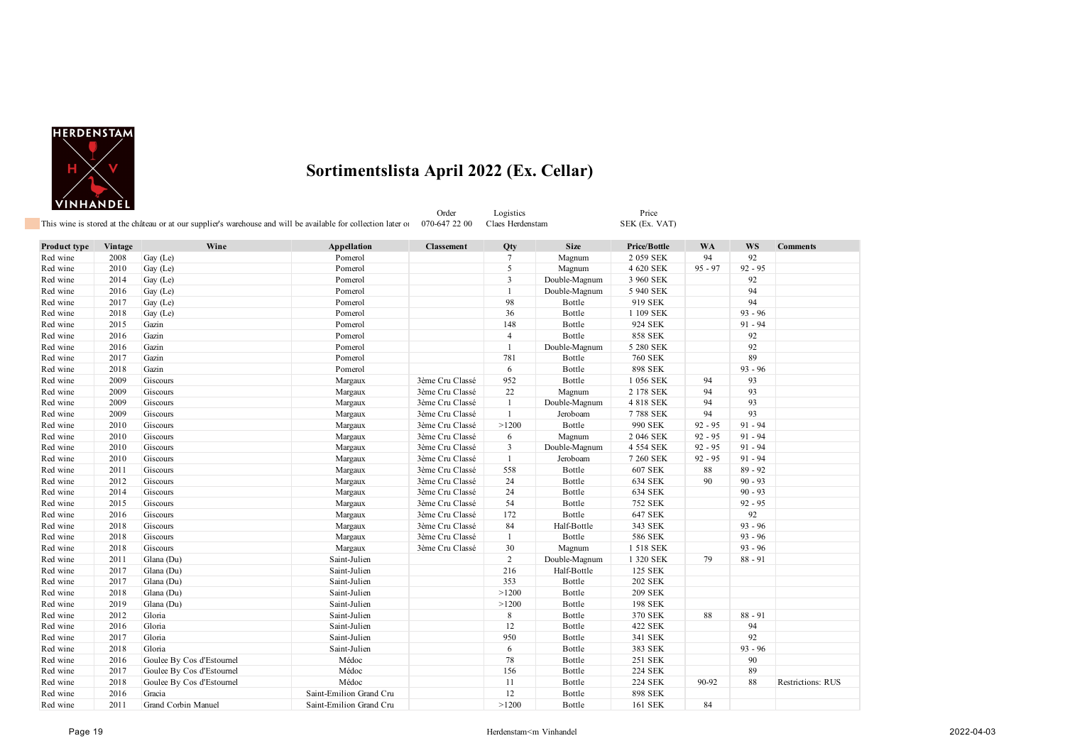# Sortimentslista April 2022 (Ex. Cellar)

This wine is stored at the château or at our supplier's warehouse and will be available for collection later or

| Order | Logistics | Price |
|---|---|---|
| 070-647 22 00 | Claes Herdenstam | SEK (Ex. VAT) |

| Product type | Vintage | Wine | Appellation | Classement | Qty | Size | Price/Bottle | WA | WS | Comments |
|---|---|---|---|---|---|---|---|---|---|---|
| Red wine | 2008 | Gay (Le) | Pomerol | | 7 | Magnum | 2 059 SEK | 94 | 92 | |
| Red wine | 2010 | Gay (Le) | Pomerol | | 5 | Magnum | 4 620 SEK | 95 - 97 | 92 - 95 | |
| Red wine | 2014 | Gay (Le) | Pomerol | | 3 | Double-Magnum | 3 960 SEK | | 92 | |
| Red wine | 2016 | Gay (Le) | Pomerol | | 1 | Double-Magnum | 5 940 SEK | | 94 | |
| Red wine | 2017 | Gay (Le) | Pomerol | | 98 | Bottle | 919 SEK | | 94 | |
| Red wine | 2018 | Gay (Le) | Pomerol | | 36 | Bottle | 1 109 SEK | | 93 - 96 | |
| Red wine | 2015 | Gazin | Pomerol | | 148 | Bottle | 924 SEK | | 91 - 94 | |
| Red wine | 2016 | Gazin | Pomerol | | 4 | Bottle | 858 SEK | | 92 | |
| Red wine | 2016 | Gazin | Pomerol | | 1 | Double-Magnum | 5 280 SEK | | 92 | |
| Red wine | 2017 | Gazin | Pomerol | | 781 | Bottle | 760 SEK | | 89 | |
| Red wine | 2018 | Gazin | Pomerol | | 6 | Bottle | 898 SEK | | 93 - 96 | |
| Red wine | 2009 | Giscours | Margaux | 3ème Cru Classé | 952 | Bottle | 1 056 SEK | 94 | 93 | |
| Red wine | 2009 | Giscours | Margaux | 3ème Cru Classé | 22 | Magnum | 2 178 SEK | 94 | 93 | |
| Red wine | 2009 | Giscours | Margaux | 3ème Cru Classé | 1 | Double-Magnum | 4 818 SEK | 94 | 93 | |
| Red wine | 2009 | Giscours | Margaux | 3ème Cru Classé | 1 | Jeroboam | 7 788 SEK | 94 | 93 | |
| Red wine | 2010 | Giscours | Margaux | 3ème Cru Classé | >1200 | Bottle | 990 SEK | 92 - 95 | 91 - 94 | |
| Red wine | 2010 | Giscours | Margaux | 3ème Cru Classé | 6 | Magnum | 2 046 SEK | 92 - 95 | 91 - 94 | |
| Red wine | 2010 | Giscours | Margaux | 3ème Cru Classé | 3 | Double-Magnum | 4 554 SEK | 92 - 95 | 91 - 94 | |
| Red wine | 2010 | Giscours | Margaux | 3ème Cru Classé | 1 | Jeroboam | 7 260 SEK | 92 - 95 | 91 - 94 | |
| Red wine | 2011 | Giscours | Margaux | 3ème Cru Classé | 558 | Bottle | 607 SEK | 88 | 89 - 92 | |
| Red wine | 2012 | Giscours | Margaux | 3ème Cru Classé | 24 | Bottle | 634 SEK | 90 | 90 - 93 | |
| Red wine | 2014 | Giscours | Margaux | 3ème Cru Classé | 24 | Bottle | 634 SEK | | 90 - 93 | |
| Red wine | 2015 | Giscours | Margaux | 3ème Cru Classé | 54 | Bottle | 752 SEK | | 92 - 95 | |
| Red wine | 2016 | Giscours | Margaux | 3ème Cru Classé | 172 | Bottle | 647 SEK | | 92 | |
| Red wine | 2018 | Giscours | Margaux | 3ème Cru Classé | 84 | Half-Bottle | 343 SEK | | 93 - 96 | |
| Red wine | 2018 | Giscours | Margaux | 3ème Cru Classé | 1 | Bottle | 586 SEK | | 93 - 96 | |
| Red wine | 2018 | Giscours | Margaux | 3ème Cru Classé | 30 | Magnum | 1 518 SEK | | 93 - 96 | |
| Red wine | 2011 | Glana (Du) | Saint-Julien | | 2 | Double-Magnum | 1 320 SEK | 79 | 88 - 91 | |
| Red wine | 2017 | Glana (Du) | Saint-Julien | | 216 | Half-Bottle | 125 SEK | | | |
| Red wine | 2017 | Glana (Du) | Saint-Julien | | 353 | Bottle | 202 SEK | | | |
| Red wine | 2018 | Glana (Du) | Saint-Julien | | >1200 | Bottle | 209 SEK | | | |
| Red wine | 2019 | Glana (Du) | Saint-Julien | | >1200 | Bottle | 198 SEK | | | |
| Red wine | 2012 | Gloria | Saint-Julien | | 8 | Bottle | 370 SEK | 88 | 88 - 91 | |
| Red wine | 2016 | Gloria | Saint-Julien | | 12 | Bottle | 422 SEK | | 94 | |
| Red wine | 2017 | Gloria | Saint-Julien | | 950 | Bottle | 341 SEK | | 92 | |
| Red wine | 2018 | Gloria | Saint-Julien | | 6 | Bottle | 383 SEK | | 93 - 96 | |
| Red wine | 2016 | Goulee By Cos d'Estournel | Médoc | | 78 | Bottle | 251 SEK | | 90 | |
| Red wine | 2017 | Goulee By Cos d'Estournel | Médoc | | 156 | Bottle | 224 SEK | | 89 | |
| Red wine | 2018 | Goulee By Cos d'Estournel | Médoc | | 11 | Bottle | 224 SEK | 90-92 | 88 | Restrictions: RUS |
| Red wine | 2016 | Gracia | Saint-Emilion Grand Cru | | 12 | Bottle | 898 SEK | | | |
| Red wine | 2011 | Grand Corbin Manuel | Saint-Emilion Grand Cru | | >1200 | Bottle | 161 SEK | 84 | | |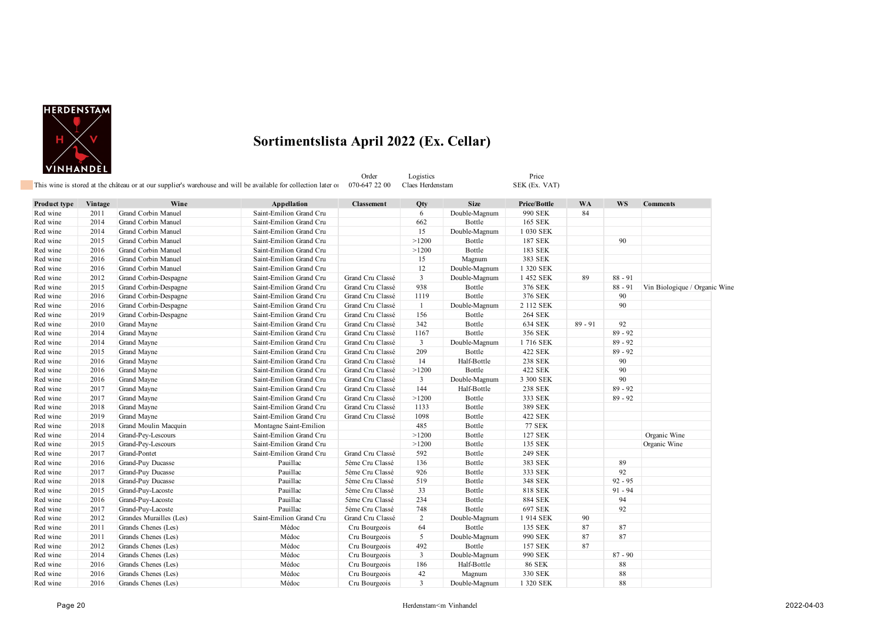# Sortimentslista April 2022 (Ex. Cellar)

This wine is stored at the château or at our supplier's warehouse and will be available for collection later or

| Order | Logistics | Price |
|---|---|---|
| 070-647 22 00 | Claes Herdenstam | SEK (Ex. VAT) |

| Product type | Vintage | Wine | Appellation | Classement | Qty | Size | Price/Bottle | WA | WS | Comments |
|---|---|---|---|---|---|---|---|---|---|---|
| Red wine | 2011 | Grand Corbin Manuel | Saint-Emilion Grand Cru | | 6 | Double-Magnum | 990 SEK | 84 | | |
| Red wine | 2014 | Grand Corbin Manuel | Saint-Emilion Grand Cru | | 662 | Bottle | 165 SEK | | | |
| Red wine | 2014 | Grand Corbin Manuel | Saint-Emilion Grand Cru | | 15 | Double-Magnum | 1 030 SEK | | | |
| Red wine | 2015 | Grand Corbin Manuel | Saint-Emilion Grand Cru | | >1200 | Bottle | 187 SEK | | 90 | |
| Red wine | 2016 | Grand Corbin Manuel | Saint-Emilion Grand Cru | | >1200 | Bottle | 183 SEK | | | |
| Red wine | 2016 | Grand Corbin Manuel | Saint-Emilion Grand Cru | | 15 | Magnum | 383 SEK | | | |
| Red wine | 2016 | Grand Corbin Manuel | Saint-Emilion Grand Cru | | 12 | Double-Magnum | 1 320 SEK | | | |
| Red wine | 2012 | Grand Corbin-Despagne | Saint-Emilion Grand Cru | Grand Cru Classé | 3 | Double-Magnum | 1 452 SEK | 89 | 88 - 91 | |
| Red wine | 2015 | Grand Corbin-Despagne | Saint-Emilion Grand Cru | Grand Cru Classé | 938 | Bottle | 376 SEK | | 88 - 91 | Vin Biologique / Organic Wine |
| Red wine | 2016 | Grand Corbin-Despagne | Saint-Emilion Grand Cru | Grand Cru Classé | 1119 | Bottle | 376 SEK | | 90 | |
| Red wine | 2016 | Grand Corbin-Despagne | Saint-Emilion Grand Cru | Grand Cru Classé | 1 | Double-Magnum | 2 112 SEK | | 90 | |
| Red wine | 2019 | Grand Corbin-Despagne | Saint-Emilion Grand Cru | Grand Cru Classé | 156 | Bottle | 264 SEK | | | |
| Red wine | 2010 | Grand Mayne | Saint-Emilion Grand Cru | Grand Cru Classé | 342 | Bottle | 634 SEK | 89 - 91 | 92 | |
| Red wine | 2014 | Grand Mayne | Saint-Emilion Grand Cru | Grand Cru Classé | 1167 | Bottle | 356 SEK | | 89 - 92 | |
| Red wine | 2014 | Grand Mayne | Saint-Emilion Grand Cru | Grand Cru Classé | 3 | Double-Magnum | 1 716 SEK | | 89 - 92 | |
| Red wine | 2015 | Grand Mayne | Saint-Emilion Grand Cru | Grand Cru Classé | 209 | Bottle | 422 SEK | | 89 - 92 | |
| Red wine | 2016 | Grand Mayne | Saint-Emilion Grand Cru | Grand Cru Classé | 14 | Half-Bottle | 238 SEK | | 90 | |
| Red wine | 2016 | Grand Mayne | Saint-Emilion Grand Cru | Grand Cru Classé | >1200 | Bottle | 422 SEK | | 90 | |
| Red wine | 2016 | Grand Mayne | Saint-Emilion Grand Cru | Grand Cru Classé | 3 | Double-Magnum | 3 300 SEK | | 90 | |
| Red wine | 2017 | Grand Mayne | Saint-Emilion Grand Cru | Grand Cru Classé | 144 | Half-Bottle | 238 SEK | | 89 - 92 | |
| Red wine | 2017 | Grand Mayne | Saint-Emilion Grand Cru | Grand Cru Classé | >1200 | Bottle | 333 SEK | | 89 - 92 | |
| Red wine | 2018 | Grand Mayne | Saint-Emilion Grand Cru | Grand Cru Classé | 1133 | Bottle | 389 SEK | | | |
| Red wine | 2019 | Grand Mayne | Saint-Emilion Grand Cru | Grand Cru Classé | 1098 | Bottle | 422 SEK | | | |
| Red wine | 2018 | Grand Moulin Macquin | Montagne Saint-Emilion | | 485 | Bottle | 77 SEK | | | |
| Red wine | 2014 | Grand-Pey-Lescours | Saint-Emilion Grand Cru | | >1200 | Bottle | 127 SEK | | | Organic Wine |
| Red wine | 2015 | Grand-Pey-Lescours | Saint-Emilion Grand Cru | | >1200 | Bottle | 135 SEK | | | Organic Wine |
| Red wine | 2017 | Grand-Pontet | Saint-Emilion Grand Cru | Grand Cru Classé | 592 | Bottle | 249 SEK | | | |
| Red wine | 2016 | Grand-Puy Ducasse | Pauillac | 5ème Cru Classé | 136 | Bottle | 383 SEK | | 89 | |
| Red wine | 2017 | Grand-Puy Ducasse | Pauillac | 5ème Cru Classé | 926 | Bottle | 333 SEK | | 92 | |
| Red wine | 2018 | Grand-Puy Ducasse | Pauillac | 5ème Cru Classé | 519 | Bottle | 348 SEK | | 92 - 95 | |
| Red wine | 2015 | Grand-Puy-Lacoste | Pauillac | 5ème Cru Classé | 33 | Bottle | 818 SEK | | 91 - 94 | |
| Red wine | 2016 | Grand-Puy-Lacoste | Pauillac | 5ème Cru Classé | 234 | Bottle | 884 SEK | | 94 | |
| Red wine | 2017 | Grand-Puy-Lacoste | Pauillac | 5ème Cru Classé | 748 | Bottle | 697 SEK | | 92 | |
| Red wine | 2012 | Grandes Murailles (Les) | Saint-Emilion Grand Cru | Grand Cru Classé | 2 | Double-Magnum | 1 914 SEK | 90 | | |
| Red wine | 2011 | Grands Chenes (Les) | Médoc | Cru Bourgeois | 64 | Bottle | 135 SEK | 87 | 87 | |
| Red wine | 2011 | Grands Chenes (Les) | Médoc | Cru Bourgeois | 5 | Double-Magnum | 990 SEK | 87 | 87 | |
| Red wine | 2012 | Grands Chenes (Les) | Médoc | Cru Bourgeois | 492 | Bottle | 157 SEK | 87 | | |
| Red wine | 2014 | Grands Chenes (Les) | Médoc | Cru Bourgeois | 3 | Double-Magnum | 990 SEK | | 87 - 90 | |
| Red wine | 2016 | Grands Chenes (Les) | Médoc | Cru Bourgeois | 186 | Half-Bottle | 86 SEK | | 88 | |
| Red wine | 2016 | Grands Chenes (Les) | Médoc | Cru Bourgeois | 42 | Magnum | 330 SEK | | 88 | |
| Red wine | 2016 | Grands Chenes (Les) | Médoc | Cru Bourgeois | 3 | Double-Magnum | 1 320 SEK | | 88 | |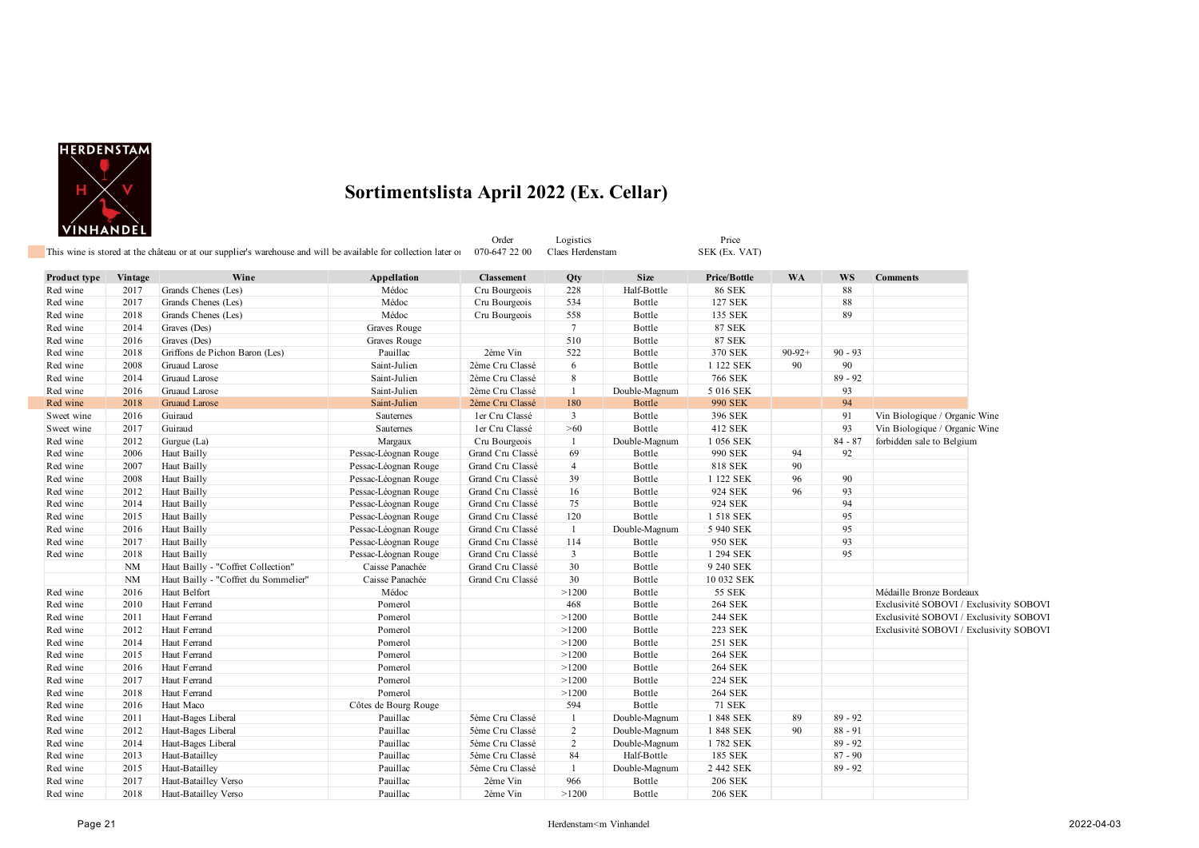# Sortimentslista April 2022 (Ex. Cellar)

This wine is stored at the château or at our supplier's warehouse and will be available for collection later or

| Order | Logistics | Price |
|---|---|---|
| 070-647 22 00 | Claes Herdenstam | SEK (Ex. VAT) |

| Product type | Vintage | Wine | Appellation | Classement | Qty | Size | Price/Bottle | WA | WS | Comments |
|---|---|---|---|---|---|---|---|---|---|---|
| Red wine | 2017 | Grands Chenes (Les) | Médoc | Cru Bourgeois | 228 | Half-Bottle | 86 SEK | | 88 | |
| Red wine | 2017 | Grands Chenes (Les) | Médoc | Cru Bourgeois | 534 | Bottle | 127 SEK | | 88 | |
| Red wine | 2018 | Grands Chenes (Les) | Médoc | Cru Bourgeois | 558 | Bottle | 135 SEK | | 89 | |
| Red wine | 2014 | Graves (Des) | Graves Rouge | | 7 | Bottle | 87 SEK | | | |
| Red wine | 2016 | Graves (Des) | Graves Rouge | | 510 | Bottle | 87 SEK | | | |
| Red wine | 2018 | Griffons de Pichon Baron (Les) | Pauillac | 2ème Vin | 522 | Bottle | 370 SEK | 90-92+ | 90 - 93 | |
| Red wine | 2008 | Gruaud Larose | Saint-Julien | 2ème Cru Classé | 6 | Bottle | 1 122 SEK | 90 | 90 | |
| Red wine | 2014 | Gruaud Larose | Saint-Julien | 2ème Cru Classé | 8 | Bottle | 766 SEK | | 89 - 92 | |
| Red wine | 2016 | Gruaud Larose | Saint-Julien | 2ème Cru Classé | 1 | Double-Magnum | 5 016 SEK | | 93 | |
| Red wine | 2018 | Gruaud Larose | Saint-Julien | 2ème Cru Classé | 180 | Bottle | 990 SEK | | 94 | |
| Sweet wine | 2016 | Guiraud | Sauternes | 1er Cru Classé | 3 | Bottle | 396 SEK | | 91 | Vin Biologique / Organic Wine |
| Sweet wine | 2017 | Guiraud | Sauternes | 1er Cru Classé | >60 | Bottle | 412 SEK | | 93 | Vin Biologique / Organic Wine |
| Red wine | 2012 | Gurgue (La) | Margaux | Cru Bourgeois | 1 | Double-Magnum | 1 056 SEK | | 84 - 87 | forbidden sale to Belgium |
| Red wine | 2006 | Haut Bailly | Pessac-Léognan Rouge | Grand Cru Classé | 69 | Bottle | 990 SEK | 94 | 92 | |
| Red wine | 2007 | Haut Bailly | Pessac-Léognan Rouge | Grand Cru Classé | 4 | Bottle | 818 SEK | 90 | | |
| Red wine | 2008 | Haut Bailly | Pessac-Léognan Rouge | Grand Cru Classé | 39 | Bottle | 1 122 SEK | 96 | 90 | |
| Red wine | 2012 | Haut Bailly | Pessac-Léognan Rouge | Grand Cru Classé | 16 | Bottle | 924 SEK | 96 | 93 | |
| Red wine | 2014 | Haut Bailly | Pessac-Léognan Rouge | Grand Cru Classé | 75 | Bottle | 924 SEK | | 94 | |
| Red wine | 2015 | Haut Bailly | Pessac-Léognan Rouge | Grand Cru Classé | 120 | Bottle | 1 518 SEK | | 95 | |
| Red wine | 2016 | Haut Bailly | Pessac-Léognan Rouge | Grand Cru Classé | 1 | Double-Magnum | 5 940 SEK | | 95 | |
| Red wine | 2017 | Haut Bailly | Pessac-Léognan Rouge | Grand Cru Classé | 114 | Bottle | 950 SEK | | 93 | |
| Red wine | 2018 | Haut Bailly | Pessac-Léognan Rouge | Grand Cru Classé | 3 | Bottle | 1 294 SEK | | 95 | |
| | NM | Haut Bailly - "Coffret Collection" | Caisse Panachée | Grand Cru Classé | 30 | Bottle | 9 240 SEK | | | |
| | NM | Haut Bailly - "Coffret du Sommelier" | Caisse Panachée | Grand Cru Classé | 30 | Bottle | 10 032 SEK | | | |
| Red wine | 2016 | Haut Belfort | Médoc | | >1200 | Bottle | 55 SEK | | | Médaille Bronze Bordeaux |
| Red wine | 2010 | Haut Ferrand | Pomerol | | 468 | Bottle | 264 SEK | | | Exclusivité SOBOVI / Exclusivity SOBOVI |
| Red wine | 2011 | Haut Ferrand | Pomerol | | >1200 | Bottle | 244 SEK | | | Exclusivité SOBOVI / Exclusivity SOBOVI |
| Red wine | 2012 | Haut Ferrand | Pomerol | | >1200 | Bottle | 223 SEK | | | Exclusivité SOBOVI / Exclusivity SOBOVI |
| Red wine | 2014 | Haut Ferrand | Pomerol | | >1200 | Bottle | 251 SEK | | | |
| Red wine | 2015 | Haut Ferrand | Pomerol | | >1200 | Bottle | 264 SEK | | | |
| Red wine | 2016 | Haut Ferrand | Pomerol | | >1200 | Bottle | 264 SEK | | | |
| Red wine | 2017 | Haut Ferrand | Pomerol | | >1200 | Bottle | 224 SEK | | | |
| Red wine | 2018 | Haut Ferrand | Pomerol | | >1200 | Bottle | 264 SEK | | | |
| Red wine | 2016 | Haut Maco | Côtes de Bourg Rouge | | 594 | Bottle | 71 SEK | | | |
| Red wine | 2011 | Haut-Bages Liberal | Pauillac | 5ème Cru Classé | 1 | Double-Magnum | 1 848 SEK | 89 | 89 - 92 | |
| Red wine | 2012 | Haut-Bages Liberal | Pauillac | 5ème Cru Classé | 2 | Double-Magnum | 1 848 SEK | 90 | 88 - 91 | |
| Red wine | 2014 | Haut-Bages Liberal | Pauillac | 5ème Cru Classé | 2 | Double-Magnum | 1 782 SEK | | 89 - 92 | |
| Red wine | 2013 | Haut-Batailley | Pauillac | 5ème Cru Classé | 84 | Half-Bottle | 185 SEK | | 87 - 90 | |
| Red wine | 2015 | Haut-Batailley | Pauillac | 5ème Cru Classé | 1 | Double-Magnum | 2 442 SEK | | 89 - 92 | |
| Red wine | 2017 | Haut-Batailley Verso | Pauillac | 2ème Vin | 966 | Bottle | 206 SEK | | | |
| Red wine | 2018 | Haut-Batailley Verso | Pauillac | 2ème Vin | >1200 | Bottle | 206 SEK | | | |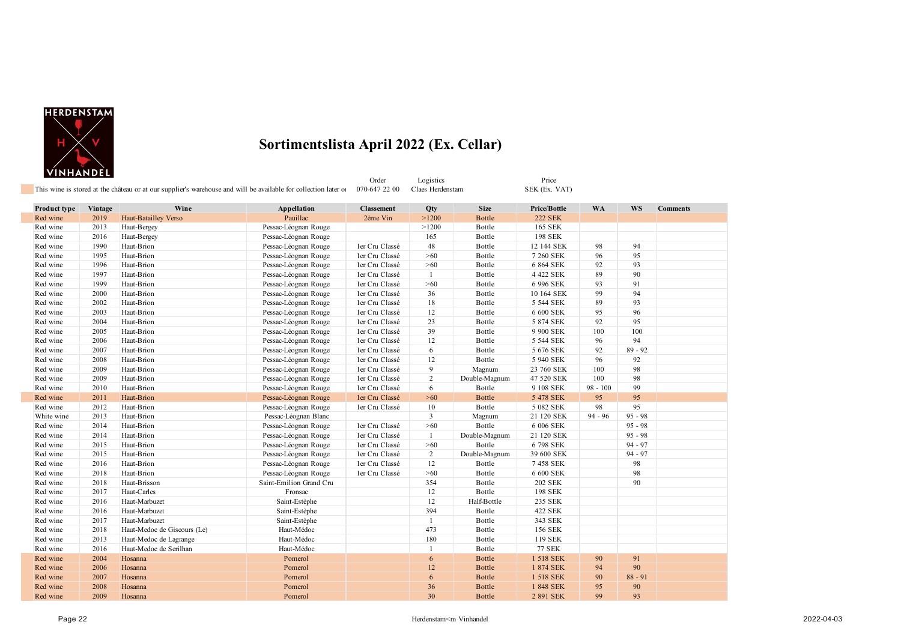# Sortimentslista April 2022 (Ex. Cellar)

This wine is stored at the château or at our supplier's warehouse and will be available for collection later or

| Order | Logistics | Price |
|---|---|---|
| 070-647 22 00 | Claes Herdenstam | SEK (Ex. VAT) |

| Product type | Vintage | Wine | Appellation | Classement | Qty | Size | Price/Bottle | WA | WS | Comments |
|---|---|---|---|---|---|---|---|---|---|---|
| Red wine | 2019 | Haut-Batailley Verso | Pauillac | 2ème Vin | >1200 | Bottle | 222 SEK | | | |
| Red wine | 2013 | Haut-Bergey | Pessac-Léognan Rouge | | >1200 | Bottle | 165 SEK | | | |
| Red wine | 2016 | Haut-Bergey | Pessac-Léognan Rouge | | 165 | Bottle | 198 SEK | | | |
| Red wine | 1990 | Haut-Brion | Pessac-Léognan Rouge | 1er Cru Classé | 48 | Bottle | 12 144 SEK | 98 | 94 | |
| Red wine | 1995 | Haut-Brion | Pessac-Léognan Rouge | 1er Cru Classé | >60 | Bottle | 7 260 SEK | 96 | 95 | |
| Red wine | 1996 | Haut-Brion | Pessac-Léognan Rouge | 1er Cru Classé | >60 | Bottle | 6 864 SEK | 92 | 93 | |
| Red wine | 1997 | Haut-Brion | Pessac-Léognan Rouge | 1er Cru Classé | 1 | Bottle | 4 422 SEK | 89 | 90 | |
| Red wine | 1999 | Haut-Brion | Pessac-Léognan Rouge | 1er Cru Classé | >60 | Bottle | 6 996 SEK | 93 | 91 | |
| Red wine | 2000 | Haut-Brion | Pessac-Léognan Rouge | 1er Cru Classé | 36 | Bottle | 10 164 SEK | 99 | 94 | |
| Red wine | 2002 | Haut-Brion | Pessac-Léognan Rouge | 1er Cru Classé | 18 | Bottle | 5 544 SEK | 89 | 93 | |
| Red wine | 2003 | Haut-Brion | Pessac-Léognan Rouge | 1er Cru Classé | 12 | Bottle | 6 600 SEK | 95 | 96 | |
| Red wine | 2004 | Haut-Brion | Pessac-Léognan Rouge | 1er Cru Classé | 23 | Bottle | 5 874 SEK | 92 | 95 | |
| Red wine | 2005 | Haut-Brion | Pessac-Léognan Rouge | 1er Cru Classé | 39 | Bottle | 9 900 SEK | 100 | 100 | |
| Red wine | 2006 | Haut-Brion | Pessac-Léognan Rouge | 1er Cru Classé | 12 | Bottle | 5 544 SEK | 96 | 94 | |
| Red wine | 2007 | Haut-Brion | Pessac-Léognan Rouge | 1er Cru Classé | 6 | Bottle | 5 676 SEK | 92 | 89 - 92 | |
| Red wine | 2008 | Haut-Brion | Pessac-Léognan Rouge | 1er Cru Classé | 12 | Bottle | 5 940 SEK | 96 | 92 | |
| Red wine | 2009 | Haut-Brion | Pessac-Léognan Rouge | 1er Cru Classé | 9 | Magnum | 23 760 SEK | 100 | 98 | |
| Red wine | 2009 | Haut-Brion | Pessac-Léognan Rouge | 1er Cru Classé | 2 | Double-Magnum | 47 520 SEK | 100 | 98 | |
| Red wine | 2010 | Haut-Brion | Pessac-Léognan Rouge | 1er Cru Classé | 6 | Bottle | 9 108 SEK | 98 - 100 | 99 | |
| Red wine | 2011 | Haut-Brion | Pessac-Léognan Rouge | 1er Cru Classé | >60 | Bottle | 5 478 SEK | 95 | 95 | |
| Red wine | 2012 | Haut-Brion | Pessac-Léognan Rouge | 1er Cru Classé | 10 | Bottle | 5 082 SEK | 98 | 95 | |
| White wine | 2013 | Haut-Brion | Pessac-Léognan Blanc | | 3 | Magnum | 21 120 SEK | 94 - 96 | 95 - 98 | |
| Red wine | 2014 | Haut-Brion | Pessac-Léognan Rouge | 1er Cru Classé | >60 | Bottle | 6 006 SEK | | 95 - 98 | |
| Red wine | 2014 | Haut-Brion | Pessac-Léognan Rouge | 1er Cru Classé | 1 | Double-Magnum | 21 120 SEK | | 95 - 98 | |
| Red wine | 2015 | Haut-Brion | Pessac-Léognan Rouge | 1er Cru Classé | >60 | Bottle | 6 798 SEK | | 94 - 97 | |
| Red wine | 2015 | Haut-Brion | Pessac-Léognan Rouge | 1er Cru Classé | 2 | Double-Magnum | 39 600 SEK | | 94 - 97 | |
| Red wine | 2016 | Haut-Brion | Pessac-Léognan Rouge | 1er Cru Classé | 12 | Bottle | 7 458 SEK | | 98 | |
| Red wine | 2018 | Haut-Brion | Pessac-Léognan Rouge | 1er Cru Classé | >60 | Bottle | 6 600 SEK | | 98 | |
| Red wine | 2018 | Haut-Brisson | Saint-Emilion Grand Cru | | 354 | Bottle | 202 SEK | | 90 | |
| Red wine | 2017 | Haut-Carles | Fronsac | | 12 | Bottle | 198 SEK | | | |
| Red wine | 2016 | Haut-Marbuzet | Saint-Estèphe | | 12 | Half-Bottle | 235 SEK | | | |
| Red wine | 2016 | Haut-Marbuzet | Saint-Estèphe | | 394 | Bottle | 422 SEK | | | |
| Red wine | 2017 | Haut-Marbuzet | Saint-Estèphe | | 1 | Bottle | 343 SEK | | | |
| Red wine | 2018 | Haut-Medoc de Giscours (Le) | Haut-Médoc | | 473 | Bottle | 156 SEK | | | |
| Red wine | 2013 | Haut-Medoc de Lagrange | Haut-Médoc | | 180 | Bottle | 119 SEK | | | |
| Red wine | 2016 | Haut-Medoc de Serilhan | Haut-Médoc | | 1 | Bottle | 77 SEK | | | |
| Red wine | 2004 | Hosanna | Pomerol | | 6 | Bottle | 1 518 SEK | 90 | 91 | |
| Red wine | 2006 | Hosanna | Pomerol | | 12 | Bottle | 1 874 SEK | 94 | 90 | |
| Red wine | 2007 | Hosanna | Pomerol | | 6 | Bottle | 1 518 SEK | 90 | 88 - 91 | |
| Red wine | 2008 | Hosanna | Pomerol | | 36 | Bottle | 1 848 SEK | 95 | 90 | |
| Red wine | 2009 | Hosanna | Pomerol | | 30 | Bottle | 2 891 SEK | 99 | 93 | |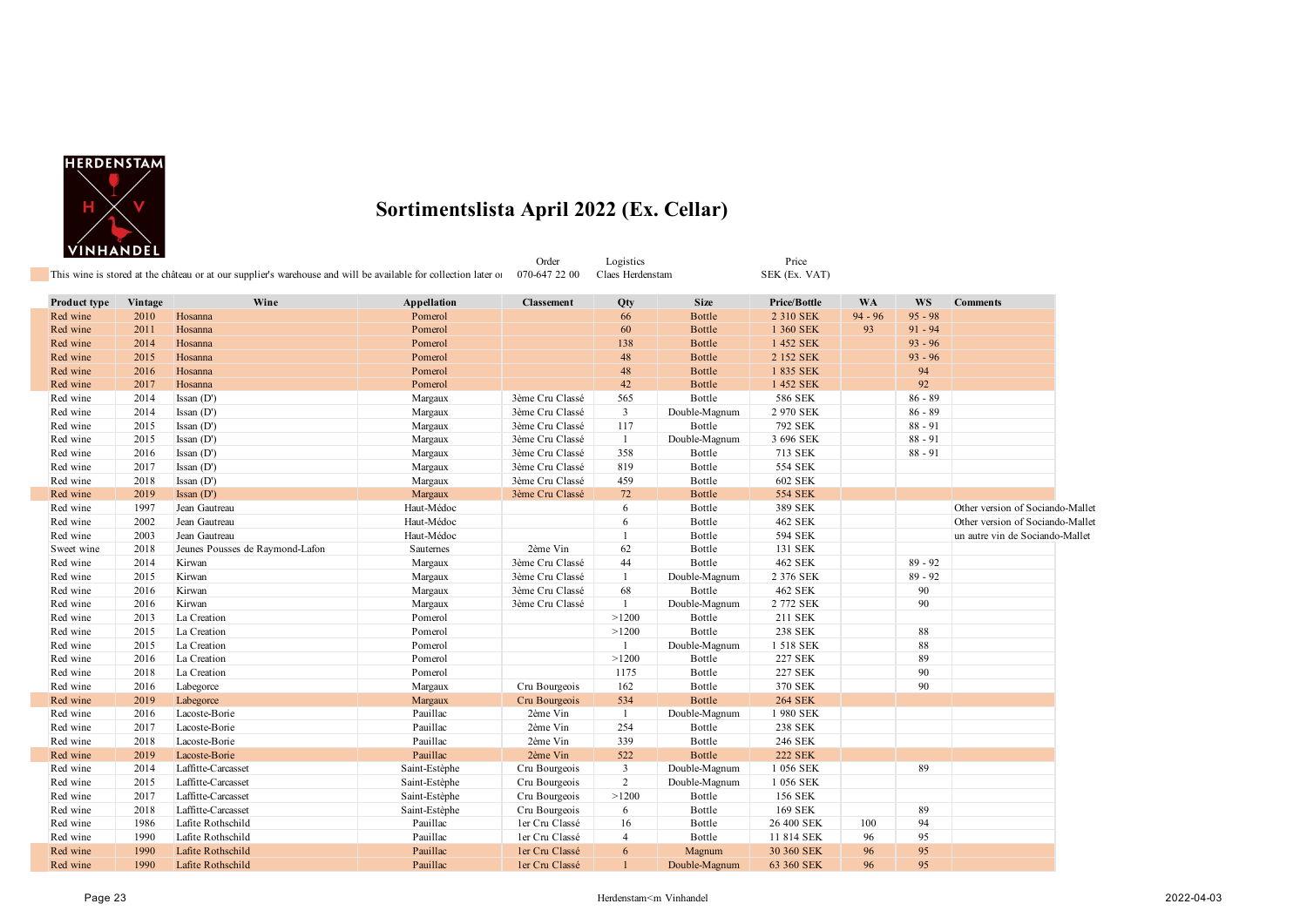# Sortimentslista April 2022 (Ex. Cellar)

This wine is stored at the château or at our supplier's warehouse and will be available for collection later or

| Order | Logistics | Price |
|---|---|---|
| 070-647 22 00 | Claes Herdenstam | SEK (Ex. VAT) |

| Product type | Vintage | Wine | Appellation | Classement | Qty | Size | Price/Bottle | WA | WS | Comments |
|---|---|---|---|---|---|---|---|---|---|---|
| Red wine | 2010 | Hosanna | Pomerol | | 66 | Bottle | 2 310 SEK | 94 - 96 | 95 - 98 | |
| Red wine | 2011 | Hosanna | Pomerol | | 60 | Bottle | 1 360 SEK | 93 | 91 - 94 | |
| Red wine | 2014 | Hosanna | Pomerol | | 138 | Bottle | 1 452 SEK | | 93 - 96 | |
| Red wine | 2015 | Hosanna | Pomerol | | 48 | Bottle | 2 152 SEK | | 93 - 96 | |
| Red wine | 2016 | Hosanna | Pomerol | | 48 | Bottle | 1 835 SEK | | 94 | |
| Red wine | 2017 | Hosanna | Pomerol | | 42 | Bottle | 1 452 SEK | | 92 | |
| Red wine | 2014 | Issan (D') | Margaux | 3ème Cru Classé | 565 | Bottle | 586 SEK | | 86 - 89 | |
| Red wine | 2014 | Issan (D') | Margaux | 3ème Cru Classé | 3 | Double-Magnum | 2 970 SEK | | 86 - 89 | |
| Red wine | 2015 | Issan (D') | Margaux | 3ème Cru Classé | 117 | Bottle | 792 SEK | | 88 - 91 | |
| Red wine | 2015 | Issan (D') | Margaux | 3ème Cru Classé | 1 | Double-Magnum | 3 696 SEK | | 88 - 91 | |
| Red wine | 2016 | Issan (D') | Margaux | 3ème Cru Classé | 358 | Bottle | 713 SEK | | 88 - 91 | |
| Red wine | 2017 | Issan (D') | Margaux | 3ème Cru Classé | 819 | Bottle | 554 SEK | | | |
| Red wine | 2018 | Issan (D') | Margaux | 3ème Cru Classé | 459 | Bottle | 602 SEK | | | |
| Red wine | 2019 | Issan (D') | Margaux | 3ème Cru Classé | 72 | Bottle | 554 SEK | | | |
| Red wine | 1997 | Jean Gautreau | Haut-Médoc | | 6 | Bottle | 389 SEK | | | Other version of Sociando-Mallet |
| Red wine | 2002 | Jean Gautreau | Haut-Médoc | | 6 | Bottle | 462 SEK | | | Other version of Sociando-Mallet |
| Red wine | 2003 | Jean Gautreau | Haut-Médoc | | 1 | Bottle | 594 SEK | | | un autre vin de Sociando-Mallet |
| Sweet wine | 2018 | Jeunes Pousses de Raymond-Lafon | Sauternes | 2ème Vin | 62 | Bottle | 131 SEK | | | |
| Red wine | 2014 | Kirwan | Margaux | 3ème Cru Classé | 44 | Bottle | 462 SEK | | 89 - 92 | |
| Red wine | 2015 | Kirwan | Margaux | 3ème Cru Classé | 1 | Double-Magnum | 2 376 SEK | | 89 - 92 | |
| Red wine | 2016 | Kirwan | Margaux | 3ème Cru Classé | 68 | Bottle | 462 SEK | | 90 | |
| Red wine | 2016 | Kirwan | Margaux | 3ème Cru Classé | 1 | Double-Magnum | 2 772 SEK | | 90 | |
| Red wine | 2013 | La Creation | Pomerol | | >1200 | Bottle | 211 SEK | | | |
| Red wine | 2015 | La Creation | Pomerol | | >1200 | Bottle | 238 SEK | | 88 | |
| Red wine | 2015 | La Creation | Pomerol | | 1 | Double-Magnum | 1 518 SEK | | 88 | |
| Red wine | 2016 | La Creation | Pomerol | | >1200 | Bottle | 227 SEK | | 89 | |
| Red wine | 2018 | La Creation | Pomerol | | 1175 | Bottle | 227 SEK | | 90 | |
| Red wine | 2016 | Labegorce | Margaux | Cru Bourgeois | 162 | Bottle | 370 SEK | | 90 | |
| Red wine | 2019 | Labegorce | Margaux | Cru Bourgeois | 534 | Bottle | 264 SEK | | | |
| Red wine | 2016 | Lacoste-Borie | Pauillac | 2ème Vin | 1 | Double-Magnum | 1 980 SEK | | | |
| Red wine | 2017 | Lacoste-Borie | Pauillac | 2ème Vin | 254 | Bottle | 238 SEK | | | |
| Red wine | 2018 | Lacoste-Borie | Pauillac | 2ème Vin | 339 | Bottle | 246 SEK | | | |
| Red wine | 2019 | Lacoste-Borie | Pauillac | 2ème Vin | 522 | Bottle | 222 SEK | | | |
| Red wine | 2014 | Laffitte-Carcasset | Saint-Estèphe | Cru Bourgeois | 3 | Double-Magnum | 1 056 SEK | | 89 | |
| Red wine | 2015 | Laffitte-Carcasset | Saint-Estèphe | Cru Bourgeois | 2 | Double-Magnum | 1 056 SEK | | | |
| Red wine | 2017 | Laffitte-Carcasset | Saint-Estèphe | Cru Bourgeois | >1200 | Bottle | 156 SEK | | | |
| Red wine | 2018 | Laffitte-Carcasset | Saint-Estèphe | Cru Bourgeois | 6 | Bottle | 169 SEK | | 89 | |
| Red wine | 1986 | Lafite Rothschild | Pauillac | 1er Cru Classé | 16 | Bottle | 26 400 SEK | 100 | 94 | |
| Red wine | 1990 | Lafite Rothschild | Pauillac | 1er Cru Classé | 4 | Bottle | 11 814 SEK | 96 | 95 | |
| Red wine | 1990 | Lafite Rothschild | Pauillac | 1er Cru Classé | 6 | Magnum | 30 360 SEK | 96 | 95 | |
| Red wine | 1990 | Lafite Rothschild | Pauillac | 1er Cru Classé | 1 | Double-Magnum | 63 360 SEK | 96 | 95 | |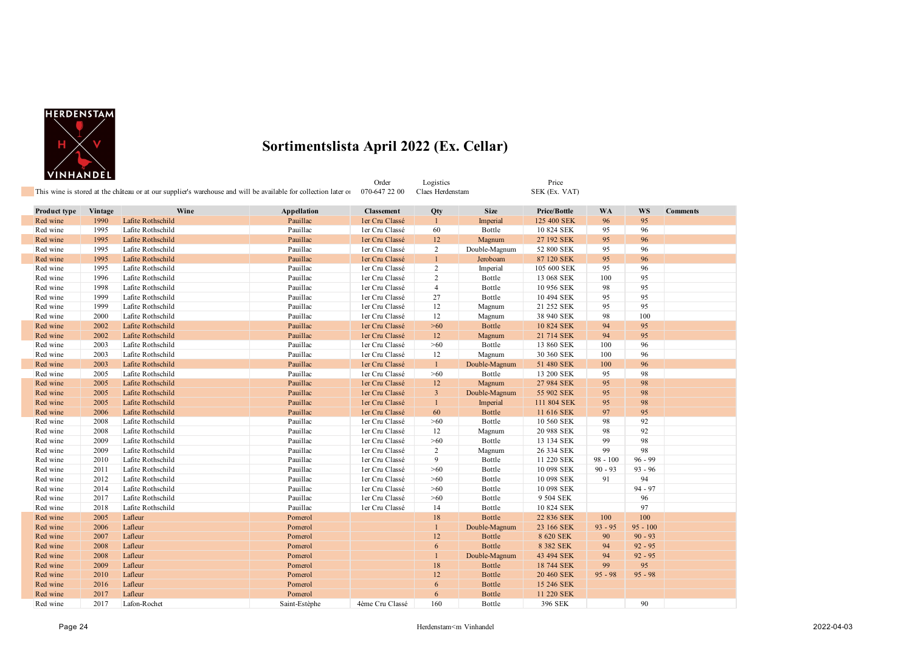# Sortimentslista April 2022 (Ex. Cellar)

This wine is stored at the château or at our supplier's warehouse and will be available for collection later or

| Order | Logistics | Price |
|---|---|---|
| 070-647 22 00 | Claes Herdenstam | SEK (Ex. VAT) |

| Product type | Vintage | Wine | Appellation | Classement | Qty | Size | Price/Bottle | WA | WS | Comments |
|---|---|---|---|---|---|---|---|---|---|---|
| Red wine | 1990 | Lafite Rothschild | Pauillac | 1er Cru Classé | 1 | Imperial | 125 400 SEK | 96 | 95 | |
| Red wine | 1995 | Lafite Rothschild | Pauillac | 1er Cru Classé | 60 | Bottle | 10 824 SEK | 95 | 96 | |
| Red wine | 1995 | Lafite Rothschild | Pauillac | 1er Cru Classé | 12 | Magnum | 27 192 SEK | 95 | 96 | |
| Red wine | 1995 | Lafite Rothschild | Pauillac | 1er Cru Classé | 2 | Double-Magnum | 52 800 SEK | 95 | 96 | |
| Red wine | 1995 | Lafite Rothschild | Pauillac | 1er Cru Classé | 1 | Jeroboam | 87 120 SEK | 95 | 96 | |
| Red wine | 1995 | Lafite Rothschild | Pauillac | 1er Cru Classé | 2 | Imperial | 105 600 SEK | 95 | 96 | |
| Red wine | 1996 | Lafite Rothschild | Pauillac | 1er Cru Classé | 2 | Bottle | 13 068 SEK | 100 | 95 | |
| Red wine | 1998 | Lafite Rothschild | Pauillac | 1er Cru Classé | 4 | Bottle | 10 956 SEK | 98 | 95 | |
| Red wine | 1999 | Lafite Rothschild | Pauillac | 1er Cru Classé | 27 | Bottle | 10 494 SEK | 95 | 95 | |
| Red wine | 1999 | Lafite Rothschild | Pauillac | 1er Cru Classé | 12 | Magnum | 21 252 SEK | 95 | 95 | |
| Red wine | 2000 | Lafite Rothschild | Pauillac | 1er Cru Classé | 12 | Magnum | 38 940 SEK | 98 | 100 | |
| Red wine | 2002 | Lafite Rothschild | Pauillac | 1er Cru Classé | >60 | Bottle | 10 824 SEK | 94 | 95 | |
| Red wine | 2002 | Lafite Rothschild | Pauillac | 1er Cru Classé | 12 | Magnum | 21 714 SEK | 94 | 95 | |
| Red wine | 2003 | Lafite Rothschild | Pauillac | 1er Cru Classé | >60 | Bottle | 13 860 SEK | 100 | 96 | |
| Red wine | 2003 | Lafite Rothschild | Pauillac | 1er Cru Classé | 12 | Magnum | 30 360 SEK | 100 | 96 | |
| Red wine | 2003 | Lafite Rothschild | Pauillac | 1er Cru Classé | 1 | Double-Magnum | 51 480 SEK | 100 | 96 | |
| Red wine | 2005 | Lafite Rothschild | Pauillac | 1er Cru Classé | >60 | Bottle | 13 200 SEK | 95 | 98 | |
| Red wine | 2005 | Lafite Rothschild | Pauillac | 1er Cru Classé | 12 | Magnum | 27 984 SEK | 95 | 98 | |
| Red wine | 2005 | Lafite Rothschild | Pauillac | 1er Cru Classé | 3 | Double-Magnum | 55 902 SEK | 95 | 98 | |
| Red wine | 2005 | Lafite Rothschild | Pauillac | 1er Cru Classé | 1 | Imperial | 111 804 SEK | 95 | 98 | |
| Red wine | 2006 | Lafite Rothschild | Pauillac | 1er Cru Classé | 60 | Bottle | 11 616 SEK | 97 | 95 | |
| Red wine | 2008 | Lafite Rothschild | Pauillac | 1er Cru Classé | >60 | Bottle | 10 560 SEK | 98 | 92 | |
| Red wine | 2008 | Lafite Rothschild | Pauillac | 1er Cru Classé | 12 | Magnum | 20 988 SEK | 98 | 92 | |
| Red wine | 2009 | Lafite Rothschild | Pauillac | 1er Cru Classé | >60 | Bottle | 13 134 SEK | 99 | 98 | |
| Red wine | 2009 | Lafite Rothschild | Pauillac | 1er Cru Classé | 2 | Magnum | 26 334 SEK | 99 | 98 | |
| Red wine | 2010 | Lafite Rothschild | Pauillac | 1er Cru Classé | 9 | Bottle | 11 220 SEK | 98 - 100 | 96 - 99 | |
| Red wine | 2011 | Lafite Rothschild | Pauillac | 1er Cru Classé | >60 | Bottle | 10 098 SEK | 90 - 93 | 93 - 96 | |
| Red wine | 2012 | Lafite Rothschild | Pauillac | 1er Cru Classé | >60 | Bottle | 10 098 SEK | 91 | 94 | |
| Red wine | 2014 | Lafite Rothschild | Pauillac | 1er Cru Classé | >60 | Bottle | 10 098 SEK | | 94 - 97 | |
| Red wine | 2017 | Lafite Rothschild | Pauillac | 1er Cru Classé | >60 | Bottle | 9 504 SEK | | 96 | |
| Red wine | 2018 | Lafite Rothschild | Pauillac | 1er Cru Classé | 14 | Bottle | 10 824 SEK | | 97 | |
| Red wine | 2005 | Lafleur | Pomerol | | 18 | Bottle | 22 836 SEK | 100 | 100 | |
| Red wine | 2006 | Lafleur | Pomerol | | 1 | Double-Magnum | 23 166 SEK | 93 - 95 | 95 - 100 | |
| Red wine | 2007 | Lafleur | Pomerol | | 12 | Bottle | 8 620 SEK | 90 | 90 - 93 | |
| Red wine | 2008 | Lafleur | Pomerol | | 6 | Bottle | 8 382 SEK | 94 | 92 - 95 | |
| Red wine | 2008 | Lafleur | Pomerol | | 1 | Double-Magnum | 43 494 SEK | 94 | 92 - 95 | |
| Red wine | 2009 | Lafleur | Pomerol | | 18 | Bottle | 18 744 SEK | 99 | 95 | |
| Red wine | 2010 | Lafleur | Pomerol | | 12 | Bottle | 20 460 SEK | 95 - 98 | 95 - 98 | |
| Red wine | 2016 | Lafleur | Pomerol | | 6 | Bottle | 15 246 SEK | | | |
| Red wine | 2017 | Lafleur | Pomerol | | 6 | Bottle | 11 220 SEK | | | |
| Red wine | 2017 | Lafon-Rochet | Saint-Estèphe | 4ème Cru Classé | 160 | Bottle | 396 SEK | | 90 | |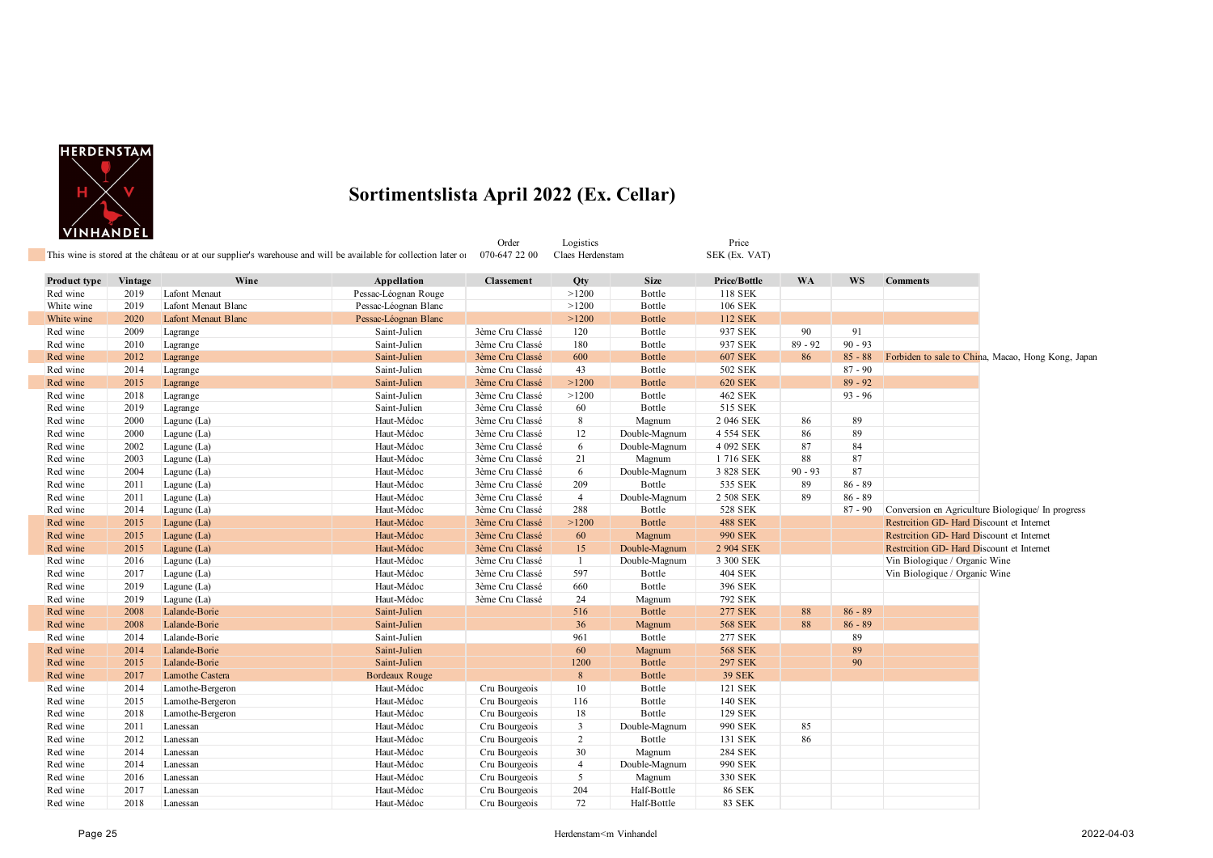HERDENSTAM VINHANDEL

# Sortimentslista April 2022 (Ex. Cellar)

This wine is stored at the château or at our supplier's warehouse and will be available for collection later or

Order: 070-647 22 00 | Logistics: Claes Herdenstam | Price: SEK (Ex. VAT)

| Product type | Vintage | Wine | Appellation | Classement | Qty | Size | Price/Bottle | WA | WS | Comments |
|---|---|---|---|---|---|---|---|---|---|---|
| Red wine | 2019 | Lafont Menaut | Pessac-Léognan Rouge | | >1200 | Bottle | 118 SEK | | | |
| White wine | 2019 | Lafont Menaut Blanc | Pessac-Léognan Blanc | | >1200 | Bottle | 106 SEK | | | |
| White wine | 2020 | Lafont Menaut Blanc | Pessac-Léognan Blanc | | >1200 | Bottle | 112 SEK | | | |
| Red wine | 2009 | Lagrange | Saint-Julien | 3ème Cru Classé | 120 | Bottle | 937 SEK | 90 | 91 | |
| Red wine | 2010 | Lagrange | Saint-Julien | 3ème Cru Classé | 180 | Bottle | 937 SEK | 89 - 92 | 90 - 93 | |
| Red wine | 2012 | Lagrange | Saint-Julien | 3ème Cru Classé | 600 | Bottle | 607 SEK | 86 | 85 - 88 | Forbiden to sale to China, Macao, Hong Kong, Japan |
| Red wine | 2014 | Lagrange | Saint-Julien | 3ème Cru Classé | 43 | Bottle | 502 SEK | | 87 - 90 | |
| Red wine | 2015 | Lagrange | Saint-Julien | 3ème Cru Classé | >1200 | Bottle | 620 SEK | | 89 - 92 | |
| Red wine | 2018 | Lagrange | Saint-Julien | 3ème Cru Classé | >1200 | Bottle | 462 SEK | | 93 - 96 | |
| Red wine | 2019 | Lagrange | Saint-Julien | 3ème Cru Classé | 60 | Bottle | 515 SEK | | | |
| Red wine | 2000 | Lagune (La) | Haut-Médoc | 3ème Cru Classé | 8 | Magnum | 2 046 SEK | 86 | 89 | |
| Red wine | 2000 | Lagune (La) | Haut-Médoc | 3ème Cru Classé | 12 | Double-Magnum | 4 554 SEK | 86 | 89 | |
| Red wine | 2002 | Lagune (La) | Haut-Médoc | 3ème Cru Classé | 6 | Double-Magnum | 4 092 SEK | 87 | 84 | |
| Red wine | 2003 | Lagune (La) | Haut-Médoc | 3ème Cru Classé | 21 | Magnum | 1 716 SEK | 88 | 87 | |
| Red wine | 2004 | Lagune (La) | Haut-Médoc | 3ème Cru Classé | 6 | Double-Magnum | 3 828 SEK | 90 - 93 | 87 | |
| Red wine | 2011 | Lagune (La) | Haut-Médoc | 3ème Cru Classé | 209 | Bottle | 535 SEK | 89 | 86 - 89 | |
| Red wine | 2011 | Lagune (La) | Haut-Médoc | 3ème Cru Classé | 4 | Double-Magnum | 2 508 SEK | 89 | 86 - 89 | |
| Red wine | 2014 | Lagune (La) | Haut-Médoc | 3ème Cru Classé | 288 | Bottle | 528 SEK | | 87 - 90 | Conversion en Agriculture Biologique/ In progress |
| Red wine | 2015 | Lagune (La) | Haut-Médoc | 3ème Cru Classé | >1200 | Bottle | 488 SEK | | | Restrcition GD- Hard Discount et Internet |
| Red wine | 2015 | Lagune (La) | Haut-Médoc | 3ème Cru Classé | 60 | Magnum | 990 SEK | | | Restrcition GD- Hard Discount et Internet |
| Red wine | 2015 | Lagune (La) | Haut-Médoc | 3ème Cru Classé | 15 | Double-Magnum | 2 904 SEK | | | Restrcition GD- Hard Discount et Internet |
| Red wine | 2016 | Lagune (La) | Haut-Médoc | 3ème Cru Classé | 1 | Double-Magnum | 3 300 SEK | | | Vin Biologique / Organic Wine |
| Red wine | 2017 | Lagune (La) | Haut-Médoc | 3ème Cru Classé | 597 | Bottle | 404 SEK | | | Vin Biologique / Organic Wine |
| Red wine | 2019 | Lagune (La) | Haut-Médoc | 3ème Cru Classé | 660 | Bottle | 396 SEK | | | |
| Red wine | 2019 | Lagune (La) | Haut-Médoc | 3ème Cru Classé | 24 | Magnum | 792 SEK | | | |
| Red wine | 2008 | Lalande-Borie | Saint-Julien | | 516 | Bottle | 277 SEK | 88 | 86 - 89 | |
| Red wine | 2008 | Lalande-Borie | Saint-Julien | | 36 | Magnum | 568 SEK | 88 | 86 - 89 | |
| Red wine | 2014 | Lalande-Borie | Saint-Julien | | 961 | Bottle | 277 SEK | | 89 | |
| Red wine | 2014 | Lalande-Borie | Saint-Julien | | 60 | Magnum | 568 SEK | | 89 | |
| Red wine | 2015 | Lalande-Borie | Saint-Julien | | 1200 | Bottle | 297 SEK | | 90 | |
| Red wine | 2017 | Lamothe Castera | Bordeaux Rouge | | 8 | Bottle | 39 SEK | | | |
| Red wine | 2014 | Lamothe-Bergeron | Haut-Médoc | Cru Bourgeois | 10 | Bottle | 121 SEK | | | |
| Red wine | 2015 | Lamothe-Bergeron | Haut-Médoc | Cru Bourgeois | 116 | Bottle | 140 SEK | | | |
| Red wine | 2018 | Lamothe-Bergeron | Haut-Médoc | Cru Bourgeois | 18 | Bottle | 129 SEK | | | |
| Red wine | 2011 | Lanessan | Haut-Médoc | Cru Bourgeois | 3 | Double-Magnum | 990 SEK | 85 | | |
| Red wine | 2012 | Lanessan | Haut-Médoc | Cru Bourgeois | 2 | Bottle | 131 SEK | 86 | | |
| Red wine | 2014 | Lanessan | Haut-Médoc | Cru Bourgeois | 30 | Magnum | 284 SEK | | | |
| Red wine | 2014 | Lanessan | Haut-Médoc | Cru Bourgeois | 4 | Double-Magnum | 990 SEK | | | |
| Red wine | 2016 | Lanessan | Haut-Médoc | Cru Bourgeois | 5 | Magnum | 330 SEK | | | |
| Red wine | 2017 | Lanessan | Haut-Médoc | Cru Bourgeois | 204 | Half-Bottle | 86 SEK | | | |
| Red wine | 2018 | Lanessan | Haut-Médoc | Cru Bourgeois | 72 | Half-Bottle | 83 SEK | | | |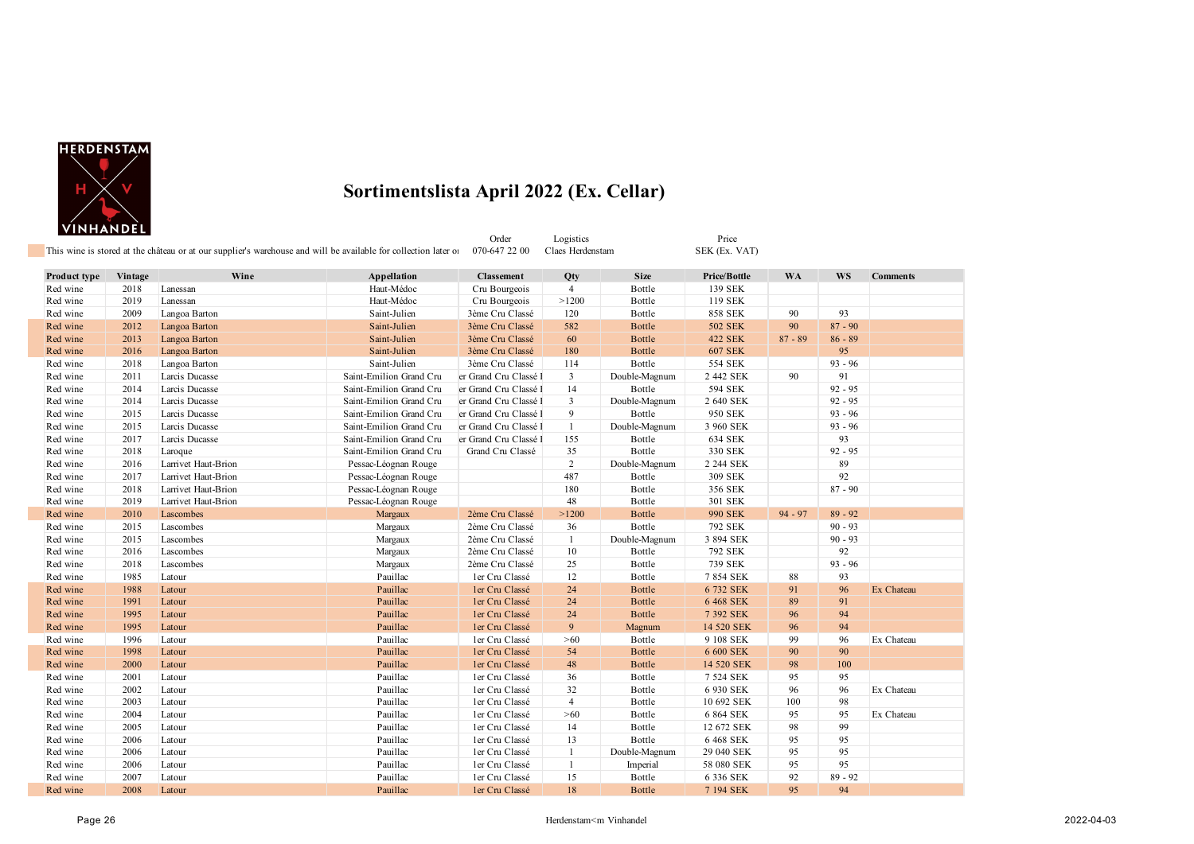# Sortimentslista April 2022 (Ex. Cellar)

This wine is stored at the château or at our supplier's warehouse and will be available for collection later or

| Order | Logistics | Price |
|---|---|---|
| 070-647 22 00 | Claes Herdenstam | SEK (Ex. VAT) |

| Product type | Vintage | Wine | Appellation | Classement | Qty | Size | Price/Bottle | WA | WS | Comments |
|---|---|---|---|---|---|---|---|---|---|---|
| Red wine | 2018 | Lanessan | Haut-Médoc | Cru Bourgeois | 4 | Bottle | 139 SEK | | | |
| Red wine | 2019 | Lanessan | Haut-Médoc | Cru Bourgeois | >1200 | Bottle | 119 SEK | | | |
| Red wine | 2009 | Langoa Barton | Saint-Julien | 3ème Cru Classé | 120 | Bottle | 858 SEK | 90 | 93 | |
| Red wine | 2012 | Langoa Barton | Saint-Julien | 3ème Cru Classé | 582 | Bottle | 502 SEK | 90 | 87 - 90 | |
| Red wine | 2013 | Langoa Barton | Saint-Julien | 3ème Cru Classé | 60 | Bottle | 422 SEK | 87 - 89 | 86 - 89 | |
| Red wine | 2016 | Langoa Barton | Saint-Julien | 3ème Cru Classé | 180 | Bottle | 607 SEK | | 95 | |
| Red wine | 2018 | Langoa Barton | Saint-Julien | 3ème Cru Classé | 114 | Bottle | 554 SEK | | 93 - 96 | |
| Red wine | 2011 | Larcis Ducasse | Saint-Emilion Grand Cru | er Grand Cru Classé I | 3 | Double-Magnum | 2 442 SEK | 90 | 91 | |
| Red wine | 2014 | Larcis Ducasse | Saint-Emilion Grand Cru | er Grand Cru Classé I | 14 | Bottle | 594 SEK | | 92 - 95 | |
| Red wine | 2014 | Larcis Ducasse | Saint-Emilion Grand Cru | er Grand Cru Classé I | 3 | Double-Magnum | 2 640 SEK | | 92 - 95 | |
| Red wine | 2015 | Larcis Ducasse | Saint-Emilion Grand Cru | er Grand Cru Classé I | 9 | Bottle | 950 SEK | | 93 - 96 | |
| Red wine | 2015 | Larcis Ducasse | Saint-Emilion Grand Cru | er Grand Cru Classé I | 1 | Double-Magnum | 3 960 SEK | | 93 - 96 | |
| Red wine | 2017 | Larcis Ducasse | Saint-Emilion Grand Cru | er Grand Cru Classé I | 155 | Bottle | 634 SEK | | 93 | |
| Red wine | 2018 | Laroque | Saint-Emilion Grand Cru | Grand Cru Classé | 35 | Bottle | 330 SEK | | 92 - 95 | |
| Red wine | 2016 | Larrivet Haut-Brion | Pessac-Léognan Rouge | | 2 | Double-Magnum | 2 244 SEK | | 89 | |
| Red wine | 2017 | Larrivet Haut-Brion | Pessac-Léognan Rouge | | 487 | Bottle | 309 SEK | | 92 | |
| Red wine | 2018 | Larrivet Haut-Brion | Pessac-Léognan Rouge | | 180 | Bottle | 356 SEK | | 87 - 90 | |
| Red wine | 2019 | Larrivet Haut-Brion | Pessac-Léognan Rouge | | 48 | Bottle | 301 SEK | | | |
| Red wine | 2010 | Lascombes | Margaux | 2ème Cru Classé | >1200 | Bottle | 990 SEK | 94 - 97 | 89 - 92 | |
| Red wine | 2015 | Lascombes | Margaux | 2ème Cru Classé | 36 | Bottle | 792 SEK | | 90 - 93 | |
| Red wine | 2015 | Lascombes | Margaux | 2ème Cru Classé | 1 | Double-Magnum | 3 894 SEK | | 90 - 93 | |
| Red wine | 2016 | Lascombes | Margaux | 2ème Cru Classé | 10 | Bottle | 792 SEK | | 92 | |
| Red wine | 2018 | Lascombes | Margaux | 2ème Cru Classé | 25 | Bottle | 739 SEK | | 93 - 96 | |
| Red wine | 1985 | Latour | Pauillac | 1er Cru Classé | 12 | Bottle | 7 854 SEK | 88 | 93 | |
| Red wine | 1988 | Latour | Pauillac | 1er Cru Classé | 24 | Bottle | 6 732 SEK | 91 | 96 | Ex Chateau |
| Red wine | 1991 | Latour | Pauillac | 1er Cru Classé | 24 | Bottle | 6 468 SEK | 89 | 91 | |
| Red wine | 1995 | Latour | Pauillac | 1er Cru Classé | 24 | Bottle | 7 392 SEK | 96 | 94 | |
| Red wine | 1995 | Latour | Pauillac | 1er Cru Classé | 9 | Magnum | 14 520 SEK | 96 | 94 | |
| Red wine | 1996 | Latour | Pauillac | 1er Cru Classé | >60 | Bottle | 9 108 SEK | 99 | 96 | Ex Chateau |
| Red wine | 1998 | Latour | Pauillac | 1er Cru Classé | 54 | Bottle | 6 600 SEK | 90 | 90 | |
| Red wine | 2000 | Latour | Pauillac | 1er Cru Classé | 48 | Bottle | 14 520 SEK | 98 | 100 | |
| Red wine | 2001 | Latour | Pauillac | 1er Cru Classé | 36 | Bottle | 7 524 SEK | 95 | 95 | |
| Red wine | 2002 | Latour | Pauillac | 1er Cru Classé | 32 | Bottle | 6 930 SEK | 96 | 96 | Ex Chateau |
| Red wine | 2003 | Latour | Pauillac | 1er Cru Classé | 4 | Bottle | 10 692 SEK | 100 | 98 | |
| Red wine | 2004 | Latour | Pauillac | 1er Cru Classé | >60 | Bottle | 6 864 SEK | 95 | 95 | Ex Chateau |
| Red wine | 2005 | Latour | Pauillac | 1er Cru Classé | 14 | Bottle | 12 672 SEK | 98 | 99 | |
| Red wine | 2006 | Latour | Pauillac | 1er Cru Classé | 13 | Bottle | 6 468 SEK | 95 | 95 | |
| Red wine | 2006 | Latour | Pauillac | 1er Cru Classé | 1 | Double-Magnum | 29 040 SEK | 95 | 95 | |
| Red wine | 2006 | Latour | Pauillac | 1er Cru Classé | 1 | Imperial | 58 080 SEK | 95 | 95 | |
| Red wine | 2007 | Latour | Pauillac | 1er Cru Classé | 15 | Bottle | 6 336 SEK | 92 | 89 - 92 | |
| Red wine | 2008 | Latour | Pauillac | 1er Cru Classé | 18 | Bottle | 7 194 SEK | 95 | 94 | |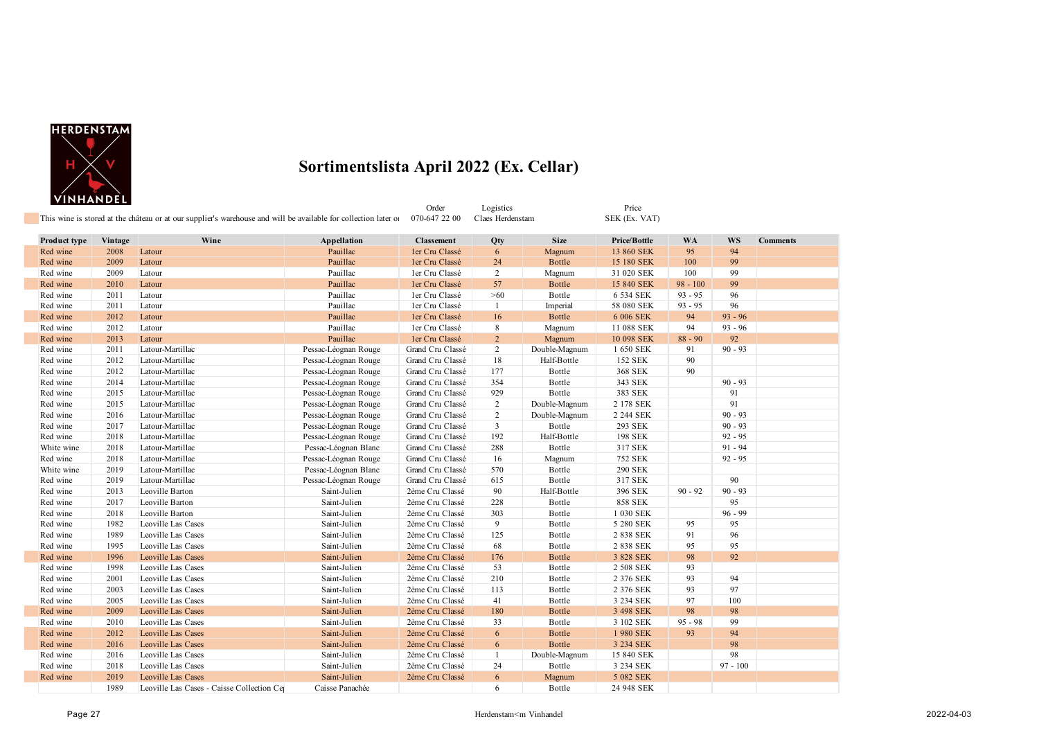HERDENSTAM VINHANDEL

# Sortimentslista April 2022 (Ex. Cellar)

This wine is stored at the château or at our supplier's warehouse and will be available for collection later or

Order: 070-647 22 00

Logistics: Claes Herdenstam

Price: SEK (Ex. VAT)

| Product type | Vintage | Wine | Appellation | Classement | Qty | Size | Price/Bottle | WA | WS | Comments |
|---|---|---|---|---|---|---|---|---|---|---|
| Red wine | 2008 | Latour | Pauillac | 1er Cru Classé | 6 | Magnum | 13 860 SEK | 95 | 94 | |
| Red wine | 2009 | Latour | Pauillac | 1er Cru Classé | 24 | Bottle | 15 180 SEK | 100 | 99 | |
| Red wine | 2009 | Latour | Pauillac | 1er Cru Classé | 2 | Magnum | 31 020 SEK | 100 | 99 | |
| Red wine | 2010 | Latour | Pauillac | 1er Cru Classé | 57 | Bottle | 15 840 SEK | 98 - 100 | 99 | |
| Red wine | 2011 | Latour | Pauillac | 1er Cru Classé | >60 | Bottle | 6 534 SEK | 93 - 95 | 96 | |
| Red wine | 2011 | Latour | Pauillac | 1er Cru Classé | 1 | Imperial | 58 080 SEK | 93 - 95 | 96 | |
| Red wine | 2012 | Latour | Pauillac | 1er Cru Classé | 16 | Bottle | 6 006 SEK | 94 | 93 - 96 | |
| Red wine | 2012 | Latour | Pauillac | 1er Cru Classé | 8 | Magnum | 11 088 SEK | 94 | 93 - 96 | |
| Red wine | 2013 | Latour | Pauillac | 1er Cru Classé | 2 | Magnum | 10 098 SEK | 88 - 90 | 92 | |
| Red wine | 2011 | Latour-Martillac | Pessac-Léognan Rouge | Grand Cru Classé | 2 | Double-Magnum | 1 650 SEK | 91 | 90 - 93 | |
| Red wine | 2012 | Latour-Martillac | Pessac-Léognan Rouge | Grand Cru Classé | 18 | Half-Bottle | 152 SEK | 90 | | |
| Red wine | 2012 | Latour-Martillac | Pessac-Léognan Rouge | Grand Cru Classé | 177 | Bottle | 368 SEK | 90 | | |
| Red wine | 2014 | Latour-Martillac | Pessac-Léognan Rouge | Grand Cru Classé | 354 | Bottle | 343 SEK | | 90 - 93 | |
| Red wine | 2015 | Latour-Martillac | Pessac-Léognan Rouge | Grand Cru Classé | 929 | Bottle | 383 SEK | | 91 | |
| Red wine | 2015 | Latour-Martillac | Pessac-Léognan Rouge | Grand Cru Classé | 2 | Double-Magnum | 2 178 SEK | | 91 | |
| Red wine | 2016 | Latour-Martillac | Pessac-Léognan Rouge | Grand Cru Classé | 2 | Double-Magnum | 2 244 SEK | | 90 - 93 | |
| Red wine | 2017 | Latour-Martillac | Pessac-Léognan Rouge | Grand Cru Classé | 3 | Bottle | 293 SEK | | 90 - 93 | |
| Red wine | 2018 | Latour-Martillac | Pessac-Léognan Rouge | Grand Cru Classé | 192 | Half-Bottle | 198 SEK | | 92 - 95 | |
| White wine | 2018 | Latour-Martillac | Pessac-Léognan Blanc | Grand Cru Classé | 288 | Bottle | 317 SEK | | 91 - 94 | |
| Red wine | 2018 | Latour-Martillac | Pessac-Léognan Rouge | Grand Cru Classé | 16 | Magnum | 752 SEK | | 92 - 95 | |
| White wine | 2019 | Latour-Martillac | Pessac-Léognan Blanc | Grand Cru Classé | 570 | Bottle | 290 SEK | | | |
| Red wine | 2019 | Latour-Martillac | Pessac-Léognan Rouge | Grand Cru Classé | 615 | Bottle | 317 SEK | | 90 | |
| Red wine | 2013 | Leoville Barton | Saint-Julien | 2ème Cru Classé | 90 | Half-Bottle | 396 SEK | 90 - 92 | 90 - 93 | |
| Red wine | 2017 | Leoville Barton | Saint-Julien | 2ème Cru Classé | 228 | Bottle | 858 SEK | | 95 | |
| Red wine | 2018 | Leoville Barton | Saint-Julien | 2ème Cru Classé | 303 | Bottle | 1 030 SEK | | 96 - 99 | |
| Red wine | 1982 | Leoville Las Cases | Saint-Julien | 2ème Cru Classé | 9 | Bottle | 5 280 SEK | 95 | 95 | |
| Red wine | 1989 | Leoville Las Cases | Saint-Julien | 2ème Cru Classé | 125 | Bottle | 2 838 SEK | 91 | 96 | |
| Red wine | 1995 | Leoville Las Cases | Saint-Julien | 2ème Cru Classé | 68 | Bottle | 2 838 SEK | 95 | 95 | |
| Red wine | 1996 | Leoville Las Cases | Saint-Julien | 2ème Cru Classé | 176 | Bottle | 3 828 SEK | 98 | 92 | |
| Red wine | 1998 | Leoville Las Cases | Saint-Julien | 2ème Cru Classé | 53 | Bottle | 2 508 SEK | 93 | | |
| Red wine | 2001 | Leoville Las Cases | Saint-Julien | 2ème Cru Classé | 210 | Bottle | 2 376 SEK | 93 | 94 | |
| Red wine | 2003 | Leoville Las Cases | Saint-Julien | 2ème Cru Classé | 113 | Bottle | 2 376 SEK | 93 | 97 | |
| Red wine | 2005 | Leoville Las Cases | Saint-Julien | 2ème Cru Classé | 41 | Bottle | 3 234 SEK | 97 | 100 | |
| Red wine | 2009 | Leoville Las Cases | Saint-Julien | 2ème Cru Classé | 180 | Bottle | 3 498 SEK | 98 | 98 | |
| Red wine | 2010 | Leoville Las Cases | Saint-Julien | 2ème Cru Classé | 33 | Bottle | 3 102 SEK | 95 - 98 | 99 | |
| Red wine | 2012 | Leoville Las Cases | Saint-Julien | 2ème Cru Classé | 6 | Bottle | 1 980 SEK | 93 | 94 | |
| Red wine | 2016 | Leoville Las Cases | Saint-Julien | 2ème Cru Classé | 6 | Bottle | 3 234 SEK | | 98 | |
| Red wine | 2016 | Leoville Las Cases | Saint-Julien | 2ème Cru Classé | 1 | Double-Magnum | 15 840 SEK | | 98 | |
| Red wine | 2018 | Leoville Las Cases | Saint-Julien | 2ème Cru Classé | 24 | Bottle | 3 234 SEK | | 97 - 100 | |
| Red wine | 2019 | Leoville Las Cases | Saint-Julien | 2ème Cru Classé | 6 | Magnum | 5 082 SEK | | | |
| | 1989 | Leoville Las Cases - Caisse Collection Ce | Caisse Panachée | | 6 | Bottle | 24 948 SEK | | | |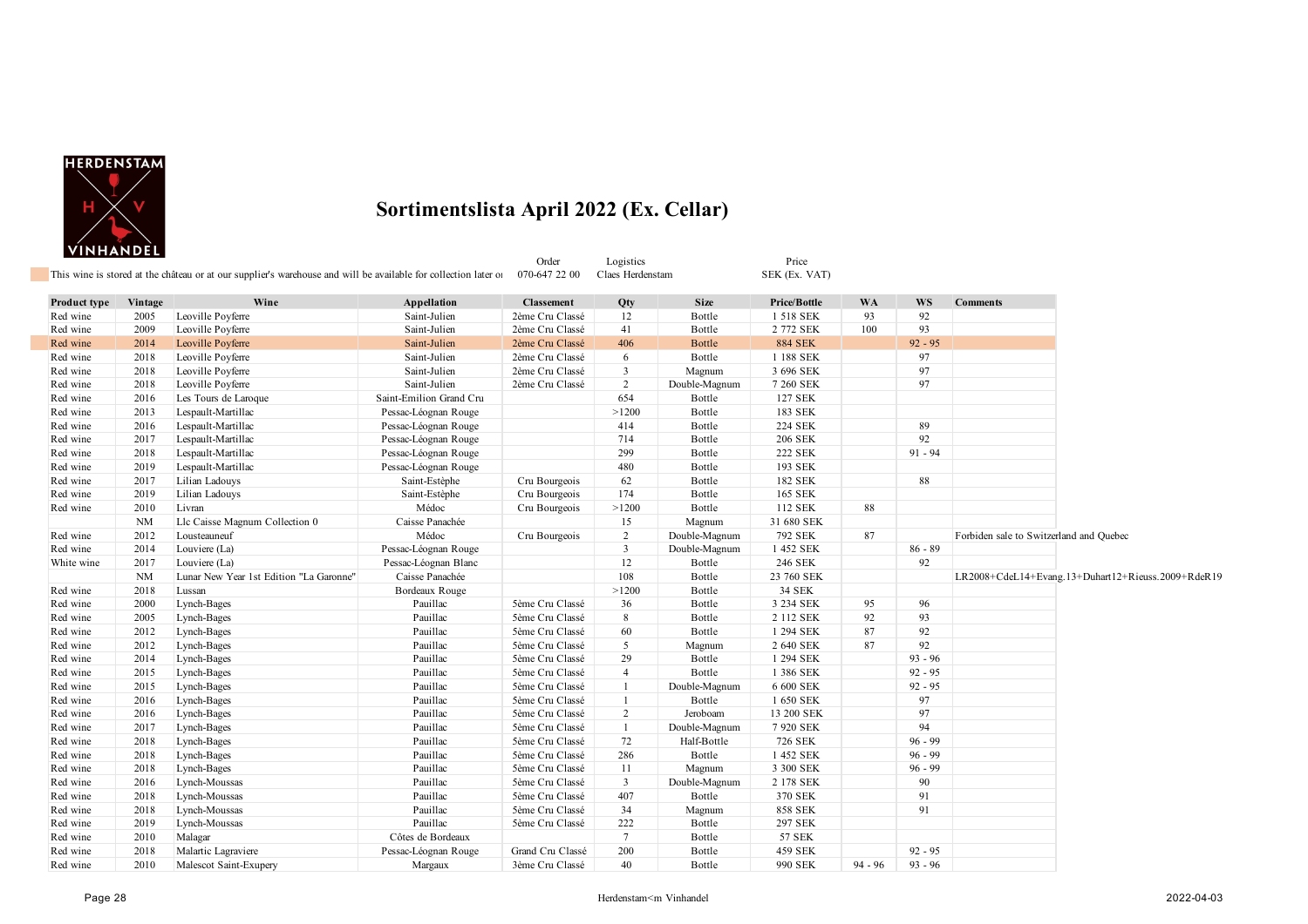# Sortimentslista April 2022 (Ex. Cellar)

This wine is stored at the château or at our supplier's warehouse and will be available for collection later or

Order 070-647 22 00 | Logistics Claes Herdenstam | Price SEK (Ex. VAT)

| Product type | Vintage | Wine | Appellation | Classement | Qty | Size | Price/Bottle | WA | WS | Comments |
|---|---|---|---|---|---|---|---|---|---|---|
| Red wine | 2005 | Leoville Poyferre | Saint-Julien | 2ème Cru Classé | 12 | Bottle | 1 518 SEK | 93 | 92 | |
| Red wine | 2009 | Leoville Poyferre | Saint-Julien | 2ème Cru Classé | 41 | Bottle | 2 772 SEK | 100 | 93 | |
| Red wine | 2014 | Leoville Poyferre | Saint-Julien | 2ème Cru Classé | 406 | Bottle | 884 SEK | | 92 - 95 | |
| Red wine | 2018 | Leoville Poyferre | Saint-Julien | 2ème Cru Classé | 6 | Bottle | 1 188 SEK | | 97 | |
| Red wine | 2018 | Leoville Poyferre | Saint-Julien | 2ème Cru Classé | 3 | Magnum | 3 696 SEK | | 97 | |
| Red wine | 2018 | Leoville Poyferre | Saint-Julien | 2ème Cru Classé | 2 | Double-Magnum | 7 260 SEK | | 97 | |
| Red wine | 2016 | Les Tours de Laroque | Saint-Emilion Grand Cru | | 654 | Bottle | 127 SEK | | | |
| Red wine | 2013 | Lespault-Martillac | Pessac-Léognan Rouge | | >1200 | Bottle | 183 SEK | | | |
| Red wine | 2016 | Lespault-Martillac | Pessac-Léognan Rouge | | 414 | Bottle | 224 SEK | | 89 | |
| Red wine | 2017 | Lespault-Martillac | Pessac-Léognan Rouge | | 714 | Bottle | 206 SEK | | 92 | |
| Red wine | 2018 | Lespault-Martillac | Pessac-Léognan Rouge | | 299 | Bottle | 222 SEK | | 91 - 94 | |
| Red wine | 2019 | Lespault-Martillac | Pessac-Léognan Rouge | | 480 | Bottle | 193 SEK | | | |
| Red wine | 2017 | Lilian Ladouys | Saint-Estèphe | Cru Bourgeois | 62 | Bottle | 182 SEK | | 88 | |
| Red wine | 2019 | Lilian Ladouys | Saint-Estèphe | Cru Bourgeois | 174 | Bottle | 165 SEK | | | |
| Red wine | 2010 | Livran | Médoc | Cru Bourgeois | >1200 | Bottle | 112 SEK | 88 | | |
| | NM | Llc Caisse Magnum Collection 0 | Caisse Panachée | | 15 | Magnum | 31 680 SEK | | | |
| Red wine | 2012 | Lousteauneuf | Médoc | Cru Bourgeois | 2 | Double-Magnum | 792 SEK | 87 | | Forbiden sale to Switzerland and Quebec |
| Red wine | 2014 | Louviere (La) | Pessac-Léognan Rouge | | 3 | Double-Magnum | 1 452 SEK | | 86 - 89 | |
| White wine | 2017 | Louviere (La) | Pessac-Léognan Blanc | | 12 | Bottle | 246 SEK | | 92 | |
| | NM | Lunar New Year 1st Edition "La Garonne" | Caisse Panachée | | 108 | Bottle | 23 760 SEK | | | LR2008+CdeL14+Evang.13+Duhart12+Rieuss.2009+RdeR19 |
| Red wine | 2018 | Lussan | Bordeaux Rouge | | >1200 | Bottle | 34 SEK | | | |
| Red wine | 2000 | Lynch-Bages | Pauillac | 5ème Cru Classé | 36 | Bottle | 3 234 SEK | 95 | 96 | |
| Red wine | 2005 | Lynch-Bages | Pauillac | 5ème Cru Classé | 8 | Bottle | 2 112 SEK | 92 | 93 | |
| Red wine | 2012 | Lynch-Bages | Pauillac | 5ème Cru Classé | 60 | Bottle | 1 294 SEK | 87 | 92 | |
| Red wine | 2012 | Lynch-Bages | Pauillac | 5ème Cru Classé | 5 | Magnum | 2 640 SEK | 87 | 92 | |
| Red wine | 2014 | Lynch-Bages | Pauillac | 5ème Cru Classé | 29 | Bottle | 1 294 SEK | | 93 - 96 | |
| Red wine | 2015 | Lynch-Bages | Pauillac | 5ème Cru Classé | 4 | Bottle | 1 386 SEK | | 92 - 95 | |
| Red wine | 2015 | Lynch-Bages | Pauillac | 5ème Cru Classé | 1 | Double-Magnum | 6 600 SEK | | 92 - 95 | |
| Red wine | 2016 | Lynch-Bages | Pauillac | 5ème Cru Classé | 1 | Bottle | 1 650 SEK | | 97 | |
| Red wine | 2016 | Lynch-Bages | Pauillac | 5ème Cru Classé | 2 | Jeroboam | 13 200 SEK | | 97 | |
| Red wine | 2017 | Lynch-Bages | Pauillac | 5ème Cru Classé | 1 | Double-Magnum | 7 920 SEK | | 94 | |
| Red wine | 2018 | Lynch-Bages | Pauillac | 5ème Cru Classé | 72 | Half-Bottle | 726 SEK | | 96 - 99 | |
| Red wine | 2018 | Lynch-Bages | Pauillac | 5ème Cru Classé | 286 | Bottle | 1 452 SEK | | 96 - 99 | |
| Red wine | 2018 | Lynch-Bages | Pauillac | 5ème Cru Classé | 11 | Magnum | 3 300 SEK | | 96 - 99 | |
| Red wine | 2016 | Lynch-Moussas | Pauillac | 5ème Cru Classé | 3 | Double-Magnum | 2 178 SEK | | 90 | |
| Red wine | 2018 | Lynch-Moussas | Pauillac | 5ème Cru Classé | 407 | Bottle | 370 SEK | | 91 | |
| Red wine | 2018 | Lynch-Moussas | Pauillac | 5ème Cru Classé | 34 | Magnum | 858 SEK | | 91 | |
| Red wine | 2019 | Lynch-Moussas | Pauillac | 5ème Cru Classé | 222 | Bottle | 297 SEK | | | |
| Red wine | 2010 | Malagar | Côtes de Bordeaux | | 7 | Bottle | 57 SEK | | | |
| Red wine | 2018 | Malartic Lagraviere | Pessac-Léognan Rouge | Grand Cru Classé | 200 | Bottle | 459 SEK | | 92 - 95 | |
| Red wine | 2010 | Malescot Saint-Exupery | Margaux | 3ème Cru Classé | 40 | Bottle | 990 SEK | 94 - 96 | 93 - 96 | |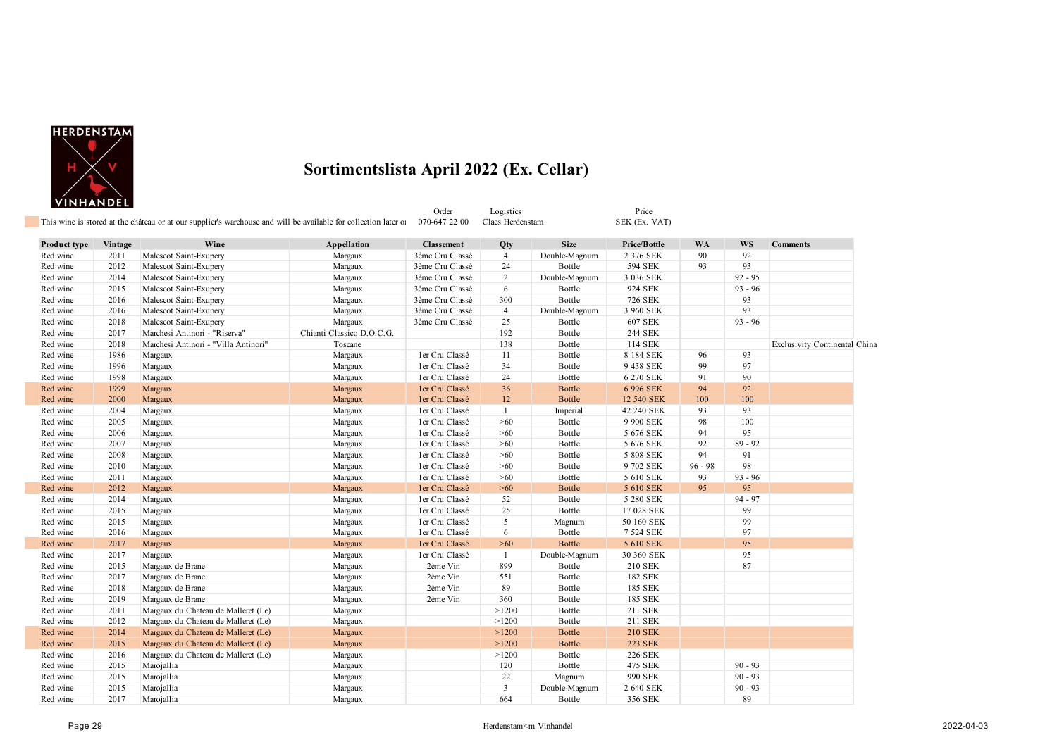HERDENSTAM H V VINHANDEL

# Sortimentslista April 2022 (Ex. Cellar)

This wine is stored at the château or at our supplier's warehouse and will be available for collection later on

Order 070-647 22 00 | Logistics Claes Herdenstam | Price SEK (Ex. VAT)

| Product type | Vintage | Wine | Appellation | Classement | Qty | Size | Price/Bottle | WA | WS | Comments |
|---|---|---|---|---|---|---|---|---|---|---|
| Red wine | 2011 | Malescot Saint-Exupery | Margaux | 3ème Cru Classé | 4 | Double-Magnum | 2 376 SEK | 90 | 92 | |
| Red wine | 2012 | Malescot Saint-Exupery | Margaux | 3ème Cru Classé | 24 | Bottle | 594 SEK | 93 | 93 | |
| Red wine | 2014 | Malescot Saint-Exupery | Margaux | 3ème Cru Classé | 2 | Double-Magnum | 3 036 SEK | | 92 - 95 | |
| Red wine | 2015 | Malescot Saint-Exupery | Margaux | 3ème Cru Classé | 6 | Bottle | 924 SEK | | 93 - 96 | |
| Red wine | 2016 | Malescot Saint-Exupery | Margaux | 3ème Cru Classé | 300 | Bottle | 726 SEK | | 93 | |
| Red wine | 2016 | Malescot Saint-Exupery | Margaux | 3ème Cru Classé | 4 | Double-Magnum | 3 960 SEK | | 93 | |
| Red wine | 2018 | Malescot Saint-Exupery | Margaux | 3ème Cru Classé | 25 | Bottle | 607 SEK | | 93 - 96 | |
| Red wine | 2017 | Marchesi Antinori - "Riserva" | Chianti Classico D.O.C.G. | | 192 | Bottle | 244 SEK | | | |
| Red wine | 2018 | Marchesi Antinori - "Villa Antinori" | Toscane | | 138 | Bottle | 114 SEK | | | Exclusivity Continental China |
| Red wine | 1986 | Margaux | Margaux | 1er Cru Classé | 11 | Bottle | 8 184 SEK | 96 | 93 | |
| Red wine | 1996 | Margaux | Margaux | 1er Cru Classé | 34 | Bottle | 9 438 SEK | 99 | 97 | |
| Red wine | 1998 | Margaux | Margaux | 1er Cru Classé | 24 | Bottle | 6 270 SEK | 91 | 90 | |
| Red wine | 1999 | Margaux | Margaux | 1er Cru Classé | 36 | Bottle | 6 996 SEK | 94 | 92 | |
| Red wine | 2000 | Margaux | Margaux | 1er Cru Classé | 12 | Bottle | 12 540 SEK | 100 | 100 | |
| Red wine | 2004 | Margaux | Margaux | 1er Cru Classé | 1 | Imperial | 42 240 SEK | 93 | 93 | |
| Red wine | 2005 | Margaux | Margaux | 1er Cru Classé | >60 | Bottle | 9 900 SEK | 98 | 100 | |
| Red wine | 2006 | Margaux | Margaux | 1er Cru Classé | >60 | Bottle | 5 676 SEK | 94 | 95 | |
| Red wine | 2007 | Margaux | Margaux | 1er Cru Classé | >60 | Bottle | 5 676 SEK | 92 | 89 - 92 | |
| Red wine | 2008 | Margaux | Margaux | 1er Cru Classé | >60 | Bottle | 5 808 SEK | 94 | 91 | |
| Red wine | 2010 | Margaux | Margaux | 1er Cru Classé | >60 | Bottle | 9 702 SEK | 96 - 98 | 98 | |
| Red wine | 2011 | Margaux | Margaux | 1er Cru Classé | >60 | Bottle | 5 610 SEK | 93 | 93 - 96 | |
| Red wine | 2012 | Margaux | Margaux | 1er Cru Classé | >60 | Bottle | 5 610 SEK | 95 | 95 | |
| Red wine | 2014 | Margaux | Margaux | 1er Cru Classé | 52 | Bottle | 5 280 SEK | | 94 - 97 | |
| Red wine | 2015 | Margaux | Margaux | 1er Cru Classé | 25 | Bottle | 17 028 SEK | | 99 | |
| Red wine | 2015 | Margaux | Margaux | 1er Cru Classé | 5 | Magnum | 50 160 SEK | | 99 | |
| Red wine | 2016 | Margaux | Margaux | 1er Cru Classé | 6 | Bottle | 7 524 SEK | | 97 | |
| Red wine | 2017 | Margaux | Margaux | 1er Cru Classé | >60 | Bottle | 5 610 SEK | | 95 | |
| Red wine | 2017 | Margaux | Margaux | 1er Cru Classé | 1 | Double-Magnum | 30 360 SEK | | 95 | |
| Red wine | 2015 | Margaux de Brane | Margaux | 2ème Vin | 899 | Bottle | 210 SEK | | 87 | |
| Red wine | 2017 | Margaux de Brane | Margaux | 2ème Vin | 551 | Bottle | 182 SEK | | | |
| Red wine | 2018 | Margaux de Brane | Margaux | 2ème Vin | 89 | Bottle | 185 SEK | | | |
| Red wine | 2019 | Margaux de Brane | Margaux | 2ème Vin | 360 | Bottle | 185 SEK | | | |
| Red wine | 2011 | Margaux du Chateau de Malleret (Le) | Margaux | | >1200 | Bottle | 211 SEK | | | |
| Red wine | 2012 | Margaux du Chateau de Malleret (Le) | Margaux | | >1200 | Bottle | 211 SEK | | | |
| Red wine | 2014 | Margaux du Chateau de Malleret (Le) | Margaux | | >1200 | Bottle | 210 SEK | | | |
| Red wine | 2015 | Margaux du Chateau de Malleret (Le) | Margaux | | >1200 | Bottle | 223 SEK | | | |
| Red wine | 2016 | Margaux du Chateau de Malleret (Le) | Margaux | | >1200 | Bottle | 226 SEK | | | |
| Red wine | 2015 | Marojallia | Margaux | | 120 | Bottle | 475 SEK | | 90 - 93 | |
| Red wine | 2015 | Marojallia | Margaux | | 22 | Magnum | 990 SEK | | 90 - 93 | |
| Red wine | 2015 | Marojallia | Margaux | | 3 | Double-Magnum | 2 640 SEK | | 90 - 93 | |
| Red wine | 2017 | Marojallia | Margaux | | 664 | Bottle | 356 SEK | | 89 | |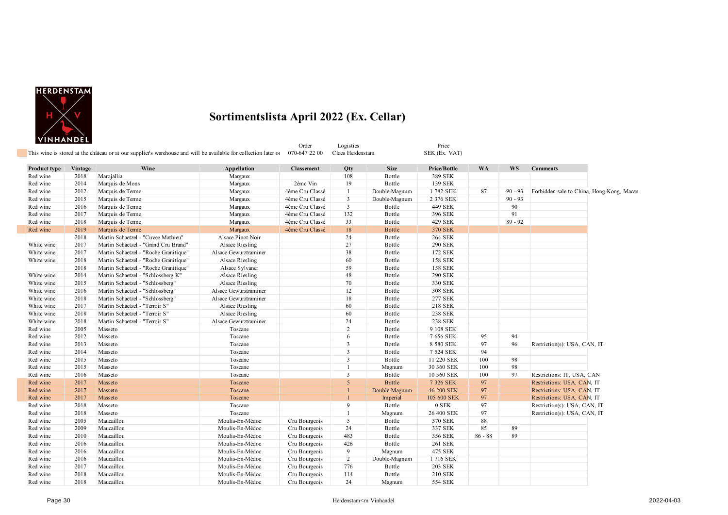HERDENSTAM
H V
VINHANDEL

# Sortimentslista April 2022 (Ex. Cellar)

This wine is stored at the château or at our supplier's warehouse and will be available for collection later o

| Order | Logistics | Price |
|---|---|---|
| 070-647 22 00 | Claes Herdenstam | SEK (Ex. VAT) |

| Product type | Vintage | Wine | Appellation | Classement | Qty | Size | Price/Bottle | WA | WS | Comments |
|---|---|---|---|---|---|---|---|---|---|---|
| Red wine | 2018 | Marojallia | Margaux | | 108 | Bottle | 389 SEK | | | |
| Red wine | 2014 | Marquis de Mons | Margaux | 2ème Vin | 19 | Bottle | 139 SEK | | | |
| Red wine | 2012 | Marquis de Terme | Margaux | 4ème Cru Classé | 1 | Double-Magnum | 1 782 SEK | 87 | 90 - 93 | Forbidden sale to China, Hong Kong, Macau |
| Red wine | 2015 | Marquis de Terme | Margaux | 4ème Cru Classé | 3 | Double-Magnum | 2 376 SEK | | 90 - 93 | |
| Red wine | 2016 | Marquis de Terme | Margaux | 4ème Cru Classé | 3 | Bottle | 449 SEK | | 90 | |
| Red wine | 2017 | Marquis de Terme | Margaux | 4ème Cru Classé | 132 | Bottle | 396 SEK | | 91 | |
| Red wine | 2018 | Marquis de Terme | Margaux | 4ème Cru Classé | 33 | Bottle | 429 SEK | | 89 - 92 | |
| Red wine | 2019 | Marquis de Terme | Margaux | 4ème Cru Classé | 18 | Bottle | 370 SEK | | | |
| | 2018 | Martin Schaetzel - "Cuvee Mathieu" | Alsace Pinot Noir | | 24 | Bottle | 264 SEK | | | |
| White wine | 2017 | Martin Schaetzel - "Grand Cru Brand" | Alsace Riesling | | 27 | Bottle | 290 SEK | | | |
| White wine | 2017 | Martin Schaetzel - "Roche Granitique" | Alsace Gewurztraminer | | 38 | Bottle | 172 SEK | | | |
| White wine | 2018 | Martin Schaetzel - "Roche Granitique" | Alsace Riesling | | 60 | Bottle | 158 SEK | | | |
| | 2018 | Martin Schaetzel - "Roche Granitique" | Alsace Sylvaner | | 59 | Bottle | 158 SEK | | | |
| White wine | 2014 | Martin Schaetzel - "Schlossberg K" | Alsace Riesling | | 48 | Bottle | 290 SEK | | | |
| White wine | 2015 | Martin Schaetzel - "Schlossberg" | Alsace Riesling | | 70 | Bottle | 330 SEK | | | |
| White wine | 2016 | Martin Schaetzel - "Schlossberg" | Alsace Gewurztraminer | | 12 | Bottle | 308 SEK | | | |
| White wine | 2018 | Martin Schaetzel - "Schlossberg" | Alsace Gewurztraminer | | 18 | Bottle | 277 SEK | | | |
| White wine | 2017 | Martin Schaetzel - "Terroir S" | Alsace Riesling | | 60 | Bottle | 218 SEK | | | |
| White wine | 2018 | Martin Schaetzel - "Terroir S" | Alsace Riesling | | 60 | Bottle | 238 SEK | | | |
| White wine | 2018 | Martin Schaetzel - "Terroir S" | Alsace Gewurztraminer | | 24 | Bottle | 238 SEK | | | |
| Red wine | 2005 | Masseto | Toscane | | 2 | Bottle | 9 108 SEK | | | |
| Red wine | 2012 | Masseto | Toscane | | 6 | Bottle | 7 656 SEK | 95 | 94 | |
| Red wine | 2013 | Masseto | Toscane | | 3 | Bottle | 8 580 SEK | 97 | 96 | Restriction(s): USA, CAN, IT |
| Red wine | 2014 | Masseto | Toscane | | 3 | Bottle | 7 524 SEK | 94 | | |
| Red wine | 2015 | Masseto | Toscane | | 3 | Bottle | 11 220 SEK | 100 | 98 | |
| Red wine | 2015 | Masseto | Toscane | | 1 | Magnum | 30 360 SEK | 100 | 98 | |
| Red wine | 2016 | Masseto | Toscane | | 3 | Bottle | 10 560 SEK | 100 | 97 | Restrictions: IT, USA, CAN |
| Red wine | 2017 | Masseto | Toscane | | 5 | Bottle | 7 326 SEK | 97 | | Restrictions: USA, CAN, IT |
| Red wine | 2017 | Masseto | Toscane | | 1 | Double-Magnum | 46 200 SEK | 97 | | Restrictions: USA, CAN, IT |
| Red wine | 2017 | Masseto | Toscane | | 1 | Imperial | 105 600 SEK | 97 | | Restrictions: USA, CAN, IT |
| Red wine | 2018 | Masseto | Toscane | | 9 | Bottle | 0 SEK | 97 | | Restriction(s): USA, CAN, IT |
| Red wine | 2018 | Masseto | Toscane | | 1 | Magnum | 26 400 SEK | 97 | | Restriction(s): USA, CAN, IT |
| Red wine | 2005 | Maucaillou | Moulis-En-Médoc | Cru Bourgeois | 5 | Bottle | 370 SEK | 88 | | |
| Red wine | 2009 | Maucaillou | Moulis-En-Médoc | Cru Bourgeois | 24 | Bottle | 337 SEK | 85 | 89 | |
| Red wine | 2010 | Maucaillou | Moulis-En-Médoc | Cru Bourgeois | 483 | Bottle | 356 SEK | 86 - 88 | 89 | |
| Red wine | 2016 | Maucaillou | Moulis-En-Médoc | Cru Bourgeois | 426 | Bottle | 261 SEK | | | |
| Red wine | 2016 | Maucaillou | Moulis-En-Médoc | Cru Bourgeois | 9 | Magnum | 475 SEK | | | |
| Red wine | 2016 | Maucaillou | Moulis-En-Médoc | Cru Bourgeois | 2 | Double-Magnum | 1 716 SEK | | | |
| Red wine | 2017 | Maucaillou | Moulis-En-Médoc | Cru Bourgeois | 776 | Bottle | 203 SEK | | | |
| Red wine | 2018 | Maucaillou | Moulis-En-Médoc | Cru Bourgeois | 114 | Bottle | 210 SEK | | | |
| Red wine | 2018 | Maucaillou | Moulis-En-Médoc | Cru Bourgeois | 24 | Magnum | 554 SEK | | | |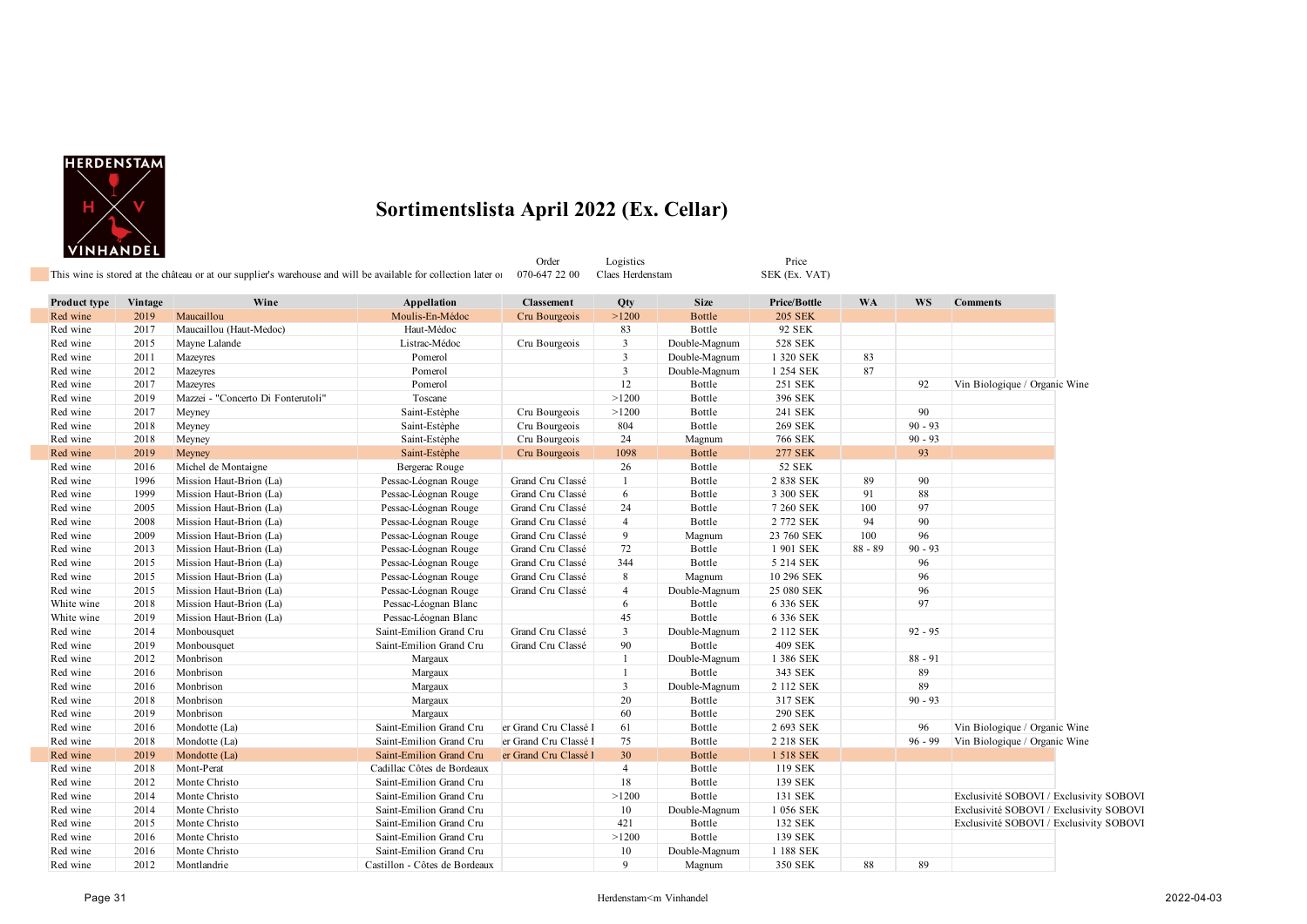HERDENSTAM VINHANDEL

# Sortimentslista April 2022 (Ex. Cellar)

This wine is stored at the château or at our supplier's warehouse and will be available for collection later or

Order: 070-647 22 00 | Logistics: Claes Herdenstam | Price: SEK (Ex. VAT)

| Product type | Vintage | Wine | Appellation | Classement | Qty | Size | Price/Bottle | WA | WS | Comments |
|---|---|---|---|---|---|---|---|---|---|---|
| Red wine | 2019 | Maucaillou | Moulis-En-Médoc | Cru Bourgeois | >1200 | Bottle | 205 SEK | | | |
| Red wine | 2017 | Maucaillou (Haut-Medoc) | Haut-Médoc | | 83 | Bottle | 92 SEK | | | |
| Red wine | 2015 | Mayne Lalande | Listrac-Médoc | Cru Bourgeois | 3 | Double-Magnum | 528 SEK | | | |
| Red wine | 2011 | Mazeyres | Pomerol | | 3 | Double-Magnum | 1 320 SEK | 83 | | |
| Red wine | 2012 | Mazeyres | Pomerol | | 3 | Double-Magnum | 1 254 SEK | 87 | | |
| Red wine | 2017 | Mazeyres | Pomerol | | 12 | Bottle | 251 SEK | | 92 | Vin Biologique / Organic Wine |
| Red wine | 2019 | Mazzei - "Concerto Di Fonterutoli" | Toscane | | >1200 | Bottle | 396 SEK | | | |
| Red wine | 2017 | Meyney | Saint-Estèphe | Cru Bourgeois | >1200 | Bottle | 241 SEK | | 90 | |
| Red wine | 2018 | Meyney | Saint-Estèphe | Cru Bourgeois | 804 | Bottle | 269 SEK | | 90 - 93 | |
| Red wine | 2018 | Meyney | Saint-Estèphe | Cru Bourgeois | 24 | Magnum | 766 SEK | | 90 - 93 | |
| Red wine | 2019 | Meyney | Saint-Estèphe | Cru Bourgeois | 1098 | Bottle | 277 SEK | | 93 | |
| Red wine | 2016 | Michel de Montaigne | Bergerac Rouge | | 26 | Bottle | 52 SEK | | | |
| Red wine | 1996 | Mission Haut-Brion (La) | Pessac-Léognan Rouge | Grand Cru Classé | 1 | Bottle | 2 838 SEK | 89 | 90 | |
| Red wine | 1999 | Mission Haut-Brion (La) | Pessac-Léognan Rouge | Grand Cru Classé | 6 | Bottle | 3 300 SEK | 91 | 88 | |
| Red wine | 2005 | Mission Haut-Brion (La) | Pessac-Léognan Rouge | Grand Cru Classé | 24 | Bottle | 7 260 SEK | 100 | 97 | |
| Red wine | 2008 | Mission Haut-Brion (La) | Pessac-Léognan Rouge | Grand Cru Classé | 4 | Bottle | 2 772 SEK | 94 | 90 | |
| Red wine | 2009 | Mission Haut-Brion (La) | Pessac-Léognan Rouge | Grand Cru Classé | 9 | Magnum | 23 760 SEK | 100 | 96 | |
| Red wine | 2013 | Mission Haut-Brion (La) | Pessac-Léognan Rouge | Grand Cru Classé | 72 | Bottle | 1 901 SEK | 88 - 89 | 90 - 93 | |
| Red wine | 2015 | Mission Haut-Brion (La) | Pessac-Léognan Rouge | Grand Cru Classé | 344 | Bottle | 5 214 SEK | | 96 | |
| Red wine | 2015 | Mission Haut-Brion (La) | Pessac-Léognan Rouge | Grand Cru Classé | 8 | Magnum | 10 296 SEK | | 96 | |
| Red wine | 2015 | Mission Haut-Brion (La) | Pessac-Léognan Rouge | Grand Cru Classé | 4 | Double-Magnum | 25 080 SEK | | 96 | |
| White wine | 2018 | Mission Haut-Brion (La) | Pessac-Léognan Blanc | | 6 | Bottle | 6 336 SEK | | 97 | |
| White wine | 2019 | Mission Haut-Brion (La) | Pessac-Léognan Blanc | | 45 | Bottle | 6 336 SEK | | | |
| Red wine | 2014 | Monbousquet | Saint-Emilion Grand Cru | Grand Cru Classé | 3 | Double-Magnum | 2 112 SEK | | 92 - 95 | |
| Red wine | 2019 | Monbousquet | Saint-Emilion Grand Cru | Grand Cru Classé | 90 | Bottle | 409 SEK | | | |
| Red wine | 2012 | Monbrison | Margaux | | 1 | Double-Magnum | 1 386 SEK | | 88 - 91 | |
| Red wine | 2016 | Monbrison | Margaux | | 1 | Bottle | 343 SEK | | 89 | |
| Red wine | 2016 | Monbrison | Margaux | | 3 | Double-Magnum | 2 112 SEK | | 89 | |
| Red wine | 2018 | Monbrison | Margaux | | 20 | Bottle | 317 SEK | | 90 - 93 | |
| Red wine | 2019 | Monbrison | Margaux | | 60 | Bottle | 290 SEK | | | |
| Red wine | 2016 | Mondotte (La) | Saint-Emilion Grand Cru | er Grand Cru Classé I | 61 | Bottle | 2 693 SEK | | 96 | Vin Biologique / Organic Wine |
| Red wine | 2018 | Mondotte (La) | Saint-Emilion Grand Cru | er Grand Cru Classé I | 75 | Bottle | 2 218 SEK | | 96 - 99 | Vin Biologique / Organic Wine |
| Red wine | 2019 | Mondotte (La) | Saint-Emilion Grand Cru | er Grand Cru Classé I | 30 | Bottle | 1 518 SEK | | | |
| Red wine | 2018 | Mont-Perat | Cadillac Côtes de Bordeaux | | 4 | Bottle | 119 SEK | | | |
| Red wine | 2012 | Monte Christo | Saint-Emilion Grand Cru | | 18 | Bottle | 139 SEK | | | |
| Red wine | 2014 | Monte Christo | Saint-Emilion Grand Cru | | >1200 | Bottle | 131 SEK | | | Exclusivité SOBOVI / Exclusivity SOBOVI |
| Red wine | 2014 | Monte Christo | Saint-Emilion Grand Cru | | 10 | Double-Magnum | 1 056 SEK | | | Exclusivité SOBOVI / Exclusivity SOBOVI |
| Red wine | 2015 | Monte Christo | Saint-Emilion Grand Cru | | 421 | Bottle | 132 SEK | | | Exclusivité SOBOVI / Exclusivity SOBOVI |
| Red wine | 2016 | Monte Christo | Saint-Emilion Grand Cru | | >1200 | Bottle | 139 SEK | | | |
| Red wine | 2016 | Monte Christo | Saint-Emilion Grand Cru | | 10 | Double-Magnum | 1 188 SEK | | | |
| Red wine | 2012 | Montlandrie | Castillon - Côtes de Bordeaux | | 9 | Magnum | 350 SEK | 88 | 89 | |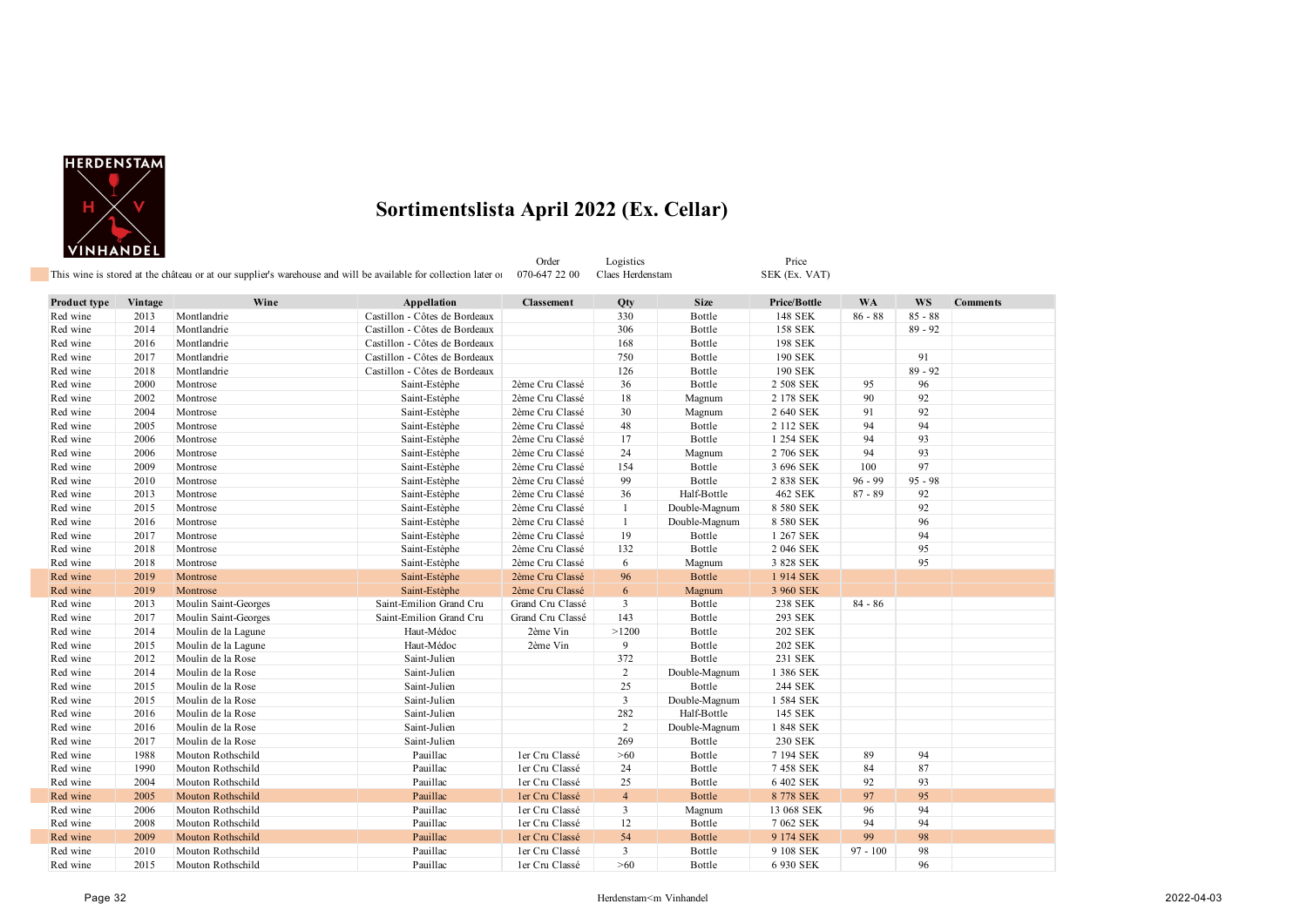# Sortimentslista April 2022 (Ex. Cellar)

This wine is stored at the château or at our supplier's warehouse and will be available for collection later o

| Order | Logistics | Price |
|---|---|---|
| 070-647 22 00 | Claes Herdenstam | SEK (Ex. VAT) |

| Product type | Vintage | Wine | Appellation | Classement | Qty | Size | Price/Bottle | WA | WS | Comments |
|---|---|---|---|---|---|---|---|---|---|---|
| Red wine | 2013 | Montlandrie | Castillon - Côtes de Bordeaux | | 330 | Bottle | 148 SEK | 86 - 88 | 85 - 88 | |
| Red wine | 2014 | Montlandrie | Castillon - Côtes de Bordeaux | | 306 | Bottle | 158 SEK | | 89 - 92 | |
| Red wine | 2016 | Montlandrie | Castillon - Côtes de Bordeaux | | 168 | Bottle | 198 SEK | | | |
| Red wine | 2017 | Montlandrie | Castillon - Côtes de Bordeaux | | 750 | Bottle | 190 SEK | | 91 | |
| Red wine | 2018 | Montlandrie | Castillon - Côtes de Bordeaux | | 126 | Bottle | 190 SEK | | 89 - 92 | |
| Red wine | 2000 | Montrose | Saint-Estèphe | 2ème Cru Classé | 36 | Bottle | 2 508 SEK | 95 | 96 | |
| Red wine | 2002 | Montrose | Saint-Estèphe | 2ème Cru Classé | 18 | Magnum | 2 178 SEK | 90 | 92 | |
| Red wine | 2004 | Montrose | Saint-Estèphe | 2ème Cru Classé | 30 | Magnum | 2 640 SEK | 91 | 92 | |
| Red wine | 2005 | Montrose | Saint-Estèphe | 2ème Cru Classé | 48 | Bottle | 2 112 SEK | 94 | 94 | |
| Red wine | 2006 | Montrose | Saint-Estèphe | 2ème Cru Classé | 17 | Bottle | 1 254 SEK | 94 | 93 | |
| Red wine | 2006 | Montrose | Saint-Estèphe | 2ème Cru Classé | 24 | Magnum | 2 706 SEK | 94 | 93 | |
| Red wine | 2009 | Montrose | Saint-Estèphe | 2ème Cru Classé | 154 | Bottle | 3 696 SEK | 100 | 97 | |
| Red wine | 2010 | Montrose | Saint-Estèphe | 2ème Cru Classé | 99 | Bottle | 2 838 SEK | 96 - 99 | 95 - 98 | |
| Red wine | 2013 | Montrose | Saint-Estèphe | 2ème Cru Classé | 36 | Half-Bottle | 462 SEK | 87 - 89 | 92 | |
| Red wine | 2015 | Montrose | Saint-Estèphe | 2ème Cru Classé | 1 | Double-Magnum | 8 580 SEK | | 92 | |
| Red wine | 2016 | Montrose | Saint-Estèphe | 2ème Cru Classé | 1 | Double-Magnum | 8 580 SEK | | 96 | |
| Red wine | 2017 | Montrose | Saint-Estèphe | 2ème Cru Classé | 19 | Bottle | 1 267 SEK | | 94 | |
| Red wine | 2018 | Montrose | Saint-Estèphe | 2ème Cru Classé | 132 | Bottle | 2 046 SEK | | 95 | |
| Red wine | 2018 | Montrose | Saint-Estèphe | 2ème Cru Classé | 6 | Magnum | 3 828 SEK | | 95 | |
| Red wine | 2019 | Montrose | Saint-Estèphe | 2ème Cru Classé | 96 | Bottle | 1 914 SEK | | | |
| Red wine | 2019 | Montrose | Saint-Estèphe | 2ème Cru Classé | 6 | Magnum | 3 960 SEK | | | |
| Red wine | 2013 | Moulin Saint-Georges | Saint-Emilion Grand Cru | Grand Cru Classé | 3 | Bottle | 238 SEK | 84 - 86 | | |
| Red wine | 2017 | Moulin Saint-Georges | Saint-Emilion Grand Cru | Grand Cru Classé | 143 | Bottle | 293 SEK | | | |
| Red wine | 2014 | Moulin de la Lagune | Haut-Médoc | 2ème Vin | >1200 | Bottle | 202 SEK | | | |
| Red wine | 2015 | Moulin de la Lagune | Haut-Médoc | 2ème Vin | 9 | Bottle | 202 SEK | | | |
| Red wine | 2012 | Moulin de la Rose | Saint-Julien | | 372 | Bottle | 231 SEK | | | |
| Red wine | 2014 | Moulin de la Rose | Saint-Julien | | 2 | Double-Magnum | 1 386 SEK | | | |
| Red wine | 2015 | Moulin de la Rose | Saint-Julien | | 25 | Bottle | 244 SEK | | | |
| Red wine | 2015 | Moulin de la Rose | Saint-Julien | | 3 | Double-Magnum | 1 584 SEK | | | |
| Red wine | 2016 | Moulin de la Rose | Saint-Julien | | 282 | Half-Bottle | 145 SEK | | | |
| Red wine | 2016 | Moulin de la Rose | Saint-Julien | | 2 | Double-Magnum | 1 848 SEK | | | |
| Red wine | 2017 | Moulin de la Rose | Saint-Julien | | 269 | Bottle | 230 SEK | | | |
| Red wine | 1988 | Mouton Rothschild | Pauillac | 1er Cru Classé | >60 | Bottle | 7 194 SEK | 89 | 94 | |
| Red wine | 1990 | Mouton Rothschild | Pauillac | 1er Cru Classé | 24 | Bottle | 7 458 SEK | 84 | 87 | |
| Red wine | 2004 | Mouton Rothschild | Pauillac | 1er Cru Classé | 25 | Bottle | 6 402 SEK | 92 | 93 | |
| Red wine | 2005 | Mouton Rothschild | Pauillac | 1er Cru Classé | 4 | Bottle | 8 778 SEK | 97 | 95 | |
| Red wine | 2006 | Mouton Rothschild | Pauillac | 1er Cru Classé | 3 | Magnum | 13 068 SEK | 96 | 94 | |
| Red wine | 2008 | Mouton Rothschild | Pauillac | 1er Cru Classé | 12 | Bottle | 7 062 SEK | 94 | 94 | |
| Red wine | 2009 | Mouton Rothschild | Pauillac | 1er Cru Classé | 54 | Bottle | 9 174 SEK | 99 | 98 | |
| Red wine | 2010 | Mouton Rothschild | Pauillac | 1er Cru Classé | 3 | Bottle | 9 108 SEK | 97 - 100 | 98 | |
| Red wine | 2015 | Mouton Rothschild | Pauillac | 1er Cru Classé | >60 | Bottle | 6 930 SEK | | 96 | |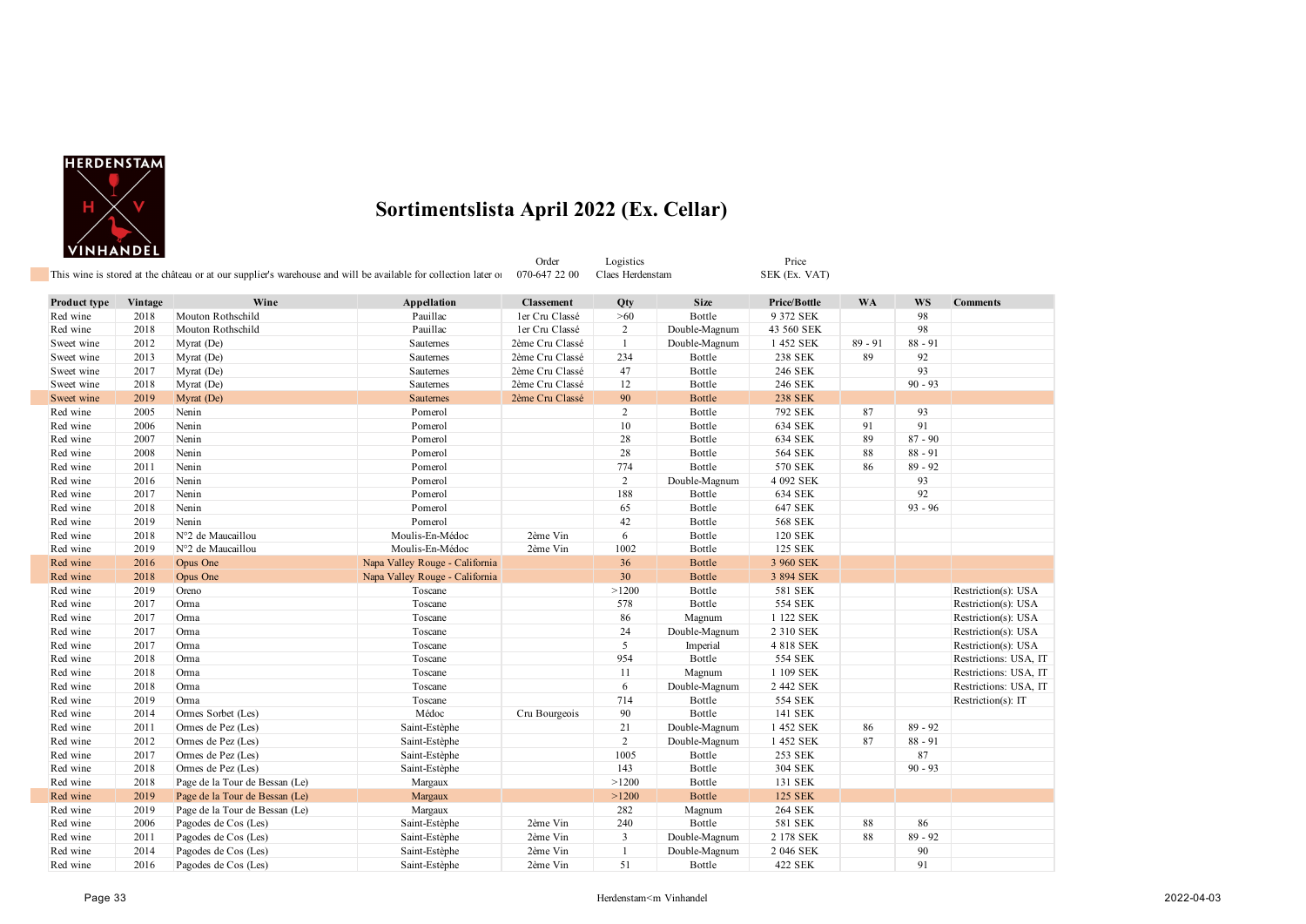# Sortimentslista April 2022 (Ex. Cellar)

This wine is stored at the château or at our supplier's warehouse and will be available for collection later or

Order 070-647 22 00 | Logistics Claes Herdenstam | Price SEK (Ex. VAT)

| Product type | Vintage | Wine | Appellation | Classement | Qty | Size | Price/Bottle | WA | WS | Comments |
|---|---|---|---|---|---|---|---|---|---|---|
| Red wine | 2018 | Mouton Rothschild | Pauillac | 1er Cru Classé | >60 | Bottle | 9 372 SEK | | 98 | |
| Red wine | 2018 | Mouton Rothschild | Pauillac | 1er Cru Classé | 2 | Double-Magnum | 43 560 SEK | | 98 | |
| Sweet wine | 2012 | Myrat (De) | Sauternes | 2ème Cru Classé | 1 | Double-Magnum | 1 452 SEK | 89 - 91 | 88 - 91 | |
| Sweet wine | 2013 | Myrat (De) | Sauternes | 2ème Cru Classé | 234 | Bottle | 238 SEK | 89 | 92 | |
| Sweet wine | 2017 | Myrat (De) | Sauternes | 2ème Cru Classé | 47 | Bottle | 246 SEK | | 93 | |
| Sweet wine | 2018 | Myrat (De) | Sauternes | 2ème Cru Classé | 12 | Bottle | 246 SEK | | 90 - 93 | |
| Sweet wine | 2019 | Myrat (De) | Sauternes | 2ème Cru Classé | 90 | Bottle | 238 SEK | | | |
| Red wine | 2005 | Nenin | Pomerol | | 2 | Bottle | 792 SEK | 87 | 93 | |
| Red wine | 2006 | Nenin | Pomerol | | 10 | Bottle | 634 SEK | 91 | 91 | |
| Red wine | 2007 | Nenin | Pomerol | | 28 | Bottle | 634 SEK | 89 | 87 - 90 | |
| Red wine | 2008 | Nenin | Pomerol | | 28 | Bottle | 564 SEK | 88 | 88 - 91 | |
| Red wine | 2011 | Nenin | Pomerol | | 774 | Bottle | 570 SEK | 86 | 89 - 92 | |
| Red wine | 2016 | Nenin | Pomerol | | 2 | Double-Magnum | 4 092 SEK | | 93 | |
| Red wine | 2017 | Nenin | Pomerol | | 188 | Bottle | 634 SEK | | 92 | |
| Red wine | 2018 | Nenin | Pomerol | | 65 | Bottle | 647 SEK | | 93 - 96 | |
| Red wine | 2019 | Nenin | Pomerol | | 42 | Bottle | 568 SEK | | | |
| Red wine | 2018 | N°2 de Maucaillou | Moulis-En-Médoc | 2ème Vin | 6 | Bottle | 120 SEK | | | |
| Red wine | 2019 | N°2 de Maucaillou | Moulis-En-Médoc | 2ème Vin | 1002 | Bottle | 125 SEK | | | |
| Red wine | 2016 | Opus One | Napa Valley Rouge - California | | 36 | Bottle | 3 960 SEK | | | |
| Red wine | 2018 | Opus One | Napa Valley Rouge - California | | 30 | Bottle | 3 894 SEK | | | |
| Red wine | 2019 | Oreno | Toscane | | >1200 | Bottle | 581 SEK | | | Restriction(s): USA |
| Red wine | 2017 | Orma | Toscane | | 578 | Bottle | 554 SEK | | | Restriction(s): USA |
| Red wine | 2017 | Orma | Toscane | | 86 | Magnum | 1 122 SEK | | | Restriction(s): USA |
| Red wine | 2017 | Orma | Toscane | | 24 | Double-Magnum | 2 310 SEK | | | Restriction(s): USA |
| Red wine | 2017 | Orma | Toscane | | 5 | Imperial | 4 818 SEK | | | Restriction(s): USA |
| Red wine | 2018 | Orma | Toscane | | 954 | Bottle | 554 SEK | | | Restrictions: USA, IT |
| Red wine | 2018 | Orma | Toscane | | 11 | Magnum | 1 109 SEK | | | Restrictions: USA, IT |
| Red wine | 2018 | Orma | Toscane | | 6 | Double-Magnum | 2 442 SEK | | | Restrictions: USA, IT |
| Red wine | 2019 | Orma | Toscane | | 714 | Bottle | 554 SEK | | | Restriction(s): IT |
| Red wine | 2014 | Ormes Sorbet (Les) | Médoc | Cru Bourgeois | 90 | Bottle | 141 SEK | | | |
| Red wine | 2011 | Ormes de Pez (Les) | Saint-Estèphe | | 21 | Double-Magnum | 1 452 SEK | 86 | 89 - 92 | |
| Red wine | 2012 | Ormes de Pez (Les) | Saint-Estèphe | | 2 | Double-Magnum | 1 452 SEK | 87 | 88 - 91 | |
| Red wine | 2017 | Ormes de Pez (Les) | Saint-Estèphe | | 1005 | Bottle | 253 SEK | | 87 | |
| Red wine | 2018 | Ormes de Pez (Les) | Saint-Estèphe | | 143 | Bottle | 304 SEK | | 90 - 93 | |
| Red wine | 2018 | Page de la Tour de Bessan (Le) | Margaux | | >1200 | Bottle | 131 SEK | | | |
| Red wine | 2019 | Page de la Tour de Bessan (Le) | Margaux | | >1200 | Bottle | 125 SEK | | | |
| Red wine | 2019 | Page de la Tour de Bessan (Le) | Margaux | | 282 | Magnum | 264 SEK | | | |
| Red wine | 2006 | Pagodes de Cos (Les) | Saint-Estèphe | 2ème Vin | 240 | Bottle | 581 SEK | 88 | 86 | |
| Red wine | 2011 | Pagodes de Cos (Les) | Saint-Estèphe | 2ème Vin | 3 | Double-Magnum | 2 178 SEK | 88 | 89 - 92 | |
| Red wine | 2014 | Pagodes de Cos (Les) | Saint-Estèphe | 2ème Vin | 1 | Double-Magnum | 2 046 SEK | | 90 | |
| Red wine | 2016 | Pagodes de Cos (Les) | Saint-Estèphe | 2ème Vin | 51 | Bottle | 422 SEK | | 91 | |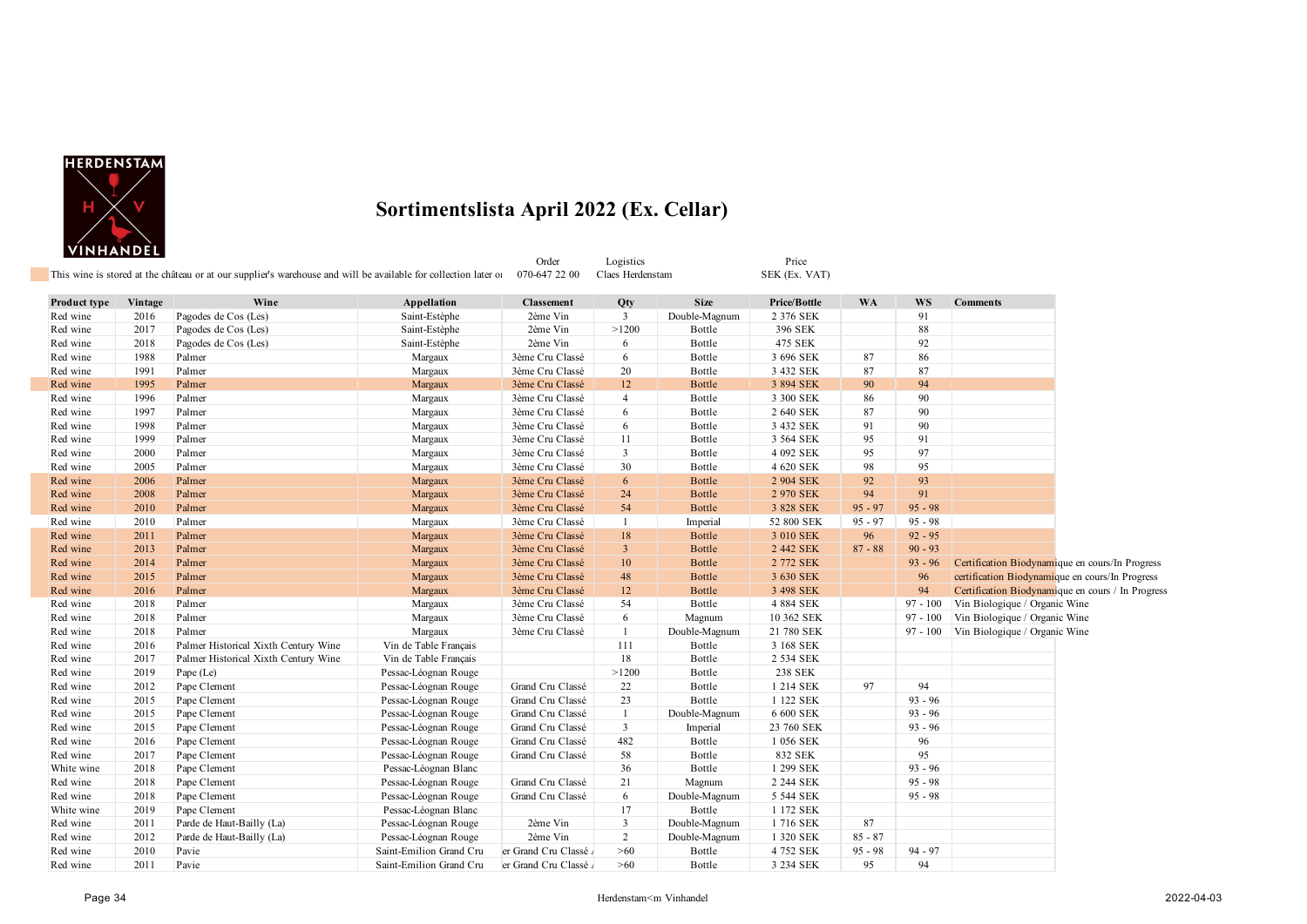# Sortimentslista April 2022 (Ex. Cellar)

This wine is stored at the château or at our supplier's warehouse and will be available for collection later or

| Order | Logistics | Price |
|---|---|---|
| 070-647 22 00 | Claes Herdenstam | SEK (Ex. VAT) |

| Product type | Vintage | Wine | Appellation | Classement | Qty | Size | Price/Bottle | WA | WS | Comments |
|---|---|---|---|---|---|---|---|---|---|---|
| Red wine | 2016 | Pagodes de Cos (Les) | Saint-Estèphe | 2ème Vin | 3 | Double-Magnum | 2 376 SEK | | 91 | |
| Red wine | 2017 | Pagodes de Cos (Les) | Saint-Estèphe | 2ème Vin | >1200 | Bottle | 396 SEK | | 88 | |
| Red wine | 2018 | Pagodes de Cos (Les) | Saint-Estèphe | 2ème Vin | 6 | Bottle | 475 SEK | | 92 | |
| Red wine | 1988 | Palmer | Margaux | 3ème Cru Classé | 6 | Bottle | 3 696 SEK | 87 | 86 | |
| Red wine | 1991 | Palmer | Margaux | 3ème Cru Classé | 20 | Bottle | 3 432 SEK | 87 | 87 | |
| Red wine | 1995 | Palmer | Margaux | 3ème Cru Classé | 12 | Bottle | 3 894 SEK | 90 | 94 | |
| Red wine | 1996 | Palmer | Margaux | 3ème Cru Classé | 4 | Bottle | 3 300 SEK | 86 | 90 | |
| Red wine | 1997 | Palmer | Margaux | 3ème Cru Classé | 6 | Bottle | 2 640 SEK | 87 | 90 | |
| Red wine | 1998 | Palmer | Margaux | 3ème Cru Classé | 6 | Bottle | 3 432 SEK | 91 | 90 | |
| Red wine | 1999 | Palmer | Margaux | 3ème Cru Classé | 11 | Bottle | 3 564 SEK | 95 | 91 | |
| Red wine | 2000 | Palmer | Margaux | 3ème Cru Classé | 3 | Bottle | 4 092 SEK | 95 | 97 | |
| Red wine | 2005 | Palmer | Margaux | 3ème Cru Classé | 30 | Bottle | 4 620 SEK | 98 | 95 | |
| Red wine | 2006 | Palmer | Margaux | 3ème Cru Classé | 6 | Bottle | 2 904 SEK | 92 | 93 | |
| Red wine | 2008 | Palmer | Margaux | 3ème Cru Classé | 24 | Bottle | 2 970 SEK | 94 | 91 | |
| Red wine | 2010 | Palmer | Margaux | 3ème Cru Classé | 54 | Bottle | 3 828 SEK | 95 - 97 | 95 - 98 | |
| Red wine | 2010 | Palmer | Margaux | 3ème Cru Classé | 1 | Imperial | 52 800 SEK | 95 - 97 | 95 - 98 | |
| Red wine | 2011 | Palmer | Margaux | 3ème Cru Classé | 18 | Bottle | 3 010 SEK | 96 | 92 - 95 | |
| Red wine | 2013 | Palmer | Margaux | 3ème Cru Classé | 3 | Bottle | 2 442 SEK | 87 - 88 | 90 - 93 | |
| Red wine | 2014 | Palmer | Margaux | 3ème Cru Classé | 10 | Bottle | 2 772 SEK | | 93 - 96 | Certification Biodynamique en cours/In Progress |
| Red wine | 2015 | Palmer | Margaux | 3ème Cru Classé | 48 | Bottle | 3 630 SEK | | 96 | certification Biodynamique en cours/In Progress |
| Red wine | 2016 | Palmer | Margaux | 3ème Cru Classé | 12 | Bottle | 3 498 SEK | | 94 | Certification Biodynamique en cours / In Progress |
| Red wine | 2018 | Palmer | Margaux | 3ème Cru Classé | 54 | Bottle | 4 884 SEK | | 97 - 100 | Vin Biologique / Organic Wine |
| Red wine | 2018 | Palmer | Margaux | 3ème Cru Classé | 6 | Magnum | 10 362 SEK | | 97 - 100 | Vin Biologique / Organic Wine |
| Red wine | 2018 | Palmer | Margaux | 3ème Cru Classé | 1 | Double-Magnum | 21 780 SEK | | 97 - 100 | Vin Biologique / Organic Wine |
| Red wine | 2016 | Palmer Historical Xixth Century Wine | Vin de Table Français | | 111 | Bottle | 3 168 SEK | | | |
| Red wine | 2017 | Palmer Historical Xixth Century Wine | Vin de Table Français | | 18 | Bottle | 2 534 SEK | | | |
| Red wine | 2019 | Pape (Le) | Pessac-Léognan Rouge | | >1200 | Bottle | 238 SEK | | | |
| Red wine | 2012 | Pape Clement | Pessac-Léognan Rouge | Grand Cru Classé | 22 | Bottle | 1 214 SEK | 97 | 94 | |
| Red wine | 2015 | Pape Clement | Pessac-Léognan Rouge | Grand Cru Classé | 23 | Bottle | 1 122 SEK | | 93 - 96 | |
| Red wine | 2015 | Pape Clement | Pessac-Léognan Rouge | Grand Cru Classé | 1 | Double-Magnum | 6 600 SEK | | 93 - 96 | |
| Red wine | 2015 | Pape Clement | Pessac-Léognan Rouge | Grand Cru Classé | 3 | Imperial | 23 760 SEK | | 93 - 96 | |
| Red wine | 2016 | Pape Clement | Pessac-Léognan Rouge | Grand Cru Classé | 482 | Bottle | 1 056 SEK | | 96 | |
| Red wine | 2017 | Pape Clement | Pessac-Léognan Rouge | Grand Cru Classé | 58 | Bottle | 832 SEK | | 95 | |
| White wine | 2018 | Pape Clement | Pessac-Léognan Blanc | | 36 | Bottle | 1 299 SEK | | 93 - 96 | |
| Red wine | 2018 | Pape Clement | Pessac-Léognan Rouge | Grand Cru Classé | 21 | Magnum | 2 244 SEK | | 95 - 98 | |
| Red wine | 2018 | Pape Clement | Pessac-Léognan Rouge | Grand Cru Classé | 6 | Double-Magnum | 5 544 SEK | | 95 - 98 | |
| White wine | 2019 | Pape Clement | Pessac-Léognan Blanc | | 17 | Bottle | 1 172 SEK | | | |
| Red wine | 2011 | Parde de Haut-Bailly (La) | Pessac-Léognan Rouge | 2ème Vin | 3 | Double-Magnum | 1 716 SEK | 87 | | |
| Red wine | 2012 | Parde de Haut-Bailly (La) | Pessac-Léognan Rouge | 2ème Vin | 2 | Double-Magnum | 1 320 SEK | 85 - 87 | | |
| Red wine | 2010 | Pavie | Saint-Emilion Grand Cru | er Grand Cru Classé | >60 | Bottle | 4 752 SEK | 95 - 98 | 94 - 97 | |
| Red wine | 2011 | Pavie | Saint-Emilion Grand Cru | er Grand Cru Classé | >60 | Bottle | 3 234 SEK | 95 | 94 | |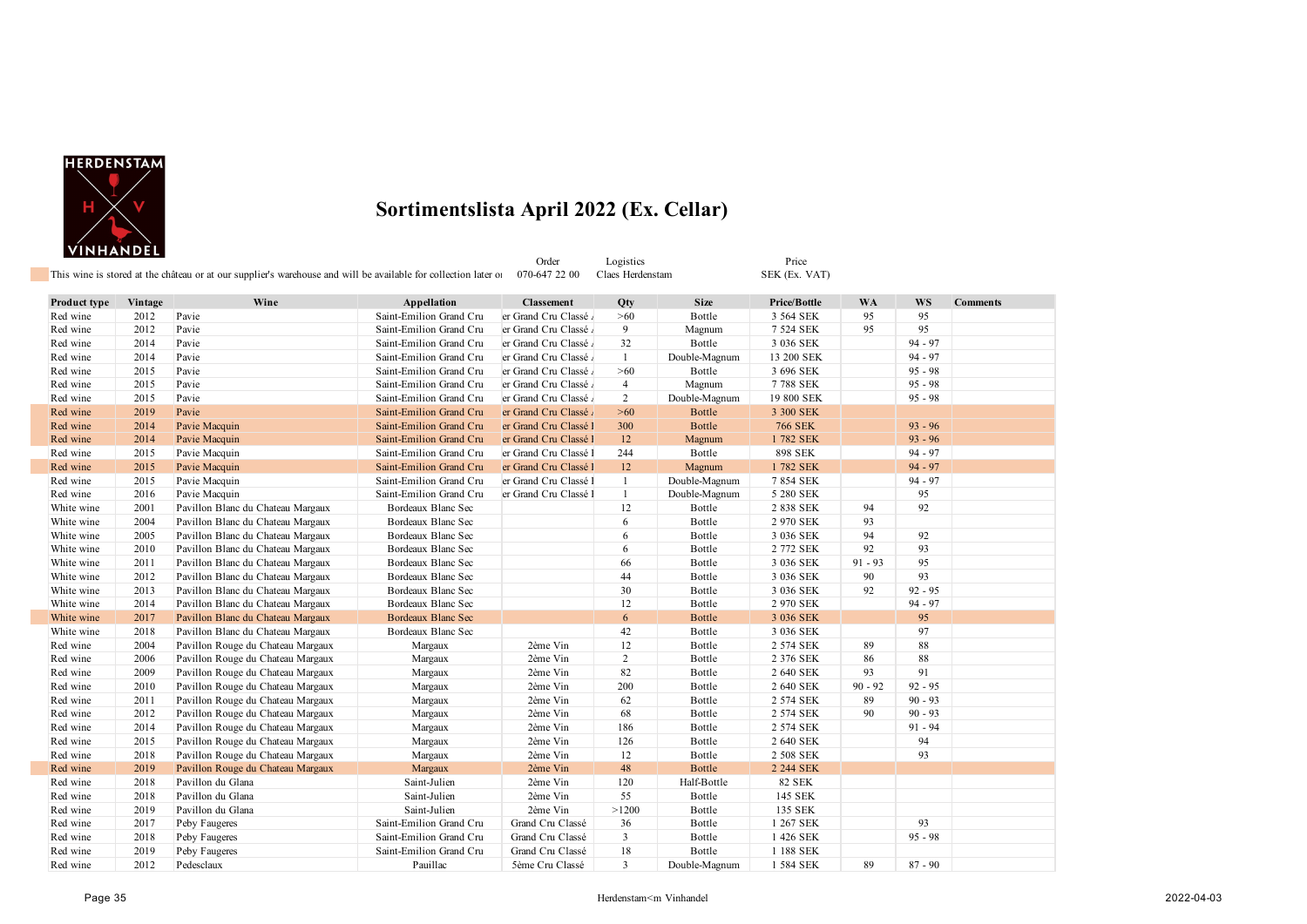# Sortimentslista April 2022 (Ex. Cellar)

This wine is stored at the château or at our supplier's warehouse and will be available for collection later o

Order: 070-647 22 00

Logistics: Claes Herdenstam

Price: SEK (Ex. VAT)

| Product type | Vintage | Wine | Appellation | Classement | Qty | Size | Price/Bottle | WA | WS | Comments |
|---|---|---|---|---|---|---|---|---|---|---|
| Red wine | 2012 | Pavie | Saint-Emilion Grand Cru | er Grand Cru Classé | >60 | Bottle | 3 564 SEK | 95 | 95 | |
| Red wine | 2012 | Pavie | Saint-Emilion Grand Cru | er Grand Cru Classé | 9 | Magnum | 7 524 SEK | 95 | 95 | |
| Red wine | 2014 | Pavie | Saint-Emilion Grand Cru | er Grand Cru Classé | 32 | Bottle | 3 036 SEK | | 94 - 97 | |
| Red wine | 2014 | Pavie | Saint-Emilion Grand Cru | er Grand Cru Classé | 1 | Double-Magnum | 13 200 SEK | | 94 - 97 | |
| Red wine | 2015 | Pavie | Saint-Emilion Grand Cru | er Grand Cru Classé | >60 | Bottle | 3 696 SEK | | 95 - 98 | |
| Red wine | 2015 | Pavie | Saint-Emilion Grand Cru | er Grand Cru Classé | 4 | Magnum | 7 788 SEK | | 95 - 98 | |
| Red wine | 2015 | Pavie | Saint-Emilion Grand Cru | er Grand Cru Classé | 2 | Double-Magnum | 19 800 SEK | | 95 - 98 | |
| Red wine | 2019 | Pavie | Saint-Emilion Grand Cru | er Grand Cru Classé | >60 | Bottle | 3 300 SEK | | | |
| Red wine | 2014 | Pavie Macquin | Saint-Emilion Grand Cru | er Grand Cru Classé I | 300 | Bottle | 766 SEK | | 93 - 96 | |
| Red wine | 2014 | Pavie Macquin | Saint-Emilion Grand Cru | er Grand Cru Classé I | 12 | Magnum | 1 782 SEK | | 93 - 96 | |
| Red wine | 2015 | Pavie Macquin | Saint-Emilion Grand Cru | er Grand Cru Classé I | 244 | Bottle | 898 SEK | | 94 - 97 | |
| Red wine | 2015 | Pavie Macquin | Saint-Emilion Grand Cru | er Grand Cru Classé I | 12 | Magnum | 1 782 SEK | | 94 - 97 | |
| Red wine | 2015 | Pavie Macquin | Saint-Emilion Grand Cru | er Grand Cru Classé I | 1 | Double-Magnum | 7 854 SEK | | 94 - 97 | |
| Red wine | 2016 | Pavie Macquin | Saint-Emilion Grand Cru | er Grand Cru Classé I | 1 | Double-Magnum | 5 280 SEK | | 95 | |
| White wine | 2001 | Pavillon Blanc du Chateau Margaux | Bordeaux Blanc Sec | | 12 | Bottle | 2 838 SEK | 94 | 92 | |
| White wine | 2004 | Pavillon Blanc du Chateau Margaux | Bordeaux Blanc Sec | | 6 | Bottle | 2 970 SEK | 93 | | |
| White wine | 2005 | Pavillon Blanc du Chateau Margaux | Bordeaux Blanc Sec | | 6 | Bottle | 3 036 SEK | 94 | 92 | |
| White wine | 2010 | Pavillon Blanc du Chateau Margaux | Bordeaux Blanc Sec | | 6 | Bottle | 2 772 SEK | 92 | 93 | |
| White wine | 2011 | Pavillon Blanc du Chateau Margaux | Bordeaux Blanc Sec | | 66 | Bottle | 3 036 SEK | 91 - 93 | 95 | |
| White wine | 2012 | Pavillon Blanc du Chateau Margaux | Bordeaux Blanc Sec | | 44 | Bottle | 3 036 SEK | 90 | 93 | |
| White wine | 2013 | Pavillon Blanc du Chateau Margaux | Bordeaux Blanc Sec | | 30 | Bottle | 3 036 SEK | 92 | 92 - 95 | |
| White wine | 2014 | Pavillon Blanc du Chateau Margaux | Bordeaux Blanc Sec | | 12 | Bottle | 2 970 SEK | | 94 - 97 | |
| White wine | 2017 | Pavillon Blanc du Chateau Margaux | Bordeaux Blanc Sec | | 6 | Bottle | 3 036 SEK | | 95 | |
| White wine | 2018 | Pavillon Blanc du Chateau Margaux | Bordeaux Blanc Sec | | 42 | Bottle | 3 036 SEK | | 97 | |
| Red wine | 2004 | Pavillon Rouge du Chateau Margaux | Margaux | 2ème Vin | 12 | Bottle | 2 574 SEK | 89 | 88 | |
| Red wine | 2006 | Pavillon Rouge du Chateau Margaux | Margaux | 2ème Vin | 2 | Bottle | 2 376 SEK | 86 | 88 | |
| Red wine | 2009 | Pavillon Rouge du Chateau Margaux | Margaux | 2ème Vin | 82 | Bottle | 2 640 SEK | 93 | 91 | |
| Red wine | 2010 | Pavillon Rouge du Chateau Margaux | Margaux | 2ème Vin | 200 | Bottle | 2 640 SEK | 90 - 92 | 92 - 95 | |
| Red wine | 2011 | Pavillon Rouge du Chateau Margaux | Margaux | 2ème Vin | 62 | Bottle | 2 574 SEK | 89 | 90 - 93 | |
| Red wine | 2012 | Pavillon Rouge du Chateau Margaux | Margaux | 2ème Vin | 68 | Bottle | 2 574 SEK | 90 | 90 - 93 | |
| Red wine | 2014 | Pavillon Rouge du Chateau Margaux | Margaux | 2ème Vin | 186 | Bottle | 2 574 SEK | | 91 - 94 | |
| Red wine | 2015 | Pavillon Rouge du Chateau Margaux | Margaux | 2ème Vin | 126 | Bottle | 2 640 SEK | | 94 | |
| Red wine | 2018 | Pavillon Rouge du Chateau Margaux | Margaux | 2ème Vin | 12 | Bottle | 2 508 SEK | | 93 | |
| Red wine | 2019 | Pavillon Rouge du Chateau Margaux | Margaux | 2ème Vin | 48 | Bottle | 2 244 SEK | | | |
| Red wine | 2018 | Pavillon du Glana | Saint-Julien | 2ème Vin | 120 | Half-Bottle | 82 SEK | | | |
| Red wine | 2018 | Pavillon du Glana | Saint-Julien | 2ème Vin | 55 | Bottle | 145 SEK | | | |
| Red wine | 2019 | Pavillon du Glana | Saint-Julien | 2ème Vin | >1200 | Bottle | 135 SEK | | | |
| Red wine | 2017 | Peby Faugeres | Saint-Emilion Grand Cru | Grand Cru Classé | 36 | Bottle | 1 267 SEK | | 93 | |
| Red wine | 2018 | Peby Faugeres | Saint-Emilion Grand Cru | Grand Cru Classé | 3 | Bottle | 1 426 SEK | | 95 - 98 | |
| Red wine | 2019 | Peby Faugeres | Saint-Emilion Grand Cru | Grand Cru Classé | 18 | Bottle | 1 188 SEK | | | |
| Red wine | 2012 | Pedesclaux | Pauillac | 5ème Cru Classé | 3 | Double-Magnum | 1 584 SEK | 89 | 87 - 90 | |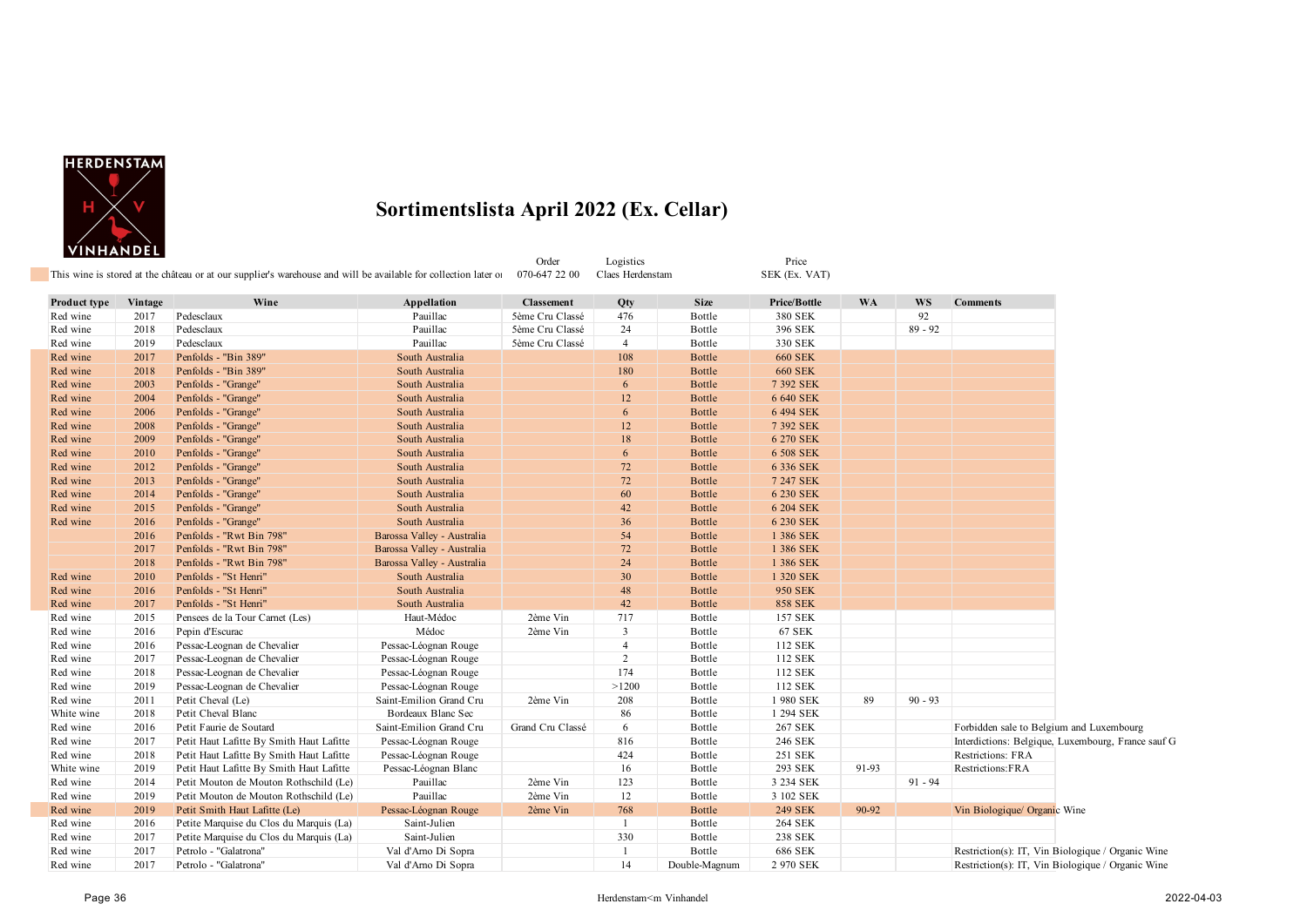# Sortimentslista April 2022 (Ex. Cellar)

This wine is stored at the château or at our supplier's warehouse and will be available for collection later or

| Order | Logistics | Price |
|---|---|---|
| 070-647 22 00 | Claes Herdenstam | SEK (Ex. VAT) |

| Product type | Vintage | Wine | Appellation | Classement | Qty | Size | Price/Bottle | WA | WS | Comments |
|---|---|---|---|---|---|---|---|---|---|---|
| Red wine | 2017 | Pedesclaux | Pauillac | 5ème Cru Classé | 476 | Bottle | 380 SEK | | 92 | |
| Red wine | 2018 | Pedesclaux | Pauillac | 5ème Cru Classé | 24 | Bottle | 396 SEK | | 89 - 92 | |
| Red wine | 2019 | Pedesclaux | Pauillac | 5ème Cru Classé | 4 | Bottle | 330 SEK | | | |
| Red wine | 2017 | Penfolds - "Bin 389" | South Australia | | 108 | Bottle | 660 SEK | | | |
| Red wine | 2018 | Penfolds - "Bin 389" | South Australia | | 180 | Bottle | 660 SEK | | | |
| Red wine | 2003 | Penfolds - "Grange" | South Australia | | 6 | Bottle | 7 392 SEK | | | |
| Red wine | 2004 | Penfolds - "Grange" | South Australia | | 12 | Bottle | 6 640 SEK | | | |
| Red wine | 2006 | Penfolds - "Grange" | South Australia | | 6 | Bottle | 6 494 SEK | | | |
| Red wine | 2008 | Penfolds - "Grange" | South Australia | | 12 | Bottle | 7 392 SEK | | | |
| Red wine | 2009 | Penfolds - "Grange" | South Australia | | 18 | Bottle | 6 270 SEK | | | |
| Red wine | 2010 | Penfolds - "Grange" | South Australia | | 6 | Bottle | 6 508 SEK | | | |
| Red wine | 2012 | Penfolds - "Grange" | South Australia | | 72 | Bottle | 6 336 SEK | | | |
| Red wine | 2013 | Penfolds - "Grange" | South Australia | | 72 | Bottle | 7 247 SEK | | | |
| Red wine | 2014 | Penfolds - "Grange" | South Australia | | 60 | Bottle | 6 230 SEK | | | |
| Red wine | 2015 | Penfolds - "Grange" | South Australia | | 42 | Bottle | 6 204 SEK | | | |
| Red wine | 2016 | Penfolds - "Grange" | South Australia | | 36 | Bottle | 6 230 SEK | | | |
| | 2016 | Penfolds - "Rwt Bin 798" | Barossa Valley - Australia | | 54 | Bottle | 1 386 SEK | | | |
| | 2017 | Penfolds - "Rwt Bin 798" | Barossa Valley - Australia | | 72 | Bottle | 1 386 SEK | | | |
| | 2018 | Penfolds - "Rwt Bin 798" | Barossa Valley - Australia | | 24 | Bottle | 1 386 SEK | | | |
| Red wine | 2010 | Penfolds - "St Henri" | South Australia | | 30 | Bottle | 1 320 SEK | | | |
| Red wine | 2016 | Penfolds - "St Henri" | South Australia | | 48 | Bottle | 950 SEK | | | |
| Red wine | 2017 | Penfolds - "St Henri" | South Australia | | 42 | Bottle | 858 SEK | | | |
| Red wine | 2015 | Pensees de la Tour Carnet (Les) | Haut-Médoc | 2ème Vin | 717 | Bottle | 157 SEK | | | |
| Red wine | 2016 | Pepin d'Escurac | Médoc | 2ème Vin | 3 | Bottle | 67 SEK | | | |
| Red wine | 2016 | Pessac-Leognan de Chevalier | Pessac-Léognan Rouge | | 4 | Bottle | 112 SEK | | | |
| Red wine | 2017 | Pessac-Leognan de Chevalier | Pessac-Léognan Rouge | | 2 | Bottle | 112 SEK | | | |
| Red wine | 2018 | Pessac-Leognan de Chevalier | Pessac-Léognan Rouge | | 174 | Bottle | 112 SEK | | | |
| Red wine | 2019 | Pessac-Leognan de Chevalier | Pessac-Léognan Rouge | | >1200 | Bottle | 112 SEK | | | |
| Red wine | 2011 | Petit Cheval (Le) | Saint-Emilion Grand Cru | 2ème Vin | 208 | Bottle | 1 980 SEK | 89 | 90 - 93 | |
| White wine | 2018 | Petit Cheval Blanc | Bordeaux Blanc Sec | | 86 | Bottle | 1 294 SEK | | | |
| Red wine | 2016 | Petit Faurie de Soutard | Saint-Emilion Grand Cru | Grand Cru Classé | 6 | Bottle | 267 SEK | | | Forbidden sale to Belgium and Luxembourg |
| Red wine | 2017 | Petit Haut Lafitte By Smith Haut Lafitte | Pessac-Léognan Rouge | | 816 | Bottle | 246 SEK | | | Interdictions: Belgique, Luxembourg, France sauf G |
| Red wine | 2018 | Petit Haut Lafitte By Smith Haut Lafitte | Pessac-Léognan Rouge | | 424 | Bottle | 251 SEK | | | Restrictions: FRA |
| White wine | 2019 | Petit Haut Lafitte By Smith Haut Lafitte | Pessac-Léognan Blanc | | 16 | Bottle | 293 SEK | 91-93 | | Restrictions:FRA |
| Red wine | 2014 | Petit Mouton de Mouton Rothschild (Le) | Pauillac | 2ème Vin | 123 | Bottle | 3 234 SEK | | 91 - 94 | |
| Red wine | 2019 | Petit Mouton de Mouton Rothschild (Le) | Pauillac | 2ème Vin | 12 | Bottle | 3 102 SEK | | | |
| Red wine | 2019 | Petit Smith Haut Lafitte (Le) | Pessac-Léognan Rouge | 2ème Vin | 768 | Bottle | 249 SEK | 90-92 | | Vin Biologique/ Organic Wine |
| Red wine | 2016 | Petite Marquise du Clos du Marquis (La) | Saint-Julien | | 1 | Bottle | 264 SEK | | | |
| Red wine | 2017 | Petite Marquise du Clos du Marquis (La) | Saint-Julien | | 330 | Bottle | 238 SEK | | | |
| Red wine | 2017 | Petrolo - "Galatrona" | Val d'Arno Di Sopra | | 1 | Bottle | 686 SEK | | | Restriction(s): IT, Vin Biologique / Organic Wine |
| Red wine | 2017 | Petrolo - "Galatrona" | Val d'Arno Di Sopra | | 14 | Double-Magnum | 2 970 SEK | | | Restriction(s): IT, Vin Biologique / Organic Wine |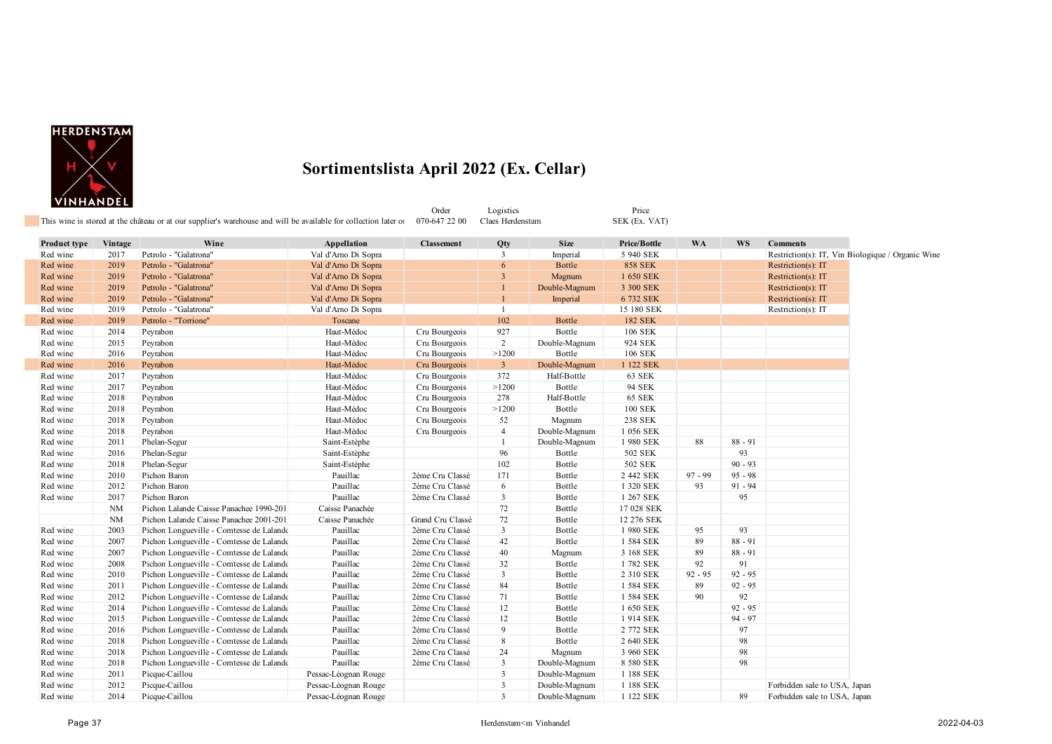# Sortimentslista April 2022 (Ex. Cellar)

This wine is stored at the château or at our supplier's warehouse and will be available for collection later or

Order 070-647 22 00 | Logistics Claes Herdenstam | Price SEK (Ex. VAT)

| Product type | Vintage | Wine | Appellation | Classement | Qty | Size | Price/Bottle | WA | WS | Comments |
|---|---|---|---|---|---|---|---|---|---|---|
| Red wine | 2017 | Petrolo - "Galatrona" | Val d'Arno Di Sopra | | 3 | Imperial | 5 940 SEK | | | Restriction(s): IT, Vin Biologique / Organic Wine |
| Red wine | 2019 | Petrolo - "Galatrona" | Val d'Arno Di Sopra | | 6 | Bottle | 858 SEK | | | Restriction(s): IT |
| Red wine | 2019 | Petrolo - "Galatrona" | Val d'Arno Di Sopra | | 3 | Magnum | 1 650 SEK | | | Restriction(s): IT |
| Red wine | 2019 | Petrolo - "Galatrona" | Val d'Arno Di Sopra | | 1 | Double-Magnum | 3 300 SEK | | | Restriction(s): IT |
| Red wine | 2019 | Petrolo - "Galatrona" | Val d'Arno Di Sopra | | 1 | Imperial | 6 732 SEK | | | Restriction(s): IT |
| Red wine | 2019 | Petrolo - "Galatrona" | Val d'Arno Di Sopra | | 1 | | 15 180 SEK | | | Restriction(s): IT |
| Red wine | 2019 | Petrolo - "Torrione" | Toscane | | 102 | Bottle | 182 SEK | | | |
| Red wine | 2014 | Peyrabon | Haut-Médoc | Cru Bourgeois | 927 | Bottle | 106 SEK | | | |
| Red wine | 2015 | Peyrabon | Haut-Médoc | Cru Bourgeois | 2 | Double-Magnum | 924 SEK | | | |
| Red wine | 2016 | Peyrabon | Haut-Médoc | Cru Bourgeois | >1200 | Bottle | 106 SEK | | | |
| Red wine | 2016 | Peyrabon | Haut-Médoc | Cru Bourgeois | 3 | Double-Magnum | 1 122 SEK | | | |
| Red wine | 2017 | Peyrabon | Haut-Médoc | Cru Bourgeois | 372 | Half-Bottle | 63 SEK | | | |
| Red wine | 2017 | Peyrabon | Haut-Médoc | Cru Bourgeois | >1200 | Bottle | 94 SEK | | | |
| Red wine | 2018 | Peyrabon | Haut-Médoc | Cru Bourgeois | 278 | Half-Bottle | 65 SEK | | | |
| Red wine | 2018 | Peyrabon | Haut-Médoc | Cru Bourgeois | >1200 | Bottle | 100 SEK | | | |
| Red wine | 2018 | Peyrabon | Haut-Médoc | Cru Bourgeois | 52 | Magnum | 238 SEK | | | |
| Red wine | 2018 | Peyrabon | Haut-Médoc | Cru Bourgeois | 4 | Double-Magnum | 1 056 SEK | | | |
| Red wine | 2011 | Phelan-Segur | Saint-Estèphe | | 1 | Double-Magnum | 1 980 SEK | 88 | 88 - 91 | |
| Red wine | 2016 | Phelan-Segur | Saint-Estèphe | | 96 | Bottle | 502 SEK | | 93 | |
| Red wine | 2018 | Phelan-Segur | Saint-Estèphe | | 102 | Bottle | 502 SEK | | 90 - 93 | |
| Red wine | 2010 | Pichon Baron | Pauillac | 2ème Cru Classé | 171 | Bottle | 2 442 SEK | 97 - 99 | 95 - 98 | |
| Red wine | 2012 | Pichon Baron | Pauillac | 2ème Cru Classé | 6 | Bottle | 1 320 SEK | 93 | 91 - 94 | |
| Red wine | 2017 | Pichon Baron | Pauillac | 2ème Cru Classé | 3 | Bottle | 1 267 SEK | | 95 | |
| | NM | Pichon Lalande Caisse Panachee 1990-201 | Caisse Panachée | | 72 | Bottle | 17 028 SEK | | | |
| | NM | Pichon Lalande Caisse Panachee 2001-201 | Caisse Panachée | Grand Cru Classé | 72 | Bottle | 12 276 SEK | | | |
| Red wine | 2003 | Pichon Longueville - Comtesse de Lalande | Pauillac | 2ème Cru Classé | 3 | Bottle | 1 980 SEK | 95 | 93 | |
| Red wine | 2007 | Pichon Longueville - Comtesse de Lalande | Pauillac | 2ème Cru Classé | 42 | Bottle | 1 584 SEK | 89 | 88 - 91 | |
| Red wine | 2007 | Pichon Longueville - Comtesse de Lalande | Pauillac | 2ème Cru Classé | 40 | Magnum | 3 168 SEK | 89 | 88 - 91 | |
| Red wine | 2008 | Pichon Longueville - Comtesse de Lalande | Pauillac | 2ème Cru Classé | 32 | Bottle | 1 782 SEK | 92 | 91 | |
| Red wine | 2010 | Pichon Longueville - Comtesse de Lalande | Pauillac | 2ème Cru Classé | 3 | Bottle | 2 310 SEK | 92 - 95 | 92 - 95 | |
| Red wine | 2011 | Pichon Longueville - Comtesse de Lalande | Pauillac | 2ème Cru Classé | 84 | Bottle | 1 584 SEK | 89 | 92 - 95 | |
| Red wine | 2012 | Pichon Longueville - Comtesse de Lalande | Pauillac | 2ème Cru Classé | 71 | Bottle | 1 584 SEK | 90 | 92 | |
| Red wine | 2014 | Pichon Longueville - Comtesse de Lalande | Pauillac | 2ème Cru Classé | 12 | Bottle | 1 650 SEK | | 92 - 95 | |
| Red wine | 2015 | Pichon Longueville - Comtesse de Lalande | Pauillac | 2ème Cru Classé | 12 | Bottle | 1 914 SEK | | 94 - 97 | |
| Red wine | 2016 | Pichon Longueville - Comtesse de Lalande | Pauillac | 2ème Cru Classé | 9 | Bottle | 2 772 SEK | | 97 | |
| Red wine | 2018 | Pichon Longueville - Comtesse de Lalande | Pauillac | 2ème Cru Classé | 8 | Bottle | 2 640 SEK | | 98 | |
| Red wine | 2018 | Pichon Longueville - Comtesse de Lalande | Pauillac | 2ème Cru Classé | 24 | Magnum | 3 960 SEK | | 98 | |
| Red wine | 2018 | Pichon Longueville - Comtesse de Lalande | Pauillac | 2ème Cru Classé | 3 | Double-Magnum | 8 580 SEK | | 98 | |
| Red wine | 2011 | Picque-Caillou | Pessac-Léognan Rouge | | 3 | Double-Magnum | 1 188 SEK | | | |
| Red wine | 2012 | Picque-Caillou | Pessac-Léognan Rouge | | 3 | Double-Magnum | 1 188 SEK | | | Forbidden sale to USA, Japan |
| Red wine | 2014 | Picque-Caillou | Pessac-Léognan Rouge | | 3 | Double-Magnum | 1 122 SEK | | 89 | Forbidden sale to USA, Japan |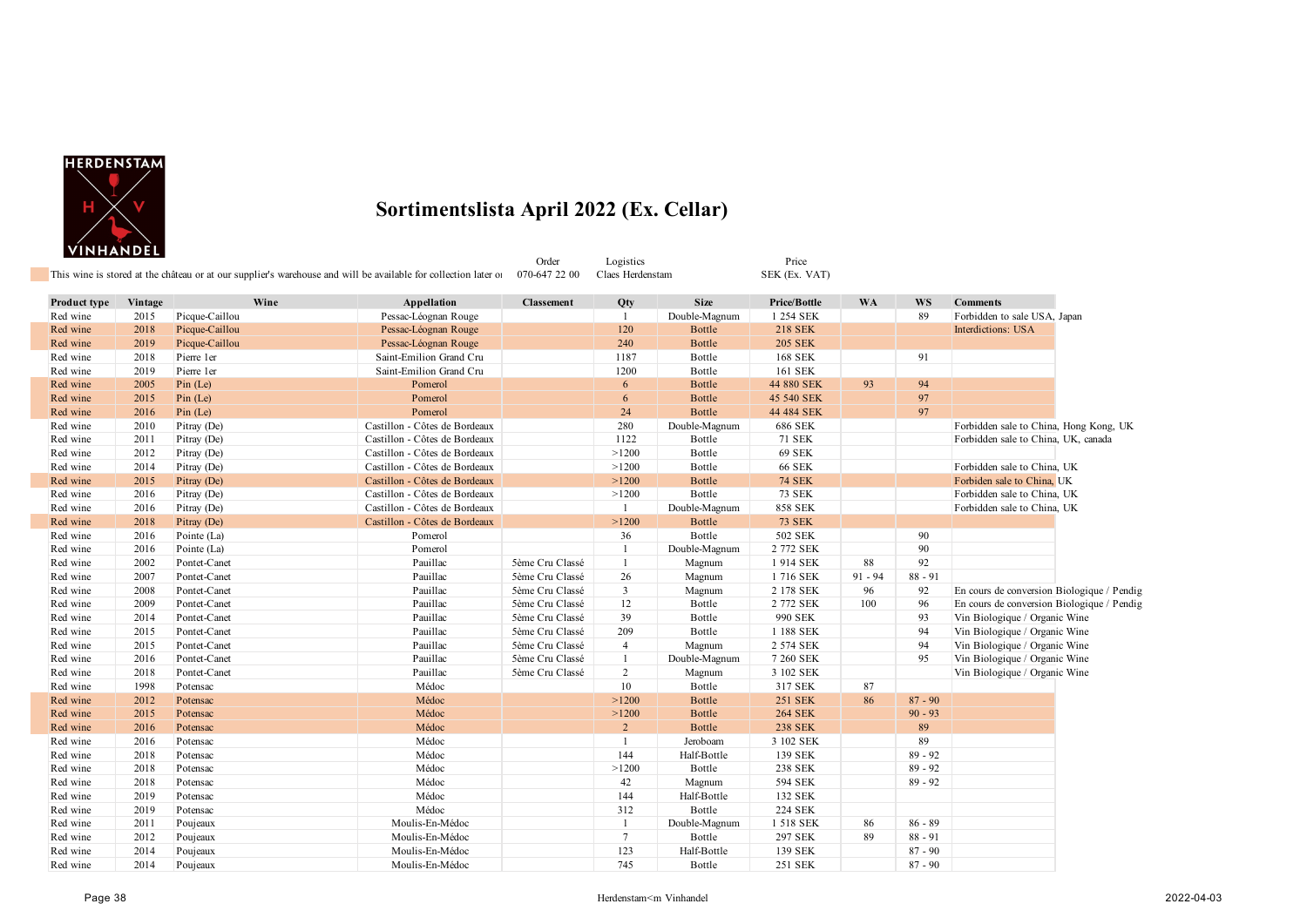# Sortimentslista April 2022 (Ex. Cellar)

This wine is stored at the château or at our supplier's warehouse and will be available for collection later or

| Order | Logistics | Price |
|---|---|---|
| 070-647 22 00 | Claes Herdenstam | SEK (Ex. VAT) |

| Product type | Vintage | Wine | Appellation | Classement | Qty | Size | Price/Bottle | WA | WS | Comments |
|---|---|---|---|---|---|---|---|---|---|---|
| Red wine | 2015 | Picque-Caillou | Pessac-Léognan Rouge | | 1 | Double-Magnum | 1 254 SEK | | 89 | Forbidden to sale USA, Japan |
| Red wine | 2018 | Picque-Caillou | Pessac-Léognan Rouge | | 120 | Bottle | 218 SEK | | | Interdictions: USA |
| Red wine | 2019 | Picque-Caillou | Pessac-Léognan Rouge | | 240 | Bottle | 205 SEK | | | |
| Red wine | 2018 | Pierre 1er | Saint-Emilion Grand Cru | | 1187 | Bottle | 168 SEK | | 91 | |
| Red wine | 2019 | Pierre 1er | Saint-Emilion Grand Cru | | 1200 | Bottle | 161 SEK | | | |
| Red wine | 2005 | Pin (Le) | Pomerol | | 6 | Bottle | 44 880 SEK | 93 | 94 | |
| Red wine | 2015 | Pin (Le) | Pomerol | | 6 | Bottle | 45 540 SEK | | 97 | |
| Red wine | 2016 | Pin (Le) | Pomerol | | 24 | Bottle | 44 484 SEK | | 97 | |
| Red wine | 2010 | Pitray (De) | Castillon - Côtes de Bordeaux | | 280 | Double-Magnum | 686 SEK | | | Forbidden sale to China, Hong Kong, UK |
| Red wine | 2011 | Pitray (De) | Castillon - Côtes de Bordeaux | | 1122 | Bottle | 71 SEK | | | Forbidden sale to China, UK, canada |
| Red wine | 2012 | Pitray (De) | Castillon - Côtes de Bordeaux | | >1200 | Bottle | 69 SEK | | | |
| Red wine | 2014 | Pitray (De) | Castillon - Côtes de Bordeaux | | >1200 | Bottle | 66 SEK | | | Forbidden sale to China, UK |
| Red wine | 2015 | Pitray (De) | Castillon - Côtes de Bordeaux | | >1200 | Bottle | 74 SEK | | | Forbiden sale to China, UK |
| Red wine | 2016 | Pitray (De) | Castillon - Côtes de Bordeaux | | >1200 | Bottle | 73 SEK | | | Forbidden sale to China, UK |
| Red wine | 2016 | Pitray (De) | Castillon - Côtes de Bordeaux | | 1 | Double-Magnum | 858 SEK | | | Forbidden sale to China, UK |
| Red wine | 2018 | Pitray (De) | Castillon - Côtes de Bordeaux | | >1200 | Bottle | 73 SEK | | | |
| Red wine | 2016 | Pointe (La) | Pomerol | | 36 | Bottle | 502 SEK | | 90 | |
| Red wine | 2016 | Pointe (La) | Pomerol | | 1 | Double-Magnum | 2 772 SEK | | 90 | |
| Red wine | 2002 | Pontet-Canet | Pauillac | 5ème Cru Classé | 1 | Magnum | 1 914 SEK | 88 | 92 | |
| Red wine | 2007 | Pontet-Canet | Pauillac | 5ème Cru Classé | 26 | Magnum | 1 716 SEK | 91 - 94 | 88 - 91 | |
| Red wine | 2008 | Pontet-Canet | Pauillac | 5ème Cru Classé | 3 | Magnum | 2 178 SEK | 96 | 92 | En cours de conversion Biologique / Pendig |
| Red wine | 2009 | Pontet-Canet | Pauillac | 5ème Cru Classé | 12 | Bottle | 2 772 SEK | 100 | 96 | En cours de conversion Biologique / Pendig |
| Red wine | 2014 | Pontet-Canet | Pauillac | 5ème Cru Classé | 39 | Bottle | 990 SEK | | 93 | Vin Biologique / Organic Wine |
| Red wine | 2015 | Pontet-Canet | Pauillac | 5ème Cru Classé | 209 | Bottle | 1 188 SEK | | 94 | Vin Biologique / Organic Wine |
| Red wine | 2015 | Pontet-Canet | Pauillac | 5ème Cru Classé | 4 | Magnum | 2 574 SEK | | 94 | Vin Biologique / Organic Wine |
| Red wine | 2016 | Pontet-Canet | Pauillac | 5ème Cru Classé | 1 | Double-Magnum | 7 260 SEK | | 95 | Vin Biologique / Organic Wine |
| Red wine | 2018 | Pontet-Canet | Pauillac | 5ème Cru Classé | 2 | Magnum | 3 102 SEK | | | Vin Biologique / Organic Wine |
| Red wine | 1998 | Potensac | Médoc | | 10 | Bottle | 317 SEK | 87 | | |
| Red wine | 2012 | Potensac | Médoc | | >1200 | Bottle | 251 SEK | 86 | 87 - 90 | |
| Red wine | 2015 | Potensac | Médoc | | >1200 | Bottle | 264 SEK | | 90 - 93 | |
| Red wine | 2016 | Potensac | Médoc | | 2 | Bottle | 238 SEK | | 89 | |
| Red wine | 2016 | Potensac | Médoc | | 1 | Jeroboam | 3 102 SEK | | 89 | |
| Red wine | 2018 | Potensac | Médoc | | 144 | Half-Bottle | 139 SEK | | 89 - 92 | |
| Red wine | 2018 | Potensac | Médoc | | >1200 | Bottle | 238 SEK | | 89 - 92 | |
| Red wine | 2018 | Potensac | Médoc | | 42 | Magnum | 594 SEK | | 89 - 92 | |
| Red wine | 2019 | Potensac | Médoc | | 144 | Half-Bottle | 132 SEK | | | |
| Red wine | 2019 | Potensac | Médoc | | 312 | Bottle | 224 SEK | | | |
| Red wine | 2011 | Poujeaux | Moulis-En-Médoc | | 1 | Double-Magnum | 1 518 SEK | 86 | 86 - 89 | |
| Red wine | 2012 | Poujeaux | Moulis-En-Médoc | | 7 | Bottle | 297 SEK | 89 | 88 - 91 | |
| Red wine | 2014 | Poujeaux | Moulis-En-Médoc | | 123 | Half-Bottle | 139 SEK | | 87 - 90 | |
| Red wine | 2014 | Poujeaux | Moulis-En-Médoc | | 745 | Bottle | 251 SEK | | 87 - 90 | |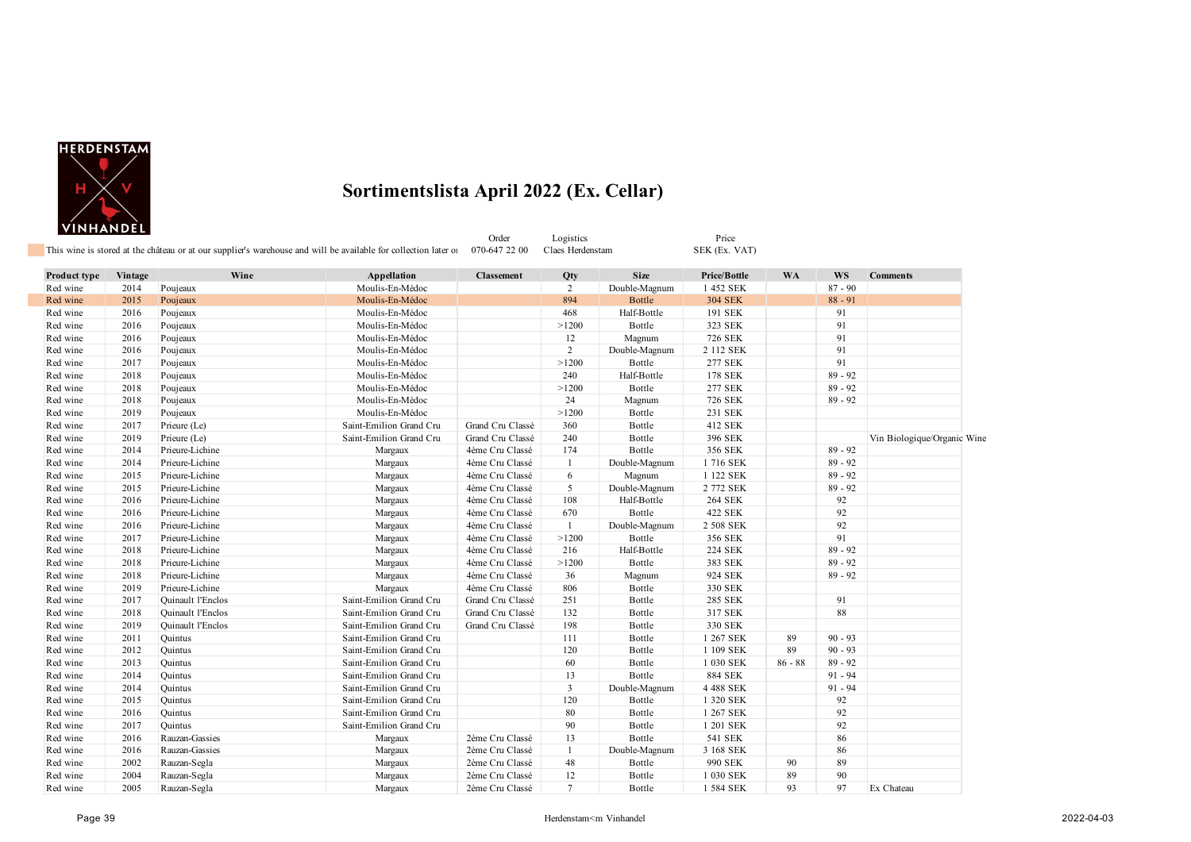# Sortimentslista April 2022 (Ex. Cellar)

This wine is stored at the château or at our supplier's warehouse and will be available for collection later or

| Order | Logistics | Price |
|---|---|---|
| 070-647 22 00 | Claes Herdenstam | SEK (Ex. VAT) |

| Product type | Vintage | Wine | Appellation | Classement | Qty | Size | Price/Bottle | WA | WS | Comments |
|---|---|---|---|---|---|---|---|---|---|---|
| Red wine | 2014 | Poujeaux | Moulis-En-Médoc | | 2 | Double-Magnum | 1 452 SEK | | 87 - 90 | |
| Red wine | 2015 | Poujeaux | Moulis-En-Médoc | | 894 | Bottle | 304 SEK | | 88 - 91 | |
| Red wine | 2016 | Poujeaux | Moulis-En-Médoc | | 468 | Half-Bottle | 191 SEK | | 91 | |
| Red wine | 2016 | Poujeaux | Moulis-En-Médoc | | >1200 | Bottle | 323 SEK | | 91 | |
| Red wine | 2016 | Poujeaux | Moulis-En-Médoc | | 12 | Magnum | 726 SEK | | 91 | |
| Red wine | 2016 | Poujeaux | Moulis-En-Médoc | | 2 | Double-Magnum | 2 112 SEK | | 91 | |
| Red wine | 2017 | Poujeaux | Moulis-En-Médoc | | >1200 | Bottle | 277 SEK | | 91 | |
| Red wine | 2018 | Poujeaux | Moulis-En-Médoc | | 240 | Half-Bottle | 178 SEK | | 89 - 92 | |
| Red wine | 2018 | Poujeaux | Moulis-En-Médoc | | >1200 | Bottle | 277 SEK | | 89 - 92 | |
| Red wine | 2018 | Poujeaux | Moulis-En-Médoc | | 24 | Magnum | 726 SEK | | 89 - 92 | |
| Red wine | 2019 | Poujeaux | Moulis-En-Médoc | | >1200 | Bottle | 231 SEK | | | |
| Red wine | 2017 | Prieure (Le) | Saint-Emilion Grand Cru | Grand Cru Classé | 360 | Bottle | 412 SEK | | | |
| Red wine | 2019 | Prieure (Le) | Saint-Emilion Grand Cru | Grand Cru Classé | 240 | Bottle | 396 SEK | | | Vin Biologique/Organic Wine |
| Red wine | 2014 | Prieure-Lichine | Margaux | 4ème Cru Classé | 174 | Bottle | 356 SEK | | 89 - 92 | |
| Red wine | 2014 | Prieure-Lichine | Margaux | 4ème Cru Classé | 1 | Double-Magnum | 1 716 SEK | | 89 - 92 | |
| Red wine | 2015 | Prieure-Lichine | Margaux | 4ème Cru Classé | 6 | Magnum | 1 122 SEK | | 89 - 92 | |
| Red wine | 2015 | Prieure-Lichine | Margaux | 4ème Cru Classé | 5 | Double-Magnum | 2 772 SEK | | 89 - 92 | |
| Red wine | 2016 | Prieure-Lichine | Margaux | 4ème Cru Classé | 108 | Half-Bottle | 264 SEK | | 92 | |
| Red wine | 2016 | Prieure-Lichine | Margaux | 4ème Cru Classé | 670 | Bottle | 422 SEK | | 92 | |
| Red wine | 2016 | Prieure-Lichine | Margaux | 4ème Cru Classé | 1 | Double-Magnum | 2 508 SEK | | 92 | |
| Red wine | 2017 | Prieure-Lichine | Margaux | 4ème Cru Classé | >1200 | Bottle | 356 SEK | | 91 | |
| Red wine | 2018 | Prieure-Lichine | Margaux | 4ème Cru Classé | 216 | Half-Bottle | 224 SEK | | 89 - 92 | |
| Red wine | 2018 | Prieure-Lichine | Margaux | 4ème Cru Classé | >1200 | Bottle | 383 SEK | | 89 - 92 | |
| Red wine | 2018 | Prieure-Lichine | Margaux | 4ème Cru Classé | 36 | Magnum | 924 SEK | | 89 - 92 | |
| Red wine | 2019 | Prieure-Lichine | Margaux | 4ème Cru Classé | 806 | Bottle | 330 SEK | | | |
| Red wine | 2017 | Quinault l'Enclos | Saint-Emilion Grand Cru | Grand Cru Classé | 251 | Bottle | 285 SEK | | 91 | |
| Red wine | 2018 | Quinault l'Enclos | Saint-Emilion Grand Cru | Grand Cru Classé | 132 | Bottle | 317 SEK | | 88 | |
| Red wine | 2019 | Quinault l'Enclos | Saint-Emilion Grand Cru | Grand Cru Classé | 198 | Bottle | 330 SEK | | | |
| Red wine | 2011 | Quintus | Saint-Emilion Grand Cru | | 111 | Bottle | 1 267 SEK | 89 | 90 - 93 | |
| Red wine | 2012 | Quintus | Saint-Emilion Grand Cru | | 120 | Bottle | 1 109 SEK | 89 | 90 - 93 | |
| Red wine | 2013 | Quintus | Saint-Emilion Grand Cru | | 60 | Bottle | 1 030 SEK | 86 - 88 | 89 - 92 | |
| Red wine | 2014 | Quintus | Saint-Emilion Grand Cru | | 13 | Bottle | 884 SEK | | 91 - 94 | |
| Red wine | 2014 | Quintus | Saint-Emilion Grand Cru | | 3 | Double-Magnum | 4 488 SEK | | 91 - 94 | |
| Red wine | 2015 | Quintus | Saint-Emilion Grand Cru | | 120 | Bottle | 1 320 SEK | | 92 | |
| Red wine | 2016 | Quintus | Saint-Emilion Grand Cru | | 80 | Bottle | 1 267 SEK | | 92 | |
| Red wine | 2017 | Quintus | Saint-Emilion Grand Cru | | 90 | Bottle | 1 201 SEK | | 92 | |
| Red wine | 2016 | Rauzan-Gassies | Margaux | 2ème Cru Classé | 13 | Bottle | 541 SEK | | 86 | |
| Red wine | 2016 | Rauzan-Gassies | Margaux | 2ème Cru Classé | 1 | Double-Magnum | 3 168 SEK | | 86 | |
| Red wine | 2002 | Rauzan-Segla | Margaux | 2ème Cru Classé | 48 | Bottle | 990 SEK | 90 | 89 | |
| Red wine | 2004 | Rauzan-Segla | Margaux | 2ème Cru Classé | 12 | Bottle | 1 030 SEK | 89 | 90 | |
| Red wine | 2005 | Rauzan-Segla | Margaux | 2ème Cru Classé | 7 | Bottle | 1 584 SEK | 93 | 97 | Ex Chateau |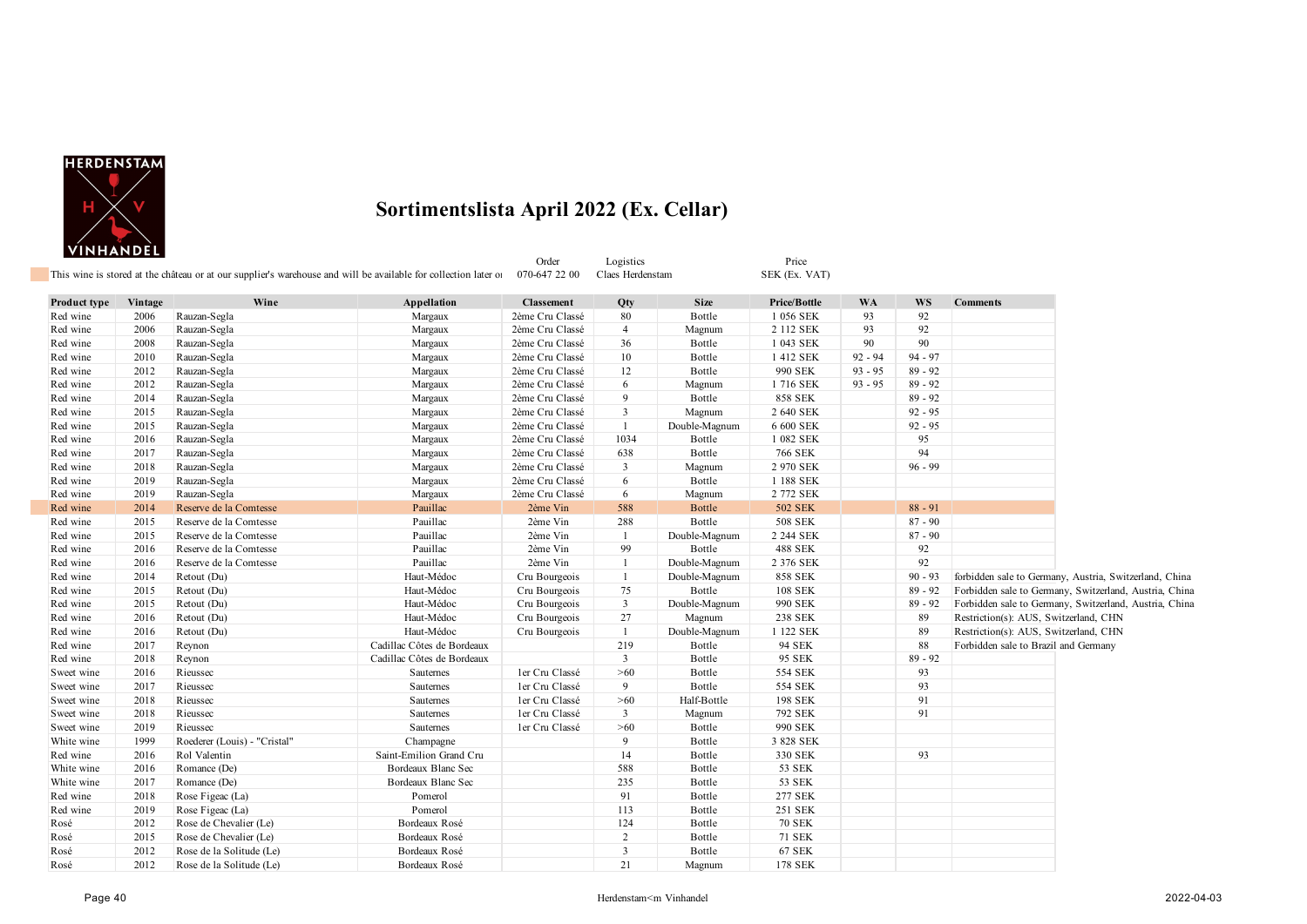# Sortimentslista April 2022 (Ex. Cellar)

This wine is stored at the château or at our supplier's warehouse and will be available for collection later or

| Order | Logistics | Price |
|---|---|---|
| 070-647 22 00 | Claes Herdenstam | SEK (Ex. VAT) |

| Product type | Vintage | Wine | Appellation | Classement | Qty | Size | Price/Bottle | WA | WS | Comments |
|---|---|---|---|---|---|---|---|---|---|---|
| Red wine | 2006 | Rauzan-Segla | Margaux | 2ème Cru Classé | 80 | Bottle | 1 056 SEK | 93 | 92 | |
| Red wine | 2006 | Rauzan-Segla | Margaux | 2ème Cru Classé | 4 | Magnum | 2 112 SEK | 93 | 92 | |
| Red wine | 2008 | Rauzan-Segla | Margaux | 2ème Cru Classé | 36 | Bottle | 1 043 SEK | 90 | 90 | |
| Red wine | 2010 | Rauzan-Segla | Margaux | 2ème Cru Classé | 10 | Bottle | 1 412 SEK | 92 - 94 | 94 - 97 | |
| Red wine | 2012 | Rauzan-Segla | Margaux | 2ème Cru Classé | 12 | Bottle | 990 SEK | 93 - 95 | 89 - 92 | |
| Red wine | 2012 | Rauzan-Segla | Margaux | 2ème Cru Classé | 6 | Magnum | 1 716 SEK | 93 - 95 | 89 - 92 | |
| Red wine | 2014 | Rauzan-Segla | Margaux | 2ème Cru Classé | 9 | Bottle | 858 SEK | | 89 - 92 | |
| Red wine | 2015 | Rauzan-Segla | Margaux | 2ème Cru Classé | 3 | Magnum | 2 640 SEK | | 92 - 95 | |
| Red wine | 2015 | Rauzan-Segla | Margaux | 2ème Cru Classé | 1 | Double-Magnum | 6 600 SEK | | 92 - 95 | |
| Red wine | 2016 | Rauzan-Segla | Margaux | 2ème Cru Classé | 1034 | Bottle | 1 082 SEK | | 95 | |
| Red wine | 2017 | Rauzan-Segla | Margaux | 2ème Cru Classé | 638 | Bottle | 766 SEK | | 94 | |
| Red wine | 2018 | Rauzan-Segla | Margaux | 2ème Cru Classé | 3 | Magnum | 2 970 SEK | | 96 - 99 | |
| Red wine | 2019 | Rauzan-Segla | Margaux | 2ème Cru Classé | 6 | Bottle | 1 188 SEK | | | |
| Red wine | 2019 | Rauzan-Segla | Margaux | 2ème Cru Classé | 6 | Magnum | 2 772 SEK | | | |
| Red wine | 2014 | Reserve de la Comtesse | Pauillac | 2ème Vin | 588 | Bottle | 502 SEK | | 88 - 91 | |
| Red wine | 2015 | Reserve de la Comtesse | Pauillac | 2ème Vin | 288 | Bottle | 508 SEK | | 87 - 90 | |
| Red wine | 2015 | Reserve de la Comtesse | Pauillac | 2ème Vin | 1 | Double-Magnum | 2 244 SEK | | 87 - 90 | |
| Red wine | 2016 | Reserve de la Comtesse | Pauillac | 2ème Vin | 99 | Bottle | 488 SEK | | 92 | |
| Red wine | 2016 | Reserve de la Comtesse | Pauillac | 2ème Vin | 1 | Double-Magnum | 2 376 SEK | | 92 | |
| Red wine | 2014 | Retout (Du) | Haut-Médoc | Cru Bourgeois | 1 | Double-Magnum | 858 SEK | | 90 - 93 | forbidden sale to Germany, Austria, Switzerland, China |
| Red wine | 2015 | Retout (Du) | Haut-Médoc | Cru Bourgeois | 75 | Bottle | 108 SEK | | 89 - 92 | Forbidden sale to Germany, Switzerland, Austria, China |
| Red wine | 2015 | Retout (Du) | Haut-Médoc | Cru Bourgeois | 3 | Double-Magnum | 990 SEK | | 89 - 92 | Forbidden sale to Germany, Switzerland, Austria, China |
| Red wine | 2016 | Retout (Du) | Haut-Médoc | Cru Bourgeois | 27 | Magnum | 238 SEK | | 89 | Restriction(s): AUS, Switzerland, CHN |
| Red wine | 2016 | Retout (Du) | Haut-Médoc | Cru Bourgeois | 1 | Double-Magnum | 1 122 SEK | | 89 | Restriction(s): AUS, Switzerland, CHN |
| Red wine | 2017 | Reynon | Cadillac Côtes de Bordeaux | | 219 | Bottle | 94 SEK | | 88 | Forbidden sale to Brazil and Germany |
| Red wine | 2018 | Reynon | Cadillac Côtes de Bordeaux | | 3 | Bottle | 95 SEK | | 89 - 92 | |
| Sweet wine | 2016 | Rieussec | Sauternes | 1er Cru Classé | >60 | Bottle | 554 SEK | | 93 | |
| Sweet wine | 2017 | Rieussec | Sauternes | 1er Cru Classé | 9 | Bottle | 554 SEK | | 93 | |
| Sweet wine | 2018 | Rieussec | Sauternes | 1er Cru Classé | >60 | Half-Bottle | 198 SEK | | 91 | |
| Sweet wine | 2018 | Rieussec | Sauternes | 1er Cru Classé | 3 | Magnum | 792 SEK | | 91 | |
| Sweet wine | 2019 | Rieussec | Sauternes | 1er Cru Classé | >60 | Bottle | 990 SEK | | | |
| White wine | 1999 | Roederer (Louis) - "Cristal" | Champagne | | 9 | Bottle | 3 828 SEK | | | |
| Red wine | 2016 | Rol Valentin | Saint-Emilion Grand Cru | | 14 | Bottle | 330 SEK | | 93 | |
| White wine | 2016 | Romance (De) | Bordeaux Blanc Sec | | 588 | Bottle | 53 SEK | | | |
| White wine | 2017 | Romance (De) | Bordeaux Blanc Sec | | 235 | Bottle | 53 SEK | | | |
| Red wine | 2018 | Rose Figeac (La) | Pomerol | | 91 | Bottle | 277 SEK | | | |
| Red wine | 2019 | Rose Figeac (La) | Pomerol | | 113 | Bottle | 251 SEK | | | |
| Rosé | 2012 | Rose de Chevalier (Le) | Bordeaux Rosé | | 124 | Bottle | 70 SEK | | | |
| Rosé | 2015 | Rose de Chevalier (Le) | Bordeaux Rosé | | 2 | Bottle | 71 SEK | | | |
| Rosé | 2012 | Rose de la Solitude (Le) | Bordeaux Rosé | | 3 | Bottle | 67 SEK | | | |
| Rosé | 2012 | Rose de la Solitude (Le) | Bordeaux Rosé | | 21 | Magnum | 178 SEK | | | |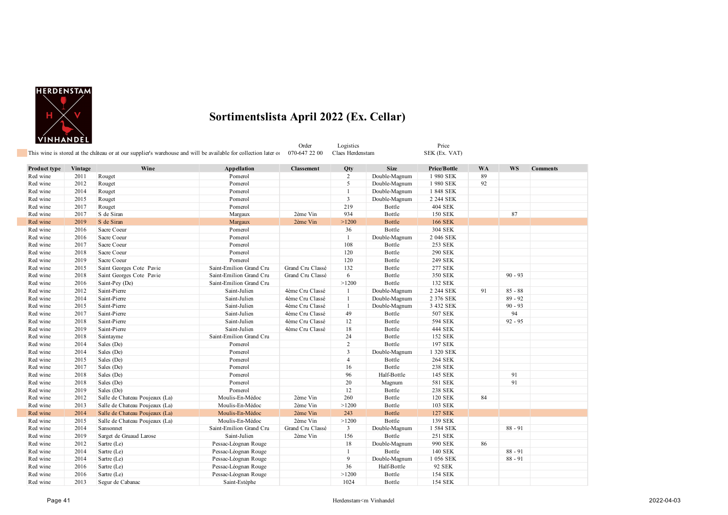# Sortimentslista April 2022 (Ex. Cellar)

This wine is stored at the château or at our supplier's warehouse and will be available for collection later o

Order 070-647 22 00 | Logistics Claes Herdenstam | Price SEK (Ex. VAT)

| Product type | Vintage | Wine | Appellation | Classement | Qty | Size | Price/Bottle | WA | WS | Comments |
|---|---|---|---|---|---|---|---|---|---|---|
| Red wine | 2011 | Rouget | Pomerol | | 2 | Double-Magnum | 1 980 SEK | 89 | | |
| Red wine | 2012 | Rouget | Pomerol | | 5 | Double-Magnum | 1 980 SEK | 92 | | |
| Red wine | 2014 | Rouget | Pomerol | | 1 | Double-Magnum | 1 848 SEK | | | |
| Red wine | 2015 | Rouget | Pomerol | | 3 | Double-Magnum | 2 244 SEK | | | |
| Red wine | 2017 | Rouget | Pomerol | | 219 | Bottle | 404 SEK | | | |
| Red wine | 2017 | S de Siran | Margaux | 2ème Vin | 934 | Bottle | 150 SEK | | 87 | |
| Red wine | 2019 | S de Siran | Margaux | 2ème Vin | >1200 | Bottle | 166 SEK | | | |
| Red wine | 2016 | Sacre Coeur | Pomerol | | 36 | Bottle | 304 SEK | | | |
| Red wine | 2016 | Sacre Coeur | Pomerol | | 1 | Double-Magnum | 2 046 SEK | | | |
| Red wine | 2017 | Sacre Coeur | Pomerol | | 108 | Bottle | 253 SEK | | | |
| Red wine | 2018 | Sacre Coeur | Pomerol | | 120 | Bottle | 290 SEK | | | |
| Red wine | 2019 | Sacre Coeur | Pomerol | | 120 | Bottle | 249 SEK | | | |
| Red wine | 2015 | Saint Georges Cote Pavie | Saint-Emilion Grand Cru | Grand Cru Classé | 132 | Bottle | 277 SEK | | | |
| Red wine | 2018 | Saint Georges Cote Pavie | Saint-Emilion Grand Cru | Grand Cru Classé | 6 | Bottle | 350 SEK | | 90 - 93 | |
| Red wine | 2016 | Saint-Pey (De) | Saint-Emilion Grand Cru | | >1200 | Bottle | 132 SEK | | | |
| Red wine | 2012 | Saint-Pierre | Saint-Julien | 4ème Cru Classé | 1 | Double-Magnum | 2 244 SEK | 91 | 85 - 88 | |
| Red wine | 2014 | Saint-Pierre | Saint-Julien | 4ème Cru Classé | 1 | Double-Magnum | 2 376 SEK | | 89 - 92 | |
| Red wine | 2015 | Saint-Pierre | Saint-Julien | 4ème Cru Classé | 1 | Double-Magnum | 3 432 SEK | | 90 - 93 | |
| Red wine | 2017 | Saint-Pierre | Saint-Julien | 4ème Cru Classé | 49 | Bottle | 507 SEK | | 94 | |
| Red wine | 2018 | Saint-Pierre | Saint-Julien | 4ème Cru Classé | 12 | Bottle | 594 SEK | | 92 - 95 | |
| Red wine | 2019 | Saint-Pierre | Saint-Julien | 4ème Cru Classé | 18 | Bottle | 444 SEK | | | |
| Red wine | 2018 | Saintayme | Saint-Emilion Grand Cru | | 24 | Bottle | 152 SEK | | | |
| Red wine | 2014 | Sales (De) | Pomerol | | 2 | Bottle | 197 SEK | | | |
| Red wine | 2014 | Sales (De) | Pomerol | | 3 | Double-Magnum | 1 320 SEK | | | |
| Red wine | 2015 | Sales (De) | Pomerol | | 4 | Bottle | 264 SEK | | | |
| Red wine | 2017 | Sales (De) | Pomerol | | 16 | Bottle | 238 SEK | | | |
| Red wine | 2018 | Sales (De) | Pomerol | | 96 | Half-Bottle | 145 SEK | | 91 | |
| Red wine | 2018 | Sales (De) | Pomerol | | 20 | Magnum | 581 SEK | | 91 | |
| Red wine | 2019 | Sales (De) | Pomerol | | 12 | Bottle | 238 SEK | | | |
| Red wine | 2012 | Salle de Chateau Poujeaux (La) | Moulis-En-Médoc | 2ème Vin | 260 | Bottle | 120 SEK | 84 | | |
| Red wine | 2013 | Salle de Chateau Poujeaux (La) | Moulis-En-Médoc | 2ème Vin | >1200 | Bottle | 103 SEK | | | |
| Red wine | 2014 | Salle de Chateau Poujeaux (La) | Moulis-En-Médoc | 2ème Vin | 243 | Bottle | 127 SEK | | | |
| Red wine | 2015 | Salle de Chateau Poujeaux (La) | Moulis-En-Médoc | 2ème Vin | >1200 | Bottle | 139 SEK | | | |
| Red wine | 2014 | Sansonnet | Saint-Emilion Grand Cru | Grand Cru Classé | 3 | Double-Magnum | 1 584 SEK | | 88 - 91 | |
| Red wine | 2019 | Sarget de Gruaud Larose | Saint-Julien | 2ème Vin | 156 | Bottle | 251 SEK | | | |
| Red wine | 2012 | Sartre (Le) | Pessac-Léognan Rouge | | 18 | Double-Magnum | 990 SEK | 86 | | |
| Red wine | 2014 | Sartre (Le) | Pessac-Léognan Rouge | | 1 | Bottle | 140 SEK | | 88 - 91 | |
| Red wine | 2014 | Sartre (Le) | Pessac-Léognan Rouge | | 9 | Double-Magnum | 1 056 SEK | | 88 - 91 | |
| Red wine | 2016 | Sartre (Le) | Pessac-Léognan Rouge | | 36 | Half-Bottle | 92 SEK | | | |
| Red wine | 2016 | Sartre (Le) | Pessac-Léognan Rouge | | >1200 | Bottle | 154 SEK | | | |
| Red wine | 2013 | Segur de Cabanac | Saint-Estèphe | | 1024 | Bottle | 154 SEK | | | |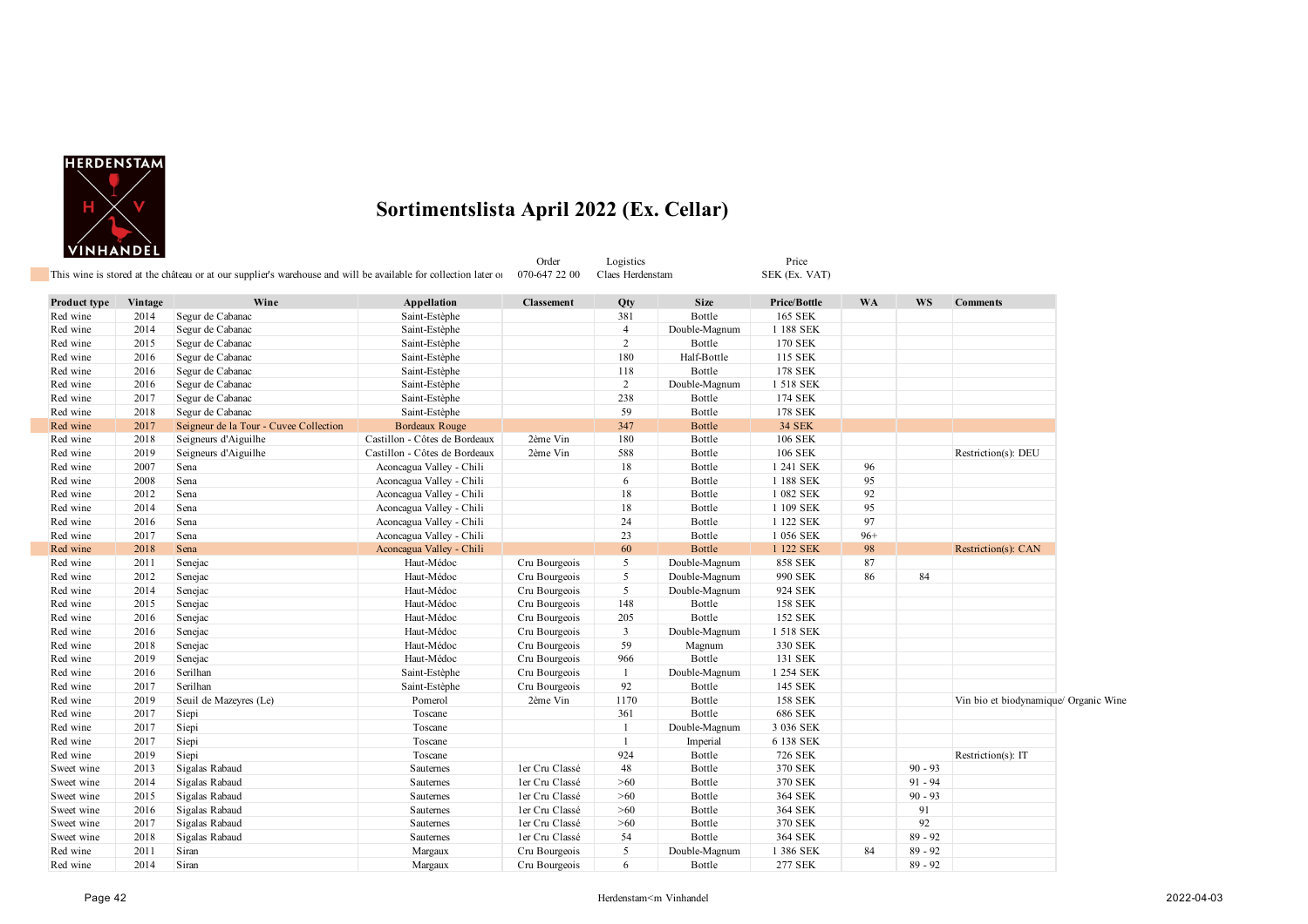HERDENSTAM H V VINHANDEL

# Sortimentslista April 2022 (Ex. Cellar)

This wine is stored at the château or at our supplier's warehouse and will be available for collection later or

Order: 070-647 22 00 | Logistics: Claes Herdenstam | Price: SEK (Ex. VAT)

| Product type | Vintage | Wine | Appellation | Classement | Qty | Size | Price/Bottle | WA | WS | Comments |
|---|---|---|---|---|---|---|---|---|---|---|
| Red wine | 2014 | Segur de Cabanac | Saint-Estèphe | | 381 | Bottle | 165 SEK | | | |
| Red wine | 2014 | Segur de Cabanac | Saint-Estèphe | | 4 | Double-Magnum | 1 188 SEK | | | |
| Red wine | 2015 | Segur de Cabanac | Saint-Estèphe | | 2 | Bottle | 170 SEK | | | |
| Red wine | 2016 | Segur de Cabanac | Saint-Estèphe | | 180 | Half-Bottle | 115 SEK | | | |
| Red wine | 2016 | Segur de Cabanac | Saint-Estèphe | | 118 | Bottle | 178 SEK | | | |
| Red wine | 2016 | Segur de Cabanac | Saint-Estèphe | | 2 | Double-Magnum | 1 518 SEK | | | |
| Red wine | 2017 | Segur de Cabanac | Saint-Estèphe | | 238 | Bottle | 174 SEK | | | |
| Red wine | 2018 | Segur de Cabanac | Saint-Estèphe | | 59 | Bottle | 178 SEK | | | |
| Red wine | 2017 | Seigneur de la Tour - Cuvee Collection | Bordeaux Rouge | | 347 | Bottle | 34 SEK | | | |
| Red wine | 2018 | Seigneurs d'Aiguilhe | Castillon - Côtes de Bordeaux | 2ème Vin | 180 | Bottle | 106 SEK | | | |
| Red wine | 2019 | Seigneurs d'Aiguilhe | Castillon - Côtes de Bordeaux | 2ème Vin | 588 | Bottle | 106 SEK | | | Restriction(s): DEU |
| Red wine | 2007 | Sena | Aconcagua Valley - Chili | | 18 | Bottle | 1 241 SEK | 96 | | |
| Red wine | 2008 | Sena | Aconcagua Valley - Chili | | 6 | Bottle | 1 188 SEK | 95 | | |
| Red wine | 2012 | Sena | Aconcagua Valley - Chili | | 18 | Bottle | 1 082 SEK | 92 | | |
| Red wine | 2014 | Sena | Aconcagua Valley - Chili | | 18 | Bottle | 1 109 SEK | 95 | | |
| Red wine | 2016 | Sena | Aconcagua Valley - Chili | | 24 | Bottle | 1 122 SEK | 97 | | |
| Red wine | 2017 | Sena | Aconcagua Valley - Chili | | 23 | Bottle | 1 056 SEK | 96+ | | |
| Red wine | 2018 | Sena | Aconcagua Valley - Chili | | 60 | Bottle | 1 122 SEK | 98 | | Restriction(s): CAN |
| Red wine | 2011 | Senejac | Haut-Médoc | Cru Bourgeois | 5 | Double-Magnum | 858 SEK | 87 | | |
| Red wine | 2012 | Senejac | Haut-Médoc | Cru Bourgeois | 5 | Double-Magnum | 990 SEK | 86 | 84 | |
| Red wine | 2014 | Senejac | Haut-Médoc | Cru Bourgeois | 5 | Double-Magnum | 924 SEK | | | |
| Red wine | 2015 | Senejac | Haut-Médoc | Cru Bourgeois | 148 | Bottle | 158 SEK | | | |
| Red wine | 2016 | Senejac | Haut-Médoc | Cru Bourgeois | 205 | Bottle | 152 SEK | | | |
| Red wine | 2016 | Senejac | Haut-Médoc | Cru Bourgeois | 3 | Double-Magnum | 1 518 SEK | | | |
| Red wine | 2018 | Senejac | Haut-Médoc | Cru Bourgeois | 59 | Magnum | 330 SEK | | | |
| Red wine | 2019 | Senejac | Haut-Médoc | Cru Bourgeois | 966 | Bottle | 131 SEK | | | |
| Red wine | 2016 | Serilhan | Saint-Estèphe | Cru Bourgeois | 1 | Double-Magnum | 1 254 SEK | | | |
| Red wine | 2017 | Serilhan | Saint-Estèphe | Cru Bourgeois | 92 | Bottle | 145 SEK | | | |
| Red wine | 2019 | Seuil de Mazeyres (Le) | Pomerol | 2ème Vin | 1170 | Bottle | 158 SEK | | | Vin bio et biodynamique/ Organic Wine |
| Red wine | 2017 | Siepi | Toscane | | 361 | Bottle | 686 SEK | | | |
| Red wine | 2017 | Siepi | Toscane | | 1 | Double-Magnum | 3 036 SEK | | | |
| Red wine | 2017 | Siepi | Toscane | | 1 | Imperial | 6 138 SEK | | | |
| Red wine | 2019 | Siepi | Toscane | | 924 | Bottle | 726 SEK | | | Restriction(s): IT |
| Sweet wine | 2013 | Sigalas Rabaud | Sauternes | 1er Cru Classé | 48 | Bottle | 370 SEK | | 90 - 93 | |
| Sweet wine | 2014 | Sigalas Rabaud | Sauternes | 1er Cru Classé | >60 | Bottle | 370 SEK | | 91 - 94 | |
| Sweet wine | 2015 | Sigalas Rabaud | Sauternes | 1er Cru Classé | >60 | Bottle | 364 SEK | | 90 - 93 | |
| Sweet wine | 2016 | Sigalas Rabaud | Sauternes | 1er Cru Classé | >60 | Bottle | 364 SEK | | 91 | |
| Sweet wine | 2017 | Sigalas Rabaud | Sauternes | 1er Cru Classé | >60 | Bottle | 370 SEK | | 92 | |
| Sweet wine | 2018 | Sigalas Rabaud | Sauternes | 1er Cru Classé | 54 | Bottle | 364 SEK | | 89 - 92 | |
| Red wine | 2011 | Siran | Margaux | Cru Bourgeois | 5 | Double-Magnum | 1 386 SEK | 84 | 89 - 92 | |
| Red wine | 2014 | Siran | Margaux | Cru Bourgeois | 6 | Bottle | 277 SEK | | 89 - 92 | |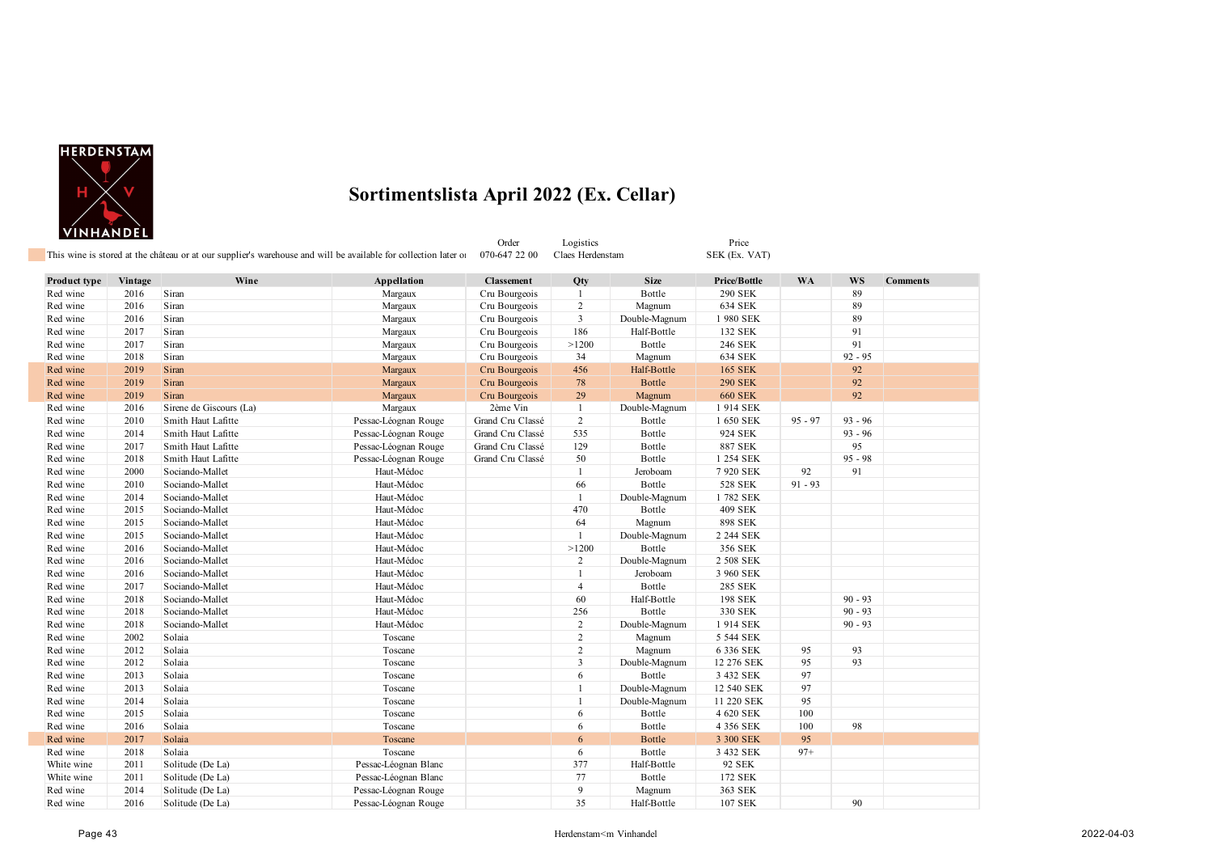# Sortimentslista April 2022 (Ex. Cellar)

This wine is stored at the château or at our supplier's warehouse and will be available for collection later o

Order: 070-647 22 00
Logistics: Claes Herdenstam
Price: SEK (Ex. VAT)

| Product type | Vintage | Wine | Appellation | Classement | Qty | Size | Price/Bottle | WA | WS | Comments |
|---|---|---|---|---|---|---|---|---|---|---|
| Red wine | 2016 | Siran | Margaux | Cru Bourgeois | 1 | Bottle | 290 SEK | | 89 | |
| Red wine | 2016 | Siran | Margaux | Cru Bourgeois | 2 | Magnum | 634 SEK | | 89 | |
| Red wine | 2016 | Siran | Margaux | Cru Bourgeois | 3 | Double-Magnum | 1 980 SEK | | 89 | |
| Red wine | 2017 | Siran | Margaux | Cru Bourgeois | 186 | Half-Bottle | 132 SEK | | 91 | |
| Red wine | 2017 | Siran | Margaux | Cru Bourgeois | >1200 | Bottle | 246 SEK | | 91 | |
| Red wine | 2018 | Siran | Margaux | Cru Bourgeois | 34 | Magnum | 634 SEK | | 92 - 95 | |
| Red wine | 2019 | Siran | Margaux | Cru Bourgeois | 456 | Half-Bottle | 165 SEK | | 92 | |
| Red wine | 2019 | Siran | Margaux | Cru Bourgeois | 78 | Bottle | 290 SEK | | 92 | |
| Red wine | 2019 | Siran | Margaux | Cru Bourgeois | 29 | Magnum | 660 SEK | | 92 | |
| Red wine | 2016 | Sirene de Giscours (La) | Margaux | 2ème Vin | 1 | Double-Magnum | 1 914 SEK | | | |
| Red wine | 2010 | Smith Haut Lafitte | Pessac-Léognan Rouge | Grand Cru Classé | 2 | Bottle | 1 650 SEK | 95 - 97 | 93 - 96 | |
| Red wine | 2014 | Smith Haut Lafitte | Pessac-Léognan Rouge | Grand Cru Classé | 535 | Bottle | 924 SEK | | 93 - 96 | |
| Red wine | 2017 | Smith Haut Lafitte | Pessac-Léognan Rouge | Grand Cru Classé | 129 | Bottle | 887 SEK | | 95 | |
| Red wine | 2018 | Smith Haut Lafitte | Pessac-Léognan Rouge | Grand Cru Classé | 50 | Bottle | 1 254 SEK | | 95 - 98 | |
| Red wine | 2000 | Sociando-Mallet | Haut-Médoc | | 1 | Jeroboam | 7 920 SEK | 92 | 91 | |
| Red wine | 2010 | Sociando-Mallet | Haut-Médoc | | 66 | Bottle | 528 SEK | 91 - 93 | | |
| Red wine | 2014 | Sociando-Mallet | Haut-Médoc | | 1 | Double-Magnum | 1 782 SEK | | | |
| Red wine | 2015 | Sociando-Mallet | Haut-Médoc | | 470 | Bottle | 409 SEK | | | |
| Red wine | 2015 | Sociando-Mallet | Haut-Médoc | | 64 | Magnum | 898 SEK | | | |
| Red wine | 2015 | Sociando-Mallet | Haut-Médoc | | 1 | Double-Magnum | 2 244 SEK | | | |
| Red wine | 2016 | Sociando-Mallet | Haut-Médoc | | >1200 | Bottle | 356 SEK | | | |
| Red wine | 2016 | Sociando-Mallet | Haut-Médoc | | 2 | Double-Magnum | 2 508 SEK | | | |
| Red wine | 2016 | Sociando-Mallet | Haut-Médoc | | 1 | Jeroboam | 3 960 SEK | | | |
| Red wine | 2017 | Sociando-Mallet | Haut-Médoc | | 4 | Bottle | 285 SEK | | | |
| Red wine | 2018 | Sociando-Mallet | Haut-Médoc | | 60 | Half-Bottle | 198 SEK | | 90 - 93 | |
| Red wine | 2018 | Sociando-Mallet | Haut-Médoc | | 256 | Bottle | 330 SEK | | 90 - 93 | |
| Red wine | 2018 | Sociando-Mallet | Haut-Médoc | | 2 | Double-Magnum | 1 914 SEK | | 90 - 93 | |
| Red wine | 2002 | Solaia | Toscane | | 2 | Magnum | 5 544 SEK | | | |
| Red wine | 2012 | Solaia | Toscane | | 2 | Magnum | 6 336 SEK | 95 | 93 | |
| Red wine | 2012 | Solaia | Toscane | | 3 | Double-Magnum | 12 276 SEK | 95 | 93 | |
| Red wine | 2013 | Solaia | Toscane | | 6 | Bottle | 3 432 SEK | 97 | | |
| Red wine | 2013 | Solaia | Toscane | | 1 | Double-Magnum | 12 540 SEK | 97 | | |
| Red wine | 2014 | Solaia | Toscane | | 1 | Double-Magnum | 11 220 SEK | 95 | | |
| Red wine | 2015 | Solaia | Toscane | | 6 | Bottle | 4 620 SEK | 100 | | |
| Red wine | 2016 | Solaia | Toscane | | 6 | Bottle | 4 356 SEK | 100 | 98 | |
| Red wine | 2017 | Solaia | Toscane | | 6 | Bottle | 3 300 SEK | 95 | | |
| Red wine | 2018 | Solaia | Toscane | | 6 | Bottle | 3 432 SEK | 97+ | | |
| White wine | 2011 | Solitude (De La) | Pessac-Léognan Blanc | | 377 | Half-Bottle | 92 SEK | | | |
| White wine | 2011 | Solitude (De La) | Pessac-Léognan Blanc | | 77 | Bottle | 172 SEK | | | |
| Red wine | 2014 | Solitude (De La) | Pessac-Léognan Rouge | | 9 | Magnum | 363 SEK | | | |
| Red wine | 2016 | Solitude (De La) | Pessac-Léognan Rouge | | 35 | Half-Bottle | 107 SEK | | 90 | |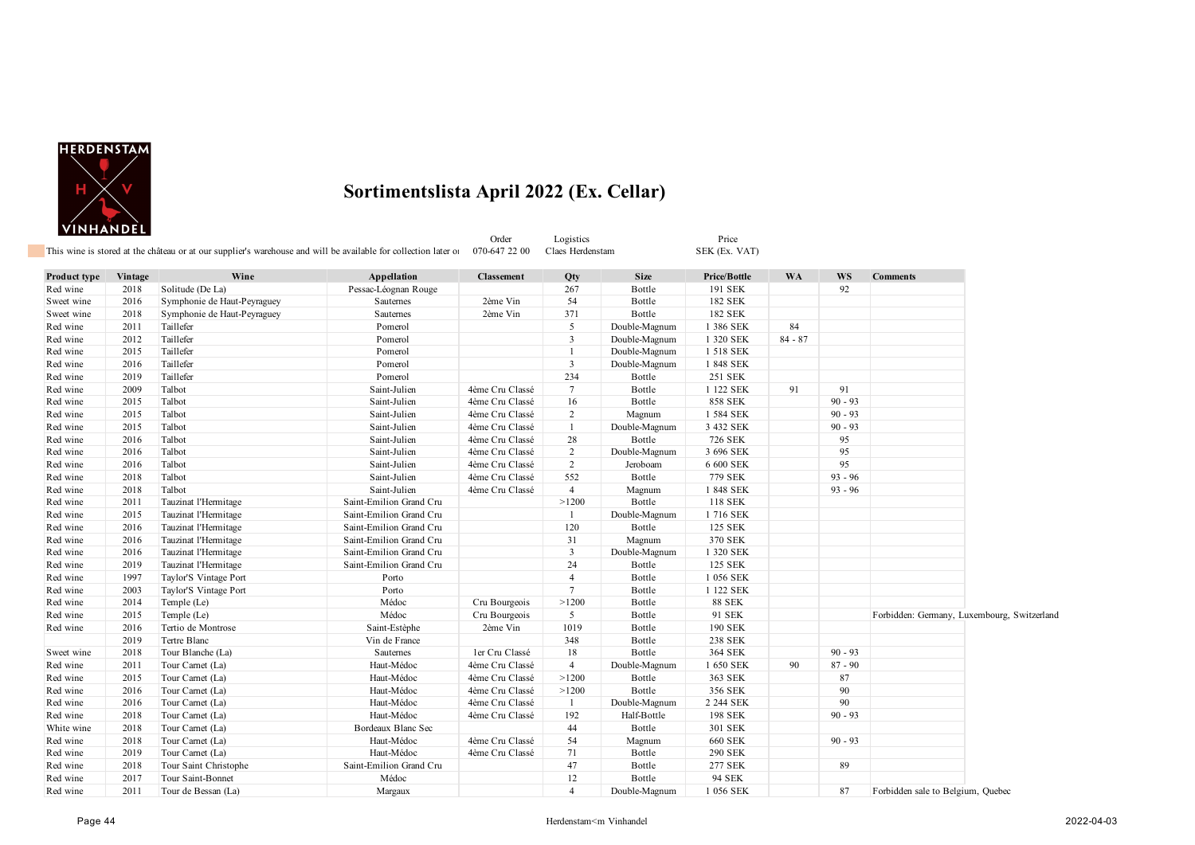# Sortimentslista April 2022 (Ex. Cellar)

This wine is stored at the château or at our supplier's warehouse and will be available for collection later or

| Order | Logistics | Price |
|---|---|---|
| 070-647 22 00 | Claes Herdenstam | SEK (Ex. VAT) |

| Product type | Vintage | Wine | Appellation | Classement | Qty | Size | Price/Bottle | WA | WS | Comments |
|---|---|---|---|---|---|---|---|---|---|---|
| Red wine | 2018 | Solitude (De La) | Pessac-Léognan Rouge | | 267 | Bottle | 191 SEK | | 92 | |
| Sweet wine | 2016 | Symphonie de Haut-Peyraguey | Sauternes | 2ème Vin | 54 | Bottle | 182 SEK | | | |
| Sweet wine | 2018 | Symphonie de Haut-Peyraguey | Sauternes | 2ème Vin | 371 | Bottle | 182 SEK | | | |
| Red wine | 2011 | Taillefer | Pomerol | | 5 | Double-Magnum | 1 386 SEK | 84 | | |
| Red wine | 2012 | Taillefer | Pomerol | | 3 | Double-Magnum | 1 320 SEK | 84 - 87 | | |
| Red wine | 2015 | Taillefer | Pomerol | | 1 | Double-Magnum | 1 518 SEK | | | |
| Red wine | 2016 | Taillefer | Pomerol | | 3 | Double-Magnum | 1 848 SEK | | | |
| Red wine | 2019 | Taillefer | Pomerol | | 234 | Bottle | 251 SEK | | | |
| Red wine | 2009 | Talbot | Saint-Julien | 4ème Cru Classé | 7 | Bottle | 1 122 SEK | 91 | 91 | |
| Red wine | 2015 | Talbot | Saint-Julien | 4ème Cru Classé | 16 | Bottle | 858 SEK | | 90 - 93 | |
| Red wine | 2015 | Talbot | Saint-Julien | 4ème Cru Classé | 2 | Magnum | 1 584 SEK | | 90 - 93 | |
| Red wine | 2015 | Talbot | Saint-Julien | 4ème Cru Classé | 1 | Double-Magnum | 3 432 SEK | | 90 - 93 | |
| Red wine | 2016 | Talbot | Saint-Julien | 4ème Cru Classé | 28 | Bottle | 726 SEK | | 95 | |
| Red wine | 2016 | Talbot | Saint-Julien | 4ème Cru Classé | 2 | Double-Magnum | 3 696 SEK | | 95 | |
| Red wine | 2016 | Talbot | Saint-Julien | 4ème Cru Classé | 2 | Jeroboam | 6 600 SEK | | 95 | |
| Red wine | 2018 | Talbot | Saint-Julien | 4ème Cru Classé | 552 | Bottle | 779 SEK | | 93 - 96 | |
| Red wine | 2018 | Talbot | Saint-Julien | 4ème Cru Classé | 4 | Magnum | 1 848 SEK | | 93 - 96 | |
| Red wine | 2011 | Tauzinat l'Hermitage | Saint-Emilion Grand Cru | | >1200 | Bottle | 118 SEK | | | |
| Red wine | 2015 | Tauzinat l'Hermitage | Saint-Emilion Grand Cru | | 1 | Double-Magnum | 1 716 SEK | | | |
| Red wine | 2016 | Tauzinat l'Hermitage | Saint-Emilion Grand Cru | | 120 | Bottle | 125 SEK | | | |
| Red wine | 2016 | Tauzinat l'Hermitage | Saint-Emilion Grand Cru | | 31 | Magnum | 370 SEK | | | |
| Red wine | 2016 | Tauzinat l'Hermitage | Saint-Emilion Grand Cru | | 3 | Double-Magnum | 1 320 SEK | | | |
| Red wine | 2019 | Tauzinat l'Hermitage | Saint-Emilion Grand Cru | | 24 | Bottle | 125 SEK | | | |
| Red wine | 1997 | Taylor'S Vintage Port | Porto | | 4 | Bottle | 1 056 SEK | | | |
| Red wine | 2003 | Taylor'S Vintage Port | Porto | | 7 | Bottle | 1 122 SEK | | | |
| Red wine | 2014 | Temple (Le) | Médoc | Cru Bourgeois | >1200 | Bottle | 88 SEK | | | |
| Red wine | 2015 | Temple (Le) | Médoc | Cru Bourgeois | 5 | Bottle | 91 SEK | | | Forbidden: Germany, Luxembourg, Switzerland |
| Red wine | 2016 | Tertio de Montrose | Saint-Estèphe | 2ème Vin | 1019 | Bottle | 190 SEK | | | |
| | 2019 | Tertre Blanc | Vin de France | | 348 | Bottle | 238 SEK | | | |
| Sweet wine | 2018 | Tour Blanche (La) | Sauternes | 1er Cru Classé | 18 | Bottle | 364 SEK | | 90 - 93 | |
| Red wine | 2011 | Tour Carnet (La) | Haut-Médoc | 4ème Cru Classé | 4 | Double-Magnum | 1 650 SEK | 90 | 87 - 90 | |
| Red wine | 2015 | Tour Carnet (La) | Haut-Médoc | 4ème Cru Classé | >1200 | Bottle | 363 SEK | | 87 | |
| Red wine | 2016 | Tour Carnet (La) | Haut-Médoc | 4ème Cru Classé | >1200 | Bottle | 356 SEK | | 90 | |
| Red wine | 2016 | Tour Carnet (La) | Haut-Médoc | 4ème Cru Classé | 1 | Double-Magnum | 2 244 SEK | | 90 | |
| Red wine | 2018 | Tour Carnet (La) | Haut-Médoc | 4ème Cru Classé | 192 | Half-Bottle | 198 SEK | | 90 - 93 | |
| White wine | 2018 | Tour Carnet (La) | Bordeaux Blanc Sec | | 44 | Bottle | 301 SEK | | | |
| Red wine | 2018 | Tour Carnet (La) | Haut-Médoc | 4ème Cru Classé | 54 | Magnum | 660 SEK | | 90 - 93 | |
| Red wine | 2019 | Tour Carnet (La) | Haut-Médoc | 4ème Cru Classé | 71 | Bottle | 290 SEK | | | |
| Red wine | 2018 | Tour Saint Christophe | Saint-Emilion Grand Cru | | 47 | Bottle | 277 SEK | | 89 | |
| Red wine | 2017 | Tour Saint-Bonnet | Médoc | | 12 | Bottle | 94 SEK | | | |
| Red wine | 2011 | Tour de Bessan (La) | Margaux | | 4 | Double-Magnum | 1 056 SEK | | 87 | Forbidden sale to Belgium, Quebec |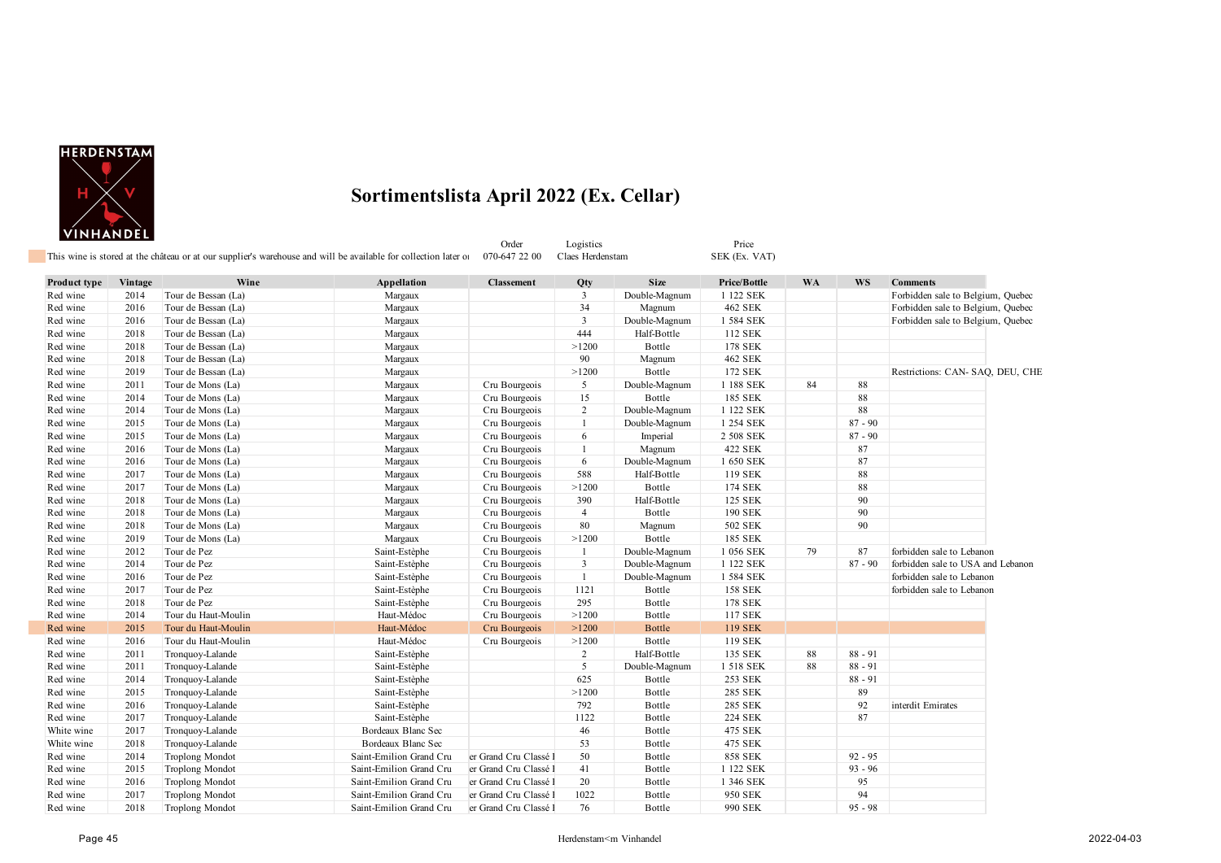# Sortimentslista April 2022 (Ex. Cellar)

This wine is stored at the château or at our supplier's warehouse and will be available for collection later or

| Order | Logistics | Price |
|---|---|---|
| 070-647 22 00 | Claes Herdenstam | SEK (Ex. VAT) |

| Product type | Vintage | Wine | Appellation | Classement | Qty | Size | Price/Bottle | WA | WS | Comments |
|---|---|---|---|---|---|---|---|---|---|---|
| Red wine | 2014 | Tour de Bessan (La) | Margaux | | 3 | Double-Magnum | 1 122 SEK | | | Forbidden sale to Belgium, Quebec |
| Red wine | 2016 | Tour de Bessan (La) | Margaux | | 34 | Magnum | 462 SEK | | | Forbidden sale to Belgium, Quebec |
| Red wine | 2016 | Tour de Bessan (La) | Margaux | | 3 | Double-Magnum | 1 584 SEK | | | Forbidden sale to Belgium, Quebec |
| Red wine | 2018 | Tour de Bessan (La) | Margaux | | 444 | Half-Bottle | 112 SEK | | | |
| Red wine | 2018 | Tour de Bessan (La) | Margaux | | >1200 | Bottle | 178 SEK | | | |
| Red wine | 2018 | Tour de Bessan (La) | Margaux | | 90 | Magnum | 462 SEK | | | |
| Red wine | 2019 | Tour de Bessan (La) | Margaux | | >1200 | Bottle | 172 SEK | | | Restrictions: CAN- SAQ, DEU, CHE |
| Red wine | 2011 | Tour de Mons (La) | Margaux | Cru Bourgeois | 5 | Double-Magnum | 1 188 SEK | 84 | 88 | |
| Red wine | 2014 | Tour de Mons (La) | Margaux | Cru Bourgeois | 15 | Bottle | 185 SEK | | 88 | |
| Red wine | 2014 | Tour de Mons (La) | Margaux | Cru Bourgeois | 2 | Double-Magnum | 1 122 SEK | | 88 | |
| Red wine | 2015 | Tour de Mons (La) | Margaux | Cru Bourgeois | 1 | Double-Magnum | 1 254 SEK | | 87 - 90 | |
| Red wine | 2015 | Tour de Mons (La) | Margaux | Cru Bourgeois | 6 | Imperial | 2 508 SEK | | 87 - 90 | |
| Red wine | 2016 | Tour de Mons (La) | Margaux | Cru Bourgeois | 1 | Magnum | 422 SEK | | 87 | |
| Red wine | 2016 | Tour de Mons (La) | Margaux | Cru Bourgeois | 6 | Double-Magnum | 1 650 SEK | | 87 | |
| Red wine | 2017 | Tour de Mons (La) | Margaux | Cru Bourgeois | 588 | Half-Bottle | 119 SEK | | 88 | |
| Red wine | 2017 | Tour de Mons (La) | Margaux | Cru Bourgeois | >1200 | Bottle | 174 SEK | | 88 | |
| Red wine | 2018 | Tour de Mons (La) | Margaux | Cru Bourgeois | 390 | Half-Bottle | 125 SEK | | 90 | |
| Red wine | 2018 | Tour de Mons (La) | Margaux | Cru Bourgeois | 4 | Bottle | 190 SEK | | 90 | |
| Red wine | 2018 | Tour de Mons (La) | Margaux | Cru Bourgeois | 80 | Magnum | 502 SEK | | 90 | |
| Red wine | 2019 | Tour de Mons (La) | Margaux | Cru Bourgeois | >1200 | Bottle | 185 SEK | | | |
| Red wine | 2012 | Tour de Pez | Saint-Estèphe | Cru Bourgeois | 1 | Double-Magnum | 1 056 SEK | 79 | 87 | forbidden sale to Lebanon |
| Red wine | 2014 | Tour de Pez | Saint-Estèphe | Cru Bourgeois | 3 | Double-Magnum | 1 122 SEK | | 87 - 90 | forbidden sale to USA and Lebanon |
| Red wine | 2016 | Tour de Pez | Saint-Estèphe | Cru Bourgeois | 1 | Double-Magnum | 1 584 SEK | | | forbidden sale to Lebanon |
| Red wine | 2017 | Tour de Pez | Saint-Estèphe | Cru Bourgeois | 1121 | Bottle | 158 SEK | | | forbidden sale to Lebanon |
| Red wine | 2018 | Tour de Pez | Saint-Estèphe | Cru Bourgeois | 295 | Bottle | 178 SEK | | | |
| Red wine | 2014 | Tour du Haut-Moulin | Haut-Médoc | Cru Bourgeois | >1200 | Bottle | 117 SEK | | | |
| Red wine | 2015 | Tour du Haut-Moulin | Haut-Médoc | Cru Bourgeois | >1200 | Bottle | 119 SEK | | | |
| Red wine | 2016 | Tour du Haut-Moulin | Haut-Médoc | Cru Bourgeois | >1200 | Bottle | 119 SEK | | | |
| Red wine | 2011 | Tronquoy-Lalande | Saint-Estèphe | | 2 | Half-Bottle | 135 SEK | 88 | 88 - 91 | |
| Red wine | 2011 | Tronquoy-Lalande | Saint-Estèphe | | 5 | Double-Magnum | 1 518 SEK | 88 | 88 - 91 | |
| Red wine | 2014 | Tronquoy-Lalande | Saint-Estèphe | | 625 | Bottle | 253 SEK | | 88 - 91 | |
| Red wine | 2015 | Tronquoy-Lalande | Saint-Estèphe | | >1200 | Bottle | 285 SEK | | 89 | |
| Red wine | 2016 | Tronquoy-Lalande | Saint-Estèphe | | 792 | Bottle | 285 SEK | | 92 | interdit Emirates |
| Red wine | 2017 | Tronquoy-Lalande | Saint-Estèphe | | 1122 | Bottle | 224 SEK | | 87 | |
| White wine | 2017 | Tronquoy-Lalande | Bordeaux Blanc Sec | | 46 | Bottle | 475 SEK | | | |
| White wine | 2018 | Tronquoy-Lalande | Bordeaux Blanc Sec | | 53 | Bottle | 475 SEK | | | |
| Red wine | 2014 | Troplong Mondot | Saint-Emilion Grand Cru | er Grand Cru Classé I | 50 | Bottle | 858 SEK | | 92 - 95 | |
| Red wine | 2015 | Troplong Mondot | Saint-Emilion Grand Cru | er Grand Cru Classé I | 41 | Bottle | 1 122 SEK | | 93 - 96 | |
| Red wine | 2016 | Troplong Mondot | Saint-Emilion Grand Cru | er Grand Cru Classé I | 20 | Bottle | 1 346 SEK | | 95 | |
| Red wine | 2017 | Troplong Mondot | Saint-Emilion Grand Cru | er Grand Cru Classé I | 1022 | Bottle | 950 SEK | | 94 | |
| Red wine | 2018 | Troplong Mondot | Saint-Emilion Grand Cru | er Grand Cru Classé I | 76 | Bottle | 990 SEK | | 95 - 98 | |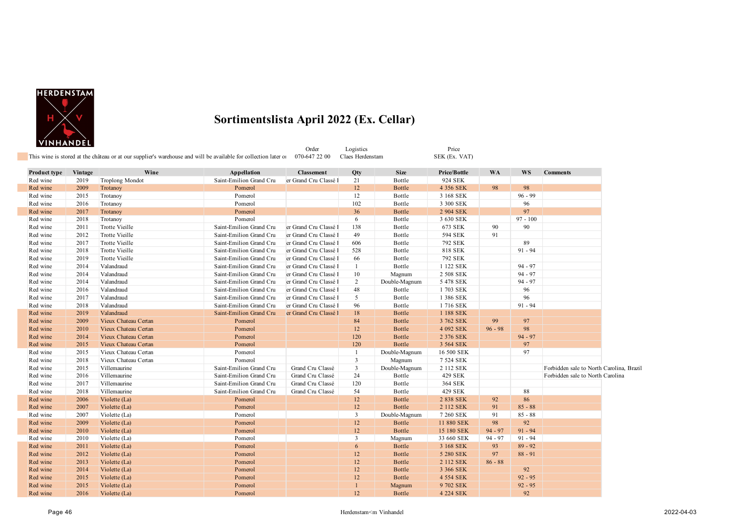# Sortimentslista April 2022 (Ex. Cellar)

This wine is stored at the château or at our supplier's warehouse and will be available for collection later or

Order: 070-647 22 00 | Logistics: Claes Herdenstam | Price: SEK (Ex. VAT)

| Product type | Vintage | Wine | Appellation | Classement | Qty | Size | Price/Bottle | WA | WS | Comments |
|---|---|---|---|---|---|---|---|---|---|---|
| Red wine | 2019 | Troplong Mondot | Saint-Emilion Grand Cru | er Grand Cru Classé I | 21 | Bottle | 924 SEK | | | |
| Red wine | 2009 | Trotanoy | Pomerol | | 12 | Bottle | 4 356 SEK | 98 | 98 | |
| Red wine | 2015 | Trotanoy | Pomerol | | 12 | Bottle | 3 168 SEK | | 96 - 99 | |
| Red wine | 2016 | Trotanoy | Pomerol | | 102 | Bottle | 3 300 SEK | | 96 | |
| Red wine | 2017 | Trotanoy | Pomerol | | 36 | Bottle | 2 904 SEK | | 97 | |
| Red wine | 2018 | Trotanoy | Pomerol | | 6 | Bottle | 3 630 SEK | | 97 - 100 | |
| Red wine | 2011 | Trotte Vieille | Saint-Emilion Grand Cru | er Grand Cru Classé I | 138 | Bottle | 673 SEK | 90 | 90 | |
| Red wine | 2012 | Trotte Vieille | Saint-Emilion Grand Cru | er Grand Cru Classé I | 49 | Bottle | 594 SEK | 91 | | |
| Red wine | 2017 | Trotte Vieille | Saint-Emilion Grand Cru | er Grand Cru Classé I | 606 | Bottle | 792 SEK | | 89 | |
| Red wine | 2018 | Trotte Vieille | Saint-Emilion Grand Cru | er Grand Cru Classé I | 528 | Bottle | 818 SEK | | 91 - 94 | |
| Red wine | 2019 | Trotte Vieille | Saint-Emilion Grand Cru | er Grand Cru Classé I | 66 | Bottle | 792 SEK | | | |
| Red wine | 2014 | Valandraud | Saint-Emilion Grand Cru | er Grand Cru Classé I | 1 | Bottle | 1 122 SEK | | 94 - 97 | |
| Red wine | 2014 | Valandraud | Saint-Emilion Grand Cru | er Grand Cru Classé I | 10 | Magnum | 2 508 SEK | | 94 - 97 | |
| Red wine | 2014 | Valandraud | Saint-Emilion Grand Cru | er Grand Cru Classé I | 2 | Double-Magnum | 5 478 SEK | | 94 - 97 | |
| Red wine | 2016 | Valandraud | Saint-Emilion Grand Cru | er Grand Cru Classé I | 48 | Bottle | 1 703 SEK | | 96 | |
| Red wine | 2017 | Valandraud | Saint-Emilion Grand Cru | er Grand Cru Classé I | 5 | Bottle | 1 386 SEK | | 96 | |
| Red wine | 2018 | Valandraud | Saint-Emilion Grand Cru | er Grand Cru Classé I | 96 | Bottle | 1 716 SEK | | 91 - 94 | |
| Red wine | 2019 | Valandraud | Saint-Emilion Grand Cru | er Grand Cru Classé I | 18 | Bottle | 1 188 SEK | | | |
| Red wine | 2009 | Vieux Chateau Certan | Pomerol | | 84 | Bottle | 3 762 SEK | 99 | 97 | |
| Red wine | 2010 | Vieux Chateau Certan | Pomerol | | 12 | Bottle | 4 092 SEK | 96 - 98 | 98 | |
| Red wine | 2014 | Vieux Chateau Certan | Pomerol | | 120 | Bottle | 2 376 SEK | | 94 - 97 | |
| Red wine | 2015 | Vieux Chateau Certan | Pomerol | | 120 | Bottle | 3 564 SEK | | 97 | |
| Red wine | 2015 | Vieux Chateau Certan | Pomerol | | 1 | Double-Magnum | 16 500 SEK | | 97 | |
| Red wine | 2018 | Vieux Chateau Certan | Pomerol | | 3 | Magnum | 7 524 SEK | | | |
| Red wine | 2015 | Villemaurine | Saint-Emilion Grand Cru | Grand Cru Classé | 3 | Double-Magnum | 2 112 SEK | | | Forbidden sale to North Carolina, Brazil |
| Red wine | 2016 | Villemaurine | Saint-Emilion Grand Cru | Grand Cru Classé | 24 | Bottle | 429 SEK | | | Forbidden sale to North Carolina |
| Red wine | 2017 | Villemaurine | Saint-Emilion Grand Cru | Grand Cru Classé | 120 | Bottle | 364 SEK | | | |
| Red wine | 2018 | Villemaurine | Saint-Emilion Grand Cru | Grand Cru Classé | 54 | Bottle | 429 SEK | | 88 | |
| Red wine | 2006 | Violette (La) | Pomerol | | 12 | Bottle | 2 838 SEK | 92 | 86 | |
| Red wine | 2007 | Violette (La) | Pomerol | | 12 | Bottle | 2 112 SEK | 91 | 85 - 88 | |
| Red wine | 2007 | Violette (La) | Pomerol | | 3 | Double-Magnum | 7 260 SEK | 91 | 85 - 88 | |
| Red wine | 2009 | Violette (La) | Pomerol | | 12 | Bottle | 11 880 SEK | 98 | 92 | |
| Red wine | 2010 | Violette (La) | Pomerol | | 12 | Bottle | 15 180 SEK | 94 - 97 | 91 - 94 | |
| Red wine | 2010 | Violette (La) | Pomerol | | 3 | Magnum | 33 660 SEK | 94 - 97 | 91 - 94 | |
| Red wine | 2011 | Violette (La) | Pomerol | | 6 | Bottle | 3 168 SEK | 93 | 89 - 92 | |
| Red wine | 2012 | Violette (La) | Pomerol | | 12 | Bottle | 5 280 SEK | 97 | 88 - 91 | |
| Red wine | 2013 | Violette (La) | Pomerol | | 12 | Bottle | 2 112 SEK | 86 - 88 | | |
| Red wine | 2014 | Violette (La) | Pomerol | | 12 | Bottle | 3 366 SEK | | 92 | |
| Red wine | 2015 | Violette (La) | Pomerol | | 12 | Bottle | 4 554 SEK | | 92 - 95 | |
| Red wine | 2015 | Violette (La) | Pomerol | | 1 | Magnum | 9 702 SEK | | 92 - 95 | |
| Red wine | 2016 | Violette (La) | Pomerol | | 12 | Bottle | 4 224 SEK | | 92 | |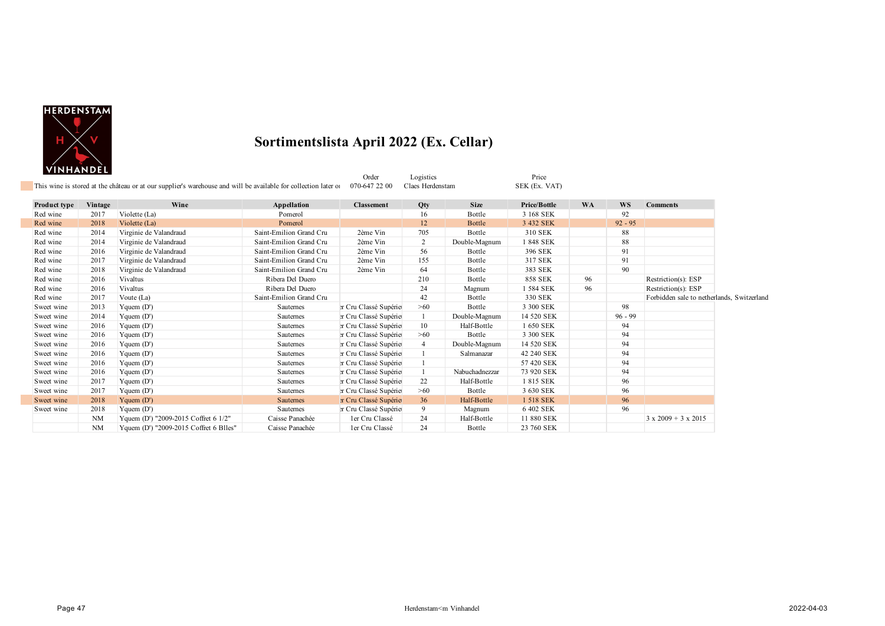HERDENSTAM
H V
VINHANDEL

# Sortimentslista April 2022 (Ex. Cellar)

This wine is stored at the château or at our supplier's warehouse and will be available for collection later or

| Order | Logistics | Price |
|---|---|---|
| 070-647 22 00 | Claes Herdenstam | SEK (Ex. VAT) |

| Product type | Vintage | Wine | Appellation | Classement | Qty | Size | Price/Bottle | WA | WS | Comments |
|---|---|---|---|---|---|---|---|---|---|---|
| Red wine | 2017 | Violette (La) | Pomerol | | 16 | Bottle | 3 168 SEK | | 92 | |
| Red wine | 2018 | Violette (La) | Pomerol | | 12 | Bottle | 3 432 SEK | | 92 - 95 | |
| Red wine | 2014 | Virginie de Valandraud | Saint-Emilion Grand Cru | 2ème Vin | 705 | Bottle | 310 SEK | | 88 | |
| Red wine | 2014 | Virginie de Valandraud | Saint-Emilion Grand Cru | 2ème Vin | 2 | Double-Magnum | 1 848 SEK | | 88 | |
| Red wine | 2016 | Virginie de Valandraud | Saint-Emilion Grand Cru | 2ème Vin | 56 | Bottle | 396 SEK | | 91 | |
| Red wine | 2017 | Virginie de Valandraud | Saint-Emilion Grand Cru | 2ème Vin | 155 | Bottle | 317 SEK | | 91 | |
| Red wine | 2018 | Virginie de Valandraud | Saint-Emilion Grand Cru | 2ème Vin | 64 | Bottle | 383 SEK | | 90 | |
| Red wine | 2016 | Vivaltus | Ribera Del Duero | | 210 | Bottle | 858 SEK | 96 | | Restriction(s): ESP |
| Red wine | 2016 | Vivaltus | Ribera Del Duero | | 24 | Magnum | 1 584 SEK | 96 | | Restriction(s): ESP |
| Red wine | 2017 | Voute (La) | Saint-Emilion Grand Cru | | 42 | Bottle | 330 SEK | | | Forbidden sale to netherlands, Switzerland |
| Sweet wine | 2013 | Yquem (D') | Sauternes | er Cru Classé Supérie | >60 | Bottle | 3 300 SEK | | 98 | |
| Sweet wine | 2014 | Yquem (D') | Sauternes | er Cru Classé Supérie | 1 | Double-Magnum | 14 520 SEK | | 96 - 99 | |
| Sweet wine | 2016 | Yquem (D') | Sauternes | er Cru Classé Supérie | 10 | Half-Bottle | 1 650 SEK | | 94 | |
| Sweet wine | 2016 | Yquem (D') | Sauternes | er Cru Classé Supérie | >60 | Bottle | 3 300 SEK | | 94 | |
| Sweet wine | 2016 | Yquem (D') | Sauternes | er Cru Classé Supérie | 4 | Double-Magnum | 14 520 SEK | | 94 | |
| Sweet wine | 2016 | Yquem (D') | Sauternes | er Cru Classé Supérie | 1 | Salmanazar | 42 240 SEK | | 94 | |
| Sweet wine | 2016 | Yquem (D') | Sauternes | er Cru Classé Supérie | 1 | | 57 420 SEK | | 94 | |
| Sweet wine | 2016 | Yquem (D') | Sauternes | er Cru Classé Supérie | 1 | Nabuchadnezzar | 73 920 SEK | | 94 | |
| Sweet wine | 2017 | Yquem (D') | Sauternes | er Cru Classé Supérie | 22 | Half-Bottle | 1 815 SEK | | 96 | |
| Sweet wine | 2017 | Yquem (D') | Sauternes | er Cru Classé Supérie | >60 | Bottle | 3 630 SEK | | 96 | |
| Sweet wine | 2018 | Yquem (D') | Sauternes | er Cru Classé Supérie | 36 | Half-Bottle | 1 518 SEK | | 96 | |
| Sweet wine | 2018 | Yquem (D') | Sauternes | er Cru Classé Supérie | 9 | Magnum | 6 402 SEK | | 96 | |
| | NM | Yquem (D') "2009-2015 Coffret 6 1/2" | Caisse Panachée | 1er Cru Classé | 24 | Half-Bottle | 11 880 SEK | | | 3 x 2009 + 3 x 2015 |
| | NM | Yquem (D') "2009-2015 Coffret 6 Blles" | Caisse Panachée | 1er Cru Classé | 24 | Bottle | 23 760 SEK | | | |